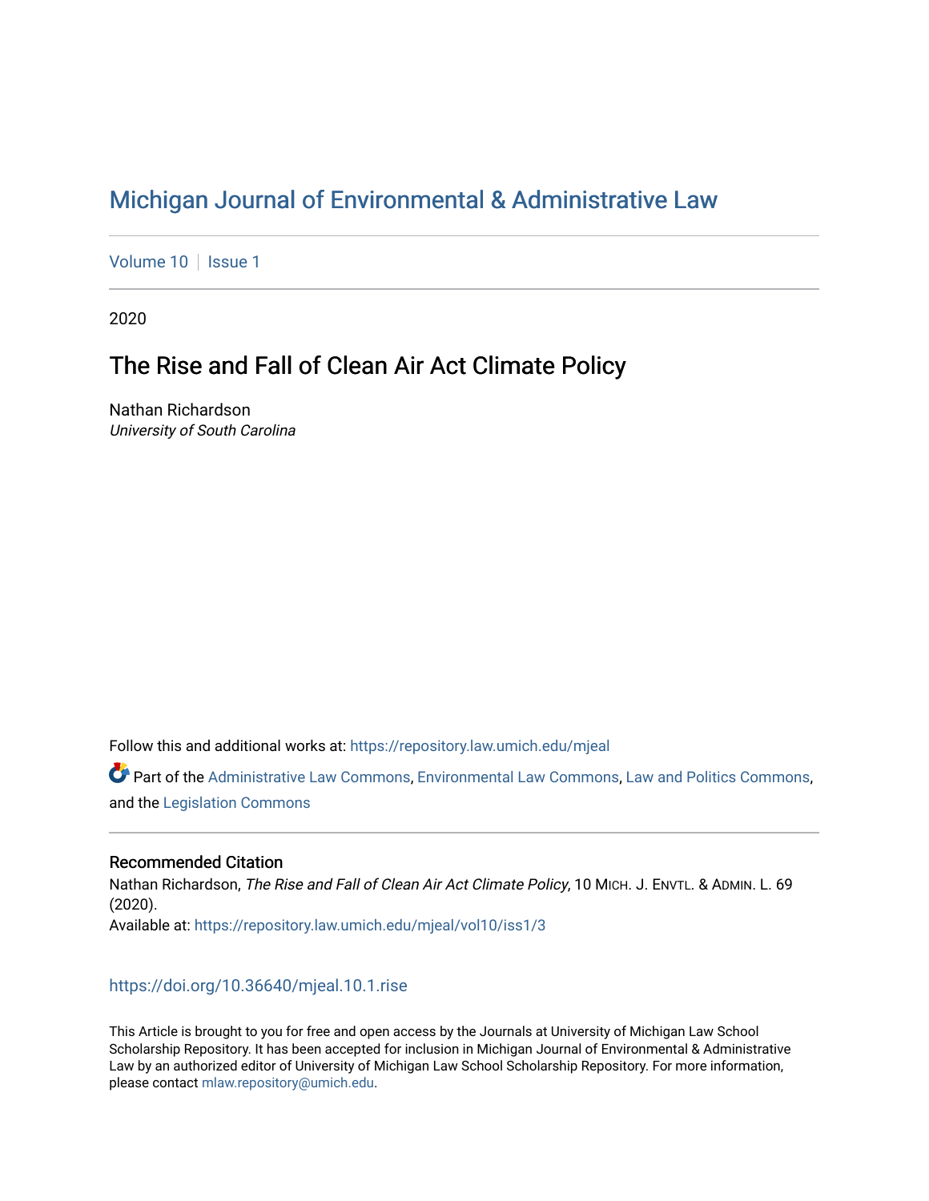# Michigan Journal of Environmental & Administrative Law

Volume 10 | Issue 1

2020

## The Rise and Fall of Clean Air Act Climate Policy

Nathan Richardson
*University of South Carolina*

Follow this and additional works at: https://repository.law.umich.edu/mjeal

Part of the Administrative Law Commons, Environmental Law Commons, Law and Politics Commons, and the Legislation Commons

### Recommended Citation

Nathan Richardson, *The Rise and Fall of Clean Air Act Climate Policy*, 10 MICH. J. ENVTL. & ADMIN. L. 69 (2020).
Available at: https://repository.law.umich.edu/mjeal/vol10/iss1/3

https://doi.org/10.36640/mjeal.10.1.rise

This Article is brought to you for free and open access by the Journals at University of Michigan Law School Scholarship Repository. It has been accepted for inclusion in Michigan Journal of Environmental & Administrative Law by an authorized editor of University of Michigan Law School Scholarship Repository. For more information, please contact mlaw.repository@umich.edu.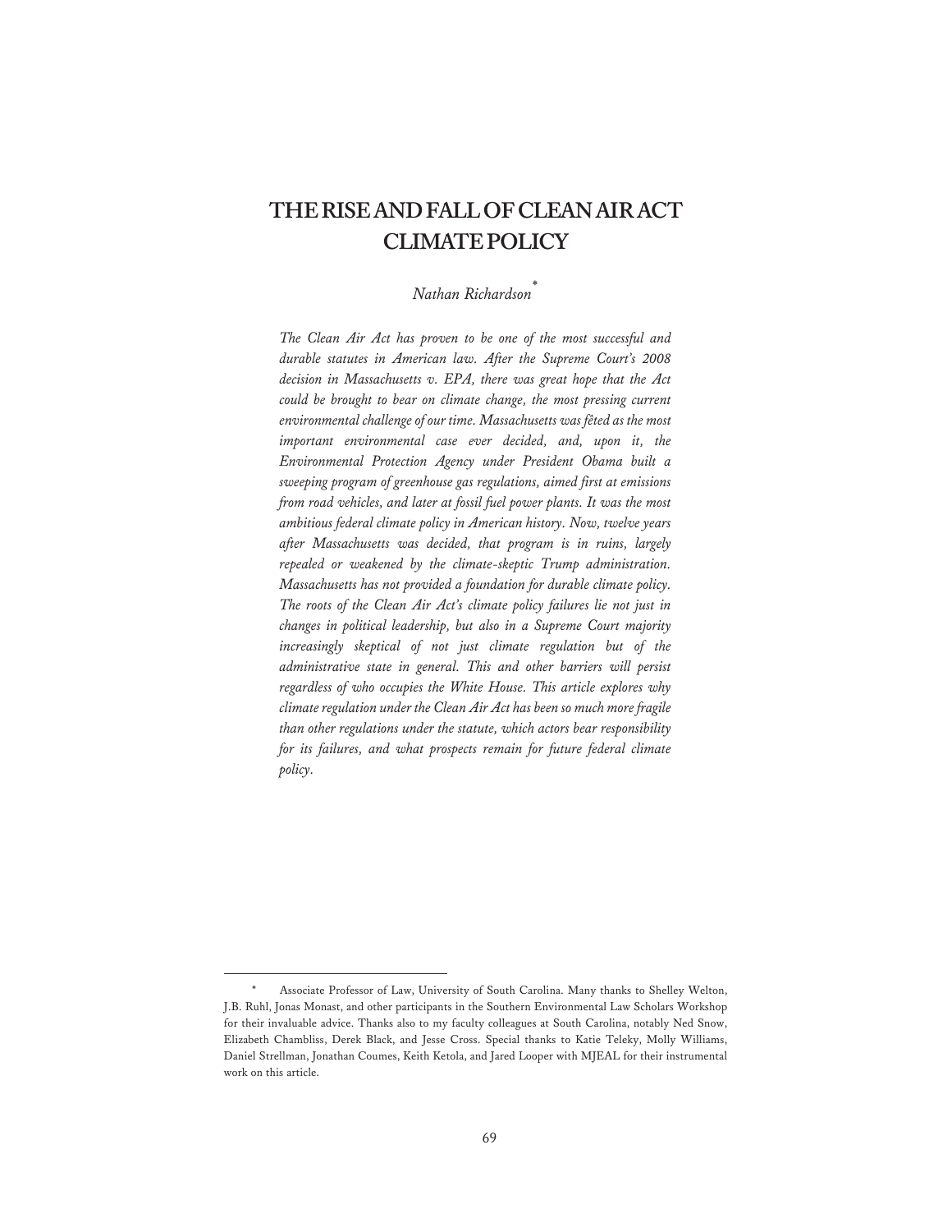# THE RISE AND FALL OF CLEAN AIR ACT CLIMATE POLICY

*Nathan Richardson*[*]

*The Clean Air Act has proven to be one of the most successful and durable statutes in American law. After the Supreme Court's 2008 decision in Massachusetts v. EPA, there was great hope that the Act could be brought to bear on climate change, the most pressing current environmental challenge of our time. Massachusetts was fêted as the most important environmental case ever decided, and, upon it, the Environmental Protection Agency under President Obama built a sweeping program of greenhouse gas regulations, aimed first at emissions from road vehicles, and later at fossil fuel power plants. It was the most ambitious federal climate policy in American history. Now, twelve years after Massachusetts was decided, that program is in ruins, largely repealed or weakened by the climate-skeptic Trump administration. Massachusetts has not provided a foundation for durable climate policy. The roots of the Clean Air Act's climate policy failures lie not just in changes in political leadership, but also in a Supreme Court majority increasingly skeptical of not just climate regulation but of the administrative state in general. This and other barriers will persist regardless of who occupies the White House. This article explores why climate regulation under the Clean Air Act has been so much more fragile than other regulations under the statute, which actors bear responsibility for its failures, and what prospects remain for future federal climate policy.*

---

[*] Associate Professor of Law, University of South Carolina. Many thanks to Shelley Welton, J.B. Ruhl, Jonas Monast, and other participants in the Southern Environmental Law Scholars Workshop for their invaluable advice. Thanks also to my faculty colleagues at South Carolina, notably Ned Snow, Elizabeth Chambliss, Derek Black, and Jesse Cross. Special thanks to Katie Teleky, Molly Williams, Daniel Strellman, Jonathan Coumes, Keith Ketola, and Jared Looper with MJEAL for their instrumental work on this article.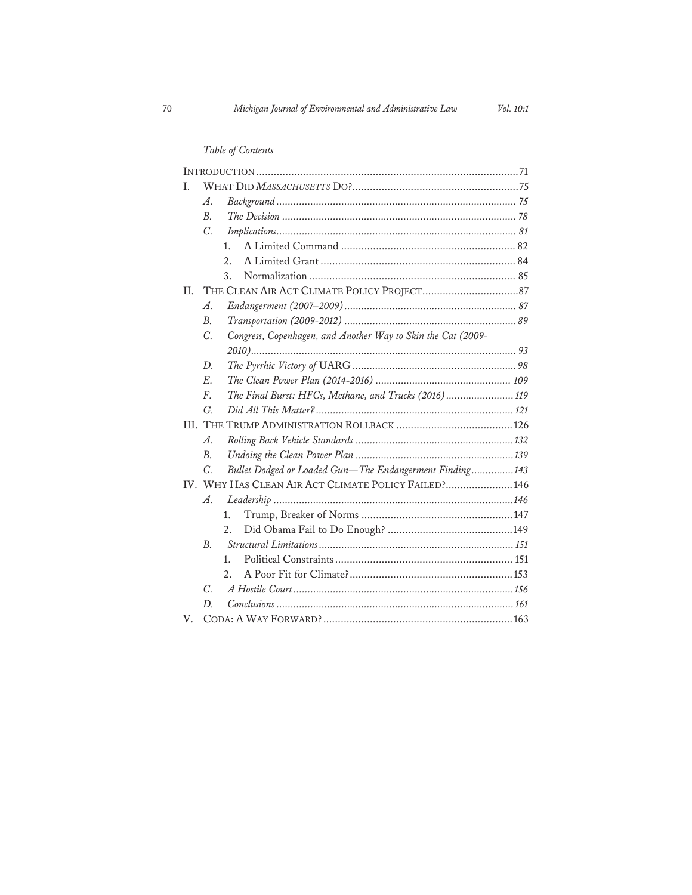*Table of Contents*

| | | | Page |
|---|---|---|---|
| INTRODUCTION | | | 71 |
| I. | WHAT DID *MASSACHUSETTS* DO? | | 75 |
| | *A.* | *Background* | 75 |
| | *B.* | *The Decision* | 78 |
| | *C.* | *Implications* | 81 |
| | | 1. A Limited Command | 82 |
| | | 2. A Limited Grant | 84 |
| | | 3. Normalization | 85 |
| II. | THE CLEAN AIR ACT CLIMATE POLICY PROJECT | | 87 |
| | *A.* | *Endangerment (2007–2009)* | 87 |
| | *B.* | *Transportation (2009-2012)* | 89 |
| | *C.* | *Congress, Copenhagen, and Another Way to Skin the Cat (2009-2010)* | 93 |
| | *D.* | *The Pyrrhic Victory of* UARG | 98 |
| | *E.* | *The Clean Power Plan (2014-2016)* | 109 |
| | *F.* | *The Final Burst: HFCs, Methane, and Trucks (2016)* | 119 |
| | *G.* | *Did All This Matter?* | 121 |
| III. | THE TRUMP ADMINISTRATION ROLLBACK | | 126 |
| | *A.* | *Rolling Back Vehicle Standards* | 132 |
| | *B.* | *Undoing the Clean Power Plan* | 139 |
| | *C.* | *Bullet Dodged or Loaded Gun—The Endangerment Finding* | 143 |
| IV. | WHY HAS CLEAN AIR ACT CLIMATE POLICY FAILED? | | 146 |
| | *A.* | *Leadership* | 146 |
| | | 1. Trump, Breaker of Norms | 147 |
| | | 2. Did Obama Fail to Do Enough? | 149 |
| | *B.* | *Structural Limitations* | 151 |
| | | 1. Political Constraints | 151 |
| | | 2. A Poor Fit for Climate? | 153 |
| | *C.* | *A Hostile Court* | 156 |
| | *D.* | *Conclusions* | 161 |
| V. | CODA: A WAY FORWARD? | | 163 |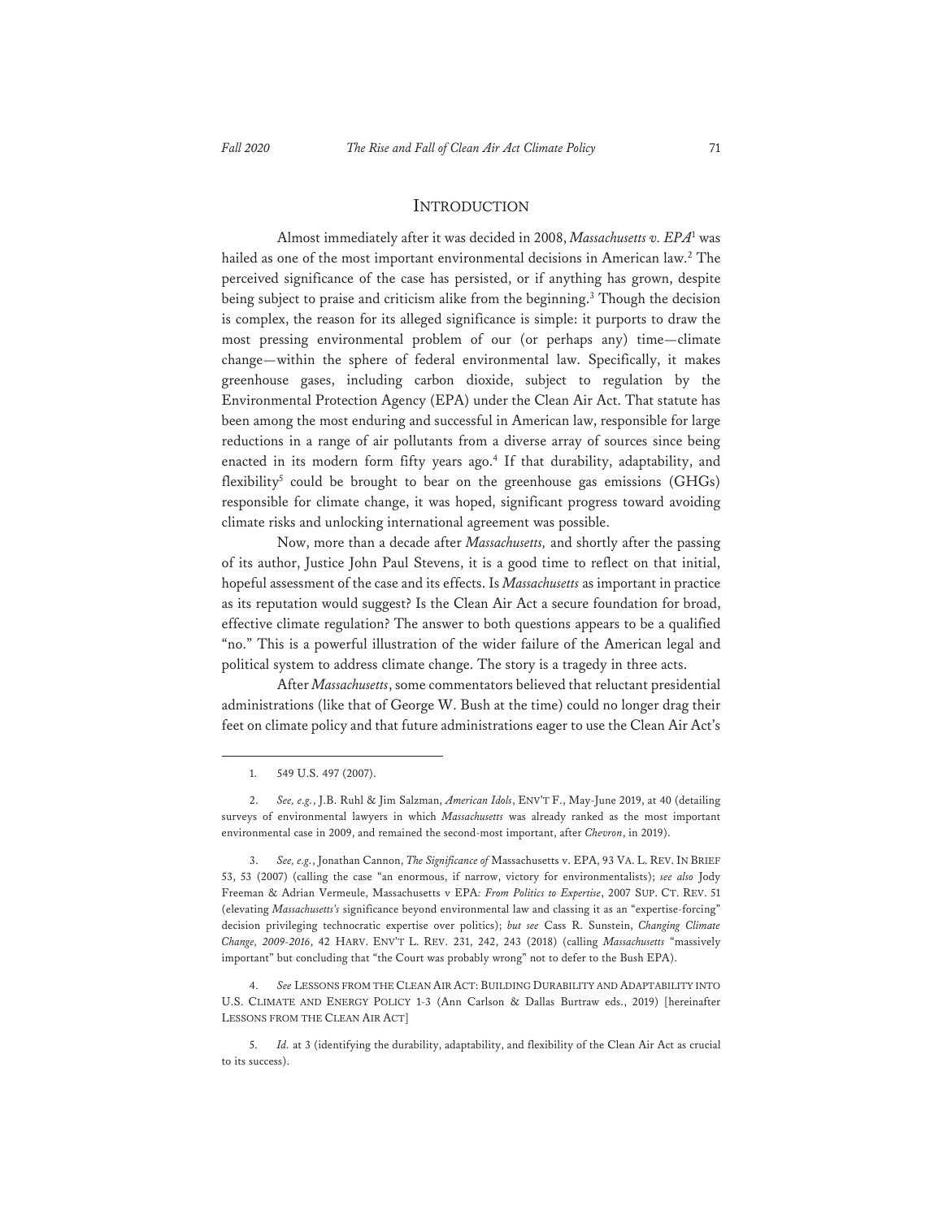## INTRODUCTION

Almost immediately after it was decided in 2008, *Massachusetts v. EPA*[1] was hailed as one of the most important environmental decisions in American law.[2] The perceived significance of the case has persisted, or if anything has grown, despite being subject to praise and criticism alike from the beginning.[3] Though the decision is complex, the reason for its alleged significance is simple: it purports to draw the most pressing environmental problem of our (or perhaps any) time—climate change—within the sphere of federal environmental law. Specifically, it makes greenhouse gases, including carbon dioxide, subject to regulation by the Environmental Protection Agency (EPA) under the Clean Air Act. That statute has been among the most enduring and successful in American law, responsible for large reductions in a range of air pollutants from a diverse array of sources since being enacted in its modern form fifty years ago.[4] If that durability, adaptability, and flexibility[5] could be brought to bear on the greenhouse gas emissions (GHGs) responsible for climate change, it was hoped, significant progress toward avoiding climate risks and unlocking international agreement was possible.

Now, more than a decade after *Massachusetts,* and shortly after the passing of its author, Justice John Paul Stevens, it is a good time to reflect on that initial, hopeful assessment of the case and its effects. Is *Massachusetts* as important in practice as its reputation would suggest? Is the Clean Air Act a secure foundation for broad, effective climate regulation? The answer to both questions appears to be a qualified "no." This is a powerful illustration of the wider failure of the American legal and political system to address climate change. The story is a tragedy in three acts.

After *Massachusetts*, some commentators believed that reluctant presidential administrations (like that of George W. Bush at the time) could no longer drag their feet on climate policy and that future administrations eager to use the Clean Air Act's

---

1. 549 U.S. 497 (2007).

2. *See, e.g.*, J.B. Ruhl & Jim Salzman, *American Idols*, ENV'T F., May-June 2019, at 40 (detailing surveys of environmental lawyers in which *Massachusetts* was already ranked as the most important environmental case in 2009, and remained the second-most important, after *Chevron*, in 2019).

3. *See, e.g.*, Jonathan Cannon, *The Significance of* Massachusetts v. EPA, 93 VA. L. REV. IN BRIEF 53, 53 (2007) (calling the case "an enormous, if narrow, victory for environmentalists); *see also* Jody Freeman & Adrian Vermeule, Massachusetts v EPA*: From Politics to Expertise*, 2007 SUP. CT. REV. 51 (elevating *Massachusetts's* significance beyond environmental law and classing it as an "expertise-forcing" decision privileging technocratic expertise over politics); *but see* Cass R. Sunstein, *Changing Climate Change, 2009-2016*, 42 HARV. ENV'T L. REV. 231, 242, 243 (2018) (calling *Massachusetts* "massively important" but concluding that "the Court was probably wrong" not to defer to the Bush EPA).

4. *See* LESSONS FROM THE CLEAN AIR ACT: BUILDING DURABILITY AND ADAPTABILITY INTO U.S. CLIMATE AND ENERGY POLICY 1-3 (Ann Carlson & Dallas Burtraw eds., 2019) [hereinafter LESSONS FROM THE CLEAN AIR ACT]

5. *Id.* at 3 (identifying the durability, adaptability, and flexibility of the Clean Air Act as crucial to its success).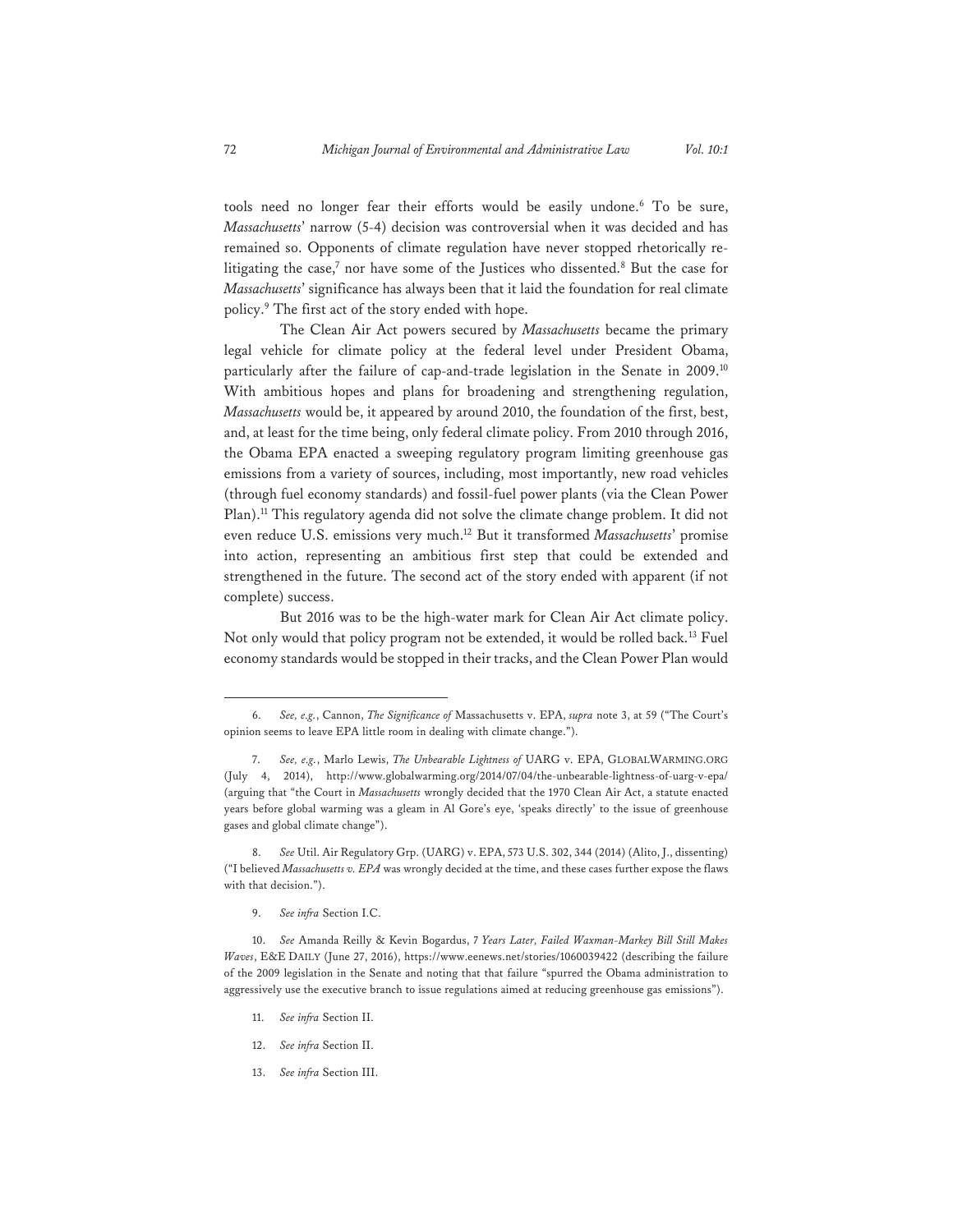tools need no longer fear their efforts would be easily undone.[6] To be sure, *Massachusetts*' narrow (5-4) decision was controversial when it was decided and has remained so. Opponents of climate regulation have never stopped rhetorically re-litigating the case,[7] nor have some of the Justices who dissented.[8] But the case for *Massachusetts*' significance has always been that it laid the foundation for real climate policy.[9] The first act of the story ended with hope.

The Clean Air Act powers secured by *Massachusetts* became the primary legal vehicle for climate policy at the federal level under President Obama, particularly after the failure of cap-and-trade legislation in the Senate in 2009.[10] With ambitious hopes and plans for broadening and strengthening regulation, *Massachusetts* would be, it appeared by around 2010, the foundation of the first, best, and, at least for the time being, only federal climate policy. From 2010 through 2016, the Obama EPA enacted a sweeping regulatory program limiting greenhouse gas emissions from a variety of sources, including, most importantly, new road vehicles (through fuel economy standards) and fossil-fuel power plants (via the Clean Power Plan).[11] This regulatory agenda did not solve the climate change problem. It did not even reduce U.S. emissions very much.[12] But it transformed *Massachusetts*' promise into action, representing an ambitious first step that could be extended and strengthened in the future. The second act of the story ended with apparent (if not complete) success.

But 2016 was to be the high-water mark for Clean Air Act climate policy. Not only would that policy program not be extended, it would be rolled back.[13] Fuel economy standards would be stopped in their tracks, and the Clean Power Plan would

---

6. *See, e.g.*, Cannon, *The Significance of* Massachusetts v. EPA, *supra* note 3, at 59 ("The Court's opinion seems to leave EPA little room in dealing with climate change.").

7. *See, e.g.*, Marlo Lewis, *The Unbearable Lightness of* UARG v. EPA, GLOBALWARMING.ORG (July 4, 2014), http://www.globalwarming.org/2014/07/04/the-unbearable-lightness-of-uarg-v-epa/ (arguing that "the Court in *Massachusetts* wrongly decided that the 1970 Clean Air Act, a statute enacted years before global warming was a gleam in Al Gore's eye, 'speaks directly' to the issue of greenhouse gases and global climate change").

8. *See* Util. Air Regulatory Grp. (UARG) v. EPA, 573 U.S. 302, 344 (2014) (Alito, J., dissenting) ("I believed *Massachusetts v. EPA* was wrongly decided at the time, and these cases further expose the flaws with that decision.").

9. *See infra* Section I.C.

10. *See* Amanda Reilly & Kevin Bogardus, *7 Years Later, Failed Waxman-Markey Bill Still Makes Waves*, E&E DAILY (June 27, 2016), https://www.eenews.net/stories/1060039422 (describing the failure of the 2009 legislation in the Senate and noting that that failure "spurred the Obama administration to aggressively use the executive branch to issue regulations aimed at reducing greenhouse gas emissions").

11. *See infra* Section II.

12. *See infra* Section II.

13. *See infra* Section III.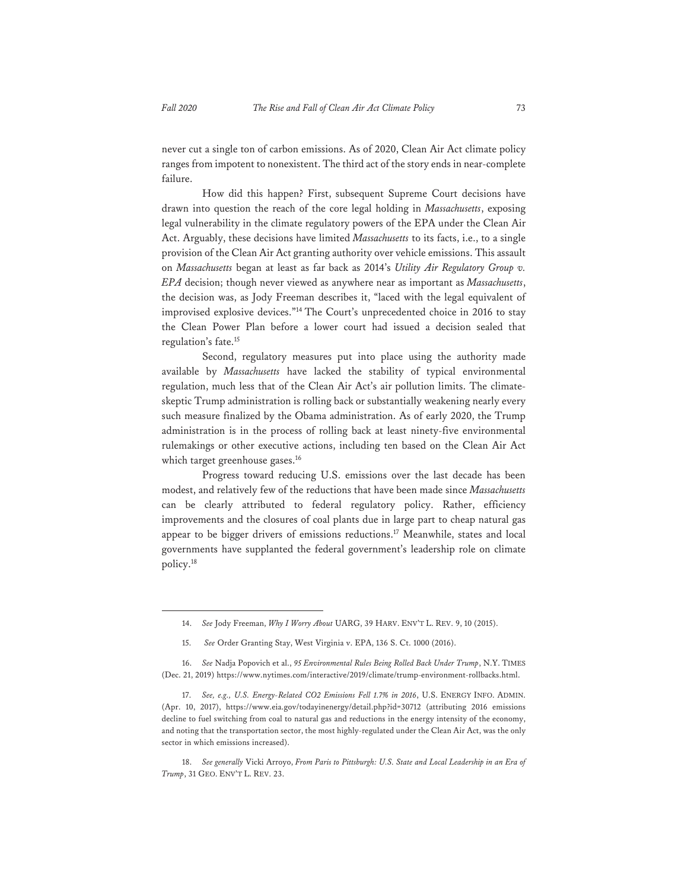never cut a single ton of carbon emissions. As of 2020, Clean Air Act climate policy ranges from impotent to nonexistent. The third act of the story ends in near-complete failure.

How did this happen? First, subsequent Supreme Court decisions have drawn into question the reach of the core legal holding in *Massachusetts*, exposing legal vulnerability in the climate regulatory powers of the EPA under the Clean Air Act. Arguably, these decisions have limited *Massachusetts* to its facts, i.e., to a single provision of the Clean Air Act granting authority over vehicle emissions. This assault on *Massachusetts* began at least as far back as 2014's *Utility Air Regulatory Group v. EPA* decision; though never viewed as anywhere near as important as *Massachusetts*, the decision was, as Jody Freeman describes it, "laced with the legal equivalent of improvised explosive devices."[14] The Court's unprecedented choice in 2016 to stay the Clean Power Plan before a lower court had issued a decision sealed that regulation's fate.[15]

Second, regulatory measures put into place using the authority made available by *Massachusetts* have lacked the stability of typical environmental regulation, much less that of the Clean Air Act's air pollution limits. The climate-skeptic Trump administration is rolling back or substantially weakening nearly every such measure finalized by the Obama administration. As of early 2020, the Trump administration is in the process of rolling back at least ninety-five environmental rulemakings or other executive actions, including ten based on the Clean Air Act which target greenhouse gases.[16]

Progress toward reducing U.S. emissions over the last decade has been modest, and relatively few of the reductions that have been made since *Massachusetts* can be clearly attributed to federal regulatory policy. Rather, efficiency improvements and the closures of coal plants due in large part to cheap natural gas appear to be bigger drivers of emissions reductions.[17] Meanwhile, states and local governments have supplanted the federal government's leadership role on climate policy.[18]

---

14. *See* Jody Freeman, *Why I Worry About* UARG, 39 HARV. ENV'T L. REV. 9, 10 (2015).

15. *See* Order Granting Stay, West Virginia v. EPA, 136 S. Ct. 1000 (2016).

16. *See* Nadja Popovich et al., *95 Environmental Rules Being Rolled Back Under Trump*, N.Y. TIMES (Dec. 21, 2019) https://www.nytimes.com/interactive/2019/climate/trump-environment-rollbacks.html.

17. *See, e.g., U.S. Energy-Related CO2 Emissions Fell 1.7% in 2016*, U.S. ENERGY INFO. ADMIN. (Apr. 10, 2017), https://www.eia.gov/todayinenergy/detail.php?id=30712 (attributing 2016 emissions decline to fuel switching from coal to natural gas and reductions in the energy intensity of the economy, and noting that the transportation sector, the most highly-regulated under the Clean Air Act, was the only sector in which emissions increased).

18. *See generally* Vicki Arroyo, *From Paris to Pittsburgh: U.S. State and Local Leadership in an Era of Trump*, 31 GEO. ENV'T L. REV. 23.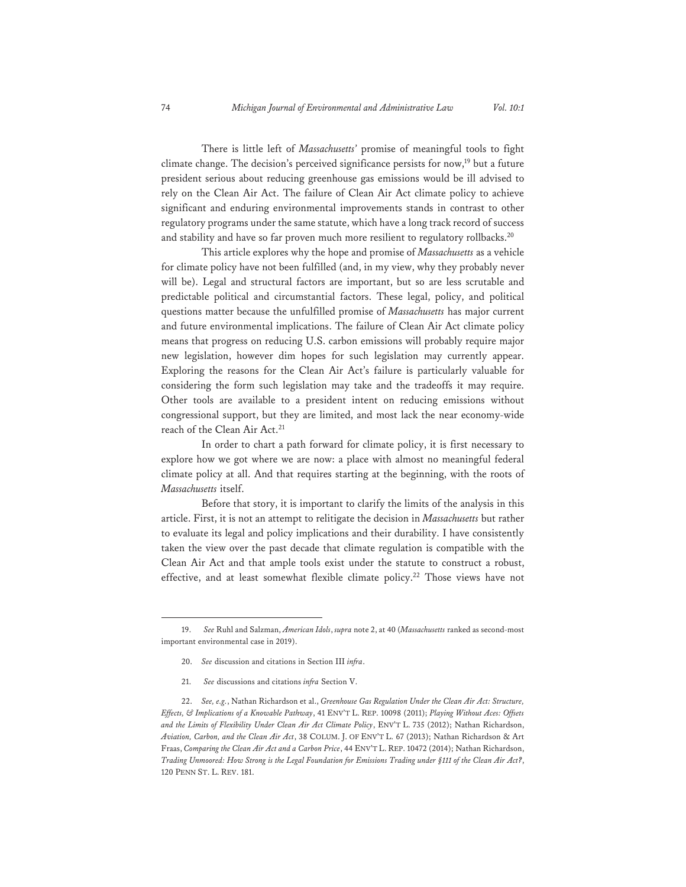There is little left of *Massachusetts'* promise of meaningful tools to fight climate change. The decision's perceived significance persists for now,[19] but a future president serious about reducing greenhouse gas emissions would be ill advised to rely on the Clean Air Act. The failure of Clean Air Act climate policy to achieve significant and enduring environmental improvements stands in contrast to other regulatory programs under the same statute, which have a long track record of success and stability and have so far proven much more resilient to regulatory rollbacks.[20]

This article explores why the hope and promise of *Massachusetts* as a vehicle for climate policy have not been fulfilled (and, in my view, why they probably never will be). Legal and structural factors are important, but so are less scrutable and predictable political and circumstantial factors. These legal, policy, and political questions matter because the unfulfilled promise of *Massachusetts* has major current and future environmental implications. The failure of Clean Air Act climate policy means that progress on reducing U.S. carbon emissions will probably require major new legislation, however dim hopes for such legislation may currently appear. Exploring the reasons for the Clean Air Act's failure is particularly valuable for considering the form such legislation may take and the tradeoffs it may require. Other tools are available to a president intent on reducing emissions without congressional support, but they are limited, and most lack the near economy-wide reach of the Clean Air Act.[21]

In order to chart a path forward for climate policy, it is first necessary to explore how we got where we are now: a place with almost no meaningful federal climate policy at all. And that requires starting at the beginning, with the roots of *Massachusetts* itself.

Before that story, it is important to clarify the limits of the analysis in this article. First, it is not an attempt to relitigate the decision in *Massachusetts* but rather to evaluate its legal and policy implications and their durability. I have consistently taken the view over the past decade that climate regulation is compatible with the Clean Air Act and that ample tools exist under the statute to construct a robust, effective, and at least somewhat flexible climate policy.[22] Those views have not

---

19. *See* Ruhl and Salzman, *American Idols*, *supra* note 2, at 40 (*Massachusetts* ranked as second-most important environmental case in 2019).

20. *See* discussion and citations in Section III *infra*.

21. *See* discussions and citations *infra* Section V.

22. *See, e.g.*, Nathan Richardson et al., *Greenhouse Gas Regulation Under the Clean Air Act: Structure, Effects, & Implications of a Knowable Pathway*, 41 ENV'T L. REP. 10098 (2011); *Playing Without Aces: Offsets and the Limits of Flexibility Under Clean Air Act Climate Policy*, ENV'T L. 735 (2012); Nathan Richardson, *Aviation, Carbon, and the Clean Air Act*, 38 COLUM. J. OF ENV'T L. 67 (2013); Nathan Richardson & Art Fraas, *Comparing the Clean Air Act and a Carbon Price*, 44 ENV'T L. REP. 10472 (2014); Nathan Richardson, *Trading Unmoored: How Strong is the Legal Foundation for Emissions Trading under §111 of the Clean Air Act?*, 120 PENN ST. L. REV. 181.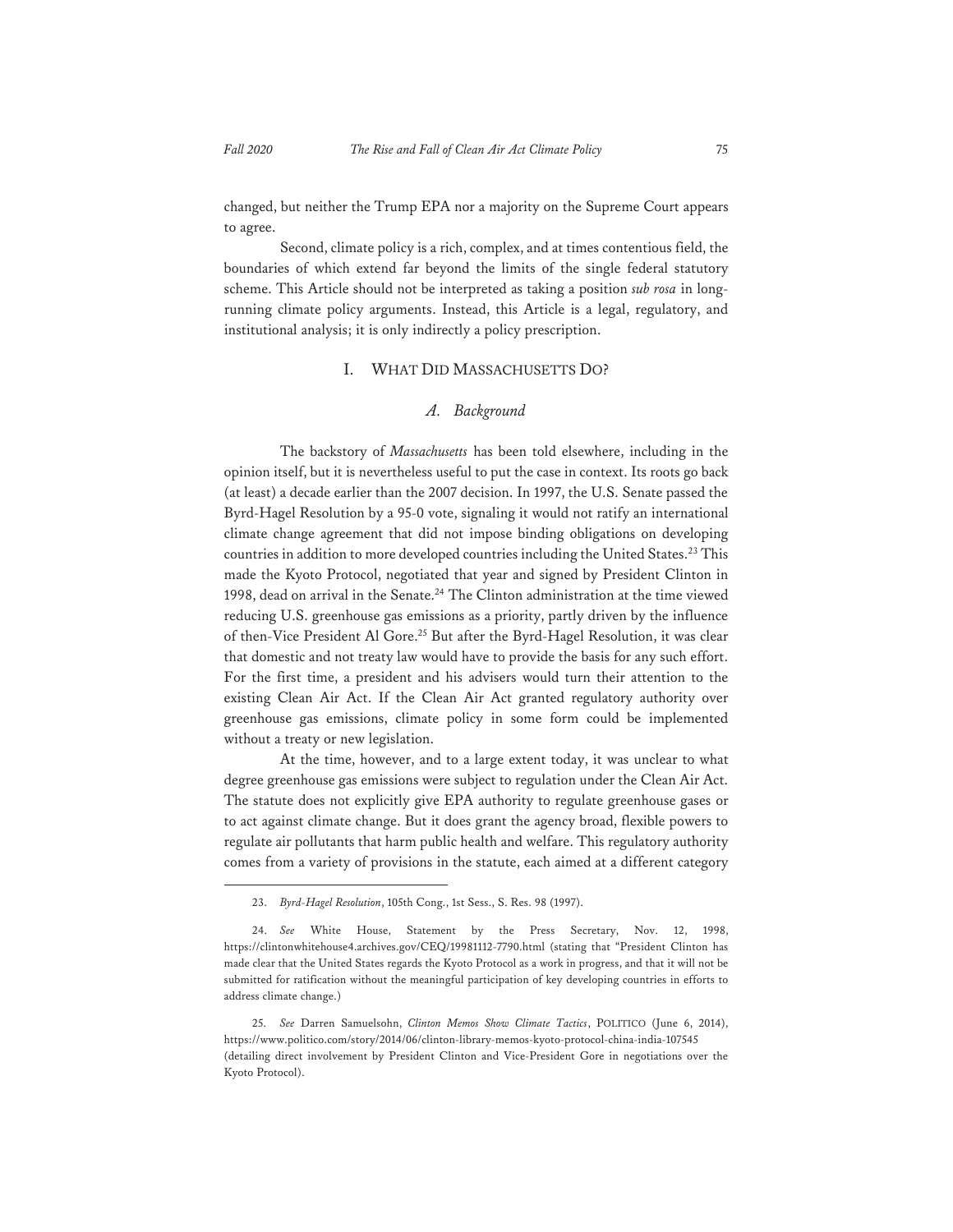changed, but neither the Trump EPA nor a majority on the Supreme Court appears to agree.

Second, climate policy is a rich, complex, and at times contentious field, the boundaries of which extend far beyond the limits of the single federal statutory scheme. This Article should not be interpreted as taking a position *sub rosa* in long-running climate policy arguments. Instead, this Article is a legal, regulatory, and institutional analysis; it is only indirectly a policy prescription.

## I. WHAT DID MASSACHUSETTS DO?

### *A. Background*

The backstory of *Massachusetts* has been told elsewhere, including in the opinion itself, but it is nevertheless useful to put the case in context. Its roots go back (at least) a decade earlier than the 2007 decision. In 1997, the U.S. Senate passed the Byrd-Hagel Resolution by a 95-0 vote, signaling it would not ratify an international climate change agreement that did not impose binding obligations on developing countries in addition to more developed countries including the United States.[23] This made the Kyoto Protocol, negotiated that year and signed by President Clinton in 1998, dead on arrival in the Senate.[24] The Clinton administration at the time viewed reducing U.S. greenhouse gas emissions as a priority, partly driven by the influence of then-Vice President Al Gore.[25] But after the Byrd-Hagel Resolution, it was clear that domestic and not treaty law would have to provide the basis for any such effort. For the first time, a president and his advisers would turn their attention to the existing Clean Air Act. If the Clean Air Act granted regulatory authority over greenhouse gas emissions, climate policy in some form could be implemented without a treaty or new legislation.

At the time, however, and to a large extent today, it was unclear to what degree greenhouse gas emissions were subject to regulation under the Clean Air Act. The statute does not explicitly give EPA authority to regulate greenhouse gases or to act against climate change. But it does grant the agency broad, flexible powers to regulate air pollutants that harm public health and welfare. This regulatory authority comes from a variety of provisions in the statute, each aimed at a different category

---

23. *Byrd-Hagel Resolution*, 105th Cong., 1st Sess., S. Res. 98 (1997).

24. *See* White House, Statement by the Press Secretary, Nov. 12, 1998, https://clintonwhitehouse4.archives.gov/CEQ/19981112-7790.html (stating that "President Clinton has made clear that the United States regards the Kyoto Protocol as a work in progress, and that it will not be submitted for ratification without the meaningful participation of key developing countries in efforts to address climate change.)

25. *See* Darren Samuelsohn, *Clinton Memos Show Climate Tactics*, POLITICO (June 6, 2014), https://www.politico.com/story/2014/06/clinton-library-memos-kyoto-protocol-china-india-107545 (detailing direct involvement by President Clinton and Vice-President Gore in negotiations over the Kyoto Protocol).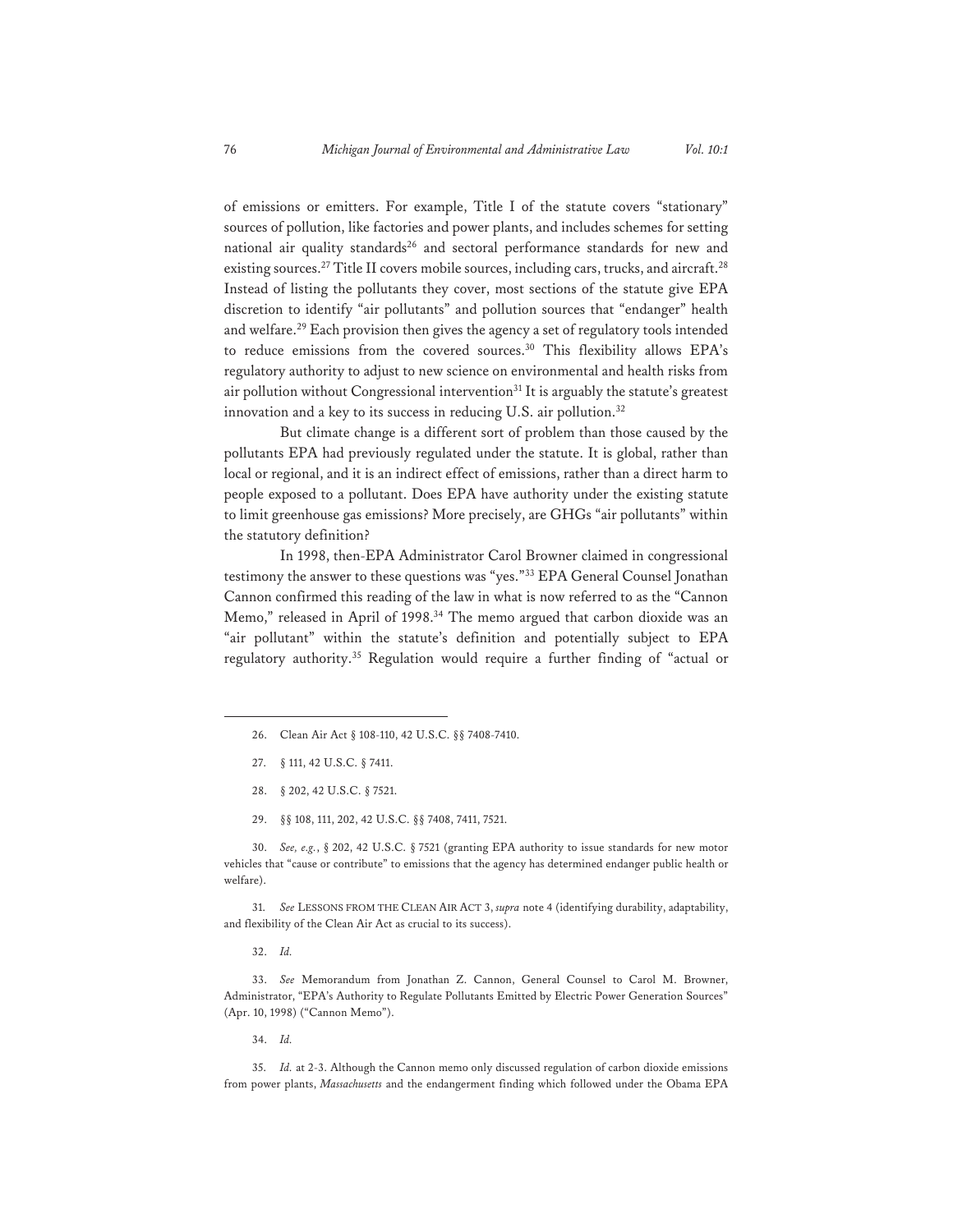of emissions or emitters. For example, Title I of the statute covers "stationary" sources of pollution, like factories and power plants, and includes schemes for setting national air quality standards[26] and sectoral performance standards for new and existing sources.[27] Title II covers mobile sources, including cars, trucks, and aircraft.[28] Instead of listing the pollutants they cover, most sections of the statute give EPA discretion to identify "air pollutants" and pollution sources that "endanger" health and welfare.[29] Each provision then gives the agency a set of regulatory tools intended to reduce emissions from the covered sources.[30] This flexibility allows EPA's regulatory authority to adjust to new science on environmental and health risks from air pollution without Congressional intervention[31] It is arguably the statute's greatest innovation and a key to its success in reducing U.S. air pollution.[32]

But climate change is a different sort of problem than those caused by the pollutants EPA had previously regulated under the statute. It is global, rather than local or regional, and it is an indirect effect of emissions, rather than a direct harm to people exposed to a pollutant. Does EPA have authority under the existing statute to limit greenhouse gas emissions? More precisely, are GHGs "air pollutants" within the statutory definition?

In 1998, then-EPA Administrator Carol Browner claimed in congressional testimony the answer to these questions was "yes."[33] EPA General Counsel Jonathan Cannon confirmed this reading of the law in what is now referred to as the "Cannon Memo," released in April of 1998.[34] The memo argued that carbon dioxide was an "air pollutant" within the statute's definition and potentially subject to EPA regulatory authority.[35] Regulation would require a further finding of "actual or

---

26. Clean Air Act § 108-110, 42 U.S.C. §§ 7408-7410.

27. § 111, 42 U.S.C. § 7411.

28. § 202, 42 U.S.C. § 7521.

29. §§ 108, 111, 202, 42 U.S.C. §§ 7408, 7411, 7521.

30. *See, e.g.*, § 202, 42 U.S.C. § 7521 (granting EPA authority to issue standards for new motor vehicles that "cause or contribute" to emissions that the agency has determined endanger public health or welfare).

31. *See* LESSONS FROM THE CLEAN AIR ACT 3, *supra* note 4 (identifying durability, adaptability, and flexibility of the Clean Air Act as crucial to its success).

32. *Id.*

33. *See* Memorandum from Jonathan Z. Cannon, General Counsel to Carol M. Browner, Administrator, "EPA's Authority to Regulate Pollutants Emitted by Electric Power Generation Sources" (Apr. 10, 1998) ("Cannon Memo").

34. *Id.*

35. *Id.* at 2-3. Although the Cannon memo only discussed regulation of carbon dioxide emissions from power plants, *Massachusetts* and the endangerment finding which followed under the Obama EPA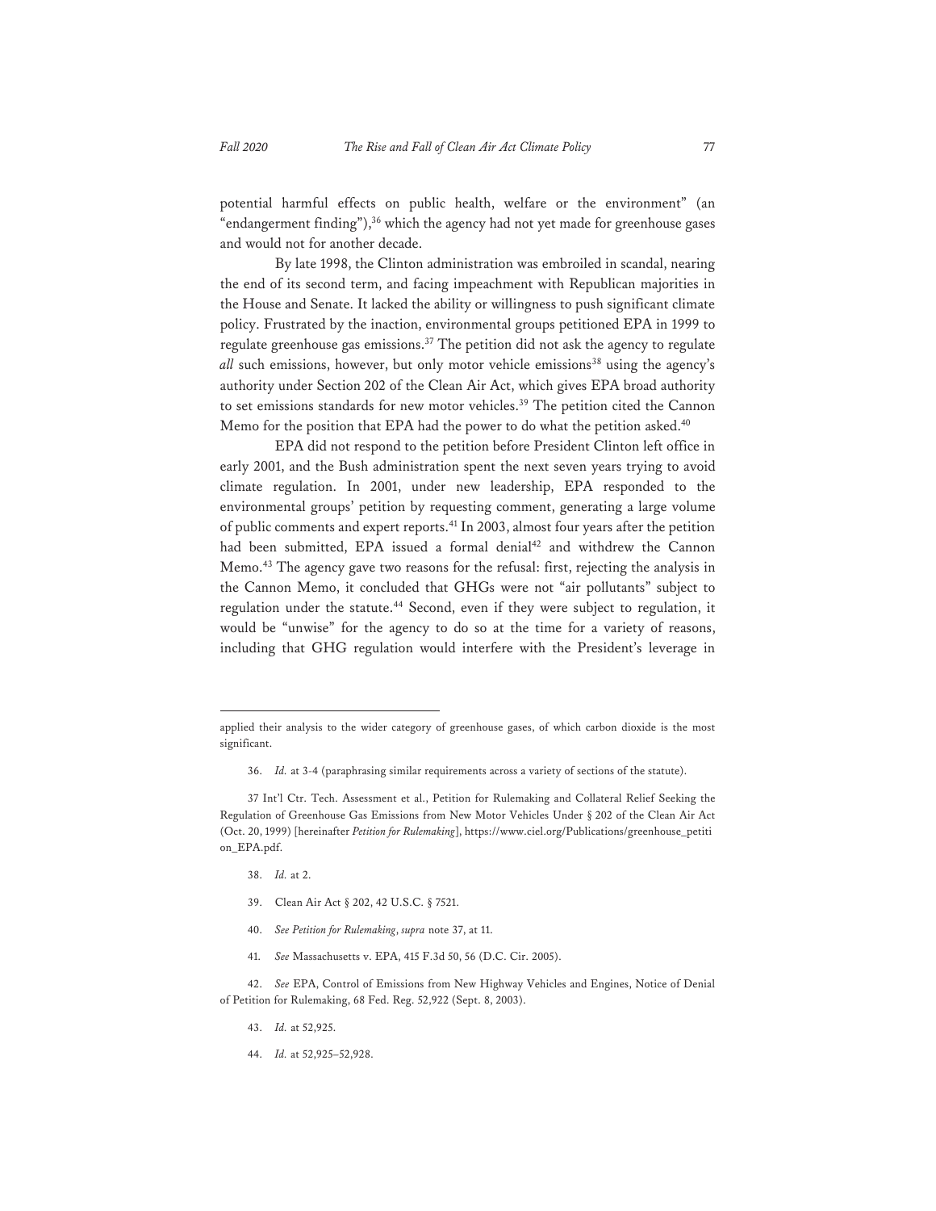potential harmful effects on public health, welfare or the environment" (an "endangerment finding"),[36] which the agency had not yet made for greenhouse gases and would not for another decade.

By late 1998, the Clinton administration was embroiled in scandal, nearing the end of its second term, and facing impeachment with Republican majorities in the House and Senate. It lacked the ability or willingness to push significant climate policy. Frustrated by the inaction, environmental groups petitioned EPA in 1999 to regulate greenhouse gas emissions.[37] The petition did not ask the agency to regulate *all* such emissions, however, but only motor vehicle emissions[38] using the agency's authority under Section 202 of the Clean Air Act, which gives EPA broad authority to set emissions standards for new motor vehicles.[39] The petition cited the Cannon Memo for the position that EPA had the power to do what the petition asked.[40]

EPA did not respond to the petition before President Clinton left office in early 2001, and the Bush administration spent the next seven years trying to avoid climate regulation. In 2001, under new leadership, EPA responded to the environmental groups' petition by requesting comment, generating a large volume of public comments and expert reports.[41] In 2003, almost four years after the petition had been submitted, EPA issued a formal denial[42] and withdrew the Cannon Memo.[43] The agency gave two reasons for the refusal: first, rejecting the analysis in the Cannon Memo, it concluded that GHGs were not "air pollutants" subject to regulation under the statute.[44] Second, even if they were subject to regulation, it would be "unwise" for the agency to do so at the time for a variety of reasons, including that GHG regulation would interfere with the President's leverage in

---

applied their analysis to the wider category of greenhouse gases, of which carbon dioxide is the most significant.

36. *Id.* at 3-4 (paraphrasing similar requirements across a variety of sections of the statute).

37 Int'l Ctr. Tech. Assessment et al., Petition for Rulemaking and Collateral Relief Seeking the Regulation of Greenhouse Gas Emissions from New Motor Vehicles Under § 202 of the Clean Air Act (Oct. 20, 1999) [hereinafter *Petition for Rulemaking*], https://www.ciel.org/Publications/greenhouse_petition_EPA.pdf.

38. *Id.* at 2.

39. Clean Air Act § 202, 42 U.S.C. § 7521.

40. *See Petition for Rulemaking*, *supra* note 37, at 11.

41. *See* Massachusetts v. EPA, 415 F.3d 50, 56 (D.C. Cir. 2005).

42. *See* EPA, Control of Emissions from New Highway Vehicles and Engines, Notice of Denial of Petition for Rulemaking, 68 Fed. Reg. 52,922 (Sept. 8, 2003).

43. *Id.* at 52,925.

44. *Id.* at 52,925–52,928.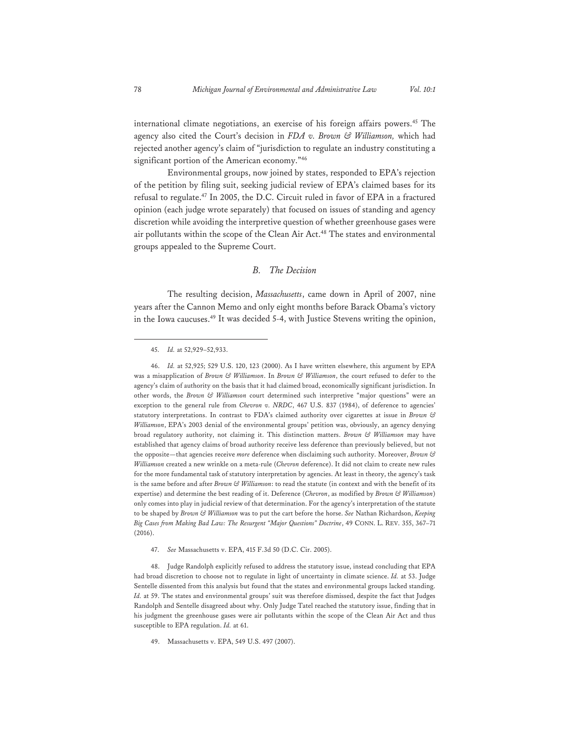international climate negotiations, an exercise of his foreign affairs powers.[45] The agency also cited the Court's decision in *FDA v. Brown & Williamson,* which had rejected another agency's claim of "jurisdiction to regulate an industry constituting a significant portion of the American economy."[46]

Environmental groups, now joined by states, responded to EPA's rejection of the petition by filing suit, seeking judicial review of EPA's claimed bases for its refusal to regulate.[47] In 2005, the D.C. Circuit ruled in favor of EPA in a fractured opinion (each judge wrote separately) that focused on issues of standing and agency discretion while avoiding the interpretive question of whether greenhouse gases were air pollutants within the scope of the Clean Air Act.[48] The states and environmental groups appealed to the Supreme Court.

### *B. The Decision*

The resulting decision, *Massachusetts*, came down in April of 2007, nine years after the Cannon Memo and only eight months before Barack Obama's victory in the Iowa caucuses.[49] It was decided 5-4, with Justice Stevens writing the opinion,

---

45. *Id.* at 52,929–52,933.

46. *Id.* at 52,925; 529 U.S. 120, 123 (2000). As I have written elsewhere, this argument by EPA was a misapplication of *Brown & Williamson*. In *Brown & Williamson*, the court refused to defer to the agency's claim of authority on the basis that it had claimed broad, economically significant jurisdiction. In other words, the *Brown & Williamson* court determined such interpretive "major questions" were an exception to the general rule from *Chevron v. NRDC*, 467 U.S. 837 (1984), of deference to agencies' statutory interpretations. In contrast to FDA's claimed authority over cigarettes at issue in *Brown & Williamson*, EPA's 2003 denial of the environmental groups' petition was, obviously, an agency denying broad regulatory authority, not claiming it. This distinction matters. *Brown & Williamson* may have established that agency claims of broad authority receive less deference than previously believed, but not the opposite—that agencies receive *more* deference when disclaiming such authority. Moreover, *Brown & Williamson* created a new wrinkle on a meta-rule (*Chevron* deference). It did not claim to create new rules for the more fundamental task of statutory interpretation by agencies. At least in theory, the agency's task is the same before and after *Brown & Williamson*: to read the statute (in context and with the benefit of its expertise) and determine the best reading of it. Deference (*Chevron*, as modified by *Brown & Williamson*) only comes into play in judicial review of that determination. For the agency's interpretation of the statute to be shaped by *Brown & Williamson* was to put the cart before the horse. *See* Nathan Richardson, *Keeping Big Cases from Making Bad Law: The Resurgent "Major Questions" Doctrine*, 49 CONN. L. REV. 355, 367–71 (2016).

47. *See* Massachusetts v. EPA, 415 F.3d 50 (D.C. Cir. 2005).

48. Judge Randolph explicitly refused to address the statutory issue, instead concluding that EPA had broad discretion to choose not to regulate in light of uncertainty in climate science. *Id.* at 53. Judge Sentelle dissented from this analysis but found that the states and environmental groups lacked standing. *Id.* at 59. The states and environmental groups' suit was therefore dismissed, despite the fact that Judges Randolph and Sentelle disagreed about why. Only Judge Tatel reached the statutory issue, finding that in his judgment the greenhouse gases were air pollutants within the scope of the Clean Air Act and thus susceptible to EPA regulation. *Id.* at 61.

49. Massachusetts v. EPA, 549 U.S. 497 (2007).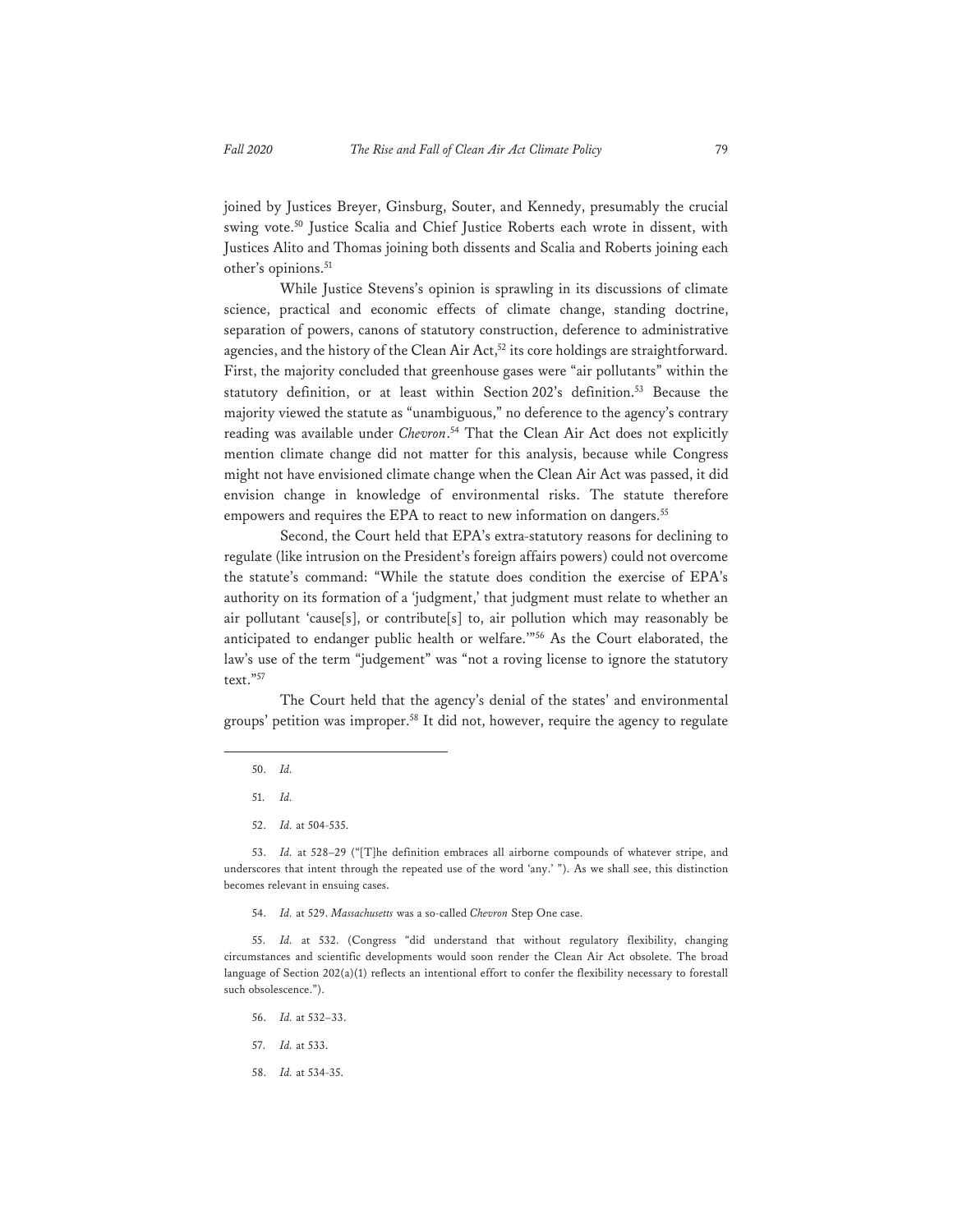joined by Justices Breyer, Ginsburg, Souter, and Kennedy, presumably the crucial swing vote.[50] Justice Scalia and Chief Justice Roberts each wrote in dissent, with Justices Alito and Thomas joining both dissents and Scalia and Roberts joining each other's opinions.[51]

While Justice Stevens's opinion is sprawling in its discussions of climate science, practical and economic effects of climate change, standing doctrine, separation of powers, canons of statutory construction, deference to administrative agencies, and the history of the Clean Air Act,[52] its core holdings are straightforward. First, the majority concluded that greenhouse gases were "air pollutants" within the statutory definition, or at least within Section 202's definition.[53] Because the majority viewed the statute as "unambiguous," no deference to the agency's contrary reading was available under *Chevron*.[54] That the Clean Air Act does not explicitly mention climate change did not matter for this analysis, because while Congress might not have envisioned climate change when the Clean Air Act was passed, it did envision change in knowledge of environmental risks. The statute therefore empowers and requires the EPA to react to new information on dangers.[55]

Second, the Court held that EPA's extra-statutory reasons for declining to regulate (like intrusion on the President's foreign affairs powers) could not overcome the statute's command: "While the statute does condition the exercise of EPA's authority on its formation of a 'judgment,' that judgment must relate to whether an air pollutant 'cause[s], or contribute[s] to, air pollution which may reasonably be anticipated to endanger public health or welfare.'"[56] As the Court elaborated, the law's use of the term "judgement" was "not a roving license to ignore the statutory text."[57]

The Court held that the agency's denial of the states' and environmental groups' petition was improper.[58] It did not, however, require the agency to regulate

---

50. *Id.*

51. *Id.*

52. *Id.* at 504-535.

53. *Id.* at 528–29 ("[T]he definition embraces all airborne compounds of whatever stripe, and underscores that intent through the repeated use of the word 'any.' "). As we shall see, this distinction becomes relevant in ensuing cases.

54. *Id.* at 529. *Massachusetts* was a so-called *Chevron* Step One case.

55. *Id.* at 532. (Congress "did understand that without regulatory flexibility, changing circumstances and scientific developments would soon render the Clean Air Act obsolete. The broad language of Section 202(a)(1) reflects an intentional effort to confer the flexibility necessary to forestall such obsolescence.").

56. *Id.* at 532–33.

57. *Id.* at 533.

58. *Id.* at 534-35.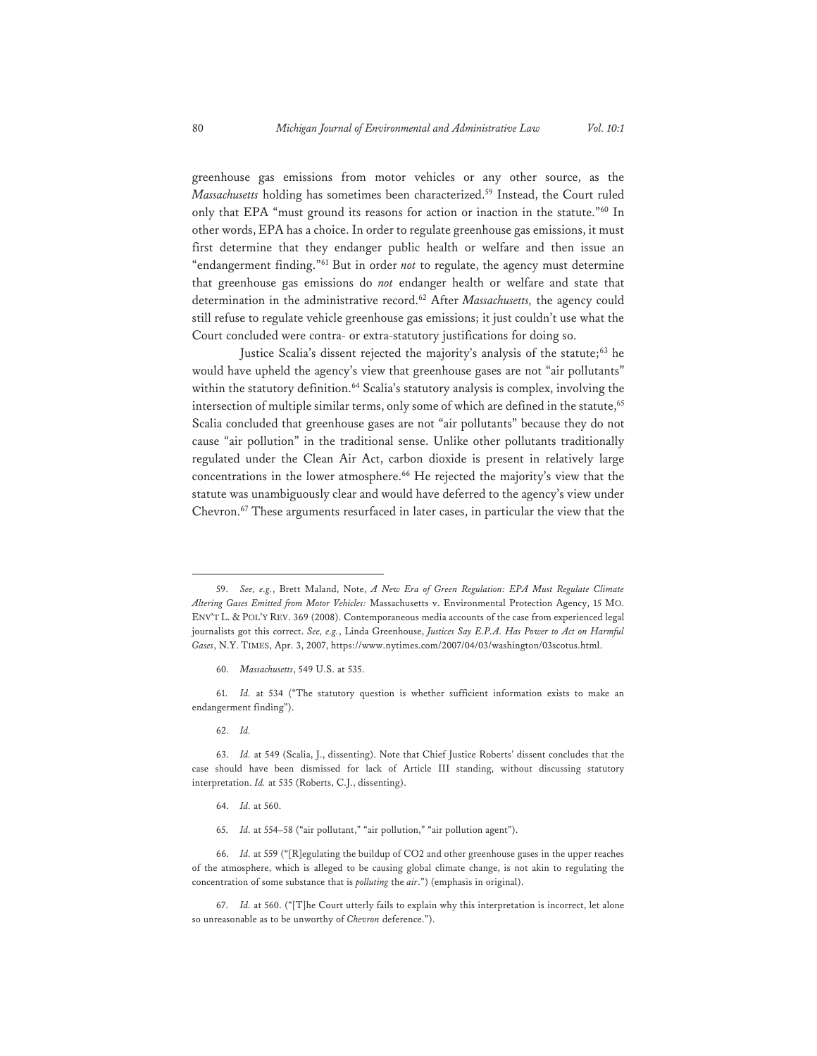greenhouse gas emissions from motor vehicles or any other source, as the *Massachusetts* holding has sometimes been characterized.[59] Instead, the Court ruled only that EPA "must ground its reasons for action or inaction in the statute."[60] In other words, EPA has a choice. In order to regulate greenhouse gas emissions, it must first determine that they endanger public health or welfare and then issue an "endangerment finding."[61] But in order *not* to regulate, the agency must determine that greenhouse gas emissions do *not* endanger health or welfare and state that determination in the administrative record.[62] After *Massachusetts,* the agency could still refuse to regulate vehicle greenhouse gas emissions; it just couldn't use what the Court concluded were contra- or extra-statutory justifications for doing so.

Justice Scalia's dissent rejected the majority's analysis of the statute;[63] he would have upheld the agency's view that greenhouse gases are not "air pollutants" within the statutory definition.[64] Scalia's statutory analysis is complex, involving the intersection of multiple similar terms, only some of which are defined in the statute,[65] Scalia concluded that greenhouse gases are not "air pollutants" because they do not cause "air pollution" in the traditional sense. Unlike other pollutants traditionally regulated under the Clean Air Act, carbon dioxide is present in relatively large concentrations in the lower atmosphere.[66] He rejected the majority's view that the statute was unambiguously clear and would have deferred to the agency's view under Chevron.[67] These arguments resurfaced in later cases, in particular the view that the

---

59. *See, e.g.*, Brett Maland, Note, *A New Era of Green Regulation: EPA Must Regulate Climate Altering Gases Emitted from Motor Vehicles:* Massachusetts v. Environmental Protection Agency, 15 MO. ENV'T L. & POL'Y REV. 369 (2008). Contemporaneous media accounts of the case from experienced legal journalists got this correct. *See, e.g.*, Linda Greenhouse, *Justices Say E.P.A. Has Power to Act on Harmful Gases*, N.Y. TIMES, Apr. 3, 2007, https://www.nytimes.com/2007/04/03/washington/03scotus.html.

60. *Massachusetts*, 549 U.S. at 535.

61. *Id.* at 534 ("The statutory question is whether sufficient information exists to make an endangerment finding").

62. *Id.*

63. *Id.* at 549 (Scalia, J., dissenting). Note that Chief Justice Roberts' dissent concludes that the case should have been dismissed for lack of Article III standing, without discussing statutory interpretation. *Id.* at 535 (Roberts, C.J., dissenting).

64. *Id.* at 560.

65. *Id.* at 554–58 ("air pollutant," "air pollution," "air pollution agent").

66. *Id.* at 559 ("[R]egulating the buildup of $CO_2$ and other greenhouse gases in the upper reaches of the atmosphere, which is alleged to be causing global climate change, is not akin to regulating the concentration of some substance that is *polluting* the *air*.") (emphasis in original).

67. *Id.* at 560. ("[T]he Court utterly fails to explain why this interpretation is incorrect, let alone so unreasonable as to be unworthy of *Chevron* deference.").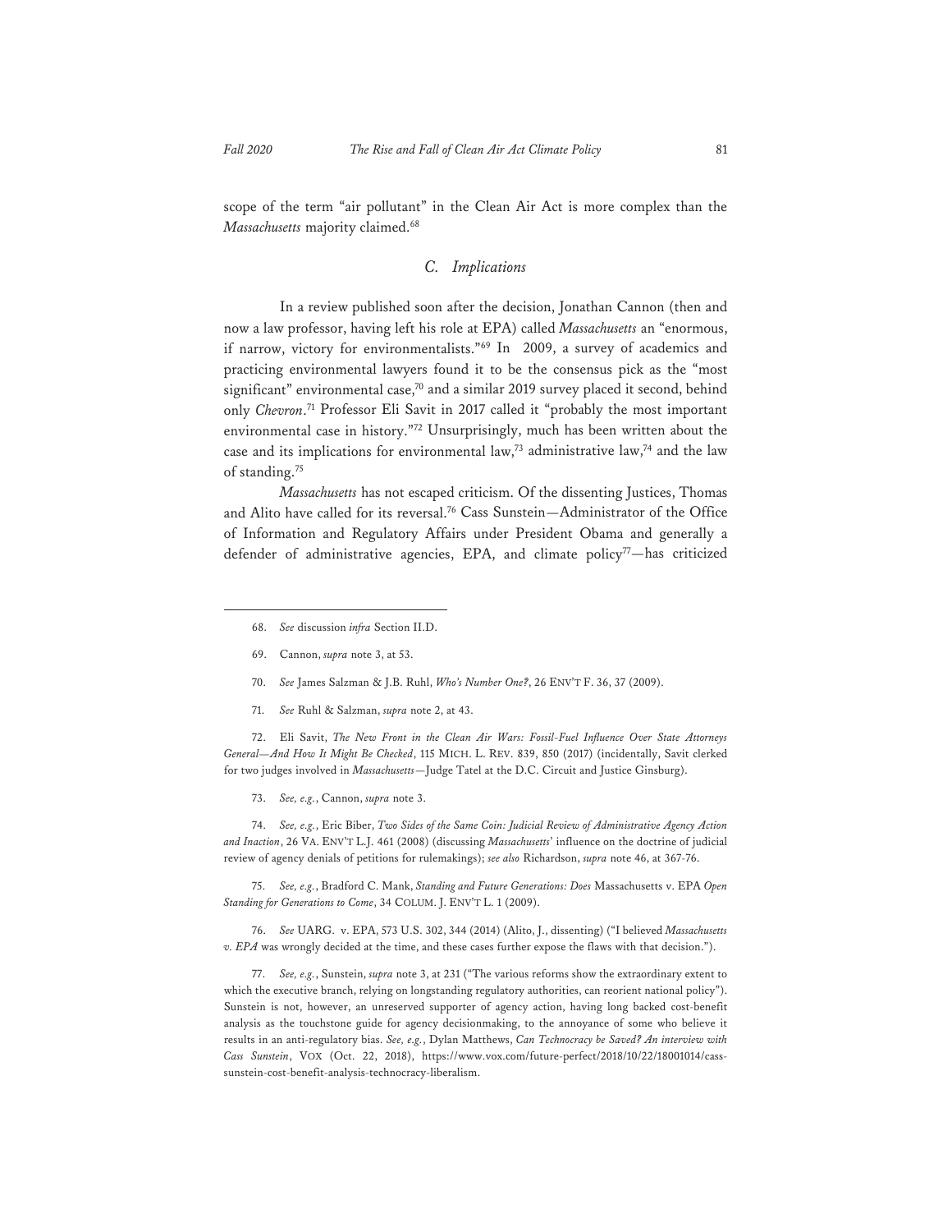scope of the term "air pollutant" in the Clean Air Act is more complex than the *Massachusetts* majority claimed.[68]

### C. Implications

In a review published soon after the decision, Jonathan Cannon (then and now a law professor, having left his role at EPA) called *Massachusetts* an "enormous, if narrow, victory for environmentalists."[69] In 2009, a survey of academics and practicing environmental lawyers found it to be the consensus pick as the "most significant" environmental case,[70] and a similar 2019 survey placed it second, behind only *Chevron*.[71] Professor Eli Savit in 2017 called it "probably the most important environmental case in history."[72] Unsurprisingly, much has been written about the case and its implications for environmental law,[73] administrative law,[74] and the law of standing.[75]

*Massachusetts* has not escaped criticism. Of the dissenting Justices, Thomas and Alito have called for its reversal.[76] Cass Sunstein—Administrator of the Office of Information and Regulatory Affairs under President Obama and generally a defender of administrative agencies, EPA, and climate policy[77]—has criticized

---

68. *See* discussion *infra* Section II.D.

69. Cannon, *supra* note 3, at 53.

70. *See* James Salzman & J.B. Ruhl, *Who's Number One?*, 26 ENV'T F. 36, 37 (2009).

71. *See* Ruhl & Salzman, *supra* note 2, at 43.

72. Eli Savit, *The New Front in the Clean Air Wars: Fossil-Fuel Influence Over State Attorneys General—And How It Might Be Checked*, 115 MICH. L. REV. 839, 850 (2017) (incidentally, Savit clerked for two judges involved in *Massachusetts*—Judge Tatel at the D.C. Circuit and Justice Ginsburg).

73. *See, e.g.*, Cannon, *supra* note 3.

74. *See, e.g.*, Eric Biber, *Two Sides of the Same Coin: Judicial Review of Administrative Agency Action and Inaction*, 26 VA. ENV'T L.J. 461 (2008) (discussing *Massachusetts*' influence on the doctrine of judicial review of agency denials of petitions for rulemakings); *see also* Richardson, *supra* note 46, at 367-76.

75. *See, e.g.*, Bradford C. Mank, *Standing and Future Generations: Does* Massachusetts v. EPA *Open Standing for Generations to Come*, 34 COLUM. J. ENV'T L. 1 (2009).

76. *See* UARG. v. EPA, 573 U.S. 302, 344 (2014) (Alito, J., dissenting) ("I believed *Massachusetts v. EPA* was wrongly decided at the time, and these cases further expose the flaws with that decision.").

77. *See, e.g.*, Sunstein, *supra* note 3, at 231 ("The various reforms show the extraordinary extent to which the executive branch, relying on longstanding regulatory authorities, can reorient national policy"). Sunstein is not, however, an unreserved supporter of agency action, having long backed cost-benefit analysis as the touchstone guide for agency decisionmaking, to the annoyance of some who believe it results in an anti-regulatory bias. *See, e.g.*, Dylan Matthews, *Can Technocracy be Saved? An interview with Cass Sunstein*, VOX (Oct. 22, 2018), https://www.vox.com/future-perfect/2018/10/22/18001014/cass-sunstein-cost-benefit-analysis-technocracy-liberalism.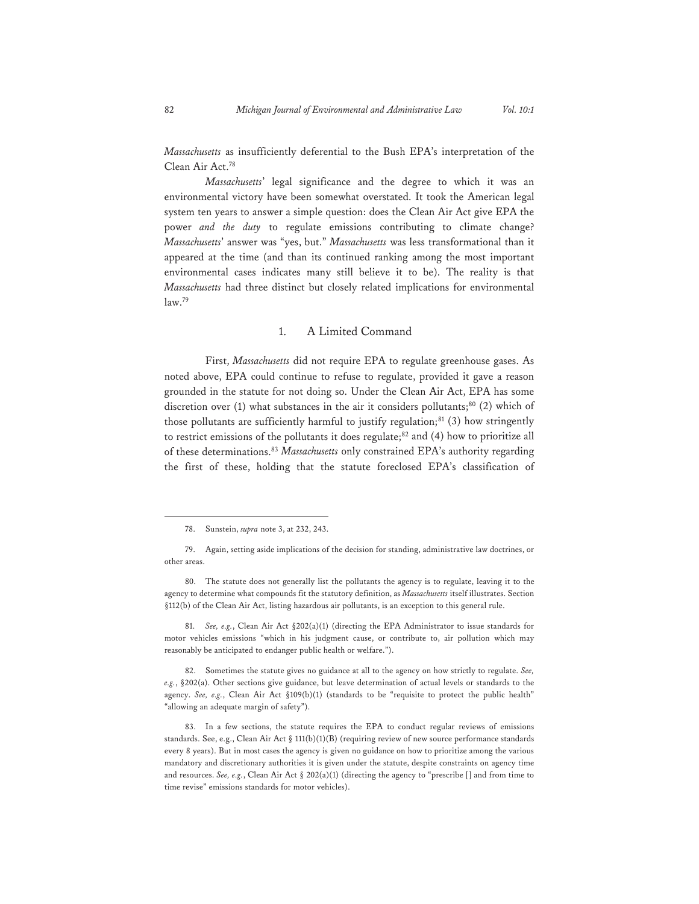*Massachusetts* as insufficiently deferential to the Bush EPA's interpretation of the Clean Air Act.[78]

*Massachusetts*' legal significance and the degree to which it was an environmental victory have been somewhat overstated. It took the American legal system ten years to answer a simple question: does the Clean Air Act give EPA the power *and the duty* to regulate emissions contributing to climate change? *Massachusetts*' answer was "yes, but." *Massachusetts* was less transformational than it appeared at the time (and than its continued ranking among the most important environmental cases indicates many still believe it to be). The reality is that *Massachusetts* had three distinct but closely related implications for environmental law.[79]

### 1. A Limited Command

First, *Massachusetts* did not require EPA to regulate greenhouse gases. As noted above, EPA could continue to refuse to regulate, provided it gave a reason grounded in the statute for not doing so. Under the Clean Air Act, EPA has some discretion over (1) what substances in the air it considers pollutants;[80] (2) which of those pollutants are sufficiently harmful to justify regulation;[81] (3) how stringently to restrict emissions of the pollutants it does regulate;[82] and (4) how to prioritize all of these determinations.[83] *Massachusetts* only constrained EPA's authority regarding the first of these, holding that the statute foreclosed EPA's classification of

---

78. Sunstein, *supra* note 3, at 232, 243.

79. Again, setting aside implications of the decision for standing, administrative law doctrines, or other areas.

80. The statute does not generally list the pollutants the agency is to regulate, leaving it to the agency to determine what compounds fit the statutory definition, as *Massachusetts* itself illustrates. Section §112(b) of the Clean Air Act, listing hazardous air pollutants, is an exception to this general rule.

81. *See, e.g.*, Clean Air Act §202(a)(1) (directing the EPA Administrator to issue standards for motor vehicles emissions "which in his judgment cause, or contribute to, air pollution which may reasonably be anticipated to endanger public health or welfare.").

82. Sometimes the statute gives no guidance at all to the agency on how strictly to regulate. *See, e.g.*, §202(a). Other sections give guidance, but leave determination of actual levels or standards to the agency. *See, e.g.*, Clean Air Act §109(b)(1) (standards to be "requisite to protect the public health" "allowing an adequate margin of safety").

83. In a few sections, the statute requires the EPA to conduct regular reviews of emissions standards. See, e.g., Clean Air Act § 111(b)(1)(B) (requiring review of new source performance standards every 8 years). But in most cases the agency is given no guidance on how to prioritize among the various mandatory and discretionary authorities it is given under the statute, despite constraints on agency time and resources. *See, e.g.*, Clean Air Act § 202(a)(1) (directing the agency to "prescribe [] and from time to time revise" emissions standards for motor vehicles).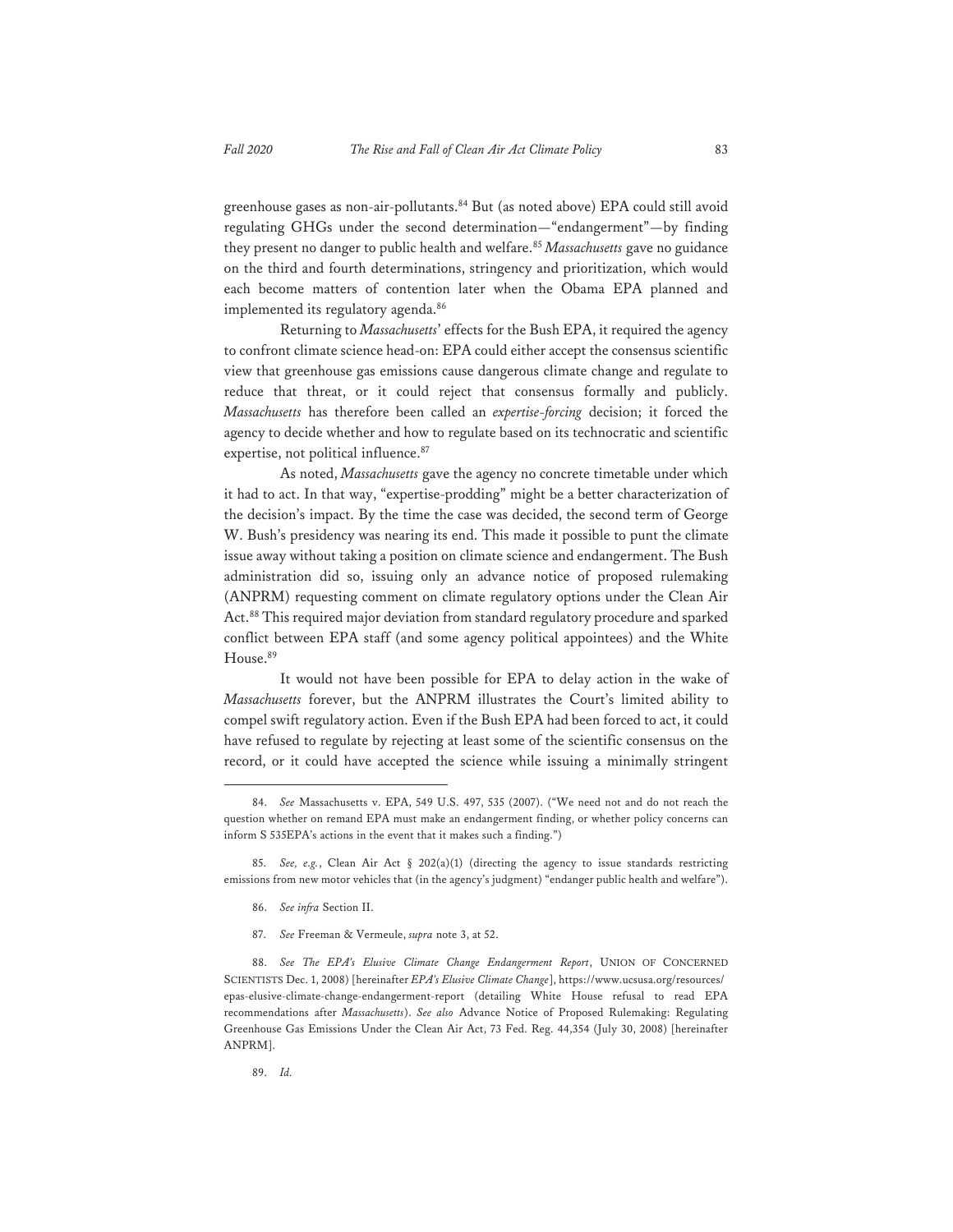greenhouse gases as non-air-pollutants.[84] But (as noted above) EPA could still avoid regulating GHGs under the second determination—"endangerment"—by finding they present no danger to public health and welfare.[85] *Massachusetts* gave no guidance on the third and fourth determinations, stringency and prioritization, which would each become matters of contention later when the Obama EPA planned and implemented its regulatory agenda.[86]

Returning to *Massachusetts*' effects for the Bush EPA, it required the agency to confront climate science head-on: EPA could either accept the consensus scientific view that greenhouse gas emissions cause dangerous climate change and regulate to reduce that threat, or it could reject that consensus formally and publicly. *Massachusetts* has therefore been called an *expertise-forcing* decision; it forced the agency to decide whether and how to regulate based on its technocratic and scientific expertise, not political influence.[87]

As noted, *Massachusetts* gave the agency no concrete timetable under which it had to act. In that way, "expertise-prodding" might be a better characterization of the decision's impact. By the time the case was decided, the second term of George W. Bush's presidency was nearing its end. This made it possible to punt the climate issue away without taking a position on climate science and endangerment. The Bush administration did so, issuing only an advance notice of proposed rulemaking (ANPRM) requesting comment on climate regulatory options under the Clean Air Act.[88] This required major deviation from standard regulatory procedure and sparked conflict between EPA staff (and some agency political appointees) and the White House.[89]

It would not have been possible for EPA to delay action in the wake of *Massachusetts* forever, but the ANPRM illustrates the Court's limited ability to compel swift regulatory action. Even if the Bush EPA had been forced to act, it could have refused to regulate by rejecting at least some of the scientific consensus on the record, or it could have accepted the science while issuing a minimally stringent

---

84. *See* Massachusetts v. EPA, 549 U.S. 497, 535 (2007). ("We need not and do not reach the question whether on remand EPA must make an endangerment finding, or whether policy concerns can inform S 535EPA's actions in the event that it makes such a finding.")

85. *See, e.g.*, Clean Air Act § 202(a)(1) (directing the agency to issue standards restricting emissions from new motor vehicles that (in the agency's judgment) "endanger public health and welfare").

86. *See infra* Section II.

87. *See* Freeman & Vermeule, *supra* note 3, at 52.

88. *See The EPA's Elusive Climate Change Endangerment Report*, UNION OF CONCERNED SCIENTISTS Dec. 1, 2008) [hereinafter *EPA's Elusive Climate Change*], https://www.ucsusa.org/resources/epas-elusive-climate-change-endangerment-report (detailing White House refusal to read EPA recommendations after *Massachusetts*). *See also* Advance Notice of Proposed Rulemaking: Regulating Greenhouse Gas Emissions Under the Clean Air Act, 73 Fed. Reg. 44,354 (July 30, 2008) [hereinafter ANPRM].

89. *Id.*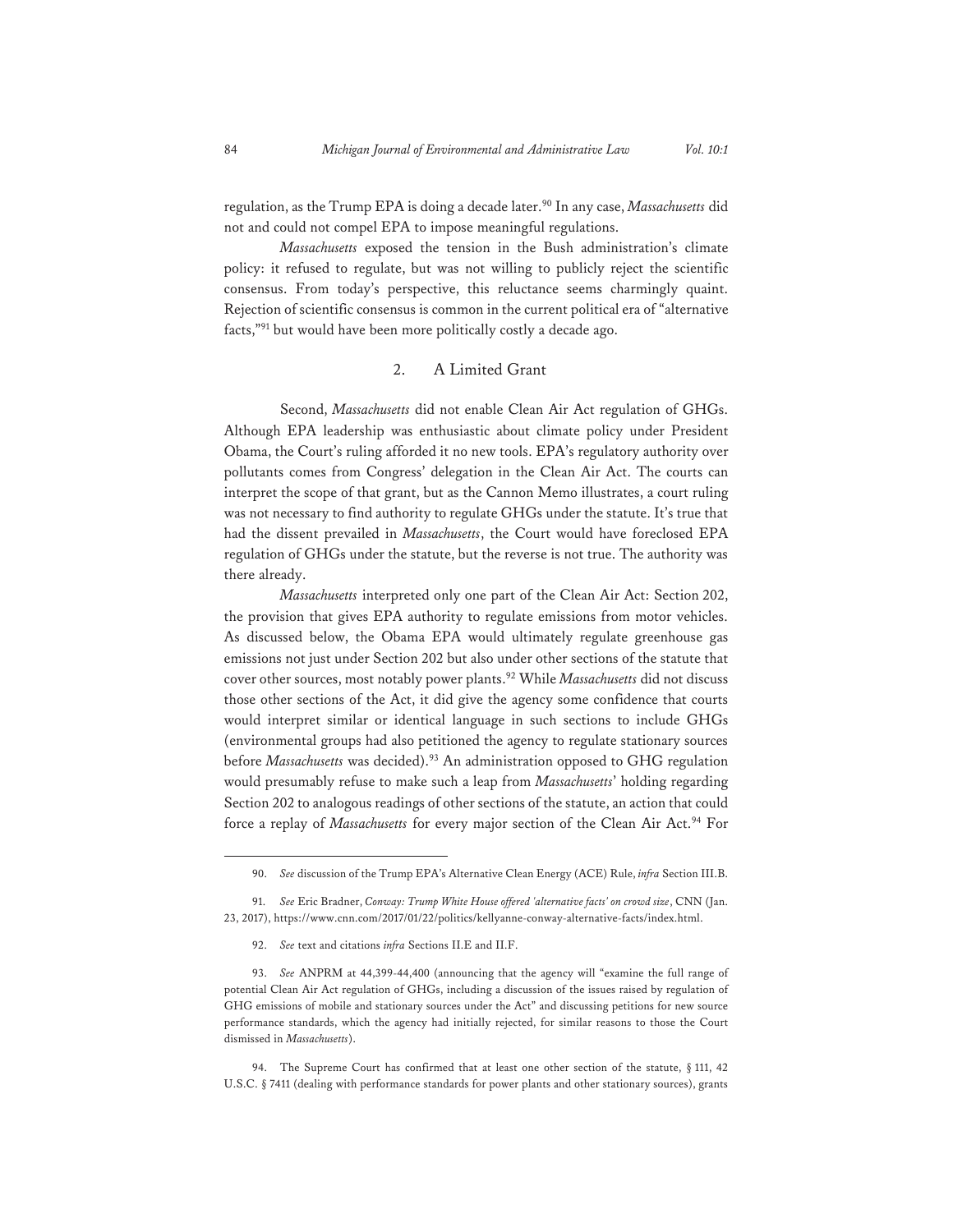regulation, as the Trump EPA is doing a decade later.[90] In any case, *Massachusetts* did not and could not compel EPA to impose meaningful regulations.

*Massachusetts* exposed the tension in the Bush administration's climate policy: it refused to regulate, but was not willing to publicly reject the scientific consensus. From today's perspective, this reluctance seems charmingly quaint. Rejection of scientific consensus is common in the current political era of "alternative facts,"[91] but would have been more politically costly a decade ago.

### 2. A Limited Grant

Second, *Massachusetts* did not enable Clean Air Act regulation of GHGs. Although EPA leadership was enthusiastic about climate policy under President Obama, the Court's ruling afforded it no new tools. EPA's regulatory authority over pollutants comes from Congress' delegation in the Clean Air Act. The courts can interpret the scope of that grant, but as the Cannon Memo illustrates, a court ruling was not necessary to find authority to regulate GHGs under the statute. It's true that had the dissent prevailed in *Massachusetts*, the Court would have foreclosed EPA regulation of GHGs under the statute, but the reverse is not true. The authority was there already.

*Massachusetts* interpreted only one part of the Clean Air Act: Section 202, the provision that gives EPA authority to regulate emissions from motor vehicles. As discussed below, the Obama EPA would ultimately regulate greenhouse gas emissions not just under Section 202 but also under other sections of the statute that cover other sources, most notably power plants.[92] While *Massachusetts* did not discuss those other sections of the Act, it did give the agency some confidence that courts would interpret similar or identical language in such sections to include GHGs (environmental groups had also petitioned the agency to regulate stationary sources before *Massachusetts* was decided).[93] An administration opposed to GHG regulation would presumably refuse to make such a leap from *Massachusetts*' holding regarding Section 202 to analogous readings of other sections of the statute, an action that could force a replay of *Massachusetts* for every major section of the Clean Air Act.[94] For

---

90. *See* discussion of the Trump EPA's Alternative Clean Energy (ACE) Rule, *infra* Section III.B.

91. *See* Eric Bradner, *Conway: Trump White House offered 'alternative facts' on crowd size*, CNN (Jan. 23, 2017), https://www.cnn.com/2017/01/22/politics/kellyanne-conway-alternative-facts/index.html.

92. *See* text and citations *infra* Sections II.E and II.F.

93. *See* ANPRM at 44,399-44,400 (announcing that the agency will "examine the full range of potential Clean Air Act regulation of GHGs, including a discussion of the issues raised by regulation of GHG emissions of mobile and stationary sources under the Act" and discussing petitions for new source performance standards, which the agency had initially rejected, for similar reasons to those the Court dismissed in *Massachusetts*).

94. The Supreme Court has confirmed that at least one other section of the statute, § 111, 42 U.S.C. § 7411 (dealing with performance standards for power plants and other stationary sources), grants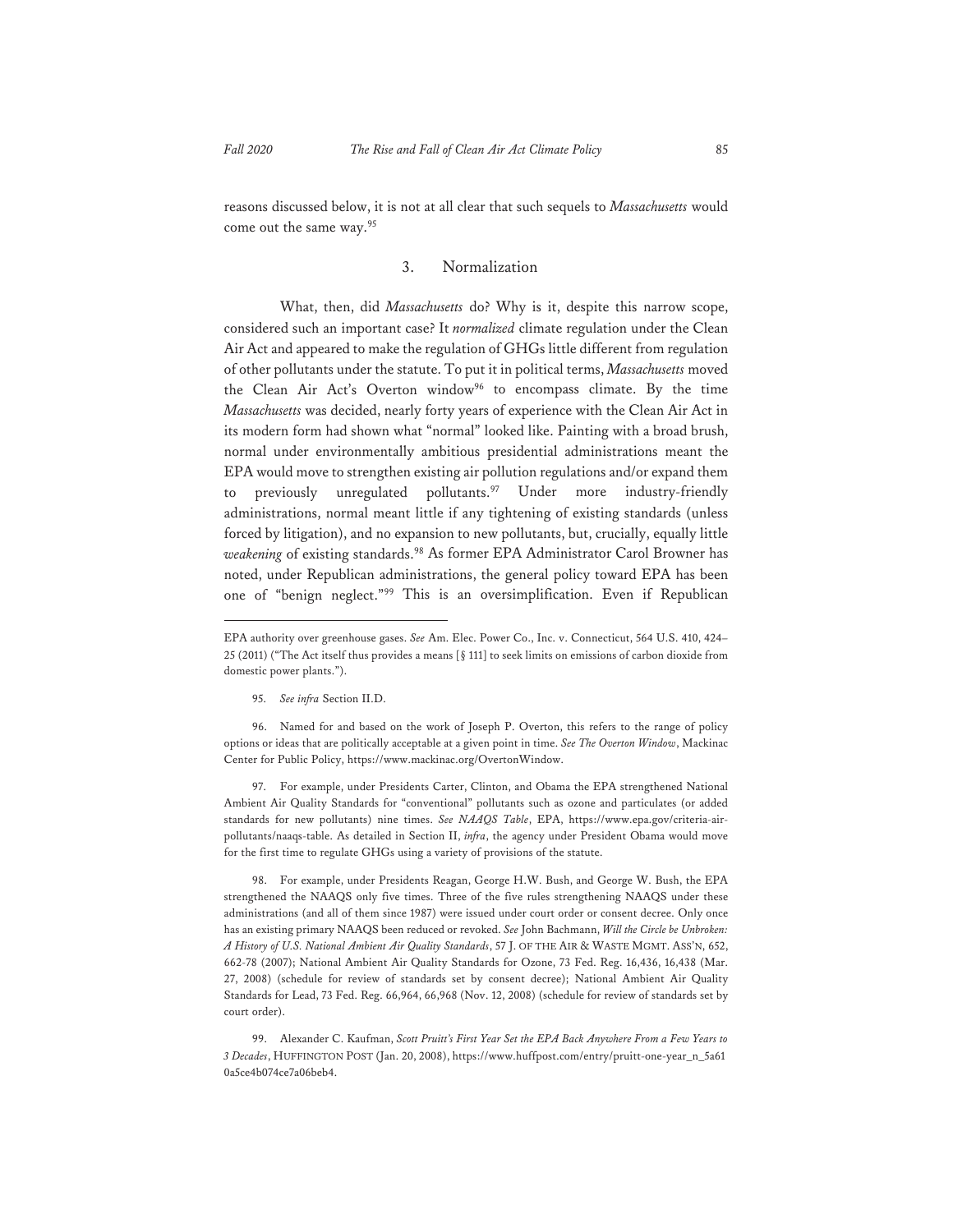reasons discussed below, it is not at all clear that such sequels to *Massachusetts* would come out the same way.[95]

### 3. Normalization

What, then, did *Massachusetts* do? Why is it, despite this narrow scope, considered such an important case? It *normalized* climate regulation under the Clean Air Act and appeared to make the regulation of GHGs little different from regulation of other pollutants under the statute. To put it in political terms, *Massachusetts* moved the Clean Air Act's Overton window[96] to encompass climate. By the time *Massachusetts* was decided, nearly forty years of experience with the Clean Air Act in its modern form had shown what "normal" looked like. Painting with a broad brush, normal under environmentally ambitious presidential administrations meant the EPA would move to strengthen existing air pollution regulations and/or expand them to previously unregulated pollutants.[97] Under more industry-friendly administrations, normal meant little if any tightening of existing standards (unless forced by litigation), and no expansion to new pollutants, but, crucially, equally little *weakening* of existing standards.[98] As former EPA Administrator Carol Browner has noted, under Republican administrations, the general policy toward EPA has been one of "benign neglect."[99] This is an oversimplification. Even if Republican

---

EPA authority over greenhouse gases. *See* Am. Elec. Power Co., Inc. v. Connecticut, 564 U.S. 410, 424–25 (2011) ("The Act itself thus provides a means [§ 111] to seek limits on emissions of carbon dioxide from domestic power plants.").

95. *See infra* Section II.D.

96. Named for and based on the work of Joseph P. Overton, this refers to the range of policy options or ideas that are politically acceptable at a given point in time. *See The Overton Window*, Mackinac Center for Public Policy, https://www.mackinac.org/OvertonWindow.

97. For example, under Presidents Carter, Clinton, and Obama the EPA strengthened National Ambient Air Quality Standards for "conventional" pollutants such as ozone and particulates (or added standards for new pollutants) nine times. *See NAAQS Table*, EPA, https://www.epa.gov/criteria-air-pollutants/naaqs-table. As detailed in Section II, *infra*, the agency under President Obama would move for the first time to regulate GHGs using a variety of provisions of the statute.

98. For example, under Presidents Reagan, George H.W. Bush, and George W. Bush, the EPA strengthened the NAAQS only five times. Three of the five rules strengthening NAAQS under these administrations (and all of them since 1987) were issued under court order or consent decree. Only once has an existing primary NAAQS been reduced or revoked. *See* John Bachmann, *Will the Circle be Unbroken: A History of U.S. National Ambient Air Quality Standards*, 57 J. OF THE AIR & WASTE MGMT. ASS'N, 652, 662-78 (2007); National Ambient Air Quality Standards for Ozone, 73 Fed. Reg. 16,436, 16,438 (Mar. 27, 2008) (schedule for review of standards set by consent decree); National Ambient Air Quality Standards for Lead, 73 Fed. Reg. 66,964, 66,968 (Nov. 12, 2008) (schedule for review of standards set by court order).

99. Alexander C. Kaufman, *Scott Pruitt's First Year Set the EPA Back Anywhere From a Few Years to 3 Decades*, HUFFINGTON POST (Jan. 20, 2008), https://www.huffpost.com/entry/pruitt-one-year_n_5a610a5ce4b074ce7a06beb4.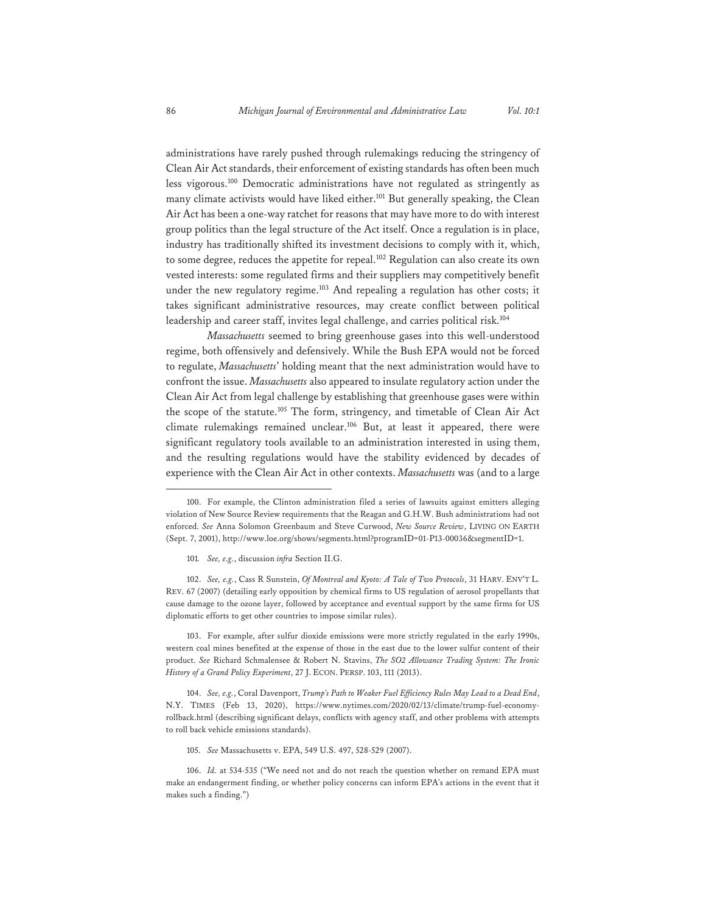administrations have rarely pushed through rulemakings reducing the stringency of Clean Air Act standards, their enforcement of existing standards has often been much less vigorous.[100] Democratic administrations have not regulated as stringently as many climate activists would have liked either.[101] But generally speaking, the Clean Air Act has been a one-way ratchet for reasons that may have more to do with interest group politics than the legal structure of the Act itself. Once a regulation is in place, industry has traditionally shifted its investment decisions to comply with it, which, to some degree, reduces the appetite for repeal.[102] Regulation can also create its own vested interests: some regulated firms and their suppliers may competitively benefit under the new regulatory regime.[103] And repealing a regulation has other costs; it takes significant administrative resources, may create conflict between political leadership and career staff, invites legal challenge, and carries political risk.[104]

*Massachusetts* seemed to bring greenhouse gases into this well-understood regime, both offensively and defensively. While the Bush EPA would not be forced to regulate, *Massachusetts*' holding meant that the next administration would have to confront the issue. *Massachusetts* also appeared to insulate regulatory action under the Clean Air Act from legal challenge by establishing that greenhouse gases were within the scope of the statute.[105] The form, stringency, and timetable of Clean Air Act climate rulemakings remained unclear.[106] But, at least it appeared, there were significant regulatory tools available to an administration interested in using them, and the resulting regulations would have the stability evidenced by decades of experience with the Clean Air Act in other contexts. *Massachusetts* was (and to a large

---

100. For example, the Clinton administration filed a series of lawsuits against emitters alleging violation of New Source Review requirements that the Reagan and G.H.W. Bush administrations had not enforced. *See* Anna Solomon Greenbaum and Steve Curwood, *New Source Review*, LIVING ON EARTH (Sept. 7, 2001), http://www.loe.org/shows/segments.html?programID=01-P13-00036&segmentID=1.

101. *See, e.g.*, discussion *infra* Section II.G.

102. *See, e.g.*, Cass R Sunstein, *Of Montreal and Kyoto: A Tale of Two Protocols*, 31 HARV. ENV'T L. REV. 67 (2007) (detailing early opposition by chemical firms to US regulation of aerosol propellants that cause damage to the ozone layer, followed by acceptance and eventual support by the same firms for US diplomatic efforts to get other countries to impose similar rules).

103. For example, after sulfur dioxide emissions were more strictly regulated in the early 1990s, western coal mines benefited at the expense of those in the east due to the lower sulfur content of their product. *See* Richard Schmalensee & Robert N. Stavins, *The SO2 Allowance Trading System: The Ironic History of a Grand Policy Experiment*, 27 J. ECON. PERSP. 103, 111 (2013).

104. *See, e.g.*, Coral Davenport, *Trump's Path to Weaker Fuel Efficiency Rules May Lead to a Dead End*, N.Y. TIMES (Feb 13, 2020), https://www.nytimes.com/2020/02/13/climate/trump-fuel-economy-rollback.html (describing significant delays, conflicts with agency staff, and other problems with attempts to roll back vehicle emissions standards).

105. *See* Massachusetts v. EPA, 549 U.S. 497, 528-529 (2007).

106. *Id.* at 534-535 ("We need not and do not reach the question whether on remand EPA must make an endangerment finding, or whether policy concerns can inform EPA's actions in the event that it makes such a finding.")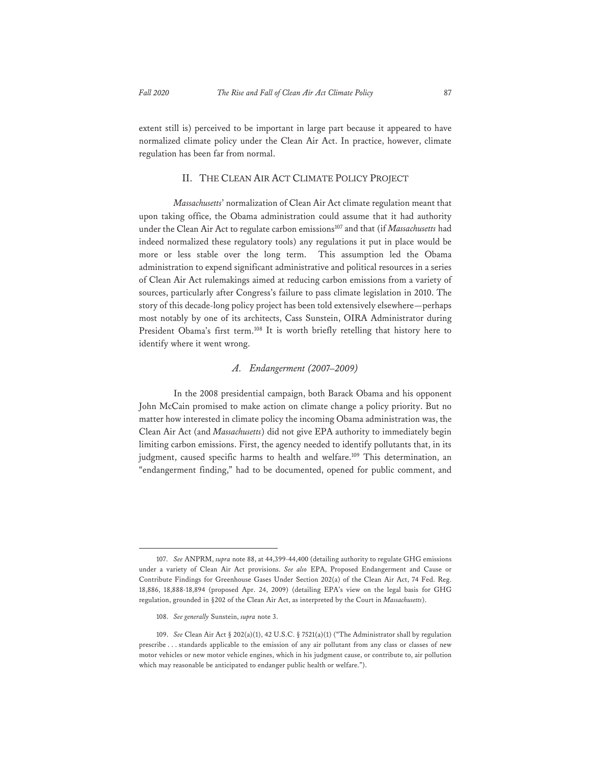extent still is) perceived to be important in large part because it appeared to have normalized climate policy under the Clean Air Act. In practice, however, climate regulation has been far from normal.

## II. THE CLEAN AIR ACT CLIMATE POLICY PROJECT

*Massachusetts*' normalization of Clean Air Act climate regulation meant that upon taking office, the Obama administration could assume that it had authority under the Clean Air Act to regulate carbon emissions[107] and that (if *Massachusetts* had indeed normalized these regulatory tools) any regulations it put in place would be more or less stable over the long term. This assumption led the Obama administration to expend significant administrative and political resources in a series of Clean Air Act rulemakings aimed at reducing carbon emissions from a variety of sources, particularly after Congress's failure to pass climate legislation in 2010. The story of this decade-long policy project has been told extensively elsewhere—perhaps most notably by one of its architects, Cass Sunstein, OIRA Administrator during President Obama's first term.[108] It is worth briefly retelling that history here to identify where it went wrong.

### *A. Endangerment (2007–2009)*

In the 2008 presidential campaign, both Barack Obama and his opponent John McCain promised to make action on climate change a policy priority. But no matter how interested in climate policy the incoming Obama administration was, the Clean Air Act (and *Massachusetts*) did not give EPA authority to immediately begin limiting carbon emissions. First, the agency needed to identify pollutants that, in its judgment, caused specific harms to health and welfare.[109] This determination, an "endangerment finding," had to be documented, opened for public comment, and

---

107. *See* ANPRM, *supra* note 88, at 44,399-44,400 (detailing authority to regulate GHG emissions under a variety of Clean Air Act provisions. *See also* EPA, Proposed Endangerment and Cause or Contribute Findings for Greenhouse Gases Under Section 202(a) of the Clean Air Act, 74 Fed. Reg. 18,886, 18,888-18,894 (proposed Apr. 24, 2009) (detailing EPA's view on the legal basis for GHG regulation, grounded in §202 of the Clean Air Act, as interpreted by the Court in *Massachusetts*).

108. *See generally* Sunstein, *supra* note 3.

109. *See* Clean Air Act § 202(a)(1), 42 U.S.C. § 7521(a)(1) ("The Administrator shall by regulation prescribe . . . standards applicable to the emission of any air pollutant from any class or classes of new motor vehicles or new motor vehicle engines, which in his judgment cause, or contribute to, air pollution which may reasonable be anticipated to endanger public health or welfare.").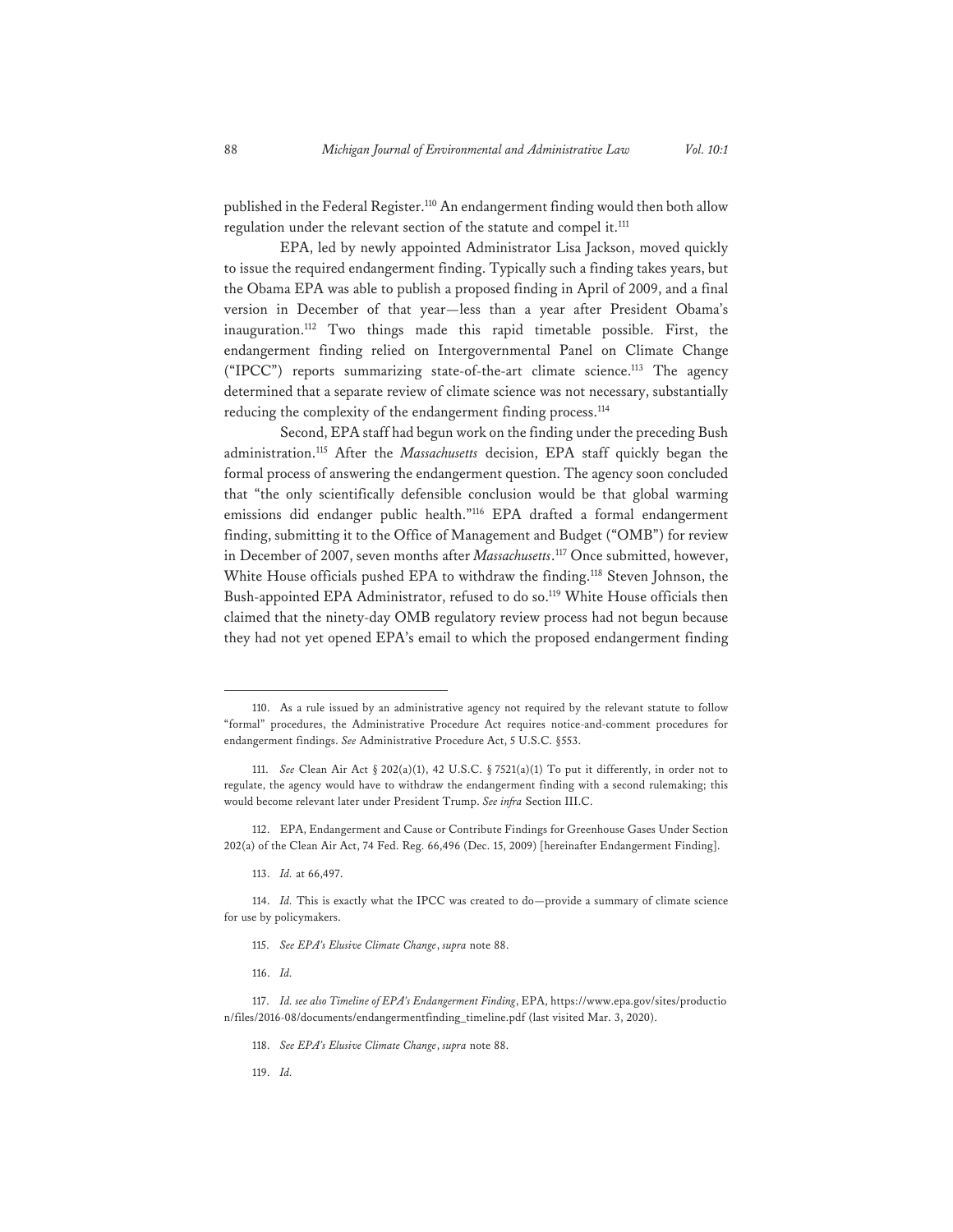published in the Federal Register.[110] An endangerment finding would then both allow regulation under the relevant section of the statute and compel it.[111]

EPA, led by newly appointed Administrator Lisa Jackson, moved quickly to issue the required endangerment finding. Typically such a finding takes years, but the Obama EPA was able to publish a proposed finding in April of 2009, and a final version in December of that year—less than a year after President Obama's inauguration.[112] Two things made this rapid timetable possible. First, the endangerment finding relied on Intergovernmental Panel on Climate Change ("IPCC") reports summarizing state-of-the-art climate science.[113] The agency determined that a separate review of climate science was not necessary, substantially reducing the complexity of the endangerment finding process.[114]

Second, EPA staff had begun work on the finding under the preceding Bush administration.[115] After the *Massachusetts* decision, EPA staff quickly began the formal process of answering the endangerment question. The agency soon concluded that "the only scientifically defensible conclusion would be that global warming emissions did endanger public health."[116] EPA drafted a formal endangerment finding, submitting it to the Office of Management and Budget ("OMB") for review in December of 2007, seven months after *Massachusetts*.[117] Once submitted, however, White House officials pushed EPA to withdraw the finding.[118] Steven Johnson, the Bush-appointed EPA Administrator, refused to do so.[119] White House officials then claimed that the ninety-day OMB regulatory review process had not begun because they had not yet opened EPA's email to which the proposed endangerment finding

---

110. As a rule issued by an administrative agency not required by the relevant statute to follow "formal" procedures, the Administrative Procedure Act requires notice-and-comment procedures for endangerment findings. *See* Administrative Procedure Act, 5 U.S.C. §553.

111. *See* Clean Air Act § 202(a)(1), 42 U.S.C. § 7521(a)(1) To put it differently, in order not to regulate, the agency would have to withdraw the endangerment finding with a second rulemaking; this would become relevant later under President Trump. *See infra* Section III.C.

112. EPA, Endangerment and Cause or Contribute Findings for Greenhouse Gases Under Section 202(a) of the Clean Air Act, 74 Fed. Reg. 66,496 (Dec. 15, 2009) [hereinafter Endangerment Finding].

113. *Id.* at 66,497.

114. *Id.* This is exactly what the IPCC was created to do—provide a summary of climate science for use by policymakers.

115. *See EPA's Elusive Climate Change*, *supra* note 88.

116. *Id.*

117. *Id. see also Timeline of EPA's Endangerment Finding*, EPA, https://www.epa.gov/sites/production/files/2016-08/documents/endangermentfinding_timeline.pdf (last visited Mar. 3, 2020).

118. *See EPA's Elusive Climate Change*, *supra* note 88.

119. *Id.*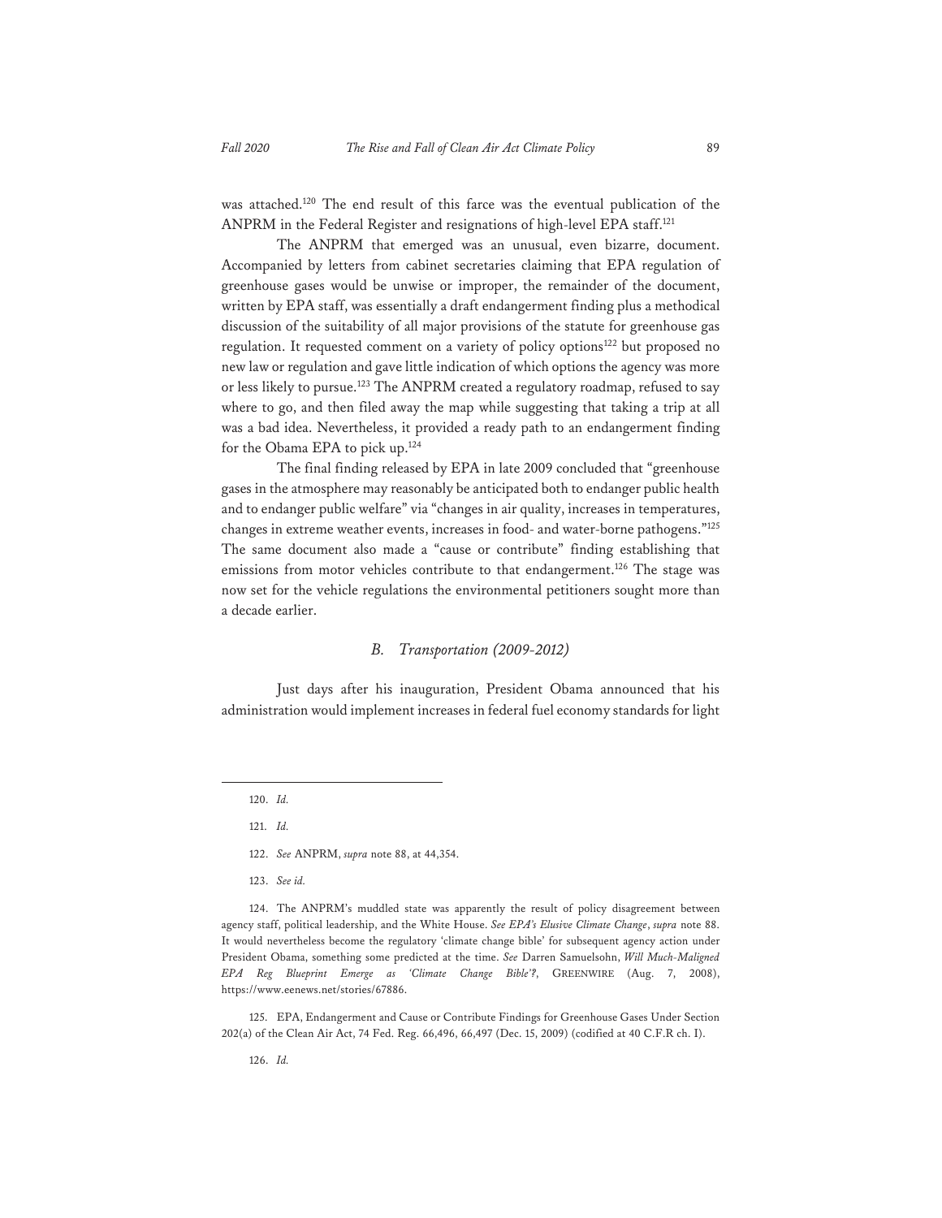was attached.[120] The end result of this farce was the eventual publication of the ANPRM in the Federal Register and resignations of high-level EPA staff.[121]

The ANPRM that emerged was an unusual, even bizarre, document. Accompanied by letters from cabinet secretaries claiming that EPA regulation of greenhouse gases would be unwise or improper, the remainder of the document, written by EPA staff, was essentially a draft endangerment finding plus a methodical discussion of the suitability of all major provisions of the statute for greenhouse gas regulation. It requested comment on a variety of policy options[122] but proposed no new law or regulation and gave little indication of which options the agency was more or less likely to pursue.[123] The ANPRM created a regulatory roadmap, refused to say where to go, and then filed away the map while suggesting that taking a trip at all was a bad idea. Nevertheless, it provided a ready path to an endangerment finding for the Obama EPA to pick up.[124]

The final finding released by EPA in late 2009 concluded that "greenhouse gases in the atmosphere may reasonably be anticipated both to endanger public health and to endanger public welfare" via "changes in air quality, increases in temperatures, changes in extreme weather events, increases in food- and water-borne pathogens."[125] The same document also made a "cause or contribute" finding establishing that emissions from motor vehicles contribute to that endangerment.[126] The stage was now set for the vehicle regulations the environmental petitioners sought more than a decade earlier.

### *B. Transportation (2009-2012)*

Just days after his inauguration, President Obama announced that his administration would implement increases in federal fuel economy standards for light

---

120. *Id.*

121. *Id.*

122. *See* ANPRM, *supra* note 88, at 44,354.

123. *See id.*

124. The ANPRM's muddled state was apparently the result of policy disagreement between agency staff, political leadership, and the White House. *See EPA's Elusive Climate Change*, *supra* note 88. It would nevertheless become the regulatory 'climate change bible' for subsequent agency action under President Obama, something some predicted at the time. *See* Darren Samuelsohn, *Will Much-Maligned EPA Reg Blueprint Emerge as 'Climate Change Bible'?*, GREENWIRE (Aug. 7, 2008), https://www.eenews.net/stories/67886.

125. EPA, Endangerment and Cause or Contribute Findings for Greenhouse Gases Under Section 202(a) of the Clean Air Act, 74 Fed. Reg. 66,496, 66,497 (Dec. 15, 2009) (codified at 40 C.F.R ch. I).

126. *Id.*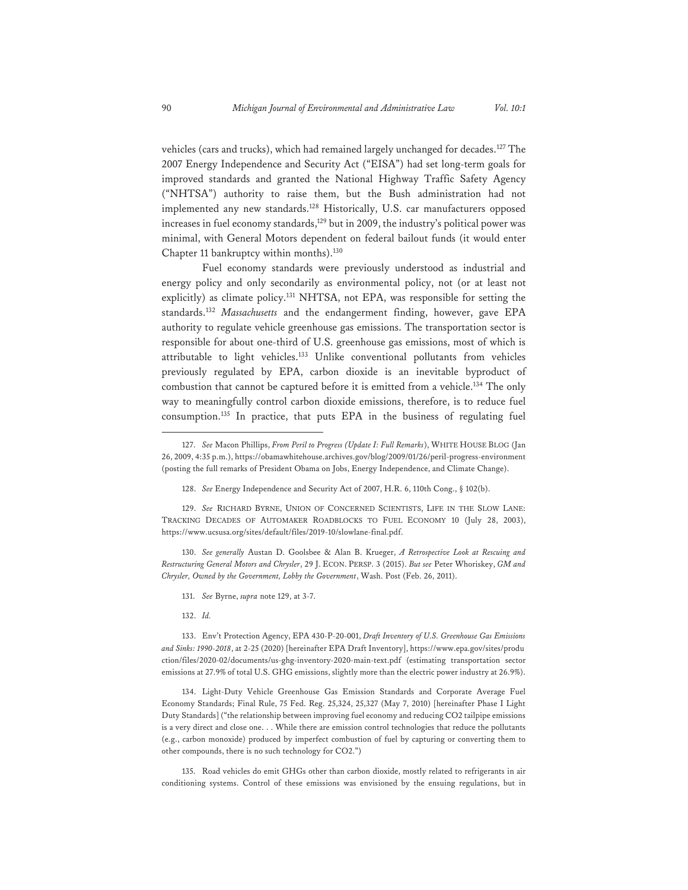vehicles (cars and trucks), which had remained largely unchanged for decades.[127] The 2007 Energy Independence and Security Act ("EISA") had set long-term goals for improved standards and granted the National Highway Traffic Safety Agency ("NHTSA") authority to raise them, but the Bush administration had not implemented any new standards.[128] Historically, U.S. car manufacturers opposed increases in fuel economy standards,[129] but in 2009, the industry's political power was minimal, with General Motors dependent on federal bailout funds (it would enter Chapter 11 bankruptcy within months).[130]

Fuel economy standards were previously understood as industrial and energy policy and only secondarily as environmental policy, not (or at least not explicitly) as climate policy.[131] NHTSA, not EPA, was responsible for setting the standards.[132] *Massachusetts* and the endangerment finding, however, gave EPA authority to regulate vehicle greenhouse gas emissions. The transportation sector is responsible for about one-third of U.S. greenhouse gas emissions, most of which is attributable to light vehicles.[133] Unlike conventional pollutants from vehicles previously regulated by EPA, carbon dioxide is an inevitable byproduct of combustion that cannot be captured before it is emitted from a vehicle.[134] The only way to meaningfully control carbon dioxide emissions, therefore, is to reduce fuel consumption.[135] In practice, that puts EPA in the business of regulating fuel

---

127. *See* Macon Phillips, *From Peril to Progress (Update I: Full Remarks)*, WHITE HOUSE BLOG (Jan 26, 2009, 4:35 p.m.), https://obamawhitehouse.archives.gov/blog/2009/01/26/peril-progress-environment (posting the full remarks of President Obama on Jobs, Energy Independence, and Climate Change).

128. *See* Energy Independence and Security Act of 2007, H.R. 6, 110th Cong., § 102(b).

129. *See* RICHARD BYRNE, UNION OF CONCERNED SCIENTISTS, LIFE IN THE SLOW LANE: TRACKING DECADES OF AUTOMAKER ROADBLOCKS TO FUEL ECONOMY 10 (July 28, 2003), https://www.ucsusa.org/sites/default/files/2019-10/slowlane-final.pdf.

130. *See generally* Austan D. Goolsbee & Alan B. Krueger, *A Retrospective Look at Rescuing and Restructuring General Motors and Chrysler*, 29 J. ECON. PERSP. 3 (2015). *But see* Peter Whoriskey, *GM and Chrysler, Owned by the Government, Lobby the Government*, Wash. Post (Feb. 26, 2011).

131. *See* Byrne, *supra* note 129, at 3-7.

132. *Id.*

133. Env't Protection Agency, EPA 430-P-20-001, *Draft Inventory of U.S. Greenhouse Gas Emissions and Sinks: 1990-2018*, at 2-25 (2020) [hereinafter EPA Draft Inventory], https://www.epa.gov/sites/production/files/2020-02/documents/us-ghg-inventory-2020-main-text.pdf (estimating transportation sector emissions at 27.9% of total U.S. GHG emissions, slightly more than the electric power industry at 26.9%).

134. Light-Duty Vehicle Greenhouse Gas Emission Standards and Corporate Average Fuel Economy Standards; Final Rule, 75 Fed. Reg. 25,324, 25,327 (May 7, 2010) [hereinafter Phase I Light Duty Standards] ("the relationship between improving fuel economy and reducing CO2 tailpipe emissions is a very direct and close one. . . While there are emission control technologies that reduce the pollutants (e.g., carbon monoxide) produced by imperfect combustion of fuel by capturing or converting them to other compounds, there is no such technology for CO2.")

135. Road vehicles do emit GHGs other than carbon dioxide, mostly related to refrigerants in air conditioning systems. Control of these emissions was envisioned by the ensuing regulations, but in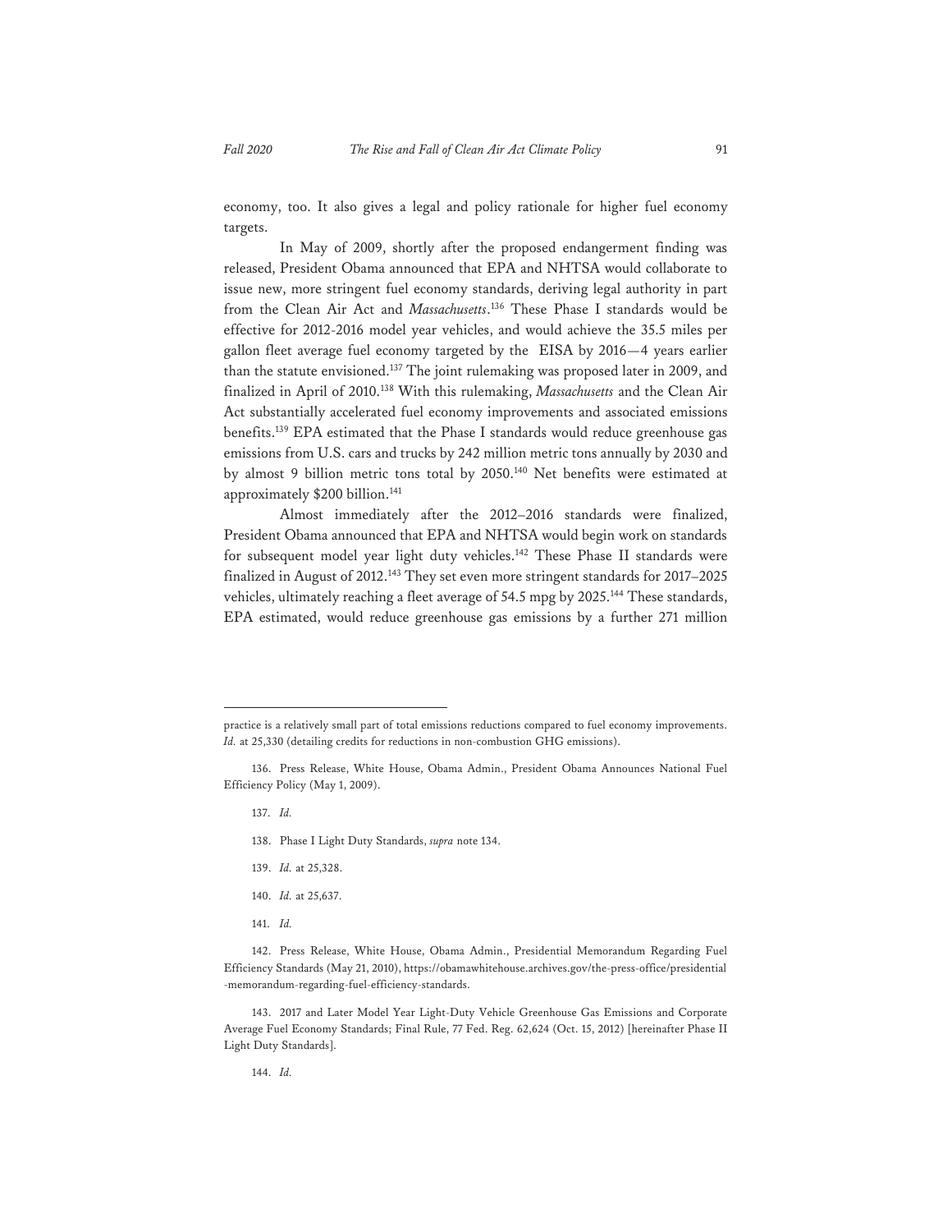economy, too. It also gives a legal and policy rationale for higher fuel economy targets.

In May of 2009, shortly after the proposed endangerment finding was released, President Obama announced that EPA and NHTSA would collaborate to issue new, more stringent fuel economy standards, deriving legal authority in part from the Clean Air Act and *Massachusetts*.[136] These Phase I standards would be effective for 2012-2016 model year vehicles, and would achieve the 35.5 miles per gallon fleet average fuel economy targeted by the EISA by 2016—4 years earlier than the statute envisioned.[137] The joint rulemaking was proposed later in 2009, and finalized in April of 2010.[138] With this rulemaking, *Massachusetts* and the Clean Air Act substantially accelerated fuel economy improvements and associated emissions benefits.[139] EPA estimated that the Phase I standards would reduce greenhouse gas emissions from U.S. cars and trucks by 242 million metric tons annually by 2030 and by almost 9 billion metric tons total by 2050.[140] Net benefits were estimated at approximately $200 billion.[141]

Almost immediately after the 2012–2016 standards were finalized, President Obama announced that EPA and NHTSA would begin work on standards for subsequent model year light duty vehicles.[142] These Phase II standards were finalized in August of 2012.[143] They set even more stringent standards for 2017–2025 vehicles, ultimately reaching a fleet average of 54.5 mpg by 2025.[144] These standards, EPA estimated, would reduce greenhouse gas emissions by a further 271 million

---

practice is a relatively small part of total emissions reductions compared to fuel economy improvements. *Id.* at 25,330 (detailing credits for reductions in non-combustion GHG emissions).

136. Press Release, White House, Obama Admin., President Obama Announces National Fuel Efficiency Policy (May 1, 2009).

137. *Id.*

138. Phase I Light Duty Standards, *supra* note 134.

139. *Id.* at 25,328.

140. *Id.* at 25,637.

141. *Id.*

142. Press Release, White House, Obama Admin., Presidential Memorandum Regarding Fuel Efficiency Standards (May 21, 2010), https://obamawhitehouse.archives.gov/the-press-office/presidential-memorandum-regarding-fuel-efficiency-standards.

143. 2017 and Later Model Year Light-Duty Vehicle Greenhouse Gas Emissions and Corporate Average Fuel Economy Standards; Final Rule, 77 Fed. Reg. 62,624 (Oct. 15, 2012) [hereinafter Phase II Light Duty Standards].

144. *Id.*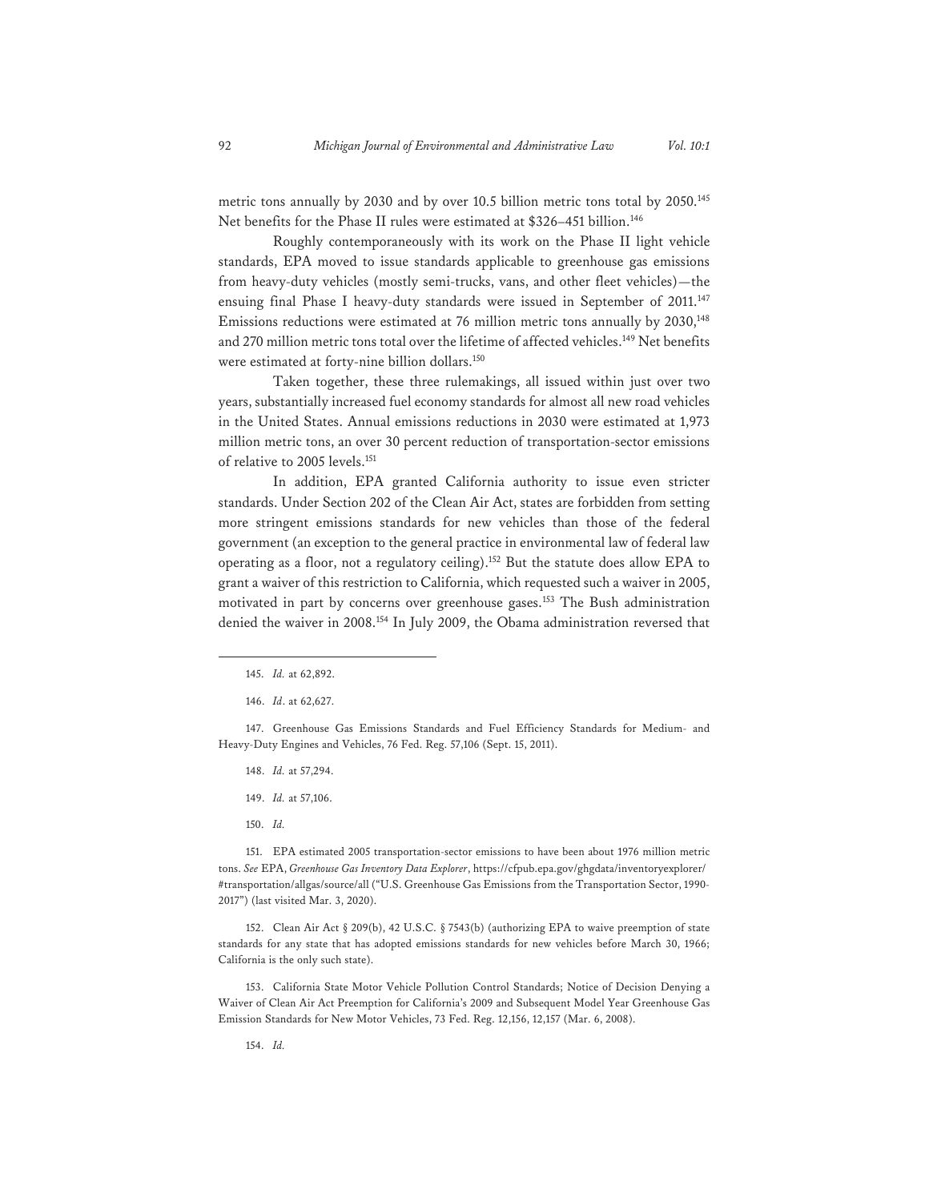metric tons annually by 2030 and by over 10.5 billion metric tons total by 2050.[145] Net benefits for the Phase II rules were estimated at $326–451 billion.[146]

Roughly contemporaneously with its work on the Phase II light vehicle standards, EPA moved to issue standards applicable to greenhouse gas emissions from heavy-duty vehicles (mostly semi-trucks, vans, and other fleet vehicles)—the ensuing final Phase I heavy-duty standards were issued in September of 2011.[147] Emissions reductions were estimated at 76 million metric tons annually by 2030,[148] and 270 million metric tons total over the lifetime of affected vehicles.[149] Net benefits were estimated at forty-nine billion dollars.[150]

Taken together, these three rulemakings, all issued within just over two years, substantially increased fuel economy standards for almost all new road vehicles in the United States. Annual emissions reductions in 2030 were estimated at 1,973 million metric tons, an over 30 percent reduction of transportation-sector emissions of relative to 2005 levels.[151]

In addition, EPA granted California authority to issue even stricter standards. Under Section 202 of the Clean Air Act, states are forbidden from setting more stringent emissions standards for new vehicles than those of the federal government (an exception to the general practice in environmental law of federal law operating as a floor, not a regulatory ceiling).[152] But the statute does allow EPA to grant a waiver of this restriction to California, which requested such a waiver in 2005, motivated in part by concerns over greenhouse gases.[153] The Bush administration denied the waiver in 2008.[154] In July 2009, the Obama administration reversed that

145. *Id.* at 62,892.

146. *Id*. at 62,627.

147. Greenhouse Gas Emissions Standards and Fuel Efficiency Standards for Medium- and Heavy-Duty Engines and Vehicles, 76 Fed. Reg. 57,106 (Sept. 15, 2011).

148. *Id.* at 57,294.

149. *Id.* at 57,106.

150. *Id.*

151. EPA estimated 2005 transportation-sector emissions to have been about 1976 million metric tons. *See* EPA, *Greenhouse Gas Inventory Data Explorer*, https://cfpub.epa.gov/ghgdata/inventoryexplorer/#transportation/allgas/source/all ("U.S. Greenhouse Gas Emissions from the Transportation Sector, 1990-2017") (last visited Mar. 3, 2020).

152. Clean Air Act § 209(b), 42 U.S.C. § 7543(b) (authorizing EPA to waive preemption of state standards for any state that has adopted emissions standards for new vehicles before March 30, 1966; California is the only such state).

153. California State Motor Vehicle Pollution Control Standards; Notice of Decision Denying a Waiver of Clean Air Act Preemption for California's 2009 and Subsequent Model Year Greenhouse Gas Emission Standards for New Motor Vehicles, 73 Fed. Reg. 12,156, 12,157 (Mar. 6, 2008).

154. *Id.*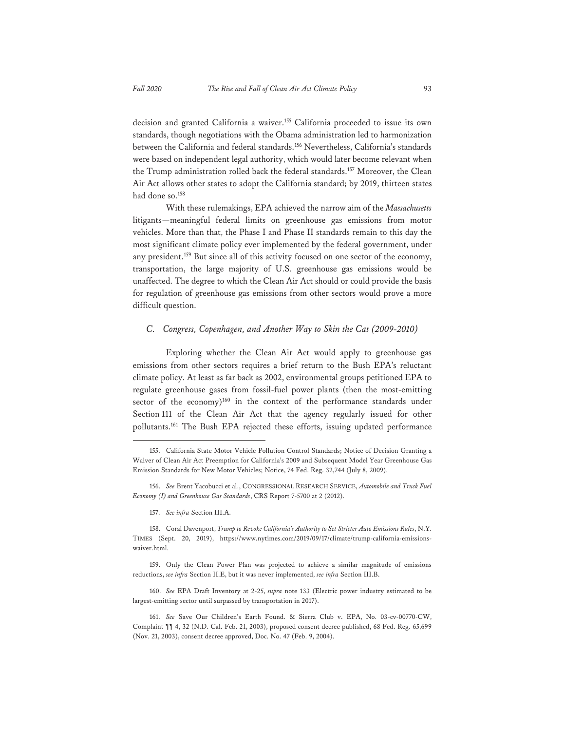decision and granted California a waiver.[155] California proceeded to issue its own standards, though negotiations with the Obama administration led to harmonization between the California and federal standards.[156] Nevertheless, California's standards were based on independent legal authority, which would later become relevant when the Trump administration rolled back the federal standards.[157] Moreover, the Clean Air Act allows other states to adopt the California standard; by 2019, thirteen states had done so.[158]

With these rulemakings, EPA achieved the narrow aim of the *Massachusetts* litigants—meaningful federal limits on greenhouse gas emissions from motor vehicles. More than that, the Phase I and Phase II standards remain to this day the most significant climate policy ever implemented by the federal government, under any president.[159] But since all of this activity focused on one sector of the economy, transportation, the large majority of U.S. greenhouse gas emissions would be unaffected. The degree to which the Clean Air Act should or could provide the basis for regulation of greenhouse gas emissions from other sectors would prove a more difficult question.

### *C. Congress, Copenhagen, and Another Way to Skin the Cat (2009-2010)*

Exploring whether the Clean Air Act would apply to greenhouse gas emissions from other sectors requires a brief return to the Bush EPA's reluctant climate policy. At least as far back as 2002, environmental groups petitioned EPA to regulate greenhouse gases from fossil-fuel power plants (then the most-emitting sector of the economy)[160] in the context of the performance standards under Section 111 of the Clean Air Act that the agency regularly issued for other pollutants.[161] The Bush EPA rejected these efforts, issuing updated performance

---

155. California State Motor Vehicle Pollution Control Standards; Notice of Decision Granting a Waiver of Clean Air Act Preemption for California's 2009 and Subsequent Model Year Greenhouse Gas Emission Standards for New Motor Vehicles; Notice, 74 Fed. Reg. 32,744 (July 8, 2009).

156. *See* Brent Yacobucci et al., CONGRESSIONAL RESEARCH SERVICE, *Automobile and Truck Fuel Economy (I) and Greenhouse Gas Standards*, CRS Report 7-5700 at 2 (2012).

157. *See infra* Section III.A.

158. Coral Davenport, *Trump to Revoke California's Authority to Set Stricter Auto Emissions Rules*, N.Y. TIMES (Sept. 20, 2019), https://www.nytimes.com/2019/09/17/climate/trump-california-emissions-waiver.html.

159. Only the Clean Power Plan was projected to achieve a similar magnitude of emissions reductions, *see infra* Section II.E, but it was never implemented, *see infra* Section III.B.

160. *See* EPA Draft Inventory at 2-25, *supra* note 133 (Electric power industry estimated to be largest-emitting sector until surpassed by transportation in 2017).

161. *See* Save Our Children's Earth Found. & Sierra Club v. EPA, No. 03-cv-00770-CW, Complaint ¶¶ 4, 32 (N.D. Cal. Feb. 21, 2003), proposed consent decree published, 68 Fed. Reg. 65,699 (Nov. 21, 2003), consent decree approved, Doc. No. 47 (Feb. 9, 2004).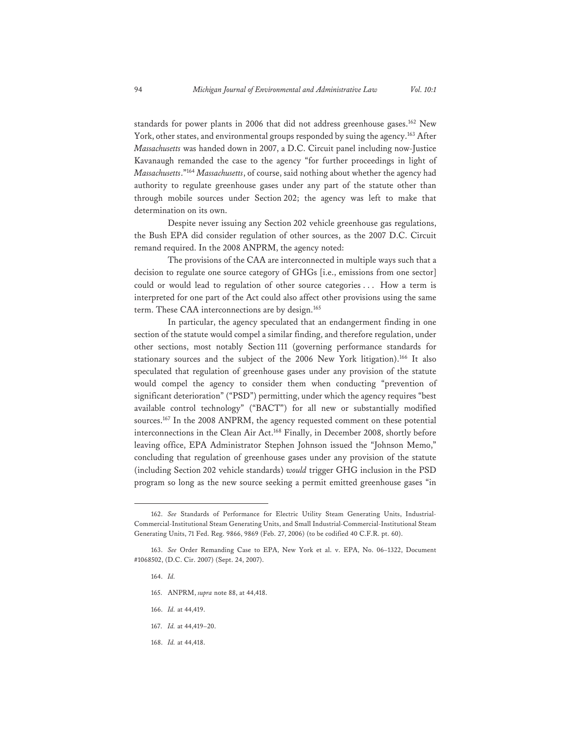standards for power plants in 2006 that did not address greenhouse gases.[162] New York, other states, and environmental groups responded by suing the agency.[163] After *Massachusetts* was handed down in 2007, a D.C. Circuit panel including now-Justice Kavanaugh remanded the case to the agency "for further proceedings in light of *Massachusetts*."[164] *Massachusetts*, of course, said nothing about whether the agency had authority to regulate greenhouse gases under any part of the statute other than through mobile sources under Section 202; the agency was left to make that determination on its own.

Despite never issuing any Section 202 vehicle greenhouse gas regulations, the Bush EPA did consider regulation of other sources, as the 2007 D.C. Circuit remand required. In the 2008 ANPRM, the agency noted:

The provisions of the CAA are interconnected in multiple ways such that a decision to regulate one source category of GHGs [i.e., emissions from one sector] could or would lead to regulation of other source categories . . . How a term is interpreted for one part of the Act could also affect other provisions using the same term. These CAA interconnections are by design.[165]

In particular, the agency speculated that an endangerment finding in one section of the statute would compel a similar finding, and therefore regulation, under other sections, most notably Section 111 (governing performance standards for stationary sources and the subject of the 2006 New York litigation).[166] It also speculated that regulation of greenhouse gases under any provision of the statute would compel the agency to consider them when conducting "prevention of significant deterioration" ("PSD") permitting, under which the agency requires "best available control technology" ("BACT") for all new or substantially modified sources.[167] In the 2008 ANPRM, the agency requested comment on these potential interconnections in the Clean Air Act.[168] Finally, in December 2008, shortly before leaving office, EPA Administrator Stephen Johnson issued the "Johnson Memo," concluding that regulation of greenhouse gases under any provision of the statute (including Section 202 vehicle standards) *would* trigger GHG inclusion in the PSD program so long as the new source seeking a permit emitted greenhouse gases "in

---

162. *See* Standards of Performance for Electric Utility Steam Generating Units, Industrial-Commercial-Institutional Steam Generating Units, and Small Industrial-Commercial-Institutional Steam Generating Units, 71 Fed. Reg. 9866, 9869 (Feb. 27, 2006) (to be codified 40 C.F.R. pt. 60).

163. *See* Order Remanding Case to EPA, New York et al. v. EPA, No. 06–1322, Document #1068502, (D.C. Cir. 2007) (Sept. 24, 2007).

164. *Id.*

165. ANPRM, *supra* note 88, at 44,418.

166. *Id.* at 44,419.

167. *Id.* at 44,419–20.

168. *Id.* at 44,418.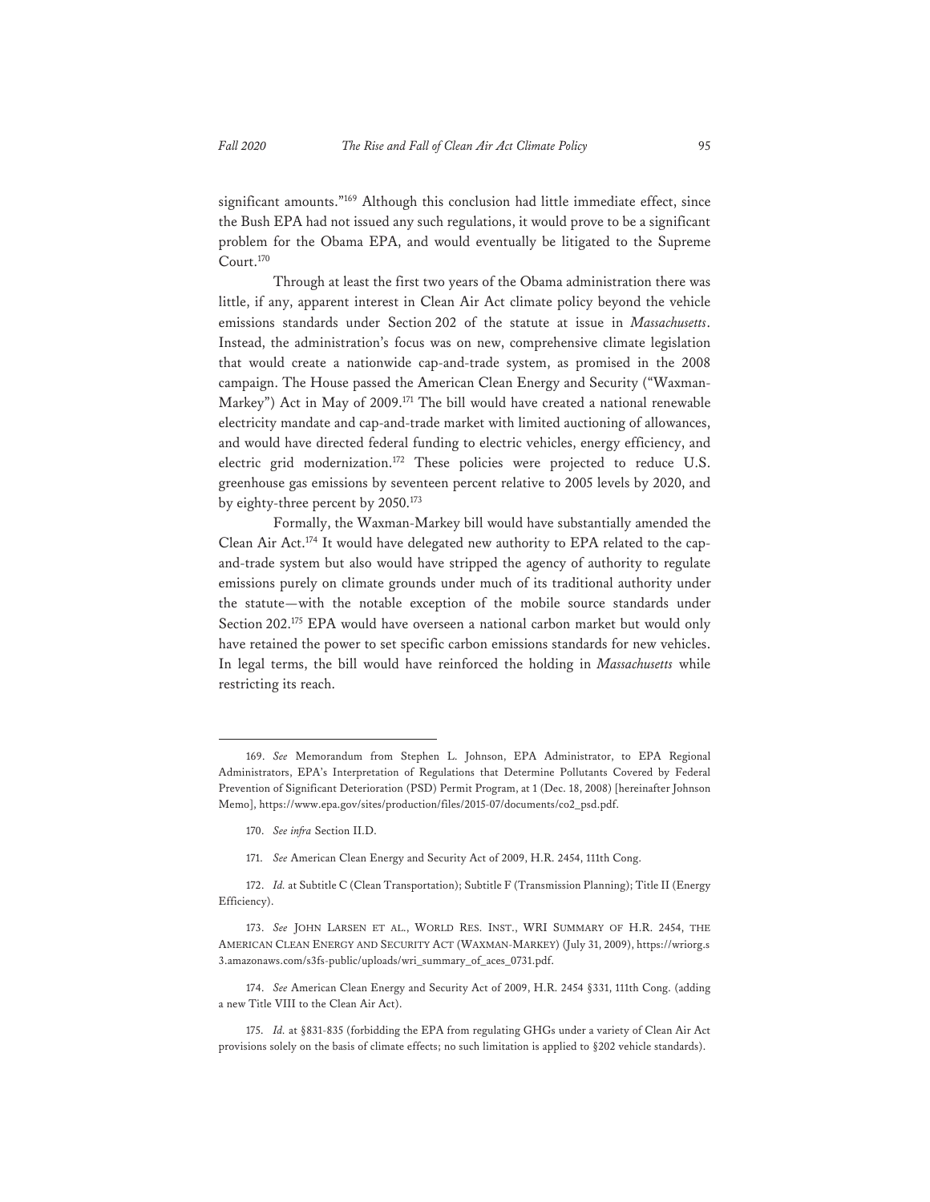significant amounts."[169] Although this conclusion had little immediate effect, since the Bush EPA had not issued any such regulations, it would prove to be a significant problem for the Obama EPA, and would eventually be litigated to the Supreme Court.[170]

Through at least the first two years of the Obama administration there was little, if any, apparent interest in Clean Air Act climate policy beyond the vehicle emissions standards under Section 202 of the statute at issue in *Massachusetts*. Instead, the administration's focus was on new, comprehensive climate legislation that would create a nationwide cap-and-trade system, as promised in the 2008 campaign. The House passed the American Clean Energy and Security ("Waxman-Markey") Act in May of 2009.[171] The bill would have created a national renewable electricity mandate and cap-and-trade market with limited auctioning of allowances, and would have directed federal funding to electric vehicles, energy efficiency, and electric grid modernization.[172] These policies were projected to reduce U.S. greenhouse gas emissions by seventeen percent relative to 2005 levels by 2020, and by eighty-three percent by 2050.[173]

Formally, the Waxman-Markey bill would have substantially amended the Clean Air Act.[174] It would have delegated new authority to EPA related to the cap-and-trade system but also would have stripped the agency of authority to regulate emissions purely on climate grounds under much of its traditional authority under the statute—with the notable exception of the mobile source standards under Section 202.[175] EPA would have overseen a national carbon market but would only have retained the power to set specific carbon emissions standards for new vehicles. In legal terms, the bill would have reinforced the holding in *Massachusetts* while restricting its reach.

---

169. *See* Memorandum from Stephen L. Johnson, EPA Administrator, to EPA Regional Administrators, EPA's Interpretation of Regulations that Determine Pollutants Covered by Federal Prevention of Significant Deterioration (PSD) Permit Program, at 1 (Dec. 18, 2008) [hereinafter Johnson Memo], https://www.epa.gov/sites/production/files/2015-07/documents/co2_psd.pdf.

170. *See infra* Section II.D.

171. *See* American Clean Energy and Security Act of 2009, H.R. 2454, 111th Cong.

172. *Id.* at Subtitle C (Clean Transportation); Subtitle F (Transmission Planning); Title II (Energy Efficiency).

173. *See* JOHN LARSEN ET AL., WORLD RES. INST., WRI SUMMARY OF H.R. 2454, THE AMERICAN CLEAN ENERGY AND SECURITY ACT (WAXMAN-MARKEY) (July 31, 2009), https://wriorg.s3.amazonaws.com/s3fs-public/uploads/wri_summary_of_aces_0731.pdf.

174. *See* American Clean Energy and Security Act of 2009, H.R. 2454 §331, 111th Cong. (adding a new Title VIII to the Clean Air Act).

175. *Id.* at §831-835 (forbidding the EPA from regulating GHGs under a variety of Clean Air Act provisions solely on the basis of climate effects; no such limitation is applied to §202 vehicle standards).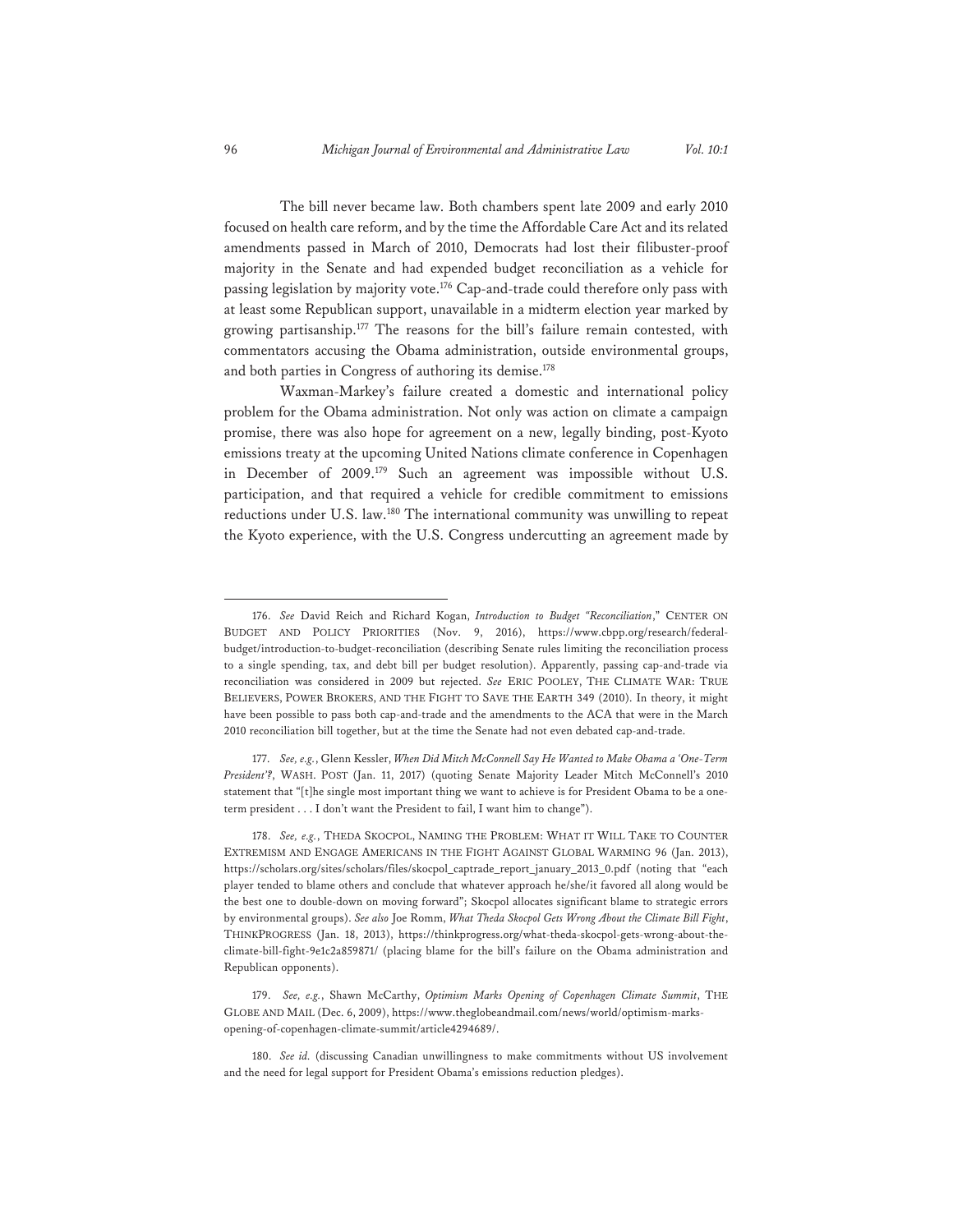The bill never became law. Both chambers spent late 2009 and early 2010 focused on health care reform, and by the time the Affordable Care Act and its related amendments passed in March of 2010, Democrats had lost their filibuster-proof majority in the Senate and had expended budget reconciliation as a vehicle for passing legislation by majority vote.[176] Cap-and-trade could therefore only pass with at least some Republican support, unavailable in a midterm election year marked by growing partisanship.[177] The reasons for the bill's failure remain contested, with commentators accusing the Obama administration, outside environmental groups, and both parties in Congress of authoring its demise.[178]

Waxman-Markey's failure created a domestic and international policy problem for the Obama administration. Not only was action on climate a campaign promise, there was also hope for agreement on a new, legally binding, post-Kyoto emissions treaty at the upcoming United Nations climate conference in Copenhagen in December of 2009.[179] Such an agreement was impossible without U.S. participation, and that required a vehicle for credible commitment to emissions reductions under U.S. law.[180] The international community was unwilling to repeat the Kyoto experience, with the U.S. Congress undercutting an agreement made by

---

176. *See* David Reich and Richard Kogan, *Introduction to Budget "Reconciliation*," CENTER ON BUDGET AND POLICY PRIORITIES (Nov. 9, 2016), https://www.cbpp.org/research/federal-budget/introduction-to-budget-reconciliation (describing Senate rules limiting the reconciliation process to a single spending, tax, and debt bill per budget resolution). Apparently, passing cap-and-trade via reconciliation was considered in 2009 but rejected. *See* ERIC POOLEY, THE CLIMATE WAR: TRUE BELIEVERS, POWER BROKERS, AND THE FIGHT TO SAVE THE EARTH 349 (2010). In theory, it might have been possible to pass both cap-and-trade and the amendments to the ACA that were in the March 2010 reconciliation bill together, but at the time the Senate had not even debated cap-and-trade.

177. *See, e.g.*, Glenn Kessler, *When Did Mitch McConnell Say He Wanted to Make Obama a 'One-Term President'?*, WASH. POST (Jan. 11, 2017) (quoting Senate Majority Leader Mitch McConnell's 2010 statement that "[t]he single most important thing we want to achieve is for President Obama to be a one-term president . . . I don't want the President to fail, I want him to change").

178. *See, e.g.*, THEDA SKOCPOL, NAMING THE PROBLEM: WHAT IT WILL TAKE TO COUNTER EXTREMISM AND ENGAGE AMERICANS IN THE FIGHT AGAINST GLOBAL WARMING 96 (Jan. 2013), https://scholars.org/sites/scholars/files/skocpol_captrade_report_january_2013_0.pdf (noting that "each player tended to blame others and conclude that whatever approach he/she/it favored all along would be the best one to double-down on moving forward"; Skocpol allocates significant blame to strategic errors by environmental groups). *See also* Joe Romm, *What Theda Skocpol Gets Wrong About the Climate Bill Fight*, THINKPROGRESS (Jan. 18, 2013), https://thinkprogress.org/what-theda-skocpol-gets-wrong-about-the-climate-bill-fight-9e1c2a859871/ (placing blame for the bill's failure on the Obama administration and Republican opponents).

179. *See, e.g.*, Shawn McCarthy, *Optimism Marks Opening of Copenhagen Climate Summit*, THE GLOBE AND MAIL (Dec. 6, 2009), https://www.theglobeandmail.com/news/world/optimism-marks-opening-of-copenhagen-climate-summit/article4294689/.

180. *See id.* (discussing Canadian unwillingness to make commitments without US involvement and the need for legal support for President Obama's emissions reduction pledges).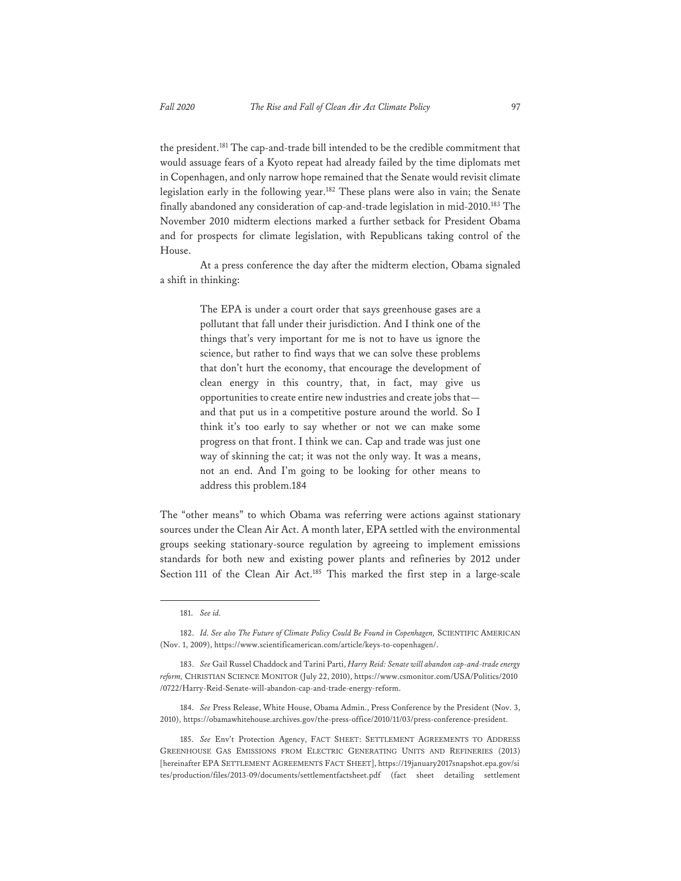the president.[181] The cap-and-trade bill intended to be the credible commitment that would assuage fears of a Kyoto repeat had already failed by the time diplomats met in Copenhagen, and only narrow hope remained that the Senate would revisit climate legislation early in the following year.[182] These plans were also in vain; the Senate finally abandoned any consideration of cap-and-trade legislation in mid-2010.[183] The November 2010 midterm elections marked a further setback for President Obama and for prospects for climate legislation, with Republicans taking control of the House.

At a press conference the day after the midterm election, Obama signaled a shift in thinking:

> The EPA is under a court order that says greenhouse gases are a pollutant that fall under their jurisdiction. And I think one of the things that's very important for me is not to have us ignore the science, but rather to find ways that we can solve these problems that don't hurt the economy, that encourage the development of clean energy in this country, that, in fact, may give us opportunities to create entire new industries and create jobs that—and that put us in a competitive posture around the world. So I think it's too early to say whether or not we can make some progress on that front. I think we can. Cap and trade was just one way of skinning the cat; it was not the only way. It was a means, not an end. And I'm going to be looking for other means to address this problem.184

The "other means" to which Obama was referring were actions against stationary sources under the Clean Air Act. A month later, EPA settled with the environmental groups seeking stationary-source regulation by agreeing to implement emissions standards for both new and existing power plants and refineries by 2012 under Section 111 of the Clean Air Act.[185] This marked the first step in a large-scale

---

181. *See id.*

182. *Id. See also The Future of Climate Policy Could Be Found in Copenhagen,* SCIENTIFIC AMERICAN (Nov. 1, 2009), https://www.scientificamerican.com/article/keys-to-copenhagen/.

183. *See* Gail Russel Chaddock and Tarini Parti, *Harry Reid: Senate will abandon cap-and-trade energy reform,* CHRISTIAN SCIENCE MONITOR (July 22, 2010), https://www.csmonitor.com/USA/Politics/2010/0722/Harry-Reid-Senate-will-abandon-cap-and-trade-energy-reform.

184. *See* Press Release, White House, Obama Admin., Press Conference by the President (Nov. 3, 2010), https://obamawhitehouse.archives.gov/the-press-office/2010/11/03/press-conference-president.

185. *See* Env't Protection Agency, FACT SHEET: SETTLEMENT AGREEMENTS TO ADDRESS GREENHOUSE GAS EMISSIONS FROM ELECTRIC GENERATING UNITS AND REFINERIES (2013) [hereinafter EPA SETTLEMENT AGREEMENTS FACT SHEET], https://19january2017snapshot.epa.gov/sites/production/files/2013-09/documents/settlementfactsheet.pdf (fact sheet detailing settlement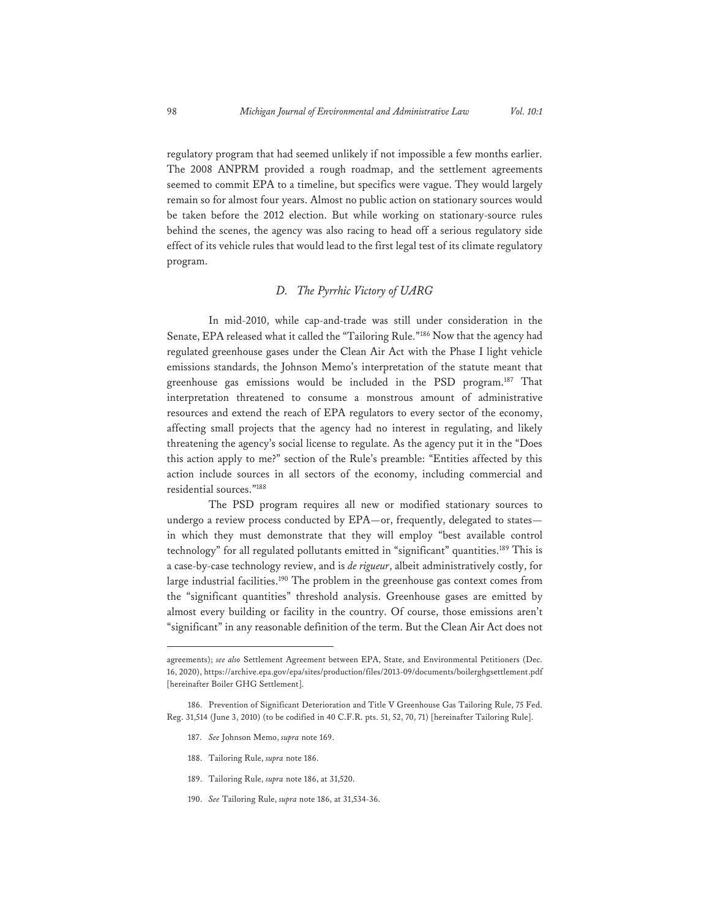regulatory program that had seemed unlikely if not impossible a few months earlier. The 2008 ANPRM provided a rough roadmap, and the settlement agreements seemed to commit EPA to a timeline, but specifics were vague. They would largely remain so for almost four years. Almost no public action on stationary sources would be taken before the 2012 election. But while working on stationary-source rules behind the scenes, the agency was also racing to head off a serious regulatory side effect of its vehicle rules that would lead to the first legal test of its climate regulatory program.

### *D. The Pyrrhic Victory of UARG*

In mid-2010, while cap-and-trade was still under consideration in the Senate, EPA released what it called the "Tailoring Rule."[186] Now that the agency had regulated greenhouse gases under the Clean Air Act with the Phase I light vehicle emissions standards, the Johnson Memo's interpretation of the statute meant that greenhouse gas emissions would be included in the PSD program.[187] That interpretation threatened to consume a monstrous amount of administrative resources and extend the reach of EPA regulators to every sector of the economy, affecting small projects that the agency had no interest in regulating, and likely threatening the agency's social license to regulate. As the agency put it in the "Does this action apply to me?" section of the Rule's preamble: "Entities affected by this action include sources in all sectors of the economy, including commercial and residential sources."[188]

The PSD program requires all new or modified stationary sources to undergo a review process conducted by EPA—or, frequently, delegated to states—in which they must demonstrate that they will employ "best available control technology" for all regulated pollutants emitted in "significant" quantities.[189] This is a case-by-case technology review, and is *de rigueur*, albeit administratively costly, for large industrial facilities.[190] The problem in the greenhouse gas context comes from the "significant quantities" threshold analysis. Greenhouse gases are emitted by almost every building or facility in the country. Of course, those emissions aren't "significant" in any reasonable definition of the term. But the Clean Air Act does not

---

agreements); *see also* Settlement Agreement between EPA, State, and Environmental Petitioners (Dec. 16, 2020), https://archive.epa.gov/epa/sites/production/files/2013-09/documents/boilerghgsettlement.pdf [hereinafter Boiler GHG Settlement].

186. Prevention of Significant Deterioration and Title V Greenhouse Gas Tailoring Rule, 75 Fed. Reg. 31,514 (June 3, 2010) (to be codified in 40 C.F.R. pts. 51, 52, 70, 71) [hereinafter Tailoring Rule].

187. *See* Johnson Memo, *supra* note 169.

188. Tailoring Rule, *supra* note 186.

189. Tailoring Rule, *supra* note 186, at 31,520.

190. *See* Tailoring Rule, *supra* note 186, at 31,534-36.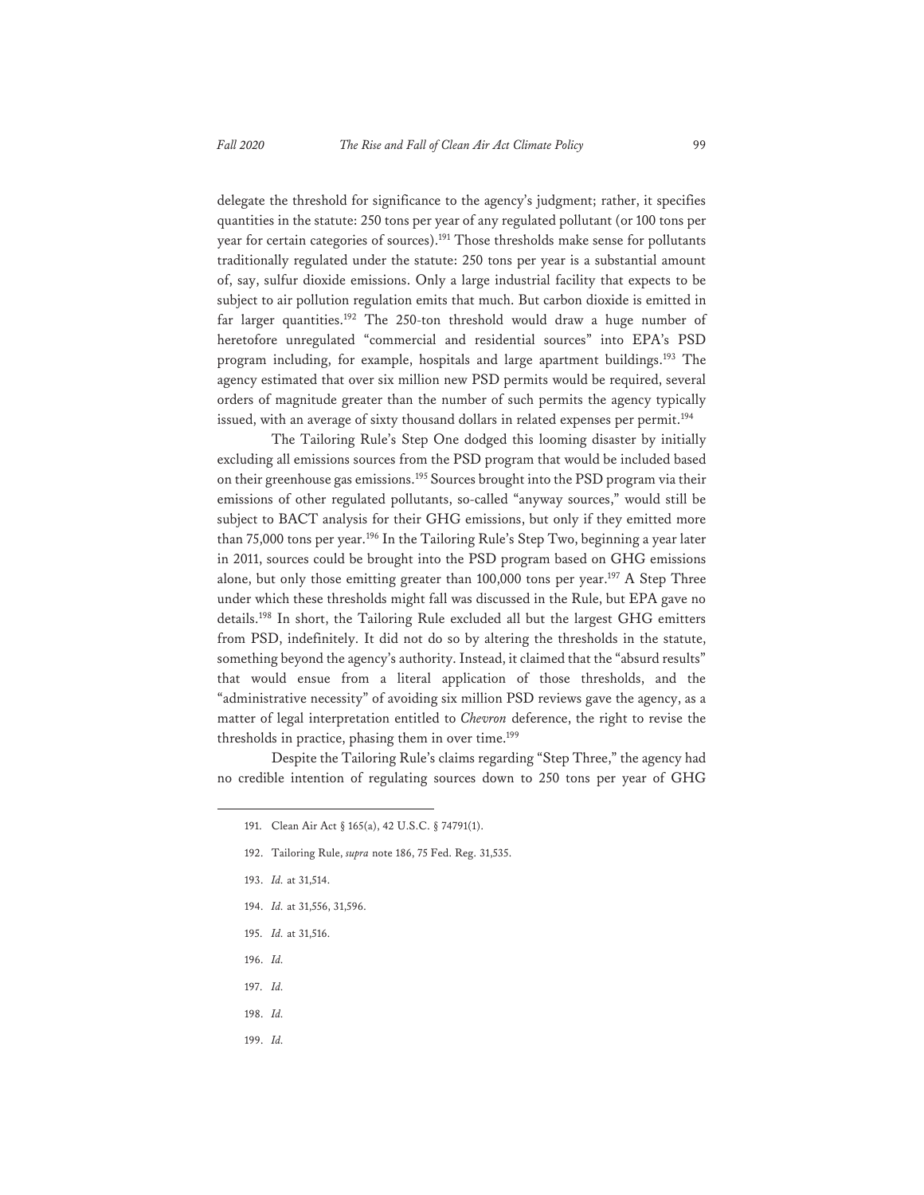delegate the threshold for significance to the agency's judgment; rather, it specifies quantities in the statute: 250 tons per year of any regulated pollutant (or 100 tons per year for certain categories of sources).[191] Those thresholds make sense for pollutants traditionally regulated under the statute: 250 tons per year is a substantial amount of, say, sulfur dioxide emissions. Only a large industrial facility that expects to be subject to air pollution regulation emits that much. But carbon dioxide is emitted in far larger quantities.[192] The 250-ton threshold would draw a huge number of heretofore unregulated "commercial and residential sources" into EPA's PSD program including, for example, hospitals and large apartment buildings.[193] The agency estimated that over six million new PSD permits would be required, several orders of magnitude greater than the number of such permits the agency typically issued, with an average of sixty thousand dollars in related expenses per permit.[194]

The Tailoring Rule's Step One dodged this looming disaster by initially excluding all emissions sources from the PSD program that would be included based on their greenhouse gas emissions.[195] Sources brought into the PSD program via their emissions of other regulated pollutants, so-called "anyway sources," would still be subject to BACT analysis for their GHG emissions, but only if they emitted more than 75,000 tons per year.[196] In the Tailoring Rule's Step Two, beginning a year later in 2011, sources could be brought into the PSD program based on GHG emissions alone, but only those emitting greater than 100,000 tons per year.[197] A Step Three under which these thresholds might fall was discussed in the Rule, but EPA gave no details.[198] In short, the Tailoring Rule excluded all but the largest GHG emitters from PSD, indefinitely. It did not do so by altering the thresholds in the statute, something beyond the agency's authority. Instead, it claimed that the "absurd results" that would ensue from a literal application of those thresholds, and the "administrative necessity" of avoiding six million PSD reviews gave the agency, as a matter of legal interpretation entitled to *Chevron* deference, the right to revise the thresholds in practice, phasing them in over time.[199]

Despite the Tailoring Rule's claims regarding "Step Three," the agency had no credible intention of regulating sources down to 250 tons per year of GHG

---

191. Clean Air Act § 165(a), 42 U.S.C. § 74791(1).

192. Tailoring Rule, *supra* note 186, 75 Fed. Reg. 31,535.

193. *Id.* at 31,514.

194. *Id.* at 31,556, 31,596.

195. *Id.* at 31,516.

196. *Id.*

197. *Id.*

198. *Id.*

199. *Id.*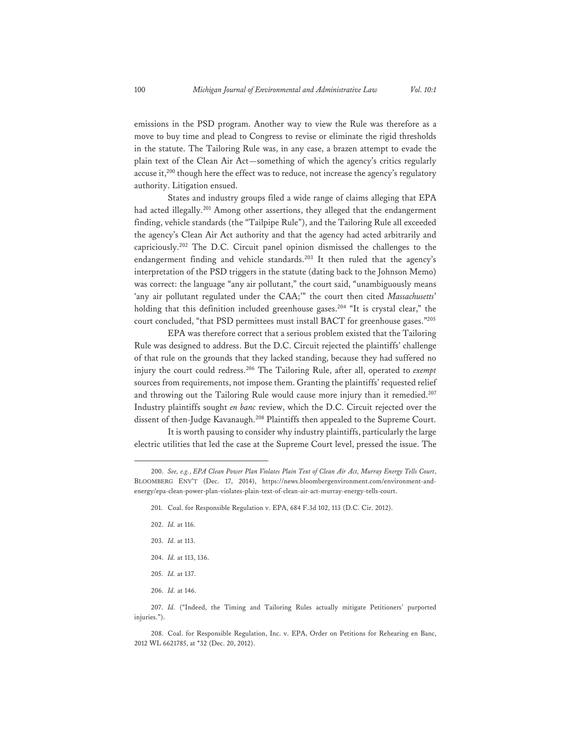emissions in the PSD program. Another way to view the Rule was therefore as a move to buy time and plead to Congress to revise or eliminate the rigid thresholds in the statute. The Tailoring Rule was, in any case, a brazen attempt to evade the plain text of the Clean Air Act—something of which the agency's critics regularly accuse it,[200] though here the effect was to reduce, not increase the agency's regulatory authority. Litigation ensued.

States and industry groups filed a wide range of claims alleging that EPA had acted illegally.[201] Among other assertions, they alleged that the endangerment finding, vehicle standards (the "Tailpipe Rule"), and the Tailoring Rule all exceeded the agency's Clean Air Act authority and that the agency had acted arbitrarily and capriciously.[202] The D.C. Circuit panel opinion dismissed the challenges to the endangerment finding and vehicle standards.[203] It then ruled that the agency's interpretation of the PSD triggers in the statute (dating back to the Johnson Memo) was correct: the language "any air pollutant," the court said, "unambiguously means 'any air pollutant regulated under the CAA;'" the court then cited *Massachusetts*' holding that this definition included greenhouse gases.[204] "It is crystal clear," the court concluded, "that PSD permittees must install BACT for greenhouse gases."[205]

EPA was therefore correct that a serious problem existed that the Tailoring Rule was designed to address. But the D.C. Circuit rejected the plaintiffs' challenge of that rule on the grounds that they lacked standing, because they had suffered no injury the court could redress.[206] The Tailoring Rule, after all, operated to *exempt* sources from requirements, not impose them. Granting the plaintiffs' requested relief and throwing out the Tailoring Rule would cause more injury than it remedied.[207] Industry plaintiffs sought *en banc* review, which the D.C. Circuit rejected over the dissent of then-Judge Kavanaugh.[208] Plaintiffs then appealed to the Supreme Court.

It is worth pausing to consider why industry plaintiffs, particularly the large electric utilities that led the case at the Supreme Court level, pressed the issue. The

---

200. *See, e.g.*, *EPA Clean Power Plan Violates Plain Text of Clean Air Act, Murray Energy Tells Court*, BLOOMBERG ENV'T (Dec. 17, 2014), https://news.bloombergenvironment.com/environment-and-energy/epa-clean-power-plan-violates-plain-text-of-clean-air-act-murray-energy-tells-court.

201. Coal. for Responsible Regulation v. EPA, 684 F.3d 102, 113 (D.C. Cir. 2012).

202. *Id.* at 116.

203. *Id.* at 113.

204. *Id.* at 113, 136.

205. *Id.* at 137.

206. *Id.* at 146.

207. *Id.* ("Indeed, the Timing and Tailoring Rules actually mitigate Petitioners' purported injuries.").

208. Coal. for Responsible Regulation, Inc. v. EPA, Order on Petitions for Rehearing en Banc, 2012 WL 6621785, at *32 (Dec. 20, 2012).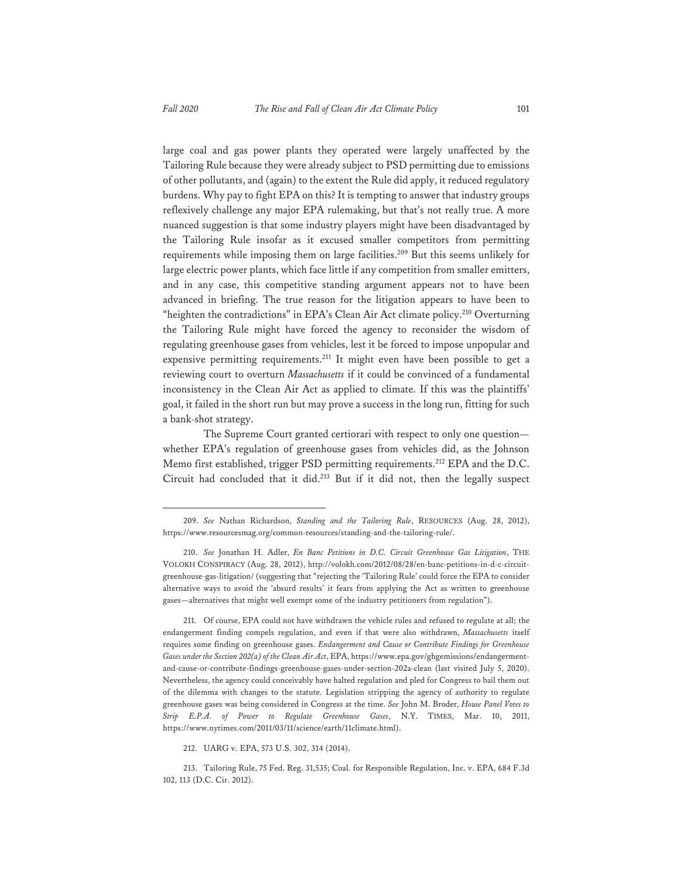large coal and gas power plants they operated were largely unaffected by the Tailoring Rule because they were already subject to PSD permitting due to emissions of other pollutants, and (again) to the extent the Rule did apply, it reduced regulatory burdens. Why pay to fight EPA on this? It is tempting to answer that industry groups reflexively challenge any major EPA rulemaking, but that's not really true. A more nuanced suggestion is that some industry players might have been disadvantaged by the Tailoring Rule insofar as it excused smaller competitors from permitting requirements while imposing them on large facilities.[209] But this seems unlikely for large electric power plants, which face little if any competition from smaller emitters, and in any case, this competitive standing argument appears not to have been advanced in briefing. The true reason for the litigation appears to have been to "heighten the contradictions" in EPA's Clean Air Act climate policy.[210] Overturning the Tailoring Rule might have forced the agency to reconsider the wisdom of regulating greenhouse gases from vehicles, lest it be forced to impose unpopular and expensive permitting requirements.[211] It might even have been possible to get a reviewing court to overturn *Massachusetts* if it could be convinced of a fundamental inconsistency in the Clean Air Act as applied to climate. If this was the plaintiffs' goal, it failed in the short run but may prove a success in the long run, fitting for such a bank-shot strategy.

The Supreme Court granted certiorari with respect to only one question—whether EPA's regulation of greenhouse gases from vehicles did, as the Johnson Memo first established, trigger PSD permitting requirements.[212] EPA and the D.C. Circuit had concluded that it did.[213] But if it did not, then the legally suspect

---

209. *See* Nathan Richardson, *Standing and the Tailoring Rule*, RESOURCES (Aug. 28, 2012), https://www.resourcesmag.org/common-resources/standing-and-the-tailoring-rule/.

210. *See* Jonathan H. Adler, *En Banc Petitions in D.C. Circuit Greenhouse Gas Litigation*, THE VOLOKH CONSPIRACY (Aug. 28, 2012), http://volokh.com/2012/08/28/en-banc-petitions-in-d-c-circuit-greenhouse-gas-litigation/ (suggesting that "rejecting the 'Tailoring Rule' could force the EPA to consider alternative ways to avoid the 'absurd results' it fears from applying the Act as written to greenhouse gases—alternatives that might well exempt some of the industry petitioners from regulation").

211. Of course, EPA could not have withdrawn the vehicle rules and refused to regulate at all; the endangerment finding compels regulation, and even if that were also withdrawn, *Massachusetts* itself requires some finding on greenhouse gases. *Endangerment and Cause or Contribute Findings for Greenhouse Gases under the Section 202(a) of the Clean Air Act*, EPA, https://www.epa.gov/ghgemissions/endangerment-and-cause-or-contribute-findings-greenhouse-gases-under-section-202a-clean (last visited July 5, 2020). Nevertheless, the agency could conceivably have halted regulation and pled for Congress to bail them out of the dilemma with changes to the statute. Legislation stripping the agency of authority to regulate greenhouse gases was being considered in Congress at the time. *See* John M. Broder, *House Panel Votes to Strip E.P.A. of Power to Regulate Greenhouse Gases*, N.Y. TIMES, Mar. 10, 2011, https://www.nytimes.com/2011/03/11/science/earth/11climate.html).

212. UARG v. EPA, 573 U.S. 302, 314 (2014).

213. Tailoring Rule, 75 Fed. Reg. 31,535; Coal. for Responsible Regulation, Inc. v. EPA, 684 F.3d 102, 113 (D.C. Cir. 2012).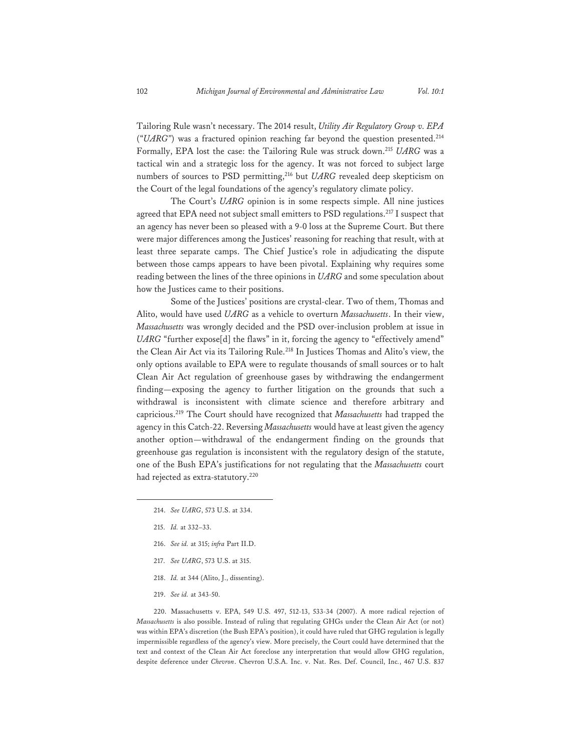Tailoring Rule wasn't necessary. The 2014 result, *Utility Air Regulatory Group v. EPA* ("*UARG*") was a fractured opinion reaching far beyond the question presented.[214] Formally, EPA lost the case: the Tailoring Rule was struck down.[215] *UARG* was a tactical win and a strategic loss for the agency. It was not forced to subject large numbers of sources to PSD permitting,[216] but *UARG* revealed deep skepticism on the Court of the legal foundations of the agency's regulatory climate policy.

The Court's *UARG* opinion is in some respects simple. All nine justices agreed that EPA need not subject small emitters to PSD regulations.[217] I suspect that an agency has never been so pleased with a 9-0 loss at the Supreme Court. But there were major differences among the Justices' reasoning for reaching that result, with at least three separate camps. The Chief Justice's role in adjudicating the dispute between those camps appears to have been pivotal. Explaining why requires some reading between the lines of the three opinions in *UARG* and some speculation about how the Justices came to their positions.

Some of the Justices' positions are crystal-clear. Two of them, Thomas and Alito, would have used *UARG* as a vehicle to overturn *Massachusetts*. In their view, *Massachusetts* was wrongly decided and the PSD over-inclusion problem at issue in *UARG* "further expose[d] the flaws" in it, forcing the agency to "effectively amend" the Clean Air Act via its Tailoring Rule.[218] In Justices Thomas and Alito's view, the only options available to EPA were to regulate thousands of small sources or to halt Clean Air Act regulation of greenhouse gases by withdrawing the endangerment finding—exposing the agency to further litigation on the grounds that such a withdrawal is inconsistent with climate science and therefore arbitrary and capricious.[219] The Court should have recognized that *Massachusetts* had trapped the agency in this Catch-22. Reversing *Massachusetts* would have at least given the agency another option—withdrawal of the endangerment finding on the grounds that greenhouse gas regulation is inconsistent with the regulatory design of the statute, one of the Bush EPA's justifications for not regulating that the *Massachusetts* court had rejected as extra-statutory.[220]

---

214. *See UARG*, 573 U.S. at 334.

215. *Id.* at 332–33.

216. *See id.* at 315; *infra* Part II.D.

217. *See UARG*, 573 U.S. at 315.

218. *Id.* at 344 (Alito, J., dissenting).

219. *See id.* at 343-50.

220. Massachusetts v. EPA, 549 U.S. 497, 512-13, 533-34 (2007). A more radical rejection of *Massachusetts* is also possible. Instead of ruling that regulating GHGs under the Clean Air Act (or not) was within EPA's discretion (the Bush EPA's position), it could have ruled that GHG regulation is legally impermissible regardless of the agency's view. More precisely, the Court could have determined that the text and context of the Clean Air Act foreclose any interpretation that would allow GHG regulation, despite deference under *Chevron*. Chevron U.S.A. Inc. v. Nat. Res. Def. Council, Inc., 467 U.S. 837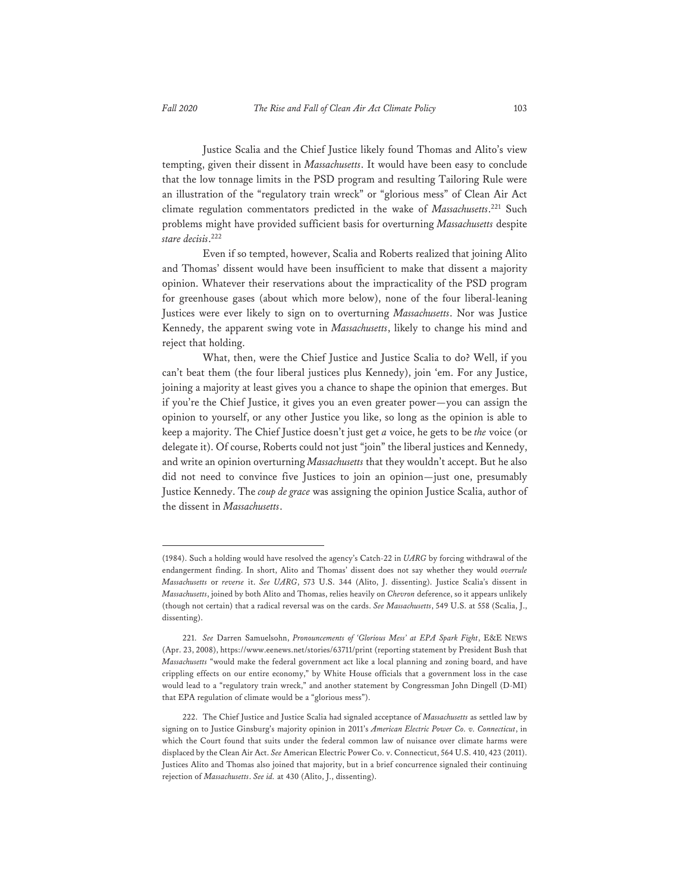Justice Scalia and the Chief Justice likely found Thomas and Alito's view tempting, given their dissent in *Massachusetts*. It would have been easy to conclude that the low tonnage limits in the PSD program and resulting Tailoring Rule were an illustration of the "regulatory train wreck" or "glorious mess" of Clean Air Act climate regulation commentators predicted in the wake of *Massachusetts*.[221] Such problems might have provided sufficient basis for overturning *Massachusetts* despite *stare decisis*.[222]

Even if so tempted, however, Scalia and Roberts realized that joining Alito and Thomas' dissent would have been insufficient to make that dissent a majority opinion. Whatever their reservations about the impracticality of the PSD program for greenhouse gases (about which more below), none of the four liberal-leaning Justices were ever likely to sign on to overturning *Massachusetts*. Nor was Justice Kennedy, the apparent swing vote in *Massachusetts*, likely to change his mind and reject that holding.

What, then, were the Chief Justice and Justice Scalia to do? Well, if you can't beat them (the four liberal justices plus Kennedy), join 'em. For any Justice, joining a majority at least gives you a chance to shape the opinion that emerges. But if you're the Chief Justice, it gives you an even greater power—you can assign the opinion to yourself, or any other Justice you like, so long as the opinion is able to keep a majority. The Chief Justice doesn't just get *a* voice, he gets to be *the* voice (or delegate it). Of course, Roberts could not just "join" the liberal justices and Kennedy, and write an opinion overturning *Massachusetts* that they wouldn't accept. But he also did not need to convince five Justices to join an opinion—just one, presumably Justice Kennedy. The *coup de grace* was assigning the opinion Justice Scalia, author of the dissent in *Massachusetts*.

---

(1984). Such a holding would have resolved the agency's Catch-22 in *UARG* by forcing withdrawal of the endangerment finding. In short, Alito and Thomas' dissent does not say whether they would *overrule Massachusetts* or *reverse* it. *See UARG*, 573 U.S. 344 (Alito, J. dissenting). Justice Scalia's dissent in *Massachusetts*, joined by both Alito and Thomas, relies heavily on *Chevron* deference, so it appears unlikely (though not certain) that a radical reversal was on the cards. *See Massachusetts*, 549 U.S. at 558 (Scalia, J., dissenting).

221. *See* Darren Samuelsohn, *Pronouncements of 'Glorious Mess' at EPA Spark Fight*, E&E NEWS (Apr. 23, 2008), https://www.eenews.net/stories/63711/print (reporting statement by President Bush that *Massachusetts* "would make the federal government act like a local planning and zoning board, and have crippling effects on our entire economy," by White House officials that a government loss in the case would lead to a "regulatory train wreck," and another statement by Congressman John Dingell (D-MI) that EPA regulation of climate would be a "glorious mess").

222. The Chief Justice and Justice Scalia had signaled acceptance of *Massachusetts* as settled law by signing on to Justice Ginsburg's majority opinion in 2011's *American Electric Power Co. v. Connecticut*, in which the Court found that suits under the federal common law of nuisance over climate harms were displaced by the Clean Air Act. *See* American Electric Power Co. v. Connecticut, 564 U.S. 410, 423 (2011). Justices Alito and Thomas also joined that majority, but in a brief concurrence signaled their continuing rejection of *Massachusetts*. *See id.* at 430 (Alito, J., dissenting).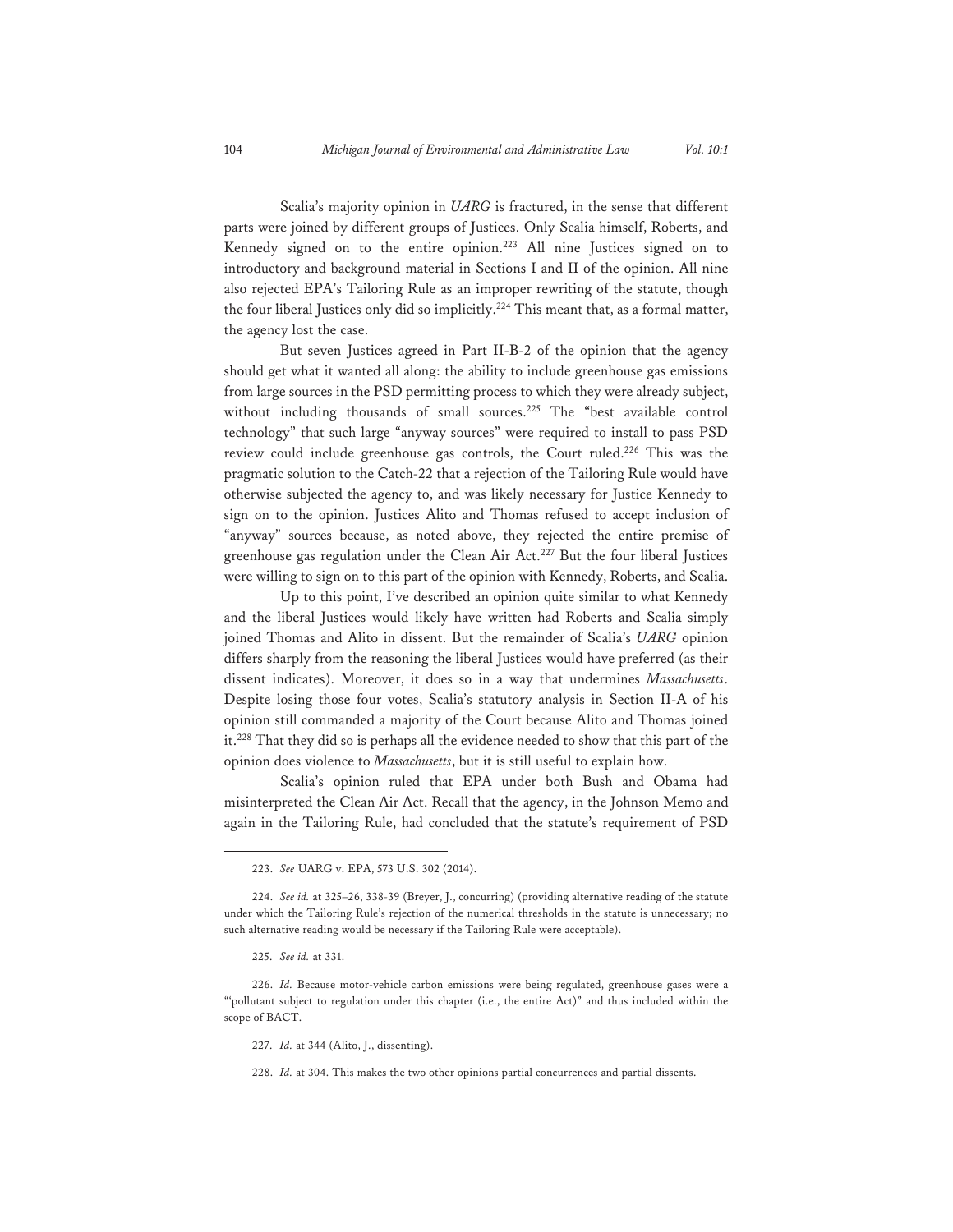Scalia's majority opinion in *UARG* is fractured, in the sense that different parts were joined by different groups of Justices. Only Scalia himself, Roberts, and Kennedy signed on to the entire opinion.[223] All nine Justices signed on to introductory and background material in Sections I and II of the opinion. All nine also rejected EPA's Tailoring Rule as an improper rewriting of the statute, though the four liberal Justices only did so implicitly.[224] This meant that, as a formal matter, the agency lost the case.

But seven Justices agreed in Part II-B-2 of the opinion that the agency should get what it wanted all along: the ability to include greenhouse gas emissions from large sources in the PSD permitting process to which they were already subject, without including thousands of small sources.[225] The "best available control technology" that such large "anyway sources" were required to install to pass PSD review could include greenhouse gas controls, the Court ruled.[226] This was the pragmatic solution to the Catch-22 that a rejection of the Tailoring Rule would have otherwise subjected the agency to, and was likely necessary for Justice Kennedy to sign on to the opinion. Justices Alito and Thomas refused to accept inclusion of "anyway" sources because, as noted above, they rejected the entire premise of greenhouse gas regulation under the Clean Air Act.[227] But the four liberal Justices were willing to sign on to this part of the opinion with Kennedy, Roberts, and Scalia.

Up to this point, I've described an opinion quite similar to what Kennedy and the liberal Justices would likely have written had Roberts and Scalia simply joined Thomas and Alito in dissent. But the remainder of Scalia's *UARG* opinion differs sharply from the reasoning the liberal Justices would have preferred (as their dissent indicates). Moreover, it does so in a way that undermines *Massachusetts*. Despite losing those four votes, Scalia's statutory analysis in Section II-A of his opinion still commanded a majority of the Court because Alito and Thomas joined it.[228] That they did so is perhaps all the evidence needed to show that this part of the opinion does violence to *Massachusetts*, but it is still useful to explain how.

Scalia's opinion ruled that EPA under both Bush and Obama had misinterpreted the Clean Air Act. Recall that the agency, in the Johnson Memo and again in the Tailoring Rule, had concluded that the statute's requirement of PSD

---

223. *See* UARG v. EPA, 573 U.S. 302 (2014).

224. *See id.* at 325–26, 338-39 (Breyer, J., concurring) (providing alternative reading of the statute under which the Tailoring Rule's rejection of the numerical thresholds in the statute is unnecessary; no such alternative reading would be necessary if the Tailoring Rule were acceptable).

225. *See id.* at 331.

226. *Id.* Because motor-vehicle carbon emissions were being regulated, greenhouse gases were a "'pollutant subject to regulation under this chapter (i.e., the entire Act)" and thus included within the scope of BACT.

227. *Id.* at 344 (Alito, J., dissenting).

228. *Id.* at 304. This makes the two other opinions partial concurrences and partial dissents.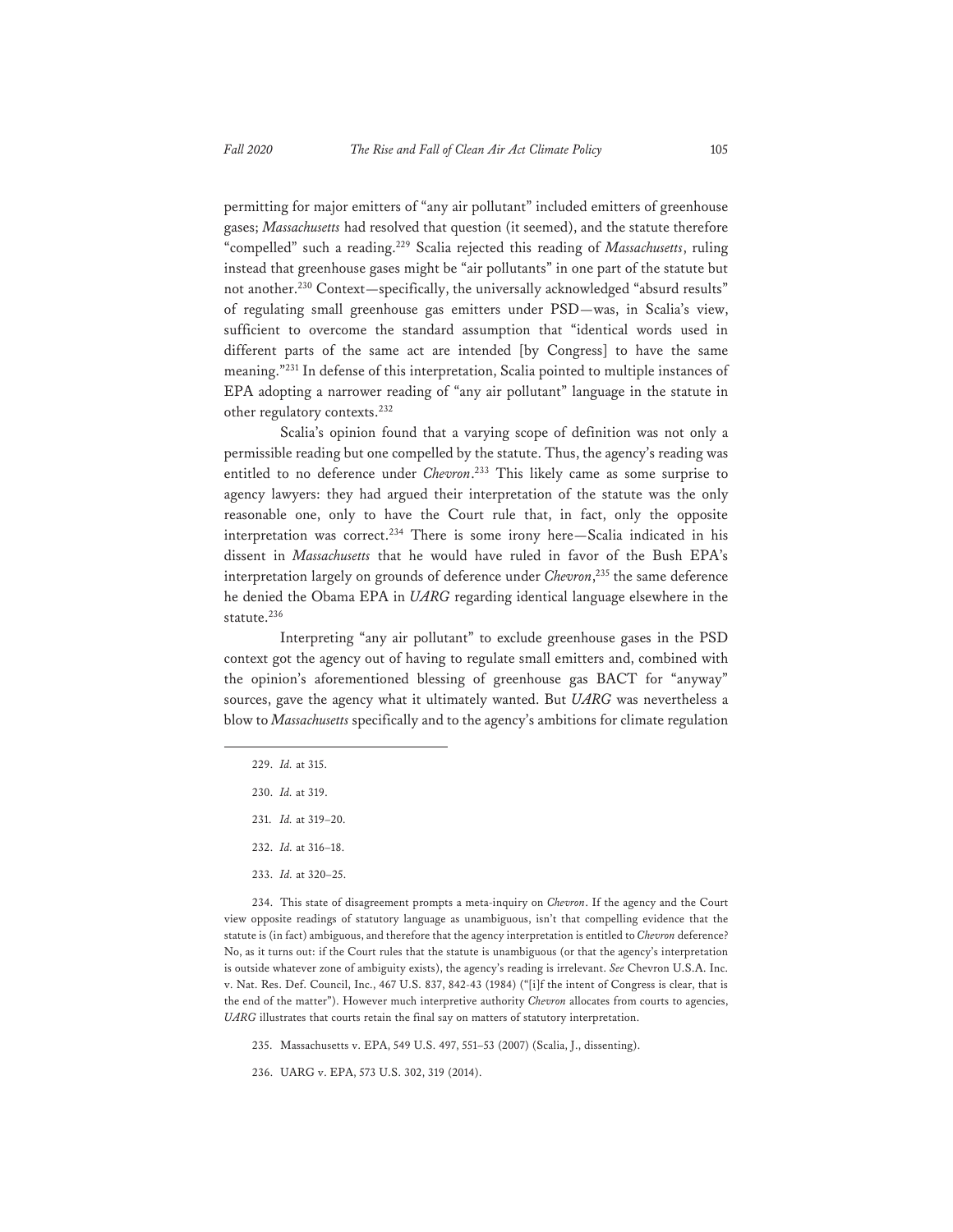permitting for major emitters of "any air pollutant" included emitters of greenhouse gases; *Massachusetts* had resolved that question (it seemed), and the statute therefore "compelled" such a reading.[229] Scalia rejected this reading of *Massachusetts*, ruling instead that greenhouse gases might be "air pollutants" in one part of the statute but not another.[230] Context—specifically, the universally acknowledged "absurd results" of regulating small greenhouse gas emitters under PSD—was, in Scalia's view, sufficient to overcome the standard assumption that "identical words used in different parts of the same act are intended [by Congress] to have the same meaning."[231] In defense of this interpretation, Scalia pointed to multiple instances of EPA adopting a narrower reading of "any air pollutant" language in the statute in other regulatory contexts.[232]

Scalia's opinion found that a varying scope of definition was not only a permissible reading but one compelled by the statute. Thus, the agency's reading was entitled to no deference under *Chevron*.[233] This likely came as some surprise to agency lawyers: they had argued their interpretation of the statute was the only reasonable one, only to have the Court rule that, in fact, only the opposite interpretation was correct.[234] There is some irony here—Scalia indicated in his dissent in *Massachusetts* that he would have ruled in favor of the Bush EPA's interpretation largely on grounds of deference under *Chevron*,[235] the same deference he denied the Obama EPA in *UARG* regarding identical language elsewhere in the statute.[236]

Interpreting "any air pollutant" to exclude greenhouse gases in the PSD context got the agency out of having to regulate small emitters and, combined with the opinion's aforementioned blessing of greenhouse gas BACT for "anyway" sources, gave the agency what it ultimately wanted. But *UARG* was nevertheless a blow to *Massachusetts* specifically and to the agency's ambitions for climate regulation

---

229. *Id.* at 315.

230. *Id.* at 319.

231. *Id.* at 319–20.

232. *Id.* at 316–18.

233. *Id.* at 320–25.

234. This state of disagreement prompts a meta-inquiry on *Chevron*. If the agency and the Court view opposite readings of statutory language as unambiguous, isn't that compelling evidence that the statute is (in fact) ambiguous, and therefore that the agency interpretation is entitled to *Chevron* deference? No, as it turns out: if the Court rules that the statute is unambiguous (or that the agency's interpretation is outside whatever zone of ambiguity exists), the agency's reading is irrelevant. *See* Chevron U.S.A. Inc. v. Nat. Res. Def. Council, Inc., 467 U.S. 837, 842-43 (1984) ("[i]f the intent of Congress is clear, that is the end of the matter"). However much interpretive authority *Chevron* allocates from courts to agencies, *UARG* illustrates that courts retain the final say on matters of statutory interpretation.

235. Massachusetts v. EPA, 549 U.S. 497, 551–53 (2007) (Scalia, J., dissenting).

236. UARG v. EPA, 573 U.S. 302, 319 (2014).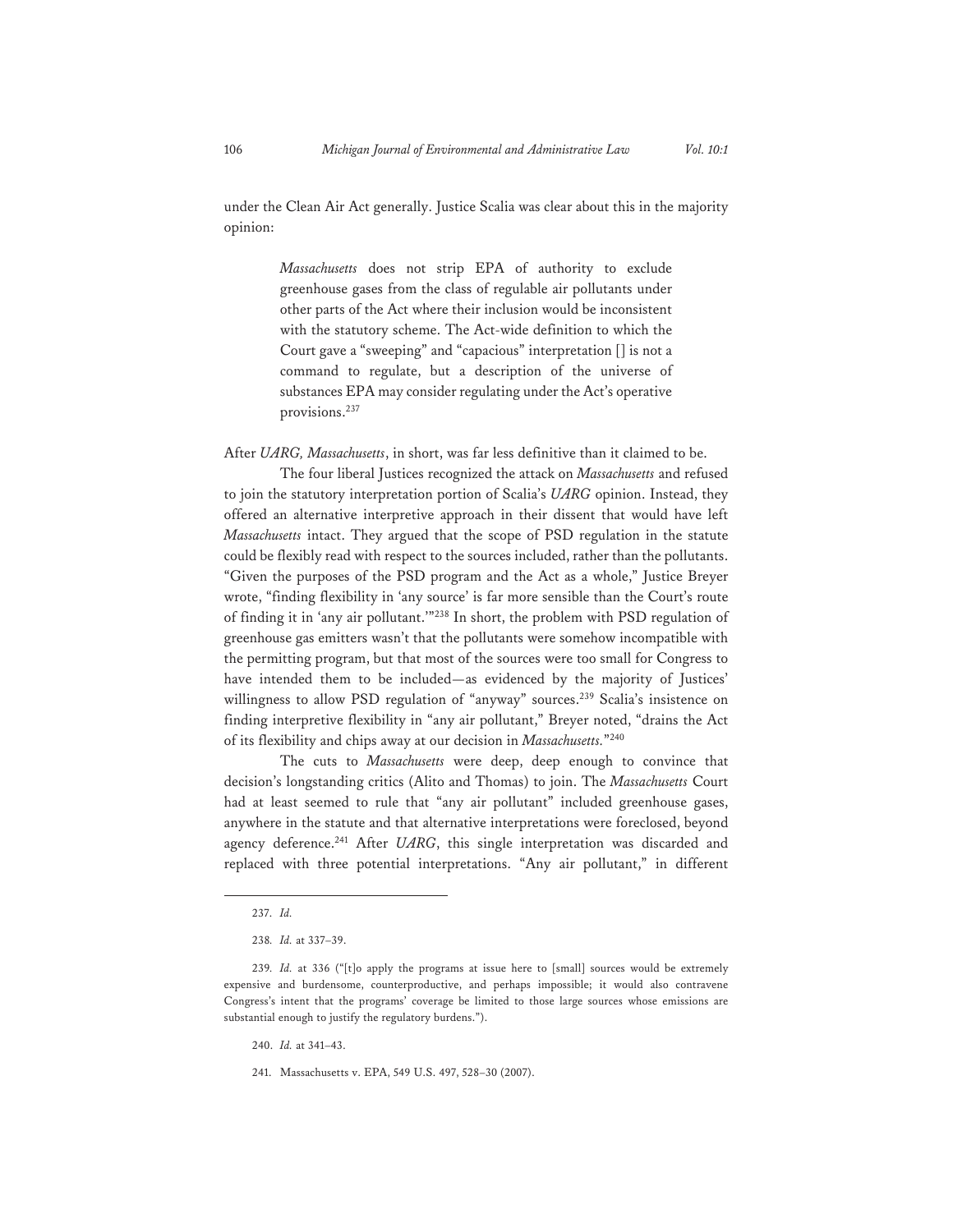under the Clean Air Act generally. Justice Scalia was clear about this in the majority opinion:

> *Massachusetts* does not strip EPA of authority to exclude greenhouse gases from the class of regulable air pollutants under other parts of the Act where their inclusion would be inconsistent with the statutory scheme. The Act-wide definition to which the Court gave a "sweeping" and "capacious" interpretation [] is not a command to regulate, but a description of the universe of substances EPA may consider regulating under the Act's operative provisions.[237]

After *UARG, Massachusetts*, in short, was far less definitive than it claimed to be.

The four liberal Justices recognized the attack on *Massachusetts* and refused to join the statutory interpretation portion of Scalia's *UARG* opinion. Instead, they offered an alternative interpretive approach in their dissent that would have left *Massachusetts* intact. They argued that the scope of PSD regulation in the statute could be flexibly read with respect to the sources included, rather than the pollutants. "Given the purposes of the PSD program and the Act as a whole," Justice Breyer wrote, "finding flexibility in 'any source' is far more sensible than the Court's route of finding it in 'any air pollutant.'"[238] In short, the problem with PSD regulation of greenhouse gas emitters wasn't that the pollutants were somehow incompatible with the permitting program, but that most of the sources were too small for Congress to have intended them to be included—as evidenced by the majority of Justices' willingness to allow PSD regulation of "anyway" sources.[239] Scalia's insistence on finding interpretive flexibility in "any air pollutant," Breyer noted, "drains the Act of its flexibility and chips away at our decision in *Massachusetts*."[240]

The cuts to *Massachusetts* were deep, deep enough to convince that decision's longstanding critics (Alito and Thomas) to join. The *Massachusetts* Court had at least seemed to rule that "any air pollutant" included greenhouse gases, anywhere in the statute and that alternative interpretations were foreclosed, beyond agency deference.[241] After *UARG*, this single interpretation was discarded and replaced with three potential interpretations. "Any air pollutant," in different

---

237. *Id.*

238. *Id.* at 337–39.

239. *Id.* at 336 ("[t]o apply the programs at issue here to [small] sources would be extremely expensive and burdensome, counterproductive, and perhaps impossible; it would also contravene Congress's intent that the programs' coverage be limited to those large sources whose emissions are substantial enough to justify the regulatory burdens.").

240. *Id.* at 341–43.

241. Massachusetts v. EPA, 549 U.S. 497, 528–30 (2007).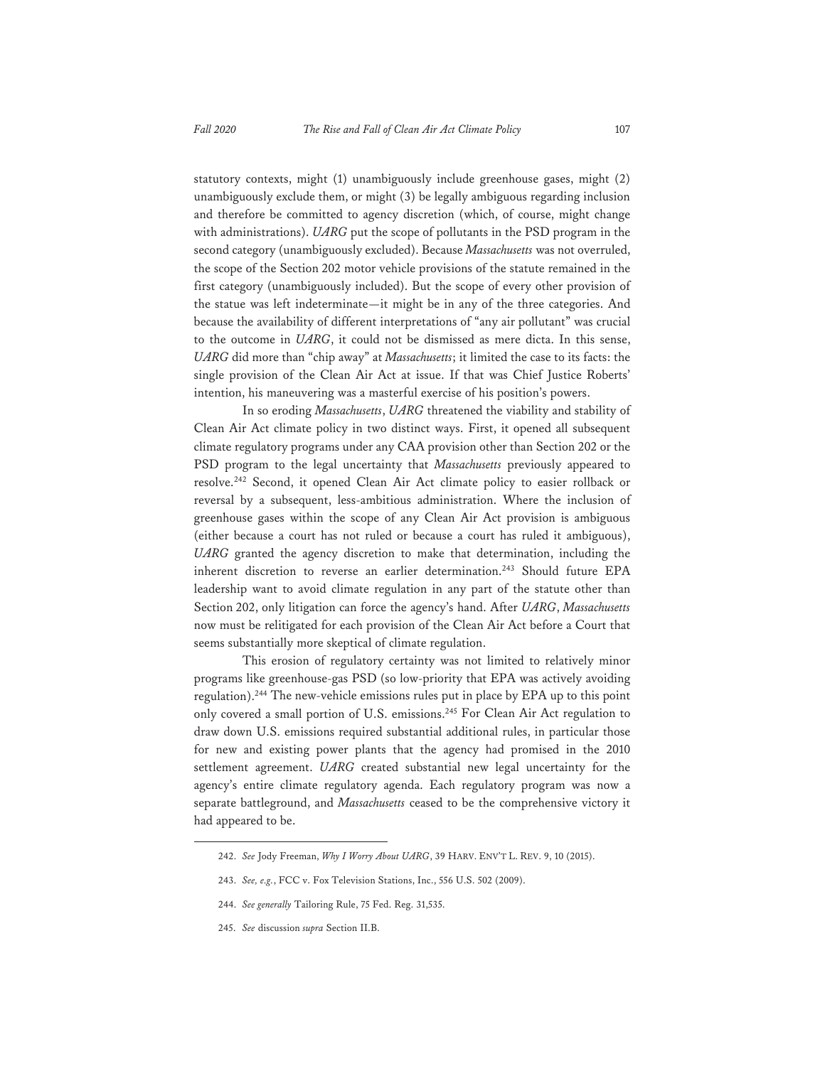statutory contexts, might (1) unambiguously include greenhouse gases, might (2) unambiguously exclude them, or might (3) be legally ambiguous regarding inclusion and therefore be committed to agency discretion (which, of course, might change with administrations). *UARG* put the scope of pollutants in the PSD program in the second category (unambiguously excluded). Because *Massachusetts* was not overruled, the scope of the Section 202 motor vehicle provisions of the statute remained in the first category (unambiguously included). But the scope of every other provision of the statue was left indeterminate—it might be in any of the three categories. And because the availability of different interpretations of "any air pollutant" was crucial to the outcome in *UARG*, it could not be dismissed as mere dicta. In this sense, *UARG* did more than "chip away" at *Massachusetts*; it limited the case to its facts: the single provision of the Clean Air Act at issue. If that was Chief Justice Roberts' intention, his maneuvering was a masterful exercise of his position's powers.

In so eroding *Massachusetts*, *UARG* threatened the viability and stability of Clean Air Act climate policy in two distinct ways. First, it opened all subsequent climate regulatory programs under any CAA provision other than Section 202 or the PSD program to the legal uncertainty that *Massachusetts* previously appeared to resolve.[242] Second, it opened Clean Air Act climate policy to easier rollback or reversal by a subsequent, less-ambitious administration. Where the inclusion of greenhouse gases within the scope of any Clean Air Act provision is ambiguous (either because a court has not ruled or because a court has ruled it ambiguous), *UARG* granted the agency discretion to make that determination, including the inherent discretion to reverse an earlier determination.[243] Should future EPA leadership want to avoid climate regulation in any part of the statute other than Section 202, only litigation can force the agency's hand. After *UARG*, *Massachusetts* now must be relitigated for each provision of the Clean Air Act before a Court that seems substantially more skeptical of climate regulation.

This erosion of regulatory certainty was not limited to relatively minor programs like greenhouse-gas PSD (so low-priority that EPA was actively avoiding regulation).[244] The new-vehicle emissions rules put in place by EPA up to this point only covered a small portion of U.S. emissions.[245] For Clean Air Act regulation to draw down U.S. emissions required substantial additional rules, in particular those for new and existing power plants that the agency had promised in the 2010 settlement agreement. *UARG* created substantial new legal uncertainty for the agency's entire climate regulatory agenda. Each regulatory program was now a separate battleground, and *Massachusetts* ceased to be the comprehensive victory it had appeared to be.

242. *See* Jody Freeman, *Why I Worry About UARG*, 39 HARV. ENV'T L. REV. 9, 10 (2015).

243. *See, e.g.*, FCC v. Fox Television Stations, Inc., 556 U.S. 502 (2009).

244. *See generally* Tailoring Rule, 75 Fed. Reg. 31,535.

245. *See* discussion *supra* Section II.B.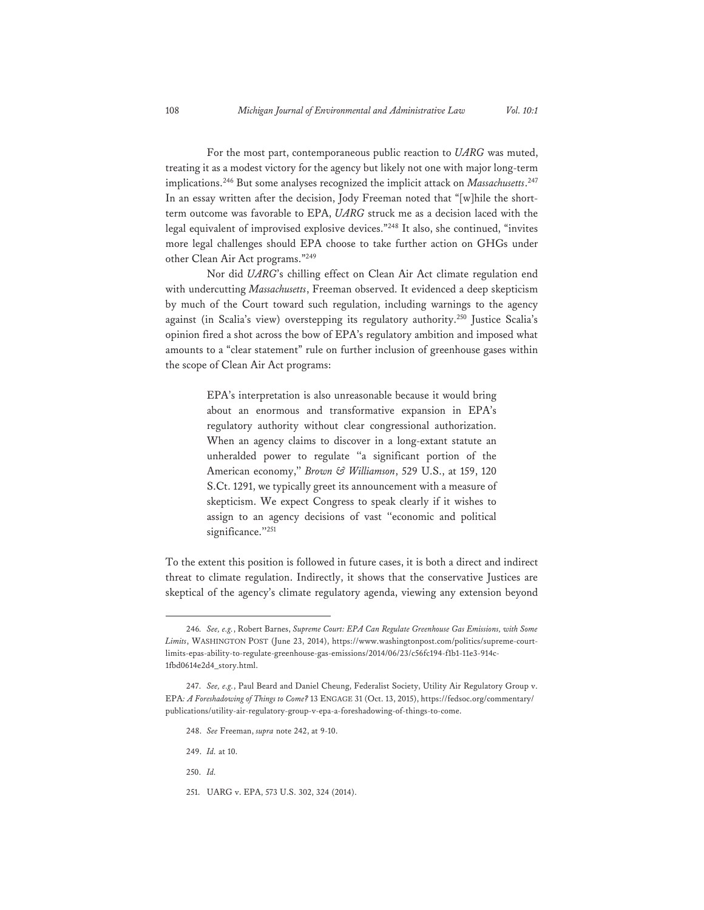For the most part, contemporaneous public reaction to *UARG* was muted, treating it as a modest victory for the agency but likely not one with major long-term implications.[246] But some analyses recognized the implicit attack on *Massachusetts*.[247] In an essay written after the decision, Jody Freeman noted that "[w]hile the short-term outcome was favorable to EPA, *UARG* struck me as a decision laced with the legal equivalent of improvised explosive devices."[248] It also, she continued, "invites more legal challenges should EPA choose to take further action on GHGs under other Clean Air Act programs."[249]

Nor did *UARG*'s chilling effect on Clean Air Act climate regulation end with undercutting *Massachusetts*, Freeman observed. It evidenced a deep skepticism by much of the Court toward such regulation, including warnings to the agency against (in Scalia's view) overstepping its regulatory authority.[250] Justice Scalia's opinion fired a shot across the bow of EPA's regulatory ambition and imposed what amounts to a "clear statement" rule on further inclusion of greenhouse gases within the scope of Clean Air Act programs:

> EPA's interpretation is also unreasonable because it would bring about an enormous and transformative expansion in EPA's regulatory authority without clear congressional authorization. When an agency claims to discover in a long-extant statute an unheralded power to regulate "a significant portion of the American economy," *Brown & Williamson*, 529 U.S., at 159, 120 S.Ct. 1291, we typically greet its announcement with a measure of skepticism. We expect Congress to speak clearly if it wishes to assign to an agency decisions of vast "economic and political significance."[251]

To the extent this position is followed in future cases, it is both a direct and indirect threat to climate regulation. Indirectly, it shows that the conservative Justices are skeptical of the agency's climate regulatory agenda, viewing any extension beyond

---

246. *See, e.g.*, Robert Barnes, *Supreme Court: EPA Can Regulate Greenhouse Gas Emissions, with Some Limits*, WASHINGTON POST (June 23, 2014), https://www.washingtonpost.com/politics/supreme-court-limits-epas-ability-to-regulate-greenhouse-gas-emissions/2014/06/23/c56fc194-f1b1-11e3-914c-1fbd0614e2d4_story.html.

247. *See, e.g.*, Paul Beard and Daniel Cheung, Federalist Society, Utility Air Regulatory Group v. EPA*: A Foreshadowing of Things to Come?* 13 ENGAGE 31 (Oct. 13, 2015), https://fedsoc.org/commentary/publications/utility-air-regulatory-group-v-epa-a-foreshadowing-of-things-to-come.

248. *See* Freeman, *supra* note 242, at 9-10.

249. *Id.* at 10.

250. *Id.*

251. UARG v. EPA, 573 U.S. 302, 324 (2014).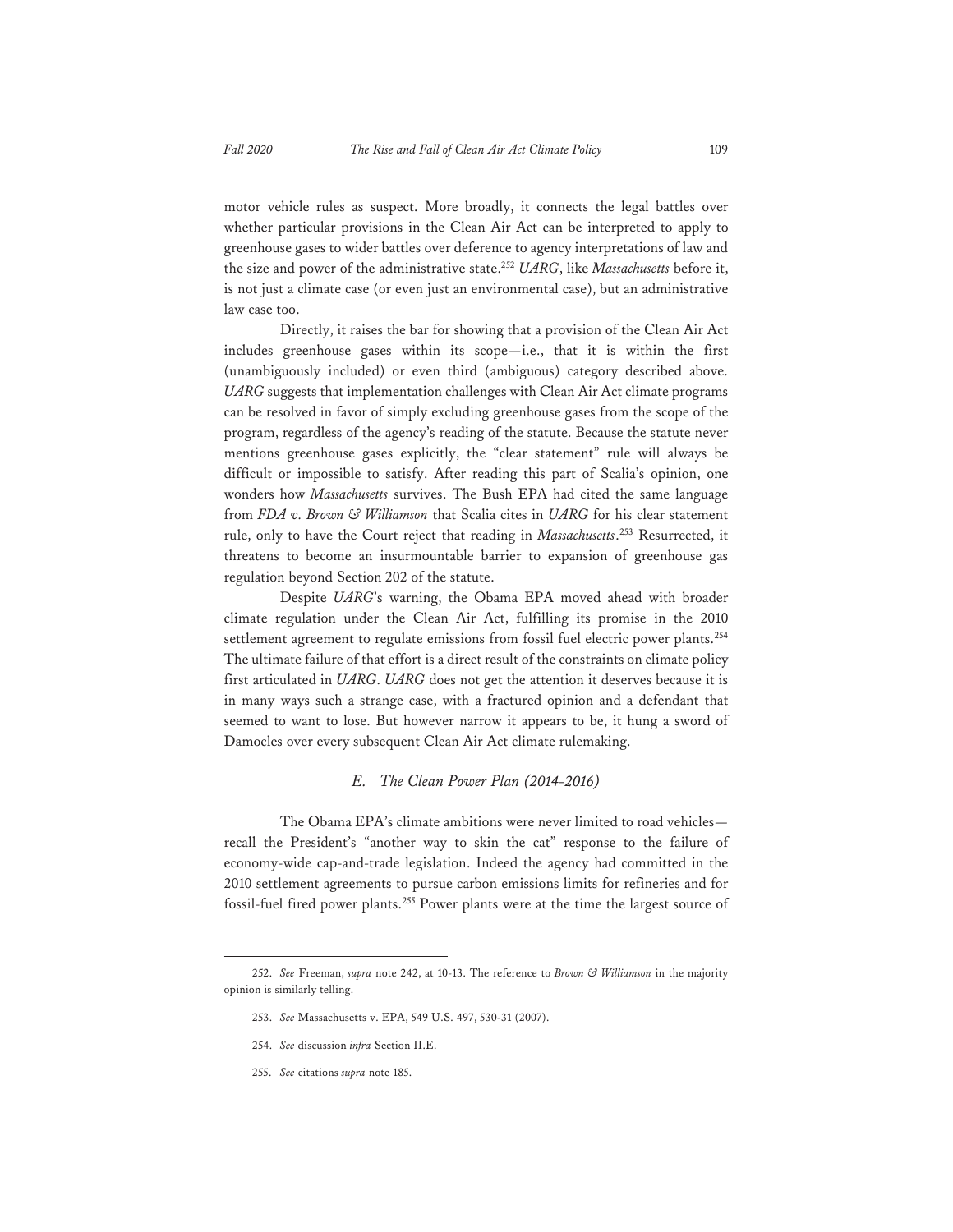motor vehicle rules as suspect. More broadly, it connects the legal battles over whether particular provisions in the Clean Air Act can be interpreted to apply to greenhouse gases to wider battles over deference to agency interpretations of law and the size and power of the administrative state.[252] *UARG*, like *Massachusetts* before it, is not just a climate case (or even just an environmental case), but an administrative law case too.

Directly, it raises the bar for showing that a provision of the Clean Air Act includes greenhouse gases within its scope—i.e., that it is within the first (unambiguously included) or even third (ambiguous) category described above. *UARG* suggests that implementation challenges with Clean Air Act climate programs can be resolved in favor of simply excluding greenhouse gases from the scope of the program, regardless of the agency's reading of the statute. Because the statute never mentions greenhouse gases explicitly, the "clear statement" rule will always be difficult or impossible to satisfy. After reading this part of Scalia's opinion, one wonders how *Massachusetts* survives. The Bush EPA had cited the same language from *FDA v. Brown & Williamson* that Scalia cites in *UARG* for his clear statement rule, only to have the Court reject that reading in *Massachusetts*.[253] Resurrected, it threatens to become an insurmountable barrier to expansion of greenhouse gas regulation beyond Section 202 of the statute.

Despite *UARG*'s warning, the Obama EPA moved ahead with broader climate regulation under the Clean Air Act, fulfilling its promise in the 2010 settlement agreement to regulate emissions from fossil fuel electric power plants.[254] The ultimate failure of that effort is a direct result of the constraints on climate policy first articulated in *UARG*. *UARG* does not get the attention it deserves because it is in many ways such a strange case, with a fractured opinion and a defendant that seemed to want to lose. But however narrow it appears to be, it hung a sword of Damocles over every subsequent Clean Air Act climate rulemaking.

### *E. The Clean Power Plan (2014-2016)*

The Obama EPA's climate ambitions were never limited to road vehicles—recall the President's "another way to skin the cat" response to the failure of economy-wide cap-and-trade legislation. Indeed the agency had committed in the 2010 settlement agreements to pursue carbon emissions limits for refineries and for fossil-fuel fired power plants.[255] Power plants were at the time the largest source of

---

252. *See* Freeman, *supra* note 242, at 10-13. The reference to *Brown & Williamson* in the majority opinion is similarly telling.

253. *See* Massachusetts v. EPA, 549 U.S. 497, 530-31 (2007).

254. *See* discussion *infra* Section II.E.

255. *See* citations *supra* note 185.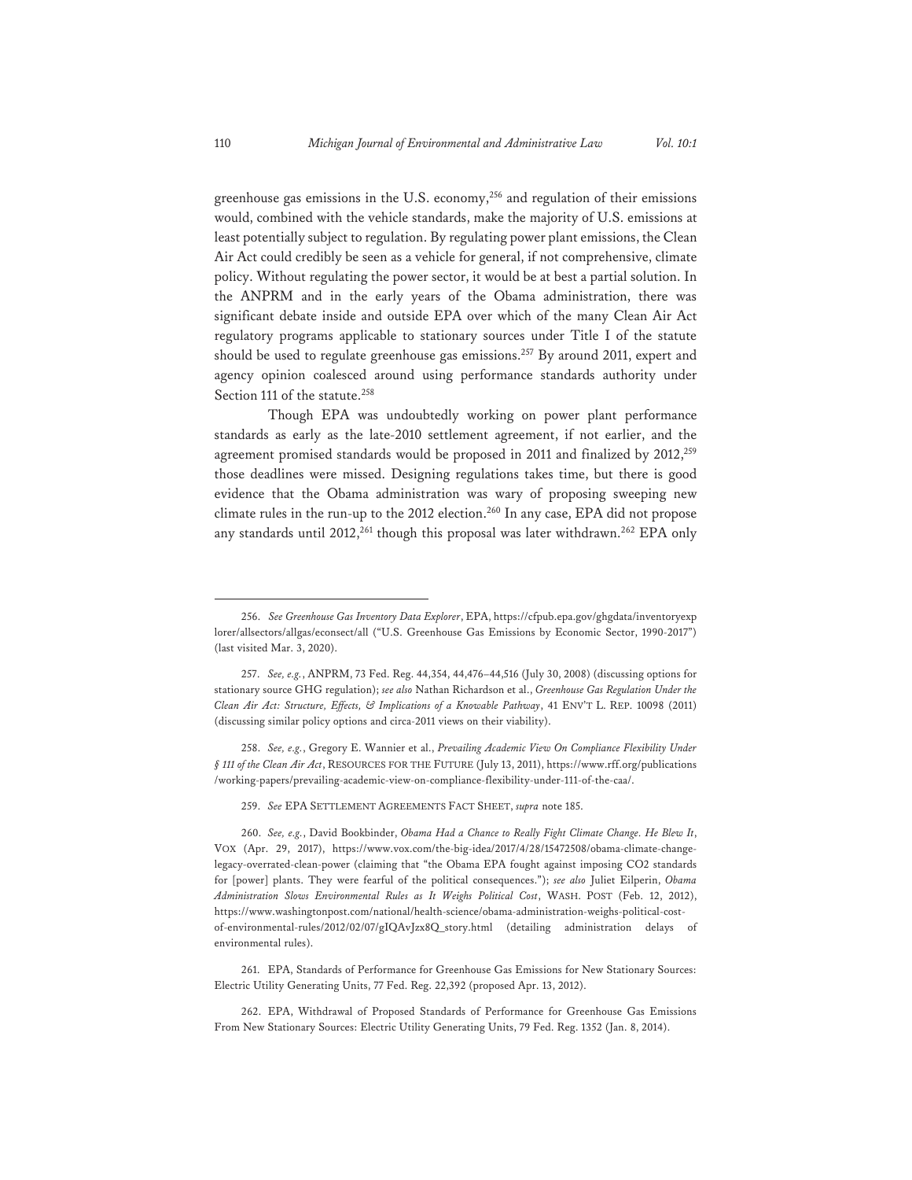greenhouse gas emissions in the U.S. economy,[256] and regulation of their emissions would, combined with the vehicle standards, make the majority of U.S. emissions at least potentially subject to regulation. By regulating power plant emissions, the Clean Air Act could credibly be seen as a vehicle for general, if not comprehensive, climate policy. Without regulating the power sector, it would be at best a partial solution. In the ANPRM and in the early years of the Obama administration, there was significant debate inside and outside EPA over which of the many Clean Air Act regulatory programs applicable to stationary sources under Title I of the statute should be used to regulate greenhouse gas emissions.[257] By around 2011, expert and agency opinion coalesced around using performance standards authority under Section 111 of the statute.[258]

Though EPA was undoubtedly working on power plant performance standards as early as the late-2010 settlement agreement, if not earlier, and the agreement promised standards would be proposed in 2011 and finalized by 2012,[259] those deadlines were missed. Designing regulations takes time, but there is good evidence that the Obama administration was wary of proposing sweeping new climate rules in the run-up to the 2012 election.[260] In any case, EPA did not propose any standards until 2012,[261] though this proposal was later withdrawn.[262] EPA only

---

256. *See Greenhouse Gas Inventory Data Explorer*, EPA, https://cfpub.epa.gov/ghgdata/inventoryexplorer/allsectors/allgas/econsect/all ("U.S. Greenhouse Gas Emissions by Economic Sector, 1990-2017") (last visited Mar. 3, 2020).

257. *See, e.g.*, ANPRM, 73 Fed. Reg. 44,354, 44,476–44,516 (July 30, 2008) (discussing options for stationary source GHG regulation); *see also* Nathan Richardson et al., *Greenhouse Gas Regulation Under the Clean Air Act: Structure, Effects, & Implications of a Knowable Pathway*, 41 ENV'T L. REP. 10098 (2011) (discussing similar policy options and circa-2011 views on their viability).

258. *See, e.g.*, Gregory E. Wannier et al., *Prevailing Academic View On Compliance Flexibility Under § 111 of the Clean Air Act*, RESOURCES FOR THE FUTURE (July 13, 2011), https://www.rff.org/publications/working-papers/prevailing-academic-view-on-compliance-flexibility-under-111-of-the-caa/.

259. *See* EPA SETTLEMENT AGREEMENTS FACT SHEET, *supra* note 185.

260. *See, e.g.*, David Bookbinder, *Obama Had a Chance to Really Fight Climate Change. He Blew It*, VOX (Apr. 29, 2017), https://www.vox.com/the-big-idea/2017/4/28/15472508/obama-climate-change-legacy-overrated-clean-power (claiming that "the Obama EPA fought against imposing CO2 standards for [power] plants. They were fearful of the political consequences."); *see also* Juliet Eilperin, *Obama Administration Slows Environmental Rules as It Weighs Political Cost*, WASH. POST (Feb. 12, 2012), https://www.washingtonpost.com/national/health-science/obama-administration-weighs-political-cost-of-environmental-rules/2012/02/07/gIQAvJzx8Q_story.html (detailing administration delays of environmental rules).

261. EPA, Standards of Performance for Greenhouse Gas Emissions for New Stationary Sources: Electric Utility Generating Units, 77 Fed. Reg. 22,392 (proposed Apr. 13, 2012).

262. EPA, Withdrawal of Proposed Standards of Performance for Greenhouse Gas Emissions From New Stationary Sources: Electric Utility Generating Units, 79 Fed. Reg. 1352 (Jan. 8, 2014).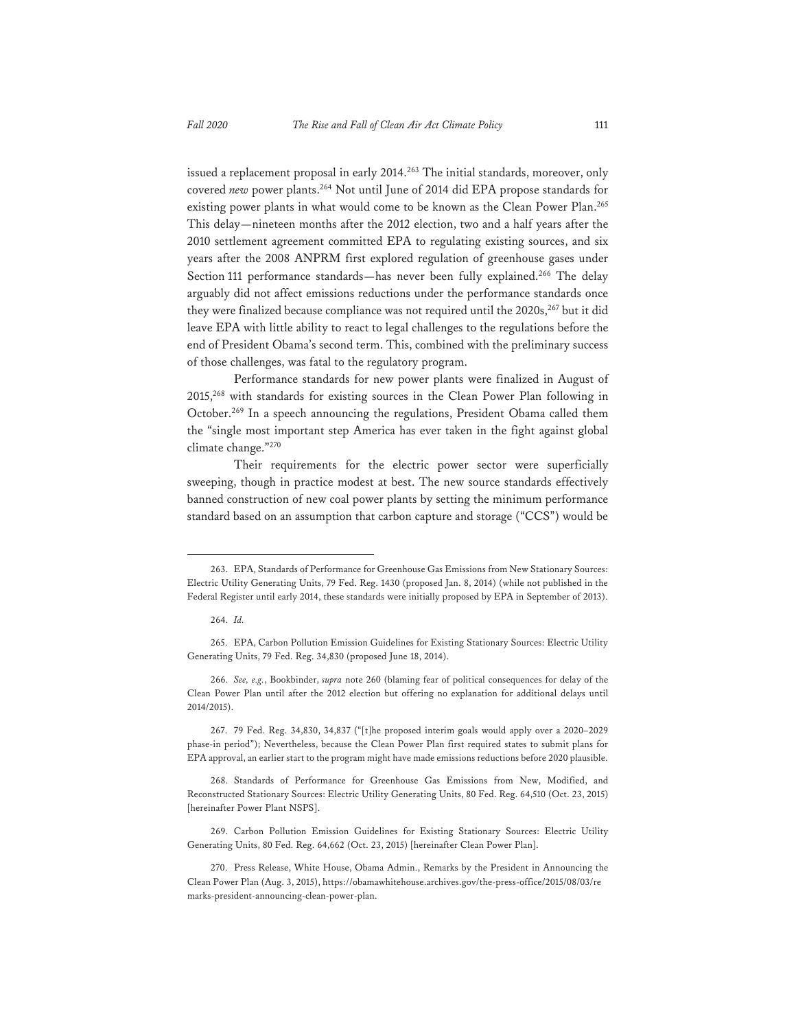issued a replacement proposal in early 2014.[263] The initial standards, moreover, only covered *new* power plants.[264] Not until June of 2014 did EPA propose standards for existing power plants in what would come to be known as the Clean Power Plan.[265] This delay—nineteen months after the 2012 election, two and a half years after the 2010 settlement agreement committed EPA to regulating existing sources, and six years after the 2008 ANPRM first explored regulation of greenhouse gases under Section 111 performance standards—has never been fully explained.[266] The delay arguably did not affect emissions reductions under the performance standards once they were finalized because compliance was not required until the 2020s,[267] but it did leave EPA with little ability to react to legal challenges to the regulations before the end of President Obama's second term. This, combined with the preliminary success of those challenges, was fatal to the regulatory program.

Performance standards for new power plants were finalized in August of 2015,[268] with standards for existing sources in the Clean Power Plan following in October.[269] In a speech announcing the regulations, President Obama called them the "single most important step America has ever taken in the fight against global climate change."[270]

Their requirements for the electric power sector were superficially sweeping, though in practice modest at best. The new source standards effectively banned construction of new coal power plants by setting the minimum performance standard based on an assumption that carbon capture and storage ("CCS") would be

---

263. EPA, Standards of Performance for Greenhouse Gas Emissions from New Stationary Sources: Electric Utility Generating Units, 79 Fed. Reg. 1430 (proposed Jan. 8, 2014) (while not published in the Federal Register until early 2014, these standards were initially proposed by EPA in September of 2013).

264. *Id.*

265. EPA, Carbon Pollution Emission Guidelines for Existing Stationary Sources: Electric Utility Generating Units, 79 Fed. Reg. 34,830 (proposed June 18, 2014).

266. *See, e.g.*, Bookbinder, *supra* note 260 (blaming fear of political consequences for delay of the Clean Power Plan until after the 2012 election but offering no explanation for additional delays until 2014/2015).

267. 79 Fed. Reg. 34,830, 34,837 ("[t]he proposed interim goals would apply over a 2020–2029 phase-in period"); Nevertheless, because the Clean Power Plan first required states to submit plans for EPA approval, an earlier start to the program might have made emissions reductions before 2020 plausible.

268. Standards of Performance for Greenhouse Gas Emissions from New, Modified, and Reconstructed Stationary Sources: Electric Utility Generating Units, 80 Fed. Reg. 64,510 (Oct. 23, 2015) [hereinafter Power Plant NSPS].

269. Carbon Pollution Emission Guidelines for Existing Stationary Sources: Electric Utility Generating Units, 80 Fed. Reg. 64,662 (Oct. 23, 2015) [hereinafter Clean Power Plan].

270. Press Release, White House, Obama Admin., Remarks by the President in Announcing the Clean Power Plan (Aug. 3, 2015), https://obamawhitehouse.archives.gov/the-press-office/2015/08/03/remarks-president-announcing-clean-power-plan.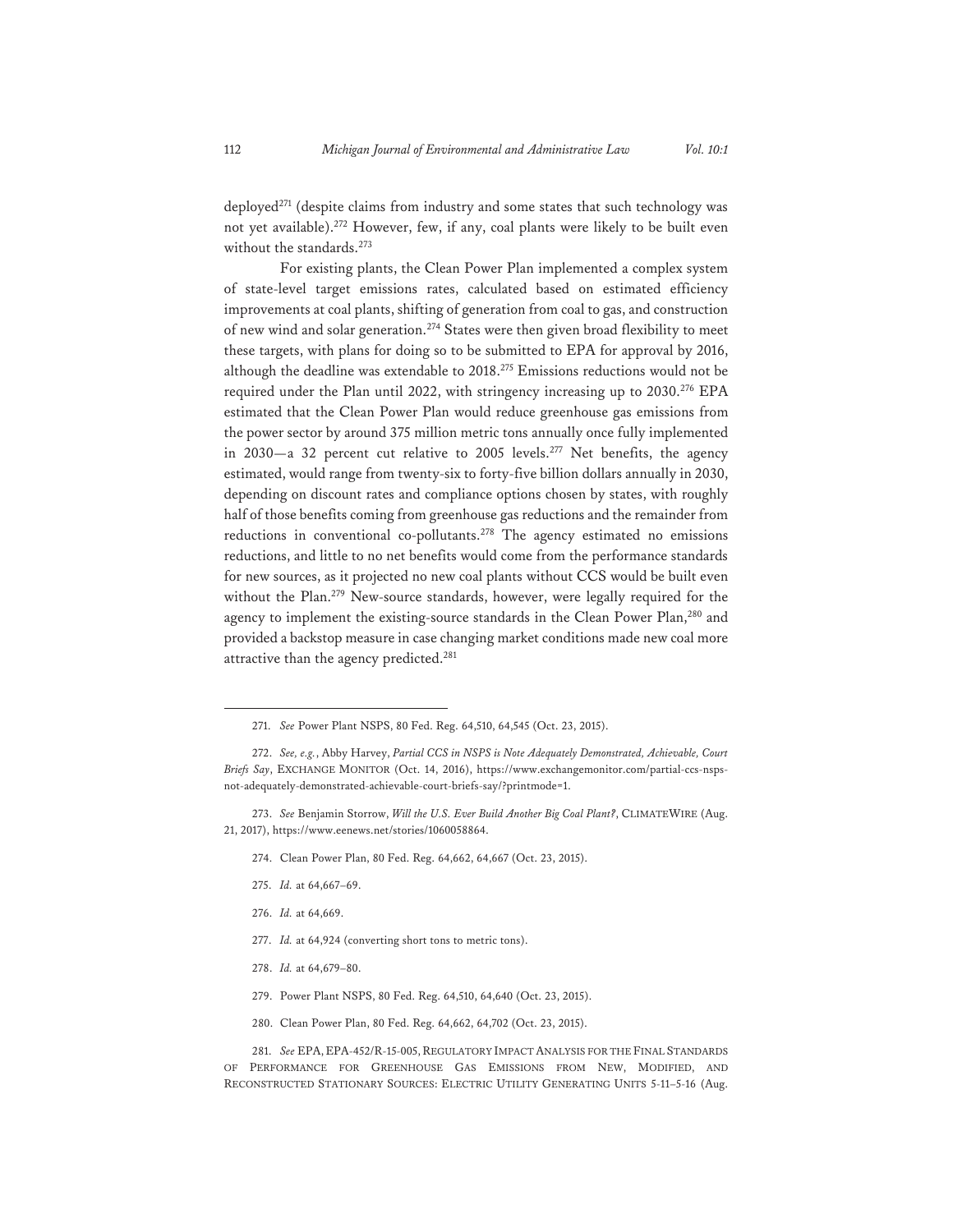deployed[271] (despite claims from industry and some states that such technology was not yet available).[272] However, few, if any, coal plants were likely to be built even without the standards.[273]

For existing plants, the Clean Power Plan implemented a complex system of state-level target emissions rates, calculated based on estimated efficiency improvements at coal plants, shifting of generation from coal to gas, and construction of new wind and solar generation.[274] States were then given broad flexibility to meet these targets, with plans for doing so to be submitted to EPA for approval by 2016, although the deadline was extendable to 2018.[275] Emissions reductions would not be required under the Plan until 2022, with stringency increasing up to 2030.[276] EPA estimated that the Clean Power Plan would reduce greenhouse gas emissions from the power sector by around 375 million metric tons annually once fully implemented in 2030—a 32 percent cut relative to 2005 levels.[277] Net benefits, the agency estimated, would range from twenty-six to forty-five billion dollars annually in 2030, depending on discount rates and compliance options chosen by states, with roughly half of those benefits coming from greenhouse gas reductions and the remainder from reductions in conventional co-pollutants.[278] The agency estimated no emissions reductions, and little to no net benefits would come from the performance standards for new sources, as it projected no new coal plants without CCS would be built even without the Plan.[279] New-source standards, however, were legally required for the agency to implement the existing-source standards in the Clean Power Plan,[280] and provided a backstop measure in case changing market conditions made new coal more attractive than the agency predicted.[281]

---

271. *See* Power Plant NSPS, 80 Fed. Reg. 64,510, 64,545 (Oct. 23, 2015).

272. *See, e.g.*, Abby Harvey, *Partial CCS in NSPS is Note Adequately Demonstrated, Achievable, Court Briefs Say*, EXCHANGE MONITOR (Oct. 14, 2016), https://www.exchangemonitor.com/partial-ccs-nsps-not-adequately-demonstrated-achievable-court-briefs-say/?printmode=1.

273. *See* Benjamin Storrow, *Will the U.S. Ever Build Another Big Coal Plant?*, CLIMATEWIRE (Aug. 21, 2017), https://www.eenews.net/stories/1060058864.

274. Clean Power Plan, 80 Fed. Reg. 64,662, 64,667 (Oct. 23, 2015).

275. *Id.* at 64,667–69.

276. *Id.* at 64,669.

277. *Id.* at 64,924 (converting short tons to metric tons).

278. *Id.* at 64,679–80.

279. Power Plant NSPS, 80 Fed. Reg. 64,510, 64,640 (Oct. 23, 2015).

280. Clean Power Plan, 80 Fed. Reg. 64,662, 64,702 (Oct. 23, 2015).

281. *See* EPA, EPA-452/R-15-005, REGULATORY IMPACT ANALYSIS FOR THE FINAL STANDARDS OF PERFORMANCE FOR GREENHOUSE GAS EMISSIONS FROM NEW, MODIFIED, AND RECONSTRUCTED STATIONARY SOURCES: ELECTRIC UTILITY GENERATING UNITS 5-11–5-16 (Aug.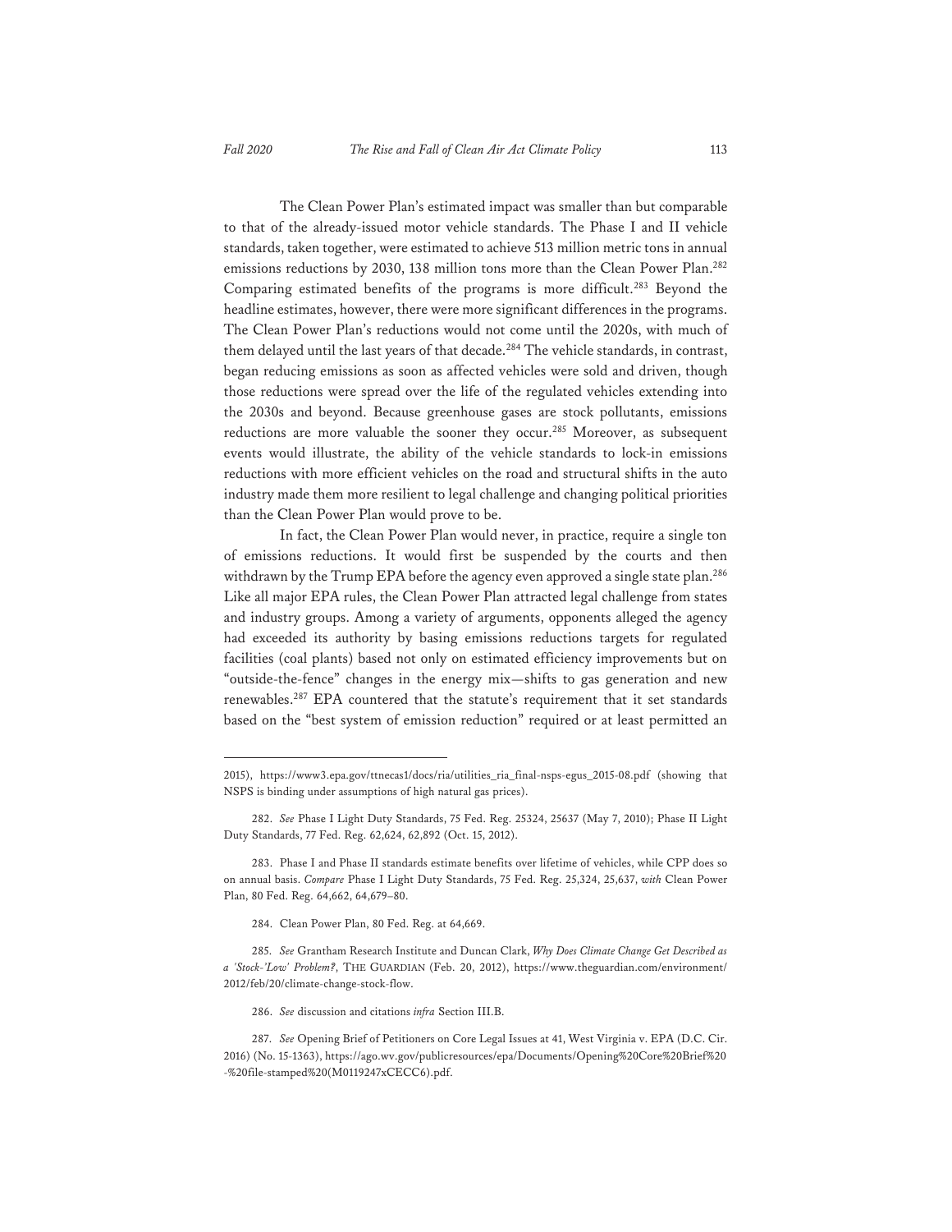The Clean Power Plan's estimated impact was smaller than but comparable to that of the already-issued motor vehicle standards. The Phase I and II vehicle standards, taken together, were estimated to achieve 513 million metric tons in annual emissions reductions by 2030, 138 million tons more than the Clean Power Plan.[282] Comparing estimated benefits of the programs is more difficult.[283] Beyond the headline estimates, however, there were more significant differences in the programs. The Clean Power Plan's reductions would not come until the 2020s, with much of them delayed until the last years of that decade.[284] The vehicle standards, in contrast, began reducing emissions as soon as affected vehicles were sold and driven, though those reductions were spread over the life of the regulated vehicles extending into the 2030s and beyond. Because greenhouse gases are stock pollutants, emissions reductions are more valuable the sooner they occur.[285] Moreover, as subsequent events would illustrate, the ability of the vehicle standards to lock-in emissions reductions with more efficient vehicles on the road and structural shifts in the auto industry made them more resilient to legal challenge and changing political priorities than the Clean Power Plan would prove to be.

In fact, the Clean Power Plan would never, in practice, require a single ton of emissions reductions. It would first be suspended by the courts and then withdrawn by the Trump EPA before the agency even approved a single state plan.[286] Like all major EPA rules, the Clean Power Plan attracted legal challenge from states and industry groups. Among a variety of arguments, opponents alleged the agency had exceeded its authority by basing emissions reductions targets for regulated facilities (coal plants) based not only on estimated efficiency improvements but on "outside-the-fence" changes in the energy mix—shifts to gas generation and new renewables.[287] EPA countered that the statute's requirement that it set standards based on the "best system of emission reduction" required or at least permitted an

---

2015), https://www3.epa.gov/ttnecas1/docs/ria/utilities_ria_final-nsps-egus_2015-08.pdf (showing that NSPS is binding under assumptions of high natural gas prices).

282. *See* Phase I Light Duty Standards, 75 Fed. Reg. 25324, 25637 (May 7, 2010); Phase II Light Duty Standards, 77 Fed. Reg. 62,624, 62,892 (Oct. 15, 2012).

283. Phase I and Phase II standards estimate benefits over lifetime of vehicles, while CPP does so on annual basis. *Compare* Phase I Light Duty Standards, 75 Fed. Reg. 25,324, 25,637, *with* Clean Power Plan, 80 Fed. Reg. 64,662, 64,679–80.

284. Clean Power Plan, 80 Fed. Reg. at 64,669.

285. *See* Grantham Research Institute and Duncan Clark, *Why Does Climate Change Get Described as a 'Stock-'Low' Problem?*, THE GUARDIAN (Feb. 20, 2012), https://www.theguardian.com/environment/2012/feb/20/climate-change-stock-flow.

286. *See* discussion and citations *infra* Section III.B.

287. *See* Opening Brief of Petitioners on Core Legal Issues at 41, West Virginia v. EPA (D.C. Cir. 2016) (No. 15-1363), https://ago.wv.gov/publicresources/epa/Documents/Opening%20Core%20Brief%20-%20file-stamped%20(M0119247xCECC6).pdf.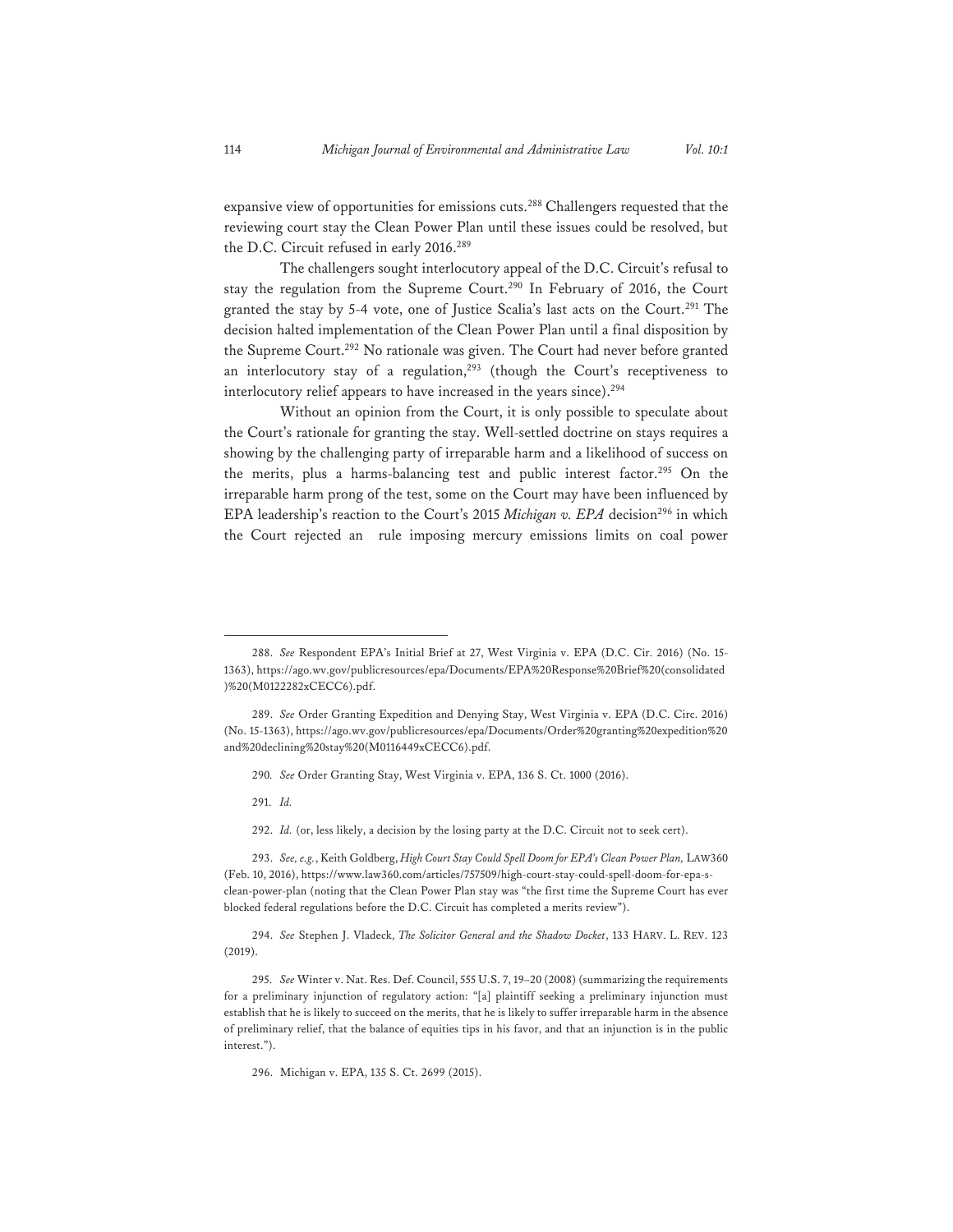expansive view of opportunities for emissions cuts.[288] Challengers requested that the reviewing court stay the Clean Power Plan until these issues could be resolved, but the D.C. Circuit refused in early 2016.[289]

The challengers sought interlocutory appeal of the D.C. Circuit's refusal to stay the regulation from the Supreme Court.[290] In February of 2016, the Court granted the stay by 5-4 vote, one of Justice Scalia's last acts on the Court.[291] The decision halted implementation of the Clean Power Plan until a final disposition by the Supreme Court.[292] No rationale was given. The Court had never before granted an interlocutory stay of a regulation,[293] (though the Court's receptiveness to interlocutory relief appears to have increased in the years since).[294]

Without an opinion from the Court, it is only possible to speculate about the Court's rationale for granting the stay. Well-settled doctrine on stays requires a showing by the challenging party of irreparable harm and a likelihood of success on the merits, plus a harms-balancing test and public interest factor.[295] On the irreparable harm prong of the test, some on the Court may have been influenced by EPA leadership's reaction to the Court's 2015 *Michigan v. EPA* decision[296] in which the Court rejected an rule imposing mercury emissions limits on coal power

---

288. *See* Respondent EPA's Initial Brief at 27, West Virginia v. EPA (D.C. Cir. 2016) (No. 15-1363), https://ago.wv.gov/publicresources/epa/Documents/EPA%20Response%20Brief%20(consolidated)%20(M0122282xCECC6).pdf.

289. *See* Order Granting Expedition and Denying Stay, West Virginia v. EPA (D.C. Circ. 2016) (No. 15-1363), https://ago.wv.gov/publicresources/epa/Documents/Order%20granting%20expedition%20and%20declining%20stay%20(M0116449xCECC6).pdf.

290. *See* Order Granting Stay, West Virginia v. EPA, 136 S. Ct. 1000 (2016).

291. *Id.*

292. *Id.* (or, less likely, a decision by the losing party at the D.C. Circuit not to seek cert).

293. *See, e.g.*, Keith Goldberg, *High Court Stay Could Spell Doom for EPA's Clean Power Plan,* LAW360 (Feb. 10, 2016), https://www.law360.com/articles/757509/high-court-stay-could-spell-doom-for-epa-s-clean-power-plan (noting that the Clean Power Plan stay was "the first time the Supreme Court has ever blocked federal regulations before the D.C. Circuit has completed a merits review").

294. *See* Stephen J. Vladeck, *The Solicitor General and the Shadow Docket*, 133 HARV. L. REV. 123 (2019).

295. *See* Winter v. Nat. Res. Def. Council, 555 U.S. 7, 19–20 (2008) (summarizing the requirements for a preliminary injunction of regulatory action: "[a] plaintiff seeking a preliminary injunction must establish that he is likely to succeed on the merits, that he is likely to suffer irreparable harm in the absence of preliminary relief, that the balance of equities tips in his favor, and that an injunction is in the public interest.").

296. Michigan v. EPA, 135 S. Ct. 2699 (2015).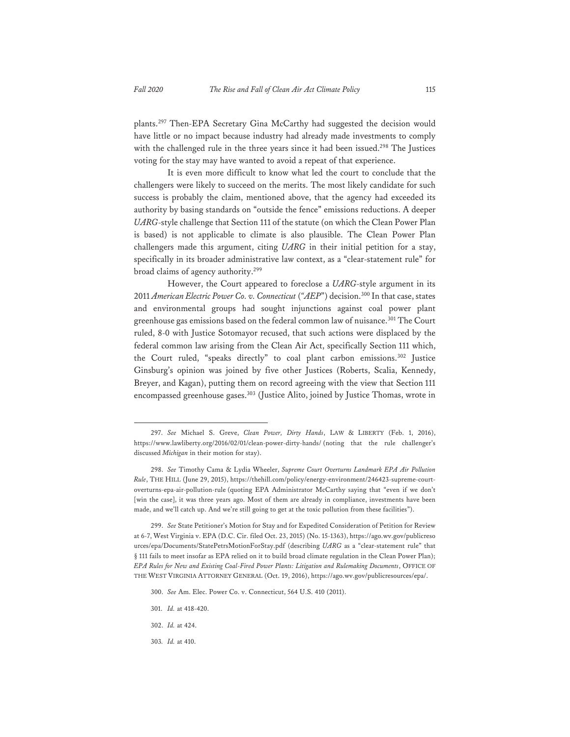plants.[297] Then-EPA Secretary Gina McCarthy had suggested the decision would have little or no impact because industry had already made investments to comply with the challenged rule in the three years since it had been issued.[298] The Justices voting for the stay may have wanted to avoid a repeat of that experience.

It is even more difficult to know what led the court to conclude that the challengers were likely to succeed on the merits. The most likely candidate for such success is probably the claim, mentioned above, that the agency had exceeded its authority by basing standards on "outside the fence" emissions reductions. A deeper *UARG*-style challenge that Section 111 of the statute (on which the Clean Power Plan is based) is not applicable to climate is also plausible. The Clean Power Plan challengers made this argument, citing *UARG* in their initial petition for a stay, specifically in its broader administrative law context, as a "clear-statement rule" for broad claims of agency authority.[299]

However, the Court appeared to foreclose a *UARG*-style argument in its 2011 *American Electric Power Co. v. Connecticut* ("*AEP*") decision.[300] In that case, states and environmental groups had sought injunctions against coal power plant greenhouse gas emissions based on the federal common law of nuisance.[301] The Court ruled, 8-0 with Justice Sotomayor recused, that such actions were displaced by the federal common law arising from the Clean Air Act, specifically Section 111 which, the Court ruled, "speaks directly" to coal plant carbon emissions.[302] Justice Ginsburg's opinion was joined by five other Justices (Roberts, Scalia, Kennedy, Breyer, and Kagan), putting them on record agreeing with the view that Section 111 encompassed greenhouse gases.[303] (Justice Alito, joined by Justice Thomas, wrote in

---

297. *See* Michael S. Greve, *Clean Power, Dirty Hands*, LAW & LIBERTY (Feb. 1, 2016), https://www.lawliberty.org/2016/02/01/clean-power-dirty-hands/ (noting that the rule challenger's discussed *Michigan* in their motion for stay).

298. *See* Timothy Cama & Lydia Wheeler, *Supreme Court Overturns Landmark EPA Air Pollution Rule*, THE HILL (June 29, 2015), https://thehill.com/policy/energy-environment/246423-supreme-court-overturns-epa-air-pollution-rule (quoting EPA Administrator McCarthy saying that "even if we don't [win the case], it was three years ago. Most of them are already in compliance, investments have been made, and we'll catch up. And we're still going to get at the toxic pollution from these facilities").

299. *See* State Petitioner's Motion for Stay and for Expedited Consideration of Petition for Review at 6-7, West Virginia v. EPA (D.C. Cir. filed Oct. 23, 2015) (No. 15-1363), https://ago.wv.gov/publicresources/epa/Documents/StatePetrsMotionForStay.pdf (describing *UARG* as a "clear-statement rule" that § 111 fails to meet insofar as EPA relied on it to build broad climate regulation in the Clean Power Plan); *EPA Rules for New and Existing Coal-Fired Power Plants: Litigation and Rulemaking Documents*, OFFICE OF THE WEST VIRGINIA ATTORNEY GENERAL (Oct. 19, 2016), https://ago.wv.gov/publicresources/epa/.

300. *See* Am. Elec. Power Co. v. Connecticut, 564 U.S. 410 (2011).

301. *Id.* at 418-420.

302. *Id.* at 424.

303. *Id.* at 410.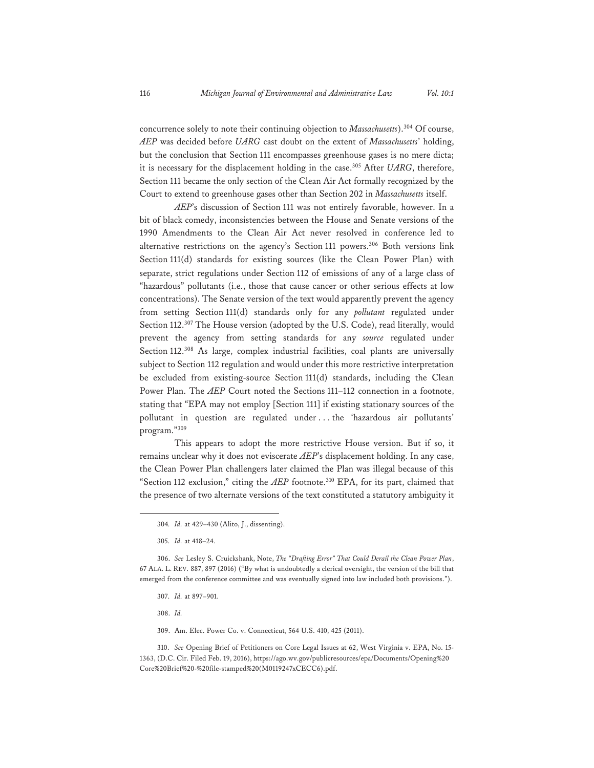concurrence solely to note their continuing objection to *Massachusetts*).[304] Of course, *AEP* was decided before *UARG* cast doubt on the extent of *Massachusetts*' holding, but the conclusion that Section 111 encompasses greenhouse gases is no mere dicta; it is necessary for the displacement holding in the case.[305] After *UARG*, therefore, Section 111 became the only section of the Clean Air Act formally recognized by the Court to extend to greenhouse gases other than Section 202 in *Massachusetts* itself.

*AEP*'s discussion of Section 111 was not entirely favorable, however. In a bit of black comedy, inconsistencies between the House and Senate versions of the 1990 Amendments to the Clean Air Act never resolved in conference led to alternative restrictions on the agency's Section 111 powers.[306] Both versions link Section 111(d) standards for existing sources (like the Clean Power Plan) with separate, strict regulations under Section 112 of emissions of any of a large class of "hazardous" pollutants (i.e., those that cause cancer or other serious effects at low concentrations). The Senate version of the text would apparently prevent the agency from setting Section 111(d) standards only for any *pollutant* regulated under Section 112.[307] The House version (adopted by the U.S. Code), read literally, would prevent the agency from setting standards for any *source* regulated under Section 112.[308] As large, complex industrial facilities, coal plants are universally subject to Section 112 regulation and would under this more restrictive interpretation be excluded from existing-source Section 111(d) standards, including the Clean Power Plan. The *AEP* Court noted the Sections 111–112 connection in a footnote, stating that "EPA may not employ [Section 111] if existing stationary sources of the pollutant in question are regulated under . . . the 'hazardous air pollutants' program."[309]

This appears to adopt the more restrictive House version. But if so, it remains unclear why it does not eviscerate *AEP*'s displacement holding. In any case, the Clean Power Plan challengers later claimed the Plan was illegal because of this "Section 112 exclusion," citing the *AEP* footnote.[310] EPA, for its part, claimed that the presence of two alternate versions of the text constituted a statutory ambiguity it

---

304. *Id.* at 429–430 (Alito, J., dissenting).

305. *Id.* at 418–24.

306. *See* Lesley S. Cruickshank, Note, *The "Drafting Error" That Could Derail the Clean Power Plan*, 67 ALA. L. REV. 887, 897 (2016) ("By what is undoubtedly a clerical oversight, the version of the bill that emerged from the conference committee and was eventually signed into law included both provisions.").

307. *Id.* at 897–901.

308. *Id.*

309. Am. Elec. Power Co. v. Connecticut, 564 U.S. 410, 425 (2011).

310. *See* Opening Brief of Petitioners on Core Legal Issues at 62, West Virginia v. EPA, No. 15-1363, (D.C. Cir. Filed Feb. 19, 2016), https://ago.wv.gov/publicresources/epa/Documents/Opening%20Core%20Brief%20-%20file-stamped%20(M0119247xCECC6).pdf.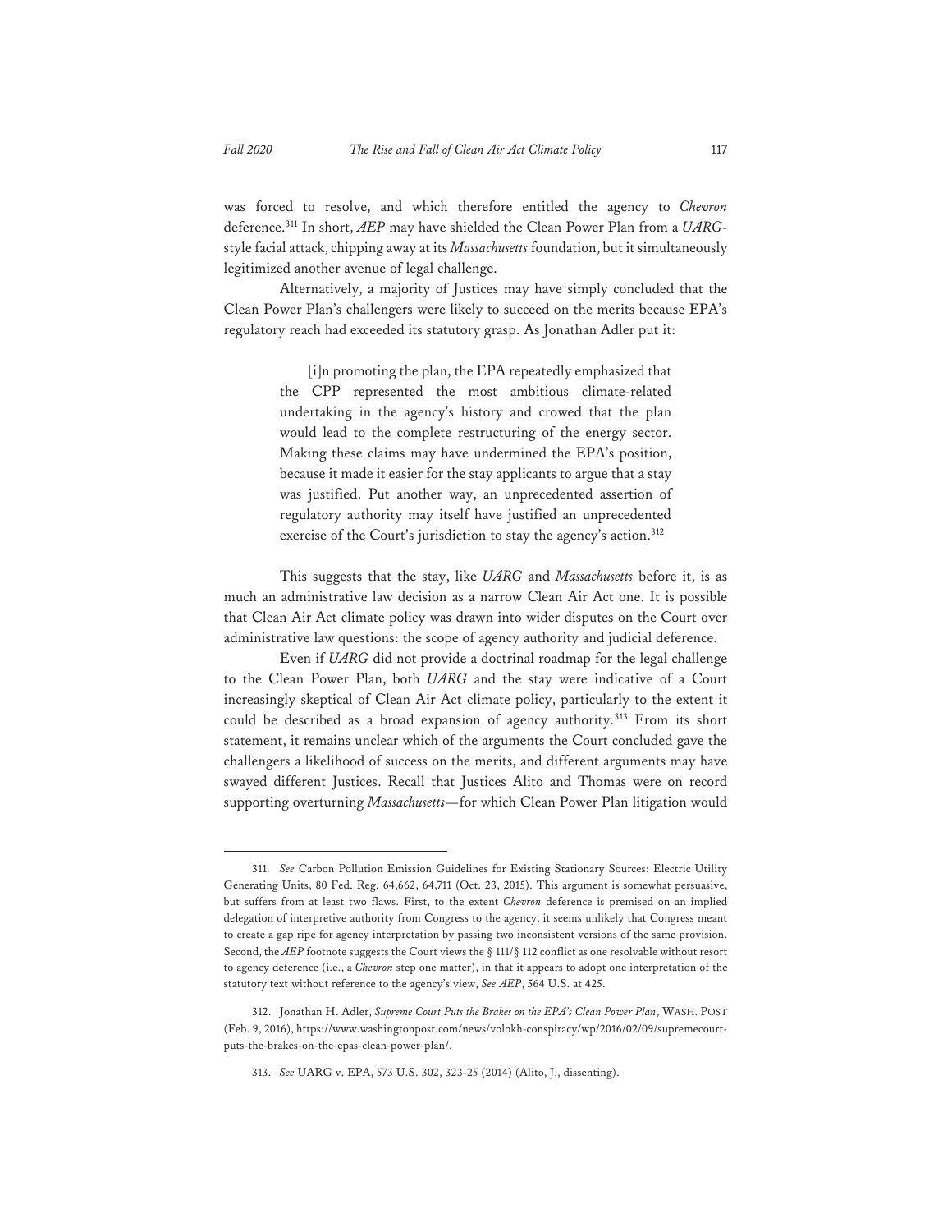was forced to resolve, and which therefore entitled the agency to *Chevron* deference.[311] In short, *AEP* may have shielded the Clean Power Plan from a *UARG*-style facial attack, chipping away at its *Massachusetts* foundation, but it simultaneously legitimized another avenue of legal challenge.

Alternatively, a majority of Justices may have simply concluded that the Clean Power Plan's challengers were likely to succeed on the merits because EPA's regulatory reach had exceeded its statutory grasp. As Jonathan Adler put it:

> [i]n promoting the plan, the EPA repeatedly emphasized that the CPP represented the most ambitious climate-related undertaking in the agency's history and crowed that the plan would lead to the complete restructuring of the energy sector. Making these claims may have undermined the EPA's position, because it made it easier for the stay applicants to argue that a stay was justified. Put another way, an unprecedented assertion of regulatory authority may itself have justified an unprecedented exercise of the Court's jurisdiction to stay the agency's action.[312]

This suggests that the stay, like *UARG* and *Massachusetts* before it, is as much an administrative law decision as a narrow Clean Air Act one. It is possible that Clean Air Act climate policy was drawn into wider disputes on the Court over administrative law questions: the scope of agency authority and judicial deference.

Even if *UARG* did not provide a doctrinal roadmap for the legal challenge to the Clean Power Plan, both *UARG* and the stay were indicative of a Court increasingly skeptical of Clean Air Act climate policy, particularly to the extent it could be described as a broad expansion of agency authority.[313] From its short statement, it remains unclear which of the arguments the Court concluded gave the challengers a likelihood of success on the merits, and different arguments may have swayed different Justices. Recall that Justices Alito and Thomas were on record supporting overturning *Massachusetts*—for which Clean Power Plan litigation would

---

311. *See* Carbon Pollution Emission Guidelines for Existing Stationary Sources: Electric Utility Generating Units, 80 Fed. Reg. 64,662, 64,711 (Oct. 23, 2015). This argument is somewhat persuasive, but suffers from at least two flaws. First, to the extent *Chevron* deference is premised on an implied delegation of interpretive authority from Congress to the agency, it seems unlikely that Congress meant to create a gap ripe for agency interpretation by passing two inconsistent versions of the same provision. Second, the *AEP* footnote suggests the Court views the § 111/§ 112 conflict as one resolvable without resort to agency deference (i.e., a *Chevron* step one matter), in that it appears to adopt one interpretation of the statutory text without reference to the agency's view, *See AEP*, 564 U.S. at 425.

312. Jonathan H. Adler, *Supreme Court Puts the Brakes on the EPA's Clean Power Plan*, WASH. POST (Feb. 9, 2016), https://www.washingtonpost.com/news/volokh-conspiracy/wp/2016/02/09/supremecourt-puts-the-brakes-on-the-epas-clean-power-plan/.

313. *See* UARG v. EPA, 573 U.S. 302, 323-25 (2014) (Alito, J., dissenting).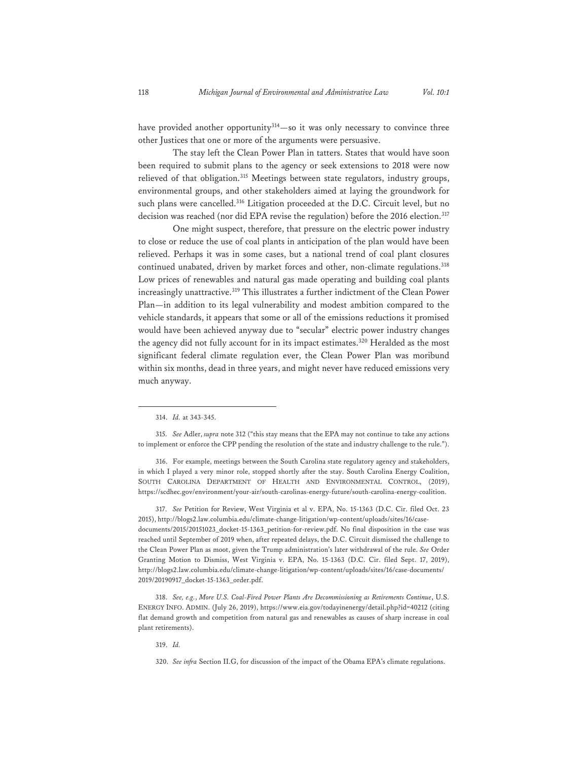have provided another opportunity[314]—so it was only necessary to convince three other Justices that one or more of the arguments were persuasive.

The stay left the Clean Power Plan in tatters. States that would have soon been required to submit plans to the agency or seek extensions to 2018 were now relieved of that obligation.[315] Meetings between state regulators, industry groups, environmental groups, and other stakeholders aimed at laying the groundwork for such plans were cancelled.[316] Litigation proceeded at the D.C. Circuit level, but no decision was reached (nor did EPA revise the regulation) before the 2016 election.[317]

One might suspect, therefore, that pressure on the electric power industry to close or reduce the use of coal plants in anticipation of the plan would have been relieved. Perhaps it was in some cases, but a national trend of coal plant closures continued unabated, driven by market forces and other, non-climate regulations.[318] Low prices of renewables and natural gas made operating and building coal plants increasingly unattractive.[319] This illustrates a further indictment of the Clean Power Plan—in addition to its legal vulnerability and modest ambition compared to the vehicle standards, it appears that some or all of the emissions reductions it promised would have been achieved anyway due to "secular" electric power industry changes the agency did not fully account for in its impact estimates.[320] Heralded as the most significant federal climate regulation ever, the Clean Power Plan was moribund within six months, dead in three years, and might never have reduced emissions very much anyway.

---

314. *Id.* at 343-345.

315. *See* Adler, *supra* note 312 ("this stay means that the EPA may not continue to take any actions to implement or enforce the CPP pending the resolution of the state and industry challenge to the rule.").

316. For example, meetings between the South Carolina state regulatory agency and stakeholders, in which I played a very minor role, stopped shortly after the stay. South Carolina Energy Coalition, SOUTH CAROLINA DEPARTMENT OF HEALTH AND ENVIRONMENTAL CONTROL, (2019), https://scdhec.gov/environment/your-air/south-carolinas-energy-future/south-carolina-energy-coalition.

317. *See* Petition for Review, West Virginia et al v. EPA, No. 15-1363 (D.C. Cir. filed Oct. 23 2015), http://blogs2.law.columbia.edu/climate-change-litigation/wp-content/uploads/sites/16/case-documents/2015/20151023_docket-15-1363_petition-for-review.pdf. No final disposition in the case was reached until September of 2019 when, after repeated delays, the D.C. Circuit dismissed the challenge to the Clean Power Plan as moot, given the Trump administration's later withdrawal of the rule. *See* Order Granting Motion to Dismiss, West Virginia v. EPA, No. 15-1363 (D.C. Cir. filed Sept. 17, 2019), http://blogs2.law.columbia.edu/climate-change-litigation/wp-content/uploads/sites/16/case-documents/2019/20190917_docket-15-1363_order.pdf.

318. *See, e.g.*, *More U.S. Coal-Fired Power Plants Are Decommissioning as Retirements Continue*, U.S. ENERGY INFO. ADMIN. (July 26, 2019), https://www.eia.gov/todayinenergy/detail.php?id=40212 (citing flat demand growth and competition from natural gas and renewables as causes of sharp increase in coal plant retirements).

319. *Id.*

320. *See infra* Section II.G, for discussion of the impact of the Obama EPA's climate regulations.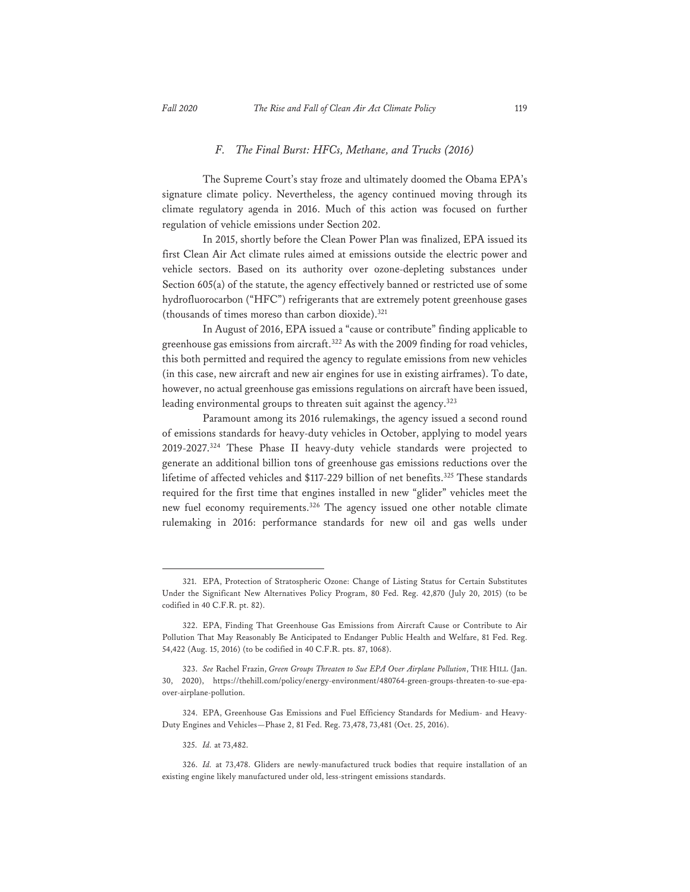### *F. The Final Burst: HFCs, Methane, and Trucks (2016)*

The Supreme Court's stay froze and ultimately doomed the Obama EPA's signature climate policy. Nevertheless, the agency continued moving through its climate regulatory agenda in 2016. Much of this action was focused on further regulation of vehicle emissions under Section 202.

In 2015, shortly before the Clean Power Plan was finalized, EPA issued its first Clean Air Act climate rules aimed at emissions outside the electric power and vehicle sectors. Based on its authority over ozone-depleting substances under Section 605(a) of the statute, the agency effectively banned or restricted use of some hydrofluorocarbon ("HFC") refrigerants that are extremely potent greenhouse gases (thousands of times moreso than carbon dioxide).[321]

In August of 2016, EPA issued a "cause or contribute" finding applicable to greenhouse gas emissions from aircraft.[322] As with the 2009 finding for road vehicles, this both permitted and required the agency to regulate emissions from new vehicles (in this case, new aircraft and new air engines for use in existing airframes). To date, however, no actual greenhouse gas emissions regulations on aircraft have been issued, leading environmental groups to threaten suit against the agency.[323]

Paramount among its 2016 rulemakings, the agency issued a second round of emissions standards for heavy-duty vehicles in October, applying to model years 2019-2027.[324] These Phase II heavy-duty vehicle standards were projected to generate an additional billion tons of greenhouse gas emissions reductions over the lifetime of affected vehicles and \$117-229 billion of net benefits.[325] These standards required for the first time that engines installed in new "glider" vehicles meet the new fuel economy requirements.[326] The agency issued one other notable climate rulemaking in 2016: performance standards for new oil and gas wells under

---

321. EPA, Protection of Stratospheric Ozone: Change of Listing Status for Certain Substitutes Under the Significant New Alternatives Policy Program, 80 Fed. Reg. 42,870 (July 20, 2015) (to be codified in 40 C.F.R. pt. 82).

322. EPA, Finding That Greenhouse Gas Emissions from Aircraft Cause or Contribute to Air Pollution That May Reasonably Be Anticipated to Endanger Public Health and Welfare, 81 Fed. Reg. 54,422 (Aug. 15, 2016) (to be codified in 40 C.F.R. pts. 87, 1068).

323. *See* Rachel Frazin, *Green Groups Threaten to Sue EPA Over Airplane Pollution*, THE HILL (Jan. 30, 2020), https://thehill.com/policy/energy-environment/480764-green-groups-threaten-to-sue-epa-over-airplane-pollution.

324. EPA, Greenhouse Gas Emissions and Fuel Efficiency Standards for Medium- and Heavy-Duty Engines and Vehicles—Phase 2, 81 Fed. Reg. 73,478, 73,481 (Oct. 25, 2016).

325. *Id.* at 73,482.

326. *Id.* at 73,478. Gliders are newly-manufactured truck bodies that require installation of an existing engine likely manufactured under old, less-stringent emissions standards.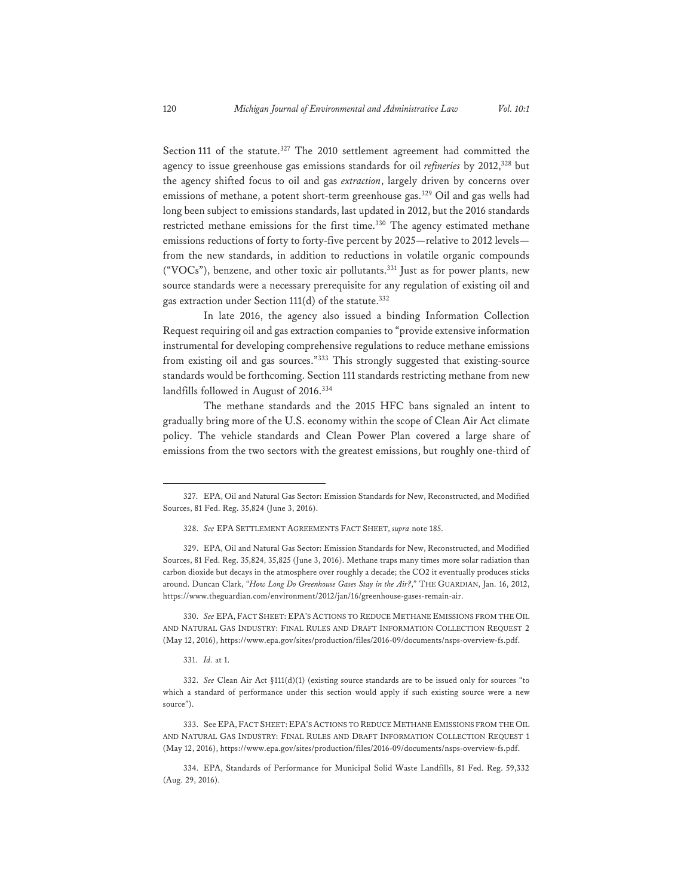Section 111 of the statute.[327] The 2010 settlement agreement had committed the agency to issue greenhouse gas emissions standards for oil *refineries* by 2012,[328] but the agency shifted focus to oil and gas *extraction*, largely driven by concerns over emissions of methane, a potent short-term greenhouse gas.[329] Oil and gas wells had long been subject to emissions standards, last updated in 2012, but the 2016 standards restricted methane emissions for the first time.[330] The agency estimated methane emissions reductions of forty to forty-five percent by 2025—relative to 2012 levels—from the new standards, in addition to reductions in volatile organic compounds ("VOCs"), benzene, and other toxic air pollutants.[331] Just as for power plants, new source standards were a necessary prerequisite for any regulation of existing oil and gas extraction under Section 111(d) of the statute.[332]

In late 2016, the agency also issued a binding Information Collection Request requiring oil and gas extraction companies to "provide extensive information instrumental for developing comprehensive regulations to reduce methane emissions from existing oil and gas sources."[333] This strongly suggested that existing-source standards would be forthcoming. Section 111 standards restricting methane from new landfills followed in August of 2016.[334]

The methane standards and the 2015 HFC bans signaled an intent to gradually bring more of the U.S. economy within the scope of Clean Air Act climate policy. The vehicle standards and Clean Power Plan covered a large share of emissions from the two sectors with the greatest emissions, but roughly one-third of

---

327. EPA, Oil and Natural Gas Sector: Emission Standards for New, Reconstructed, and Modified Sources, 81 Fed. Reg. 35,824 (June 3, 2016).

328. *See* EPA SETTLEMENT AGREEMENTS FACT SHEET, *supra* note 185.

329. EPA, Oil and Natural Gas Sector: Emission Standards for New, Reconstructed, and Modified Sources, 81 Fed. Reg. 35,824, 35,825 (June 3, 2016). Methane traps many times more solar radiation than carbon dioxide but decays in the atmosphere over roughly a decade; the $CO_2$ it eventually produces sticks around. Duncan Clark, "*How Long Do Greenhouse Gases Stay in the Air?*," THE GUARDIAN, Jan. 16, 2012, https://www.theguardian.com/environment/2012/jan/16/greenhouse-gases-remain-air.

330. *See* EPA, FACT SHEET: EPA'S ACTIONS TO REDUCE METHANE EMISSIONS FROM THE OIL AND NATURAL GAS INDUSTRY: FINAL RULES AND DRAFT INFORMATION COLLECTION REQUEST 2 (May 12, 2016), https://www.epa.gov/sites/production/files/2016-09/documents/nsps-overview-fs.pdf.

331. *Id.* at 1.

332. *See* Clean Air Act §111(d)(1) (existing source standards are to be issued only for sources "to which a standard of performance under this section would apply if such existing source were a new source").

333. See EPA, FACT SHEET: EPA'S ACTIONS TO REDUCE METHANE EMISSIONS FROM THE OIL AND NATURAL GAS INDUSTRY: FINAL RULES AND DRAFT INFORMATION COLLECTION REQUEST 1 (May 12, 2016), https://www.epa.gov/sites/production/files/2016-09/documents/nsps-overview-fs.pdf.

334. EPA, Standards of Performance for Municipal Solid Waste Landfills, 81 Fed. Reg. 59,332 (Aug. 29, 2016).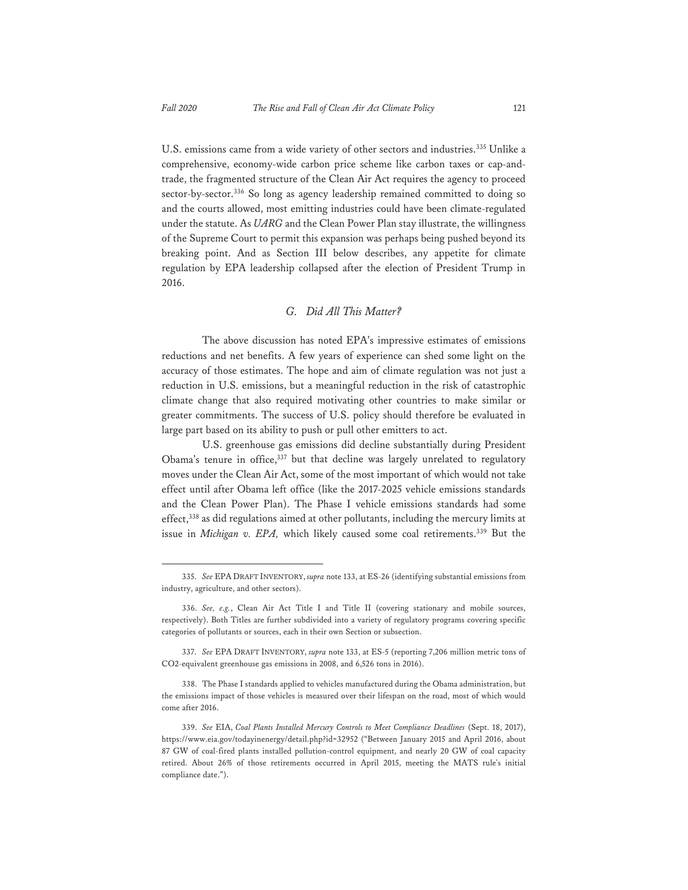U.S. emissions came from a wide variety of other sectors and industries.[335] Unlike a comprehensive, economy-wide carbon price scheme like carbon taxes or cap-and-trade, the fragmented structure of the Clean Air Act requires the agency to proceed sector-by-sector.[336] So long as agency leadership remained committed to doing so and the courts allowed, most emitting industries could have been climate-regulated under the statute. As *UARG* and the Clean Power Plan stay illustrate, the willingness of the Supreme Court to permit this expansion was perhaps being pushed beyond its breaking point. And as Section III below describes, any appetite for climate regulation by EPA leadership collapsed after the election of President Trump in 2016.

### *G. Did All This Matter?*

The above discussion has noted EPA's impressive estimates of emissions reductions and net benefits. A few years of experience can shed some light on the accuracy of those estimates. The hope and aim of climate regulation was not just a reduction in U.S. emissions, but a meaningful reduction in the risk of catastrophic climate change that also required motivating other countries to make similar or greater commitments. The success of U.S. policy should therefore be evaluated in large part based on its ability to push or pull other emitters to act.

U.S. greenhouse gas emissions did decline substantially during President Obama's tenure in office,[337] but that decline was largely unrelated to regulatory moves under the Clean Air Act, some of the most important of which would not take effect until after Obama left office (like the 2017-2025 vehicle emissions standards and the Clean Power Plan). The Phase I vehicle emissions standards had some effect,[338] as did regulations aimed at other pollutants, including the mercury limits at issue in *Michigan v. EPA,* which likely caused some coal retirements.[339] But the

---

335. *See* EPA DRAFT INVENTORY, *supra* note 133, at ES-26 (identifying substantial emissions from industry, agriculture, and other sectors).

336. *See, e.g.*, Clean Air Act Title I and Title II (covering stationary and mobile sources, respectively). Both Titles are further subdivided into a variety of regulatory programs covering specific categories of pollutants or sources, each in their own Section or subsection.

337. *See* EPA DRAFT INVENTORY, *supra* note 133, at ES-5 (reporting 7,206 million metric tons of CO2-equivalent greenhouse gas emissions in 2008, and 6,526 tons in 2016).

338. The Phase I standards applied to vehicles manufactured during the Obama administration, but the emissions impact of those vehicles is measured over their lifespan on the road, most of which would come after 2016.

339. *See* EIA, *Coal Plants Installed Mercury Controls to Meet Compliance Deadlines* (Sept. 18, 2017), https://www.eia.gov/todayinenergy/detail.php?id=32952 ("Between January 2015 and April 2016, about 87 GW of coal-fired plants installed pollution-control equipment, and nearly 20 GW of coal capacity retired. About 26% of those retirements occurred in April 2015, meeting the MATS rule's initial compliance date.").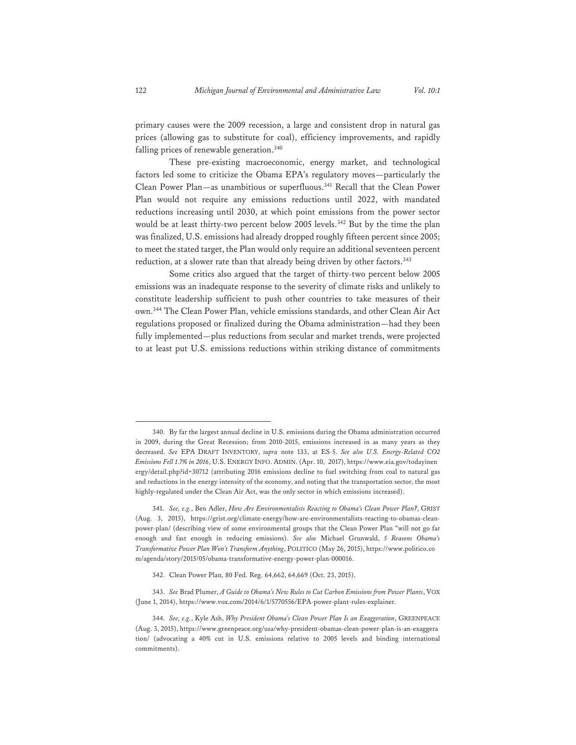primary causes were the 2009 recession, a large and consistent drop in natural gas prices (allowing gas to substitute for coal), efficiency improvements, and rapidly falling prices of renewable generation.[340]

These pre-existing macroeconomic, energy market, and technological factors led some to criticize the Obama EPA's regulatory moves—particularly the Clean Power Plan—as unambitious or superfluous.[341] Recall that the Clean Power Plan would not require any emissions reductions until 2022, with mandated reductions increasing until 2030, at which point emissions from the power sector would be at least thirty-two percent below 2005 levels.[342] But by the time the plan was finalized, U.S. emissions had already dropped roughly fifteen percent since 2005; to meet the stated target, the Plan would only require an additional seventeen percent reduction, at a slower rate than that already being driven by other factors.[343]

Some critics also argued that the target of thirty-two percent below 2005 emissions was an inadequate response to the severity of climate risks and unlikely to constitute leadership sufficient to push other countries to take measures of their own.[344] The Clean Power Plan, vehicle emissions standards, and other Clean Air Act regulations proposed or finalized during the Obama administration—had they been fully implemented—plus reductions from secular and market trends, were projected to at least put U.S. emissions reductions within striking distance of commitments

---

340. By far the largest annual decline in U.S. emissions during the Obama administration occurred in 2009, during the Great Recession; from 2010-2015, emissions increased in as many years as they decreased. *See* EPA DRAFT INVENTORY, *supra* note 133, at ES-5. *See also U.S. Energy-Related CO2 Emissions Fell 1.7% in 2016*, U.S. ENERGY INFO. ADMIN. (Apr. 10, 2017), https://www.eia.gov/todayinenergy/detail.php?id=30712 (attributing 2016 emissions decline to fuel switching from coal to natural gas and reductions in the energy intensity of the economy, and noting that the transportation sector, the most highly-regulated under the Clean Air Act, was the only sector in which emissions increased).

341. *See, e.g.*, Ben Adler, *How Are Environmentalists Reacting to Obama's Clean Power Plan?*, GRIST (Aug. 3, 2015), https://grist.org/climate-energy/how-are-environmentalists-reacting-to-obamas-clean-power-plan/ (describing view of some environmental groups that the Clean Power Plan "will not go far enough and fast enough in reducing emissions). *See also* Michael Grunwald, *5 Reasons Obama's Transformative Power Plan Won't Transform Anything*, POLITICO (May 26, 2015), https://www.politico.com/agenda/story/2015/05/obama-transformative-energy-power-plan-000016.

342. Clean Power Plan, 80 Fed. Reg. 64,662, 64,669 (Oct. 23, 2015).

343. *See* Brad Plumer, *A Guide to Obama's New Rules to Cut Carbon Emissions from Power Plants*, VOX (June 1, 2014), https://www.vox.com/2014/6/1/5770556/EPA-power-plant-rules-explainer.

344. *See, e.g.*, Kyle Ash, *Why President Obama's Clean Power Plan Is an Exaggeration*, GREENPEACE (Aug. 3, 2015), https://www.greenpeace.org/usa/why-president-obamas-clean-power-plan-is-an-exaggeration/ (advocating a 40% cut in U.S. emissions relative to 2005 levels and binding international commitments).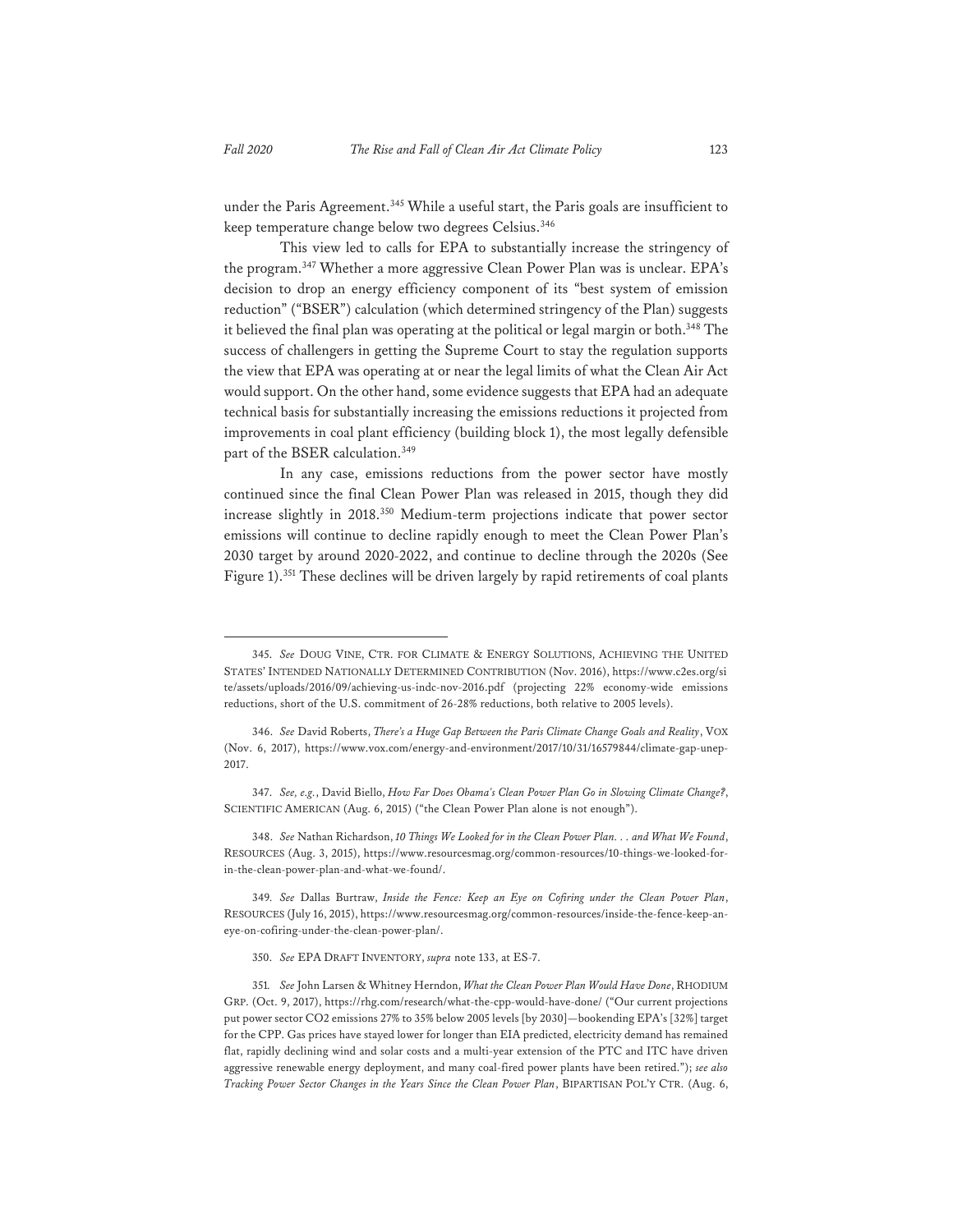under the Paris Agreement.[345] While a useful start, the Paris goals are insufficient to keep temperature change below two degrees Celsius.[346]

This view led to calls for EPA to substantially increase the stringency of the program.[347] Whether a more aggressive Clean Power Plan was is unclear. EPA's decision to drop an energy efficiency component of its "best system of emission reduction" ("BSER") calculation (which determined stringency of the Plan) suggests it believed the final plan was operating at the political or legal margin or both.[348] The success of challengers in getting the Supreme Court to stay the regulation supports the view that EPA was operating at or near the legal limits of what the Clean Air Act would support. On the other hand, some evidence suggests that EPA had an adequate technical basis for substantially increasing the emissions reductions it projected from improvements in coal plant efficiency (building block 1), the most legally defensible part of the BSER calculation.[349]

In any case, emissions reductions from the power sector have mostly continued since the final Clean Power Plan was released in 2015, though they did increase slightly in 2018.[350] Medium-term projections indicate that power sector emissions will continue to decline rapidly enough to meet the Clean Power Plan's 2030 target by around 2020-2022, and continue to decline through the 2020s (See Figure 1).[351] These declines will be driven largely by rapid retirements of coal plants

---

345. *See* DOUG VINE, CTR. FOR CLIMATE & ENERGY SOLUTIONS, ACHIEVING THE UNITED STATES' INTENDED NATIONALLY DETERMINED CONTRIBUTION (Nov. 2016), https://www.c2es.org/site/assets/uploads/2016/09/achieving-us-indc-nov-2016.pdf (projecting 22% economy-wide emissions reductions, short of the U.S. commitment of 26-28% reductions, both relative to 2005 levels).

346. *See* David Roberts, *There's a Huge Gap Between the Paris Climate Change Goals and Reality*, VOX (Nov. 6, 2017), https://www.vox.com/energy-and-environment/2017/10/31/16579844/climate-gap-unep-2017.

347. *See, e.g.*, David Biello, *How Far Does Obama's Clean Power Plan Go in Slowing Climate Change?*, SCIENTIFIC AMERICAN (Aug. 6, 2015) ("the Clean Power Plan alone is not enough").

348. *See* Nathan Richardson, *10 Things We Looked for in the Clean Power Plan. . . and What We Found*, RESOURCES (Aug. 3, 2015), https://www.resourcesmag.org/common-resources/10-things-we-looked-for-in-the-clean-power-plan-and-what-we-found/.

349. *See* Dallas Burtraw, *Inside the Fence: Keep an Eye on Cofiring under the Clean Power Plan*, RESOURCES (July 16, 2015), https://www.resourcesmag.org/common-resources/inside-the-fence-keep-an-eye-on-cofiring-under-the-clean-power-plan/.

350. *See* EPA DRAFT INVENTORY, *supra* note 133, at ES-7.

351. *See* John Larsen & Whitney Herndon, *What the Clean Power Plan Would Have Done*, RHODIUM GRP. (Oct. 9, 2017), https://rhg.com/research/what-the-cpp-would-have-done/ ("Our current projections put power sector CO2 emissions 27% to 35% below 2005 levels [by 2030]—bookending EPA's [32%] target for the CPP. Gas prices have stayed lower for longer than EIA predicted, electricity demand has remained flat, rapidly declining wind and solar costs and a multi-year extension of the PTC and ITC have driven aggressive renewable energy deployment, and many coal-fired power plants have been retired."); *see also* *Tracking Power Sector Changes in the Years Since the Clean Power Plan*, BIPARTISAN POL'Y CTR. (Aug. 6,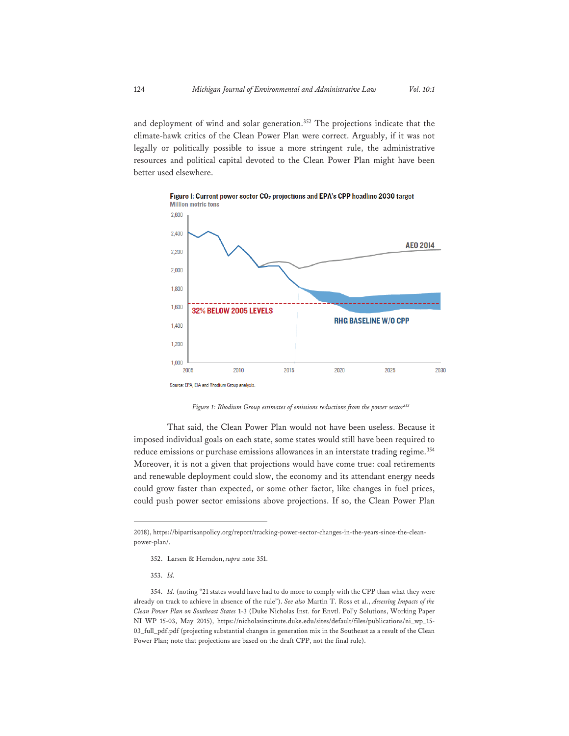and deployment of wind and solar generation.[352] The projections indicate that the climate-hawk critics of the Clean Power Plan were correct. Arguably, if it was not legally or politically possible to issue a more stringent rule, the administrative resources and political capital devoted to the Clean Power Plan might have been better used elsewhere.

**Figure I: Current power sector $CO_2$ projections and EPA's CPP headline 2030 target**
Million metric tons

Source: EPA, EIA and Rhodium Group analysis.

*Figure 1: Rhodium Group estimates of emissions reductions from the power sector*[353]

That said, the Clean Power Plan would not have been useless. Because it imposed individual goals on each state, some states would still have been required to reduce emissions or purchase emissions allowances in an interstate trading regime.[354] Moreover, it is not a given that projections would have come true: coal retirements and renewable deployment could slow, the economy and its attendant energy needs could grow faster than expected, or some other factor, like changes in fuel prices, could push power sector emissions above projections. If so, the Clean Power Plan

---

2018), https://bipartisanpolicy.org/report/tracking-power-sector-changes-in-the-years-since-the-clean-power-plan/.

352. Larsen & Herndon, *supra* note 351.

353. *Id.*

354. *Id.* (noting "21 states would have had to do more to comply with the CPP than what they were already on track to achieve in absence of the rule"). *See also* Martin T. Ross et al., *Assessing Impacts of the Clean Power Plan on Southeast States* 1-3 (Duke Nicholas Inst. for Envtl. Pol'y Solutions, Working Paper NI WP 15-03, May 2015), https://nicholasinstitute.duke.edu/sites/default/files/publications/ni_wp_15-03_full_pdf.pdf (projecting substantial changes in generation mix in the Southeast as a result of the Clean Power Plan; note that projections are based on the draft CPP, not the final rule).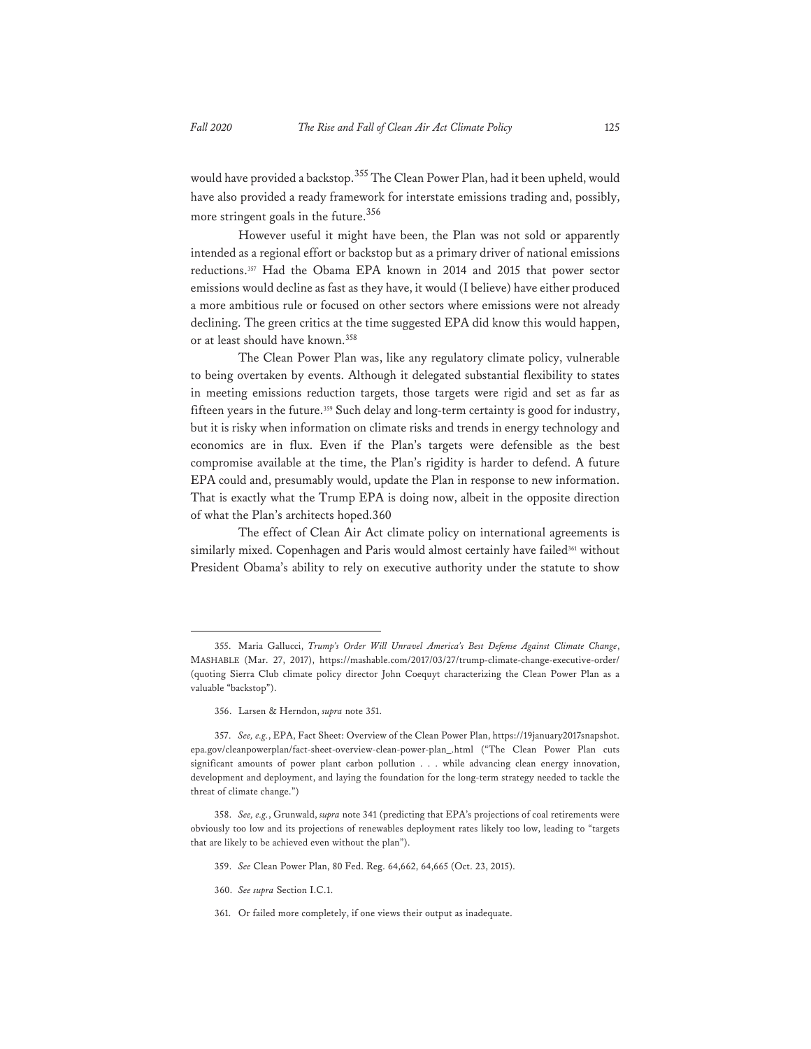would have provided a backstop.[355] The Clean Power Plan, had it been upheld, would have also provided a ready framework for interstate emissions trading and, possibly, more stringent goals in the future.[356]

However useful it might have been, the Plan was not sold or apparently intended as a regional effort or backstop but as a primary driver of national emissions reductions.[357] Had the Obama EPA known in 2014 and 2015 that power sector emissions would decline as fast as they have, it would (I believe) have either produced a more ambitious rule or focused on other sectors where emissions were not already declining. The green critics at the time suggested EPA did know this would happen, or at least should have known.[358]

The Clean Power Plan was, like any regulatory climate policy, vulnerable to being overtaken by events. Although it delegated substantial flexibility to states in meeting emissions reduction targets, those targets were rigid and set as far as fifteen years in the future.[359] Such delay and long-term certainty is good for industry, but it is risky when information on climate risks and trends in energy technology and economics are in flux. Even if the Plan's targets were defensible as the best compromise available at the time, the Plan's rigidity is harder to defend. A future EPA could and, presumably would, update the Plan in response to new information. That is exactly what the Trump EPA is doing now, albeit in the opposite direction of what the Plan's architects hoped.360

The effect of Clean Air Act climate policy on international agreements is similarly mixed. Copenhagen and Paris would almost certainly have failed[361] without President Obama's ability to rely on executive authority under the statute to show

---

355. Maria Gallucci, *Trump's Order Will Unravel America's Best Defense Against Climate Change*, MASHABLE (Mar. 27, 2017), https://mashable.com/2017/03/27/trump-climate-change-executive-order/ (quoting Sierra Club climate policy director John Coequyt characterizing the Clean Power Plan as a valuable "backstop").

356. Larsen & Herndon, *supra* note 351.

357. *See, e.g.*, EPA, Fact Sheet: Overview of the Clean Power Plan, https://19january2017snapshot.epa.gov/cleanpowerplan/fact-sheet-overview-clean-power-plan_.html ("The Clean Power Plan cuts significant amounts of power plant carbon pollution . . . while advancing clean energy innovation, development and deployment, and laying the foundation for the long-term strategy needed to tackle the threat of climate change.")

358. *See, e.g.*, Grunwald, *supra* note 341 (predicting that EPA's projections of coal retirements were obviously too low and its projections of renewables deployment rates likely too low, leading to "targets that are likely to be achieved even without the plan").

359. *See* Clean Power Plan, 80 Fed. Reg. 64,662, 64,665 (Oct. 23, 2015).

360. *See supra* Section I.C.1.

361. Or failed more completely, if one views their output as inadequate.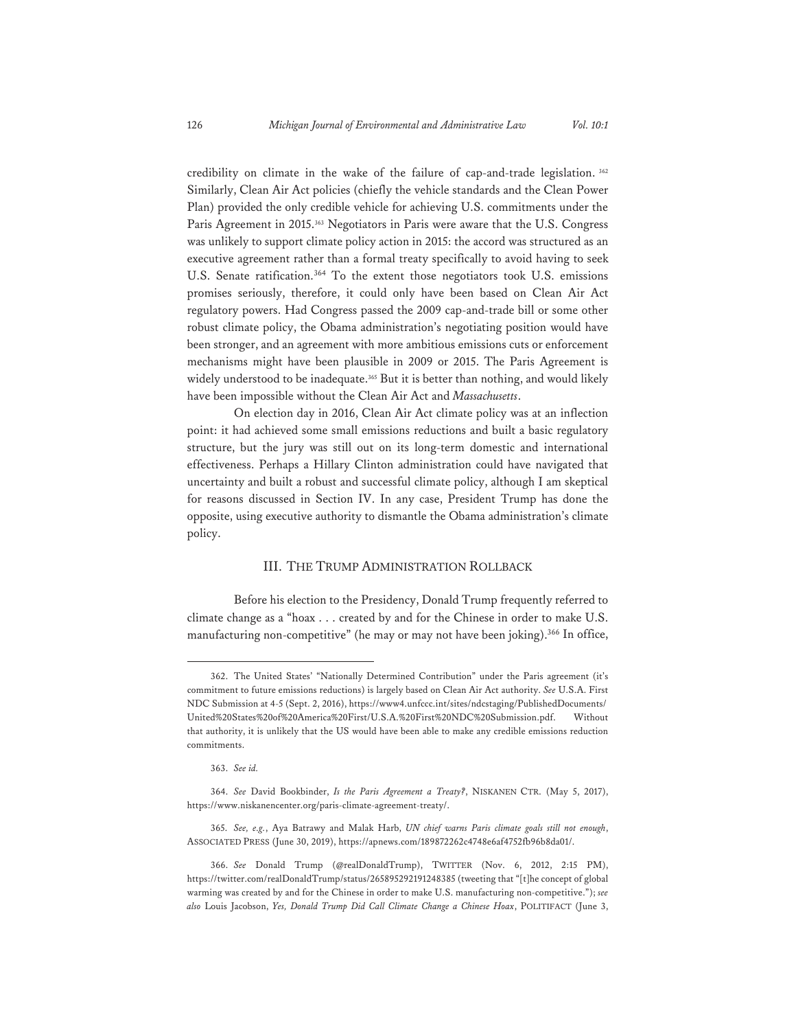credibility on climate in the wake of the failure of cap-and-trade legislation.[362] Similarly, Clean Air Act policies (chiefly the vehicle standards and the Clean Power Plan) provided the only credible vehicle for achieving U.S. commitments under the Paris Agreement in 2015.[363] Negotiators in Paris were aware that the U.S. Congress was unlikely to support climate policy action in 2015: the accord was structured as an executive agreement rather than a formal treaty specifically to avoid having to seek U.S. Senate ratification.[364] To the extent those negotiators took U.S. emissions promises seriously, therefore, it could only have been based on Clean Air Act regulatory powers. Had Congress passed the 2009 cap-and-trade bill or some other robust climate policy, the Obama administration's negotiating position would have been stronger, and an agreement with more ambitious emissions cuts or enforcement mechanisms might have been plausible in 2009 or 2015. The Paris Agreement is widely understood to be inadequate.[365] But it is better than nothing, and would likely have been impossible without the Clean Air Act and *Massachusetts*.

On election day in 2016, Clean Air Act climate policy was at an inflection point: it had achieved some small emissions reductions and built a basic regulatory structure, but the jury was still out on its long-term domestic and international effectiveness. Perhaps a Hillary Clinton administration could have navigated that uncertainty and built a robust and successful climate policy, although I am skeptical for reasons discussed in Section IV. In any case, President Trump has done the opposite, using executive authority to dismantle the Obama administration's climate policy.

## III. The Trump Administration Rollback

Before his election to the Presidency, Donald Trump frequently referred to climate change as a "hoax . . . created by and for the Chinese in order to make U.S. manufacturing non-competitive" (he may or may not have been joking).[366] In office,

---

362. The United States' "Nationally Determined Contribution" under the Paris agreement (it's commitment to future emissions reductions) is largely based on Clean Air Act authority. *See* U.S.A. First NDC Submission at 4-5 (Sept. 2, 2016), https://www4.unfccc.int/sites/ndcstaging/PublishedDocuments/United%20States%20of%20America%20First/U.S.A.%20First%20NDC%20Submission.pdf. Without that authority, it is unlikely that the US would have been able to make any credible emissions reduction commitments.

363. *See id.*

364. *See* David Bookbinder, *Is the Paris Agreement a Treaty?*, NISKANEN CTR. (May 5, 2017), https://www.niskanencenter.org/paris-climate-agreement-treaty/.

365. *See, e.g.*, Aya Batrawy and Malak Harb, *UN chief warns Paris climate goals still not enough*, ASSOCIATED PRESS (June 30, 2019), https://apnews.com/189872262c4748e6af4752fb96b8da01/.

366. *See* Donald Trump (@realDonaldTrump), TWITTER (Nov. 6, 2012, 2:15 PM), https://twitter.com/realDonaldTrump/status/265895292191248385 (tweeting that "[t]he concept of global warming was created by and for the Chinese in order to make U.S. manufacturing non-competitive."); *see also* Louis Jacobson, *Yes, Donald Trump Did Call Climate Change a Chinese Hoax*, POLITIFACT (June 3,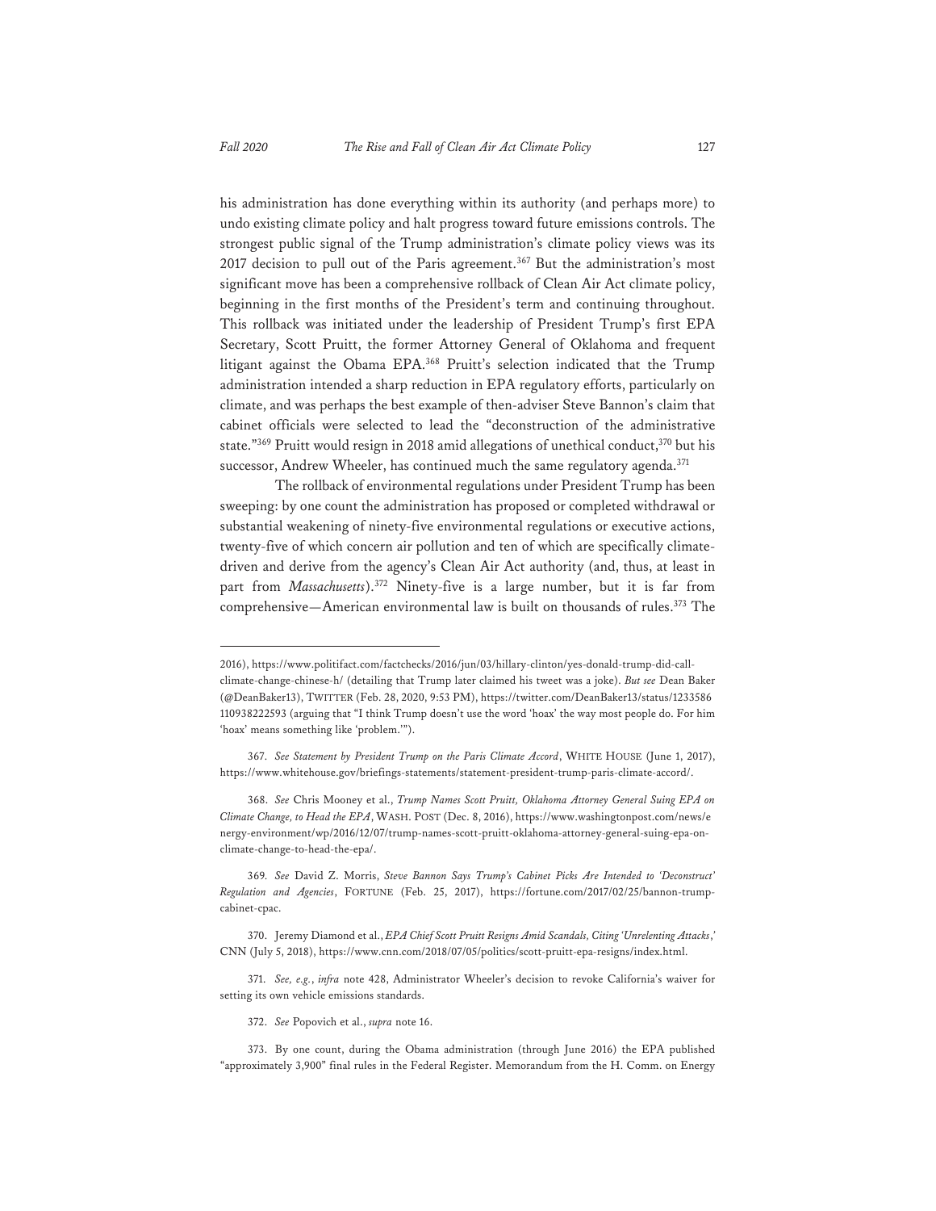his administration has done everything within its authority (and perhaps more) to undo existing climate policy and halt progress toward future emissions controls. The strongest public signal of the Trump administration's climate policy views was its 2017 decision to pull out of the Paris agreement.[367] But the administration's most significant move has been a comprehensive rollback of Clean Air Act climate policy, beginning in the first months of the President's term and continuing throughout. This rollback was initiated under the leadership of President Trump's first EPA Secretary, Scott Pruitt, the former Attorney General of Oklahoma and frequent litigant against the Obama EPA.[368] Pruitt's selection indicated that the Trump administration intended a sharp reduction in EPA regulatory efforts, particularly on climate, and was perhaps the best example of then-adviser Steve Bannon's claim that cabinet officials were selected to lead the "deconstruction of the administrative state."[369] Pruitt would resign in 2018 amid allegations of unethical conduct,[370] but his successor, Andrew Wheeler, has continued much the same regulatory agenda.[371]

The rollback of environmental regulations under President Trump has been sweeping: by one count the administration has proposed or completed withdrawal or substantial weakening of ninety-five environmental regulations or executive actions, twenty-five of which concern air pollution and ten of which are specifically climate-driven and derive from the agency's Clean Air Act authority (and, thus, at least in part from *Massachusetts*).[372] Ninety-five is a large number, but it is far from comprehensive—American environmental law is built on thousands of rules.[373] The

---

2016), https://www.politifact.com/factchecks/2016/jun/03/hillary-clinton/yes-donald-trump-did-call-climate-change-chinese-h/ (detailing that Trump later claimed his tweet was a joke). *But see* Dean Baker (@DeanBaker13), TWITTER (Feb. 28, 2020, 9:53 PM), https://twitter.com/DeanBaker13/status/1233586110938222593 (arguing that "I think Trump doesn't use the word 'hoax' the way most people do. For him 'hoax' means something like 'problem.'").

367. *See Statement by President Trump on the Paris Climate Accord*, WHITE HOUSE (June 1, 2017), https://www.whitehouse.gov/briefings-statements/statement-president-trump-paris-climate-accord/.

368. *See* Chris Mooney et al., *Trump Names Scott Pruitt, Oklahoma Attorney General Suing EPA on Climate Change, to Head the EPA*, WASH. POST (Dec. 8, 2016), https://www.washingtonpost.com/news/energy-environment/wp/2016/12/07/trump-names-scott-pruitt-oklahoma-attorney-general-suing-epa-on-climate-change-to-head-the-epa/.

369. *See* David Z. Morris, *Steve Bannon Says Trump's Cabinet Picks Are Intended to 'Deconstruct' Regulation and Agencies*, FORTUNE (Feb. 25, 2017), https://fortune.com/2017/02/25/bannon-trump-cabinet-cpac.

370. Jeremy Diamond et al., *EPA Chief Scott Pruitt Resigns Amid Scandals, Citing 'Unrelenting Attacks*,*'* CNN (July 5, 2018), https://www.cnn.com/2018/07/05/politics/scott-pruitt-epa-resigns/index.html.

371. *See, e.g.*, *infra* note 428, Administrator Wheeler's decision to revoke California's waiver for setting its own vehicle emissions standards.

372. *See* Popovich et al., *supra* note 16.

373. By one count, during the Obama administration (through June 2016) the EPA published "approximately 3,900" final rules in the Federal Register. Memorandum from the H. Comm. on Energy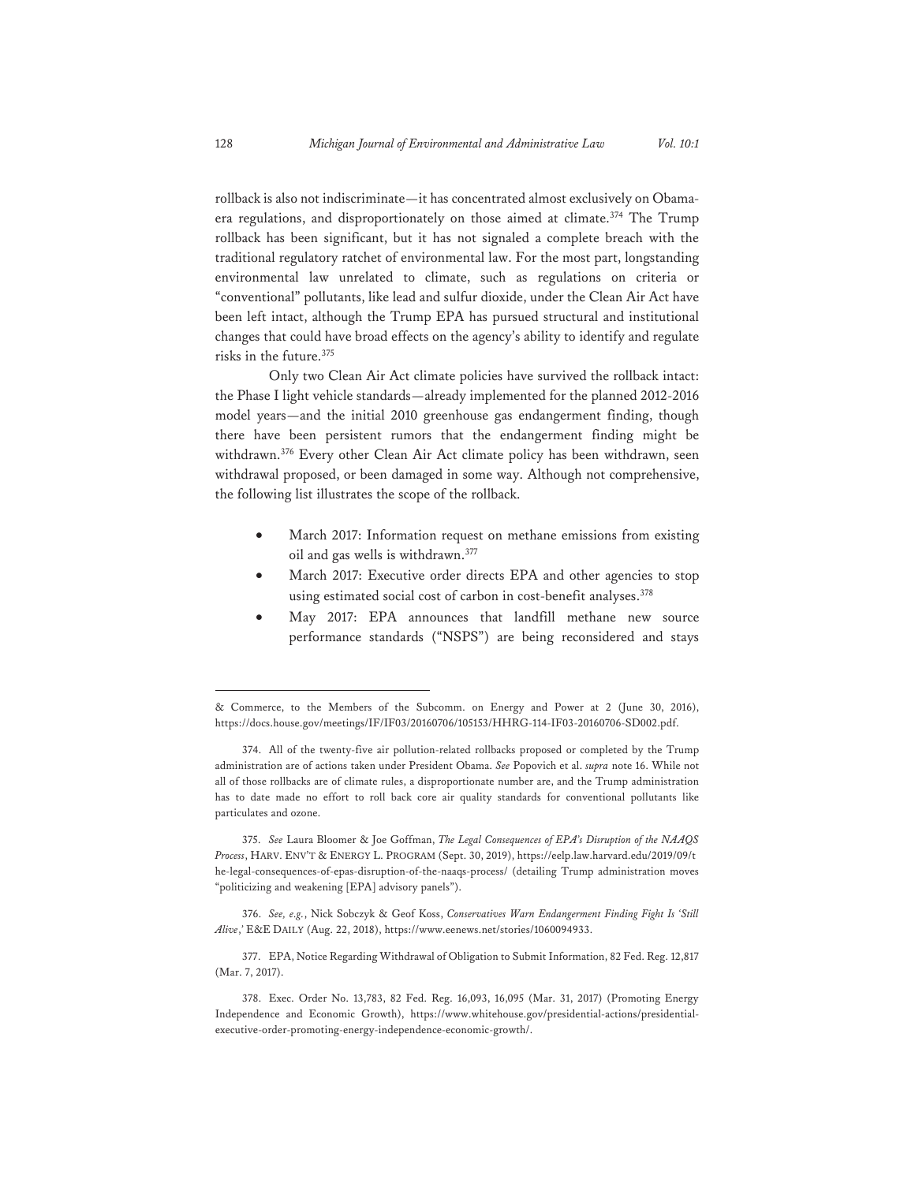rollback is also not indiscriminate—it has concentrated almost exclusively on Obama-era regulations, and disproportionately on those aimed at climate.[374] The Trump rollback has been significant, but it has not signaled a complete breach with the traditional regulatory ratchet of environmental law. For the most part, longstanding environmental law unrelated to climate, such as regulations on criteria or "conventional" pollutants, like lead and sulfur dioxide, under the Clean Air Act have been left intact, although the Trump EPA has pursued structural and institutional changes that could have broad effects on the agency's ability to identify and regulate risks in the future.[375]

Only two Clean Air Act climate policies have survived the rollback intact: the Phase I light vehicle standards—already implemented for the planned 2012-2016 model years—and the initial 2010 greenhouse gas endangerment finding, though there have been persistent rumors that the endangerment finding might be withdrawn.[376] Every other Clean Air Act climate policy has been withdrawn, seen withdrawal proposed, or been damaged in some way. Although not comprehensive, the following list illustrates the scope of the rollback.

- March 2017: Information request on methane emissions from existing oil and gas wells is withdrawn.[377]
- March 2017: Executive order directs EPA and other agencies to stop using estimated social cost of carbon in cost-benefit analyses.[378]
- May 2017: EPA announces that landfill methane new source performance standards ("NSPS") are being reconsidered and stays

---

& Commerce, to the Members of the Subcomm. on Energy and Power at 2 (June 30, 2016), https://docs.house.gov/meetings/IF/IF03/20160706/105153/HHRG-114-IF03-20160706-SD002.pdf.

374. All of the twenty-five air pollution-related rollbacks proposed or completed by the Trump administration are of actions taken under President Obama. *See* Popovich et al. *supra* note 16. While not all of those rollbacks are of climate rules, a disproportionate number are, and the Trump administration has to date made no effort to roll back core air quality standards for conventional pollutants like particulates and ozone.

375. *See* Laura Bloomer & Joe Goffman, *The Legal Consequences of EPA's Disruption of the NAAQS Process*, HARV. ENV'T & ENERGY L. PROGRAM (Sept. 30, 2019), https://eelp.law.harvard.edu/2019/09/the-legal-consequences-of-epas-disruption-of-the-naaqs-process/ (detailing Trump administration moves "politicizing and weakening [EPA] advisory panels").

376. *See, e.g.*, Nick Sobczyk & Geof Koss, *Conservatives Warn Endangerment Finding Fight Is 'Still Alive*,*'* E&E DAILY (Aug. 22, 2018), https://www.eenews.net/stories/1060094933.

377. EPA, Notice Regarding Withdrawal of Obligation to Submit Information, 82 Fed. Reg. 12,817 (Mar. 7, 2017).

378. Exec. Order No. 13,783, 82 Fed. Reg. 16,093, 16,095 (Mar. 31, 2017) (Promoting Energy Independence and Economic Growth), https://www.whitehouse.gov/presidential-actions/presidential-executive-order-promoting-energy-independence-economic-growth/.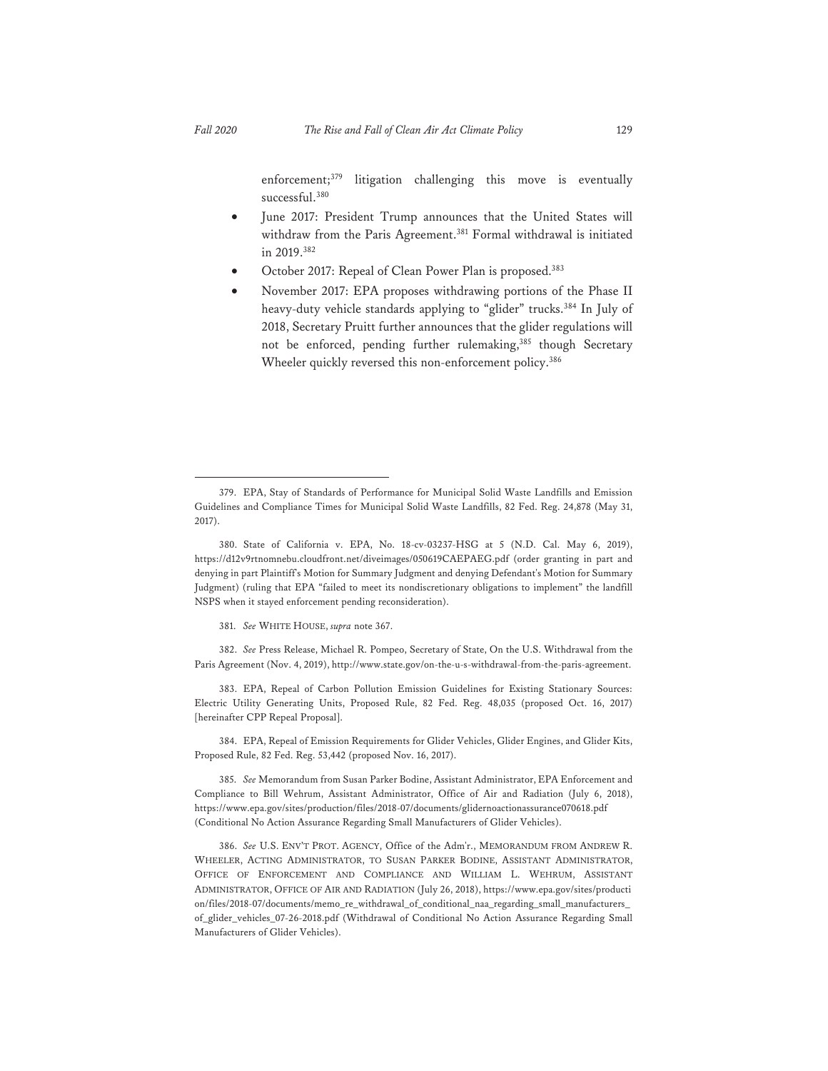enforcement;[379] litigation challenging this move is eventually successful.[380]

- June 2017: President Trump announces that the United States will withdraw from the Paris Agreement.[381] Formal withdrawal is initiated in 2019.[382]
- October 2017: Repeal of Clean Power Plan is proposed.[383]
- November 2017: EPA proposes withdrawing portions of the Phase II heavy-duty vehicle standards applying to "glider" trucks.[384] In July of 2018, Secretary Pruitt further announces that the glider regulations will not be enforced, pending further rulemaking,[385] though Secretary Wheeler quickly reversed this non-enforcement policy.[386]

---

379. EPA, Stay of Standards of Performance for Municipal Solid Waste Landfills and Emission Guidelines and Compliance Times for Municipal Solid Waste Landfills, 82 Fed. Reg. 24,878 (May 31, 2017).

380. State of California v. EPA, No. 18-cv-03237-HSG at 5 (N.D. Cal. May 6, 2019), https://d12v9rtnomnebu.cloudfront.net/diveimages/050619CAEPAEG.pdf (order granting in part and denying in part Plaintiff's Motion for Summary Judgment and denying Defendant's Motion for Summary Judgment) (ruling that EPA "failed to meet its nondiscretionary obligations to implement" the landfill NSPS when it stayed enforcement pending reconsideration).

381. *See* WHITE HOUSE, *supra* note 367.

382. *See* Press Release, Michael R. Pompeo, Secretary of State, On the U.S. Withdrawal from the Paris Agreement (Nov. 4, 2019), http://www.state.gov/on-the-u-s-withdrawal-from-the-paris-agreement.

383. EPA, Repeal of Carbon Pollution Emission Guidelines for Existing Stationary Sources: Electric Utility Generating Units, Proposed Rule, 82 Fed. Reg. 48,035 (proposed Oct. 16, 2017) [hereinafter CPP Repeal Proposal].

384. EPA, Repeal of Emission Requirements for Glider Vehicles, Glider Engines, and Glider Kits, Proposed Rule, 82 Fed. Reg. 53,442 (proposed Nov. 16, 2017).

385. *See* Memorandum from Susan Parker Bodine, Assistant Administrator, EPA Enforcement and Compliance to Bill Wehrum, Assistant Administrator, Office of Air and Radiation (July 6, 2018), https://www.epa.gov/sites/production/files/2018-07/documents/glidernoactionassurance070618.pdf (Conditional No Action Assurance Regarding Small Manufacturers of Glider Vehicles).

386. *See* U.S. ENV'T PROT. AGENCY, Office of the Adm'r., MEMORANDUM FROM ANDREW R. WHEELER, ACTING ADMINISTRATOR, TO SUSAN PARKER BODINE, ASSISTANT ADMINISTRATOR, OFFICE OF ENFORCEMENT AND COMPLIANCE AND WILLIAM L. WEHRUM, ASSISTANT ADMINISTRATOR, OFFICE OF AIR AND RADIATION (July 26, 2018), https://www.epa.gov/sites/production/files/2018-07/documents/memo_re_withdrawal_of_conditional_naa_regarding_small_manufacturers_of_glider_vehicles_07-26-2018.pdf (Withdrawal of Conditional No Action Assurance Regarding Small Manufacturers of Glider Vehicles).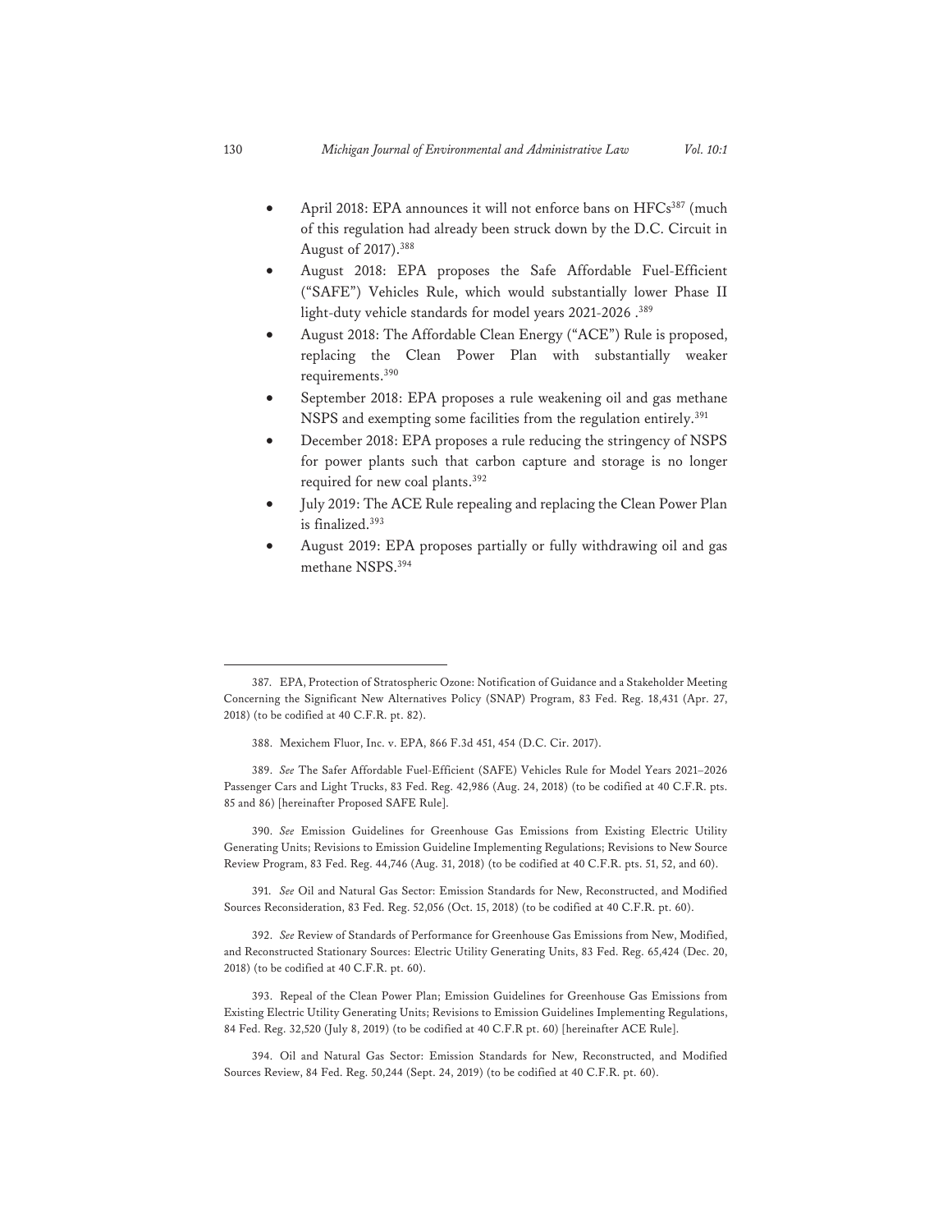- April 2018: EPA announces it will not enforce bans on HFCs[387] (much of this regulation had already been struck down by the D.C. Circuit in August of 2017).[388]
- August 2018: EPA proposes the Safe Affordable Fuel-Efficient ("SAFE") Vehicles Rule, which would substantially lower Phase II light-duty vehicle standards for model years 2021-2026 .[389]
- August 2018: The Affordable Clean Energy ("ACE") Rule is proposed, replacing the Clean Power Plan with substantially weaker requirements.[390]
- September 2018: EPA proposes a rule weakening oil and gas methane NSPS and exempting some facilities from the regulation entirely.[391]
- December 2018: EPA proposes a rule reducing the stringency of NSPS for power plants such that carbon capture and storage is no longer required for new coal plants.[392]
- July 2019: The ACE Rule repealing and replacing the Clean Power Plan is finalized.[393]
- August 2019: EPA proposes partially or fully withdrawing oil and gas methane NSPS.[394]

---

387. EPA, Protection of Stratospheric Ozone: Notification of Guidance and a Stakeholder Meeting Concerning the Significant New Alternatives Policy (SNAP) Program, 83 Fed. Reg. 18,431 (Apr. 27, 2018) (to be codified at 40 C.F.R. pt. 82).

388. Mexichem Fluor, Inc. v. EPA, 866 F.3d 451, 454 (D.C. Cir. 2017).

389. *See* The Safer Affordable Fuel-Efficient (SAFE) Vehicles Rule for Model Years 2021–2026 Passenger Cars and Light Trucks, 83 Fed. Reg. 42,986 (Aug. 24, 2018) (to be codified at 40 C.F.R. pts. 85 and 86) [hereinafter Proposed SAFE Rule].

390. *See* Emission Guidelines for Greenhouse Gas Emissions from Existing Electric Utility Generating Units; Revisions to Emission Guideline Implementing Regulations; Revisions to New Source Review Program, 83 Fed. Reg. 44,746 (Aug. 31, 2018) (to be codified at 40 C.F.R. pts. 51, 52, and 60).

391. *See* Oil and Natural Gas Sector: Emission Standards for New, Reconstructed, and Modified Sources Reconsideration, 83 Fed. Reg. 52,056 (Oct. 15, 2018) (to be codified at 40 C.F.R. pt. 60).

392. *See* Review of Standards of Performance for Greenhouse Gas Emissions from New, Modified, and Reconstructed Stationary Sources: Electric Utility Generating Units, 83 Fed. Reg. 65,424 (Dec. 20, 2018) (to be codified at 40 C.F.R. pt. 60).

393. Repeal of the Clean Power Plan; Emission Guidelines for Greenhouse Gas Emissions from Existing Electric Utility Generating Units; Revisions to Emission Guidelines Implementing Regulations, 84 Fed. Reg. 32,520 (July 8, 2019) (to be codified at 40 C.F.R pt. 60) [hereinafter ACE Rule].

394. Oil and Natural Gas Sector: Emission Standards for New, Reconstructed, and Modified Sources Review, 84 Fed. Reg. 50,244 (Sept. 24, 2019) (to be codified at 40 C.F.R. pt. 60).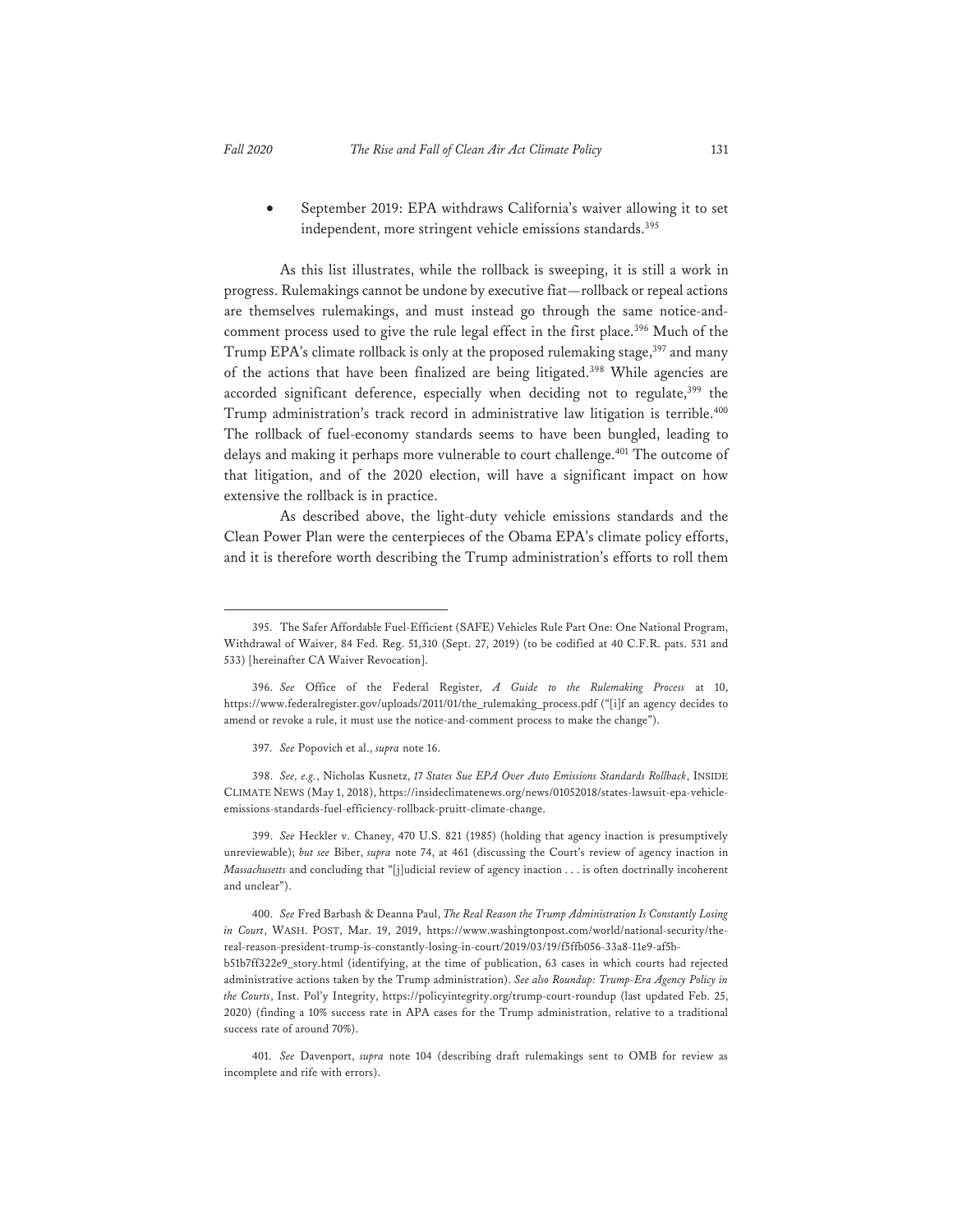- September 2019: EPA withdraws California's waiver allowing it to set independent, more stringent vehicle emissions standards.[395]

As this list illustrates, while the rollback is sweeping, it is still a work in progress. Rulemakings cannot be undone by executive fiat—rollback or repeal actions are themselves rulemakings, and must instead go through the same notice-and-comment process used to give the rule legal effect in the first place.[396] Much of the Trump EPA's climate rollback is only at the proposed rulemaking stage,[397] and many of the actions that have been finalized are being litigated.[398] While agencies are accorded significant deference, especially when deciding not to regulate,[399] the Trump administration's track record in administrative law litigation is terrible.[400] The rollback of fuel-economy standards seems to have been bungled, leading to delays and making it perhaps more vulnerable to court challenge.[401] The outcome of that litigation, and of the 2020 election, will have a significant impact on how extensive the rollback is in practice.

As described above, the light-duty vehicle emissions standards and the Clean Power Plan were the centerpieces of the Obama EPA's climate policy efforts, and it is therefore worth describing the Trump administration's efforts to roll them

---

395. The Safer Affordable Fuel-Efficient (SAFE) Vehicles Rule Part One: One National Program, Withdrawal of Waiver, 84 Fed. Reg. 51,310 (Sept. 27, 2019) (to be codified at 40 C.F.R. pats. 531 and 533) [hereinafter CA Waiver Revocation].

396. *See* Office of the Federal Register, *A Guide to the Rulemaking Process* at 10, https://www.federalregister.gov/uploads/2011/01/the_rulemaking_process.pdf ("[i]f an agency decides to amend or revoke a rule, it must use the notice-and-comment process to make the change").

397. *See* Popovich et al., *supra* note 16.

398. *See, e.g.*, Nicholas Kusnetz, *17 States Sue EPA Over Auto Emissions Standards Rollback*, INSIDE CLIMATE NEWS (May 1, 2018), https://insideclimatenews.org/news/01052018/states-lawsuit-epa-vehicle-emissions-standards-fuel-efficiency-rollback-pruitt-climate-change.

399. *See* Heckler v. Chaney, 470 U.S. 821 (1985) (holding that agency inaction is presumptively unreviewable); *but see* Biber, *supra* note 74, at 461 (discussing the Court's review of agency inaction in *Massachusetts* and concluding that "[j]udicial review of agency inaction . . . is often doctrinally incoherent and unclear").

400. *See* Fred Barbash & Deanna Paul, *The Real Reason the Trump Administration Is Constantly Losing in Court*, WASH. POST, Mar. 19, 2019, https://www.washingtonpost.com/world/national-security/the-real-reason-president-trump-is-constantly-losing-in-court/2019/03/19/f5ffb056-33a8-11e9-af5b-b51b7ff322e9_story.html (identifying, at the time of publication, 63 cases in which courts had rejected administrative actions taken by the Trump administration). *See also Roundup: Trump-Era Agency Policy in the Courts*, Inst. Pol'y Integrity, https://policyintegrity.org/trump-court-roundup (last updated Feb. 25, 2020) (finding a 10% success rate in APA cases for the Trump administration, relative to a traditional success rate of around 70%).

401. *See* Davenport, *supra* note 104 (describing draft rulemakings sent to OMB for review as incomplete and rife with errors).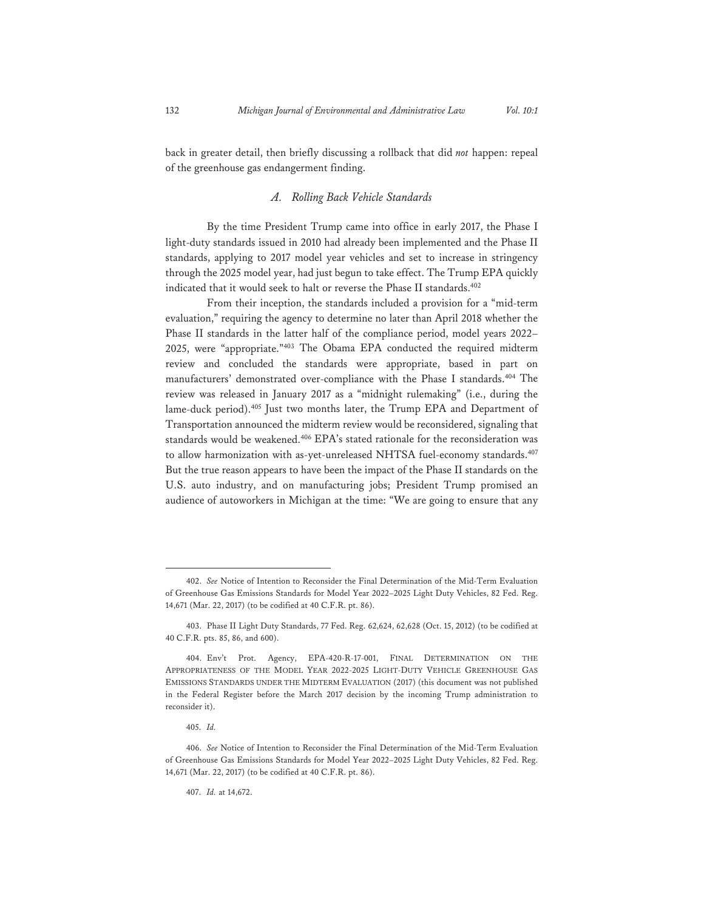back in greater detail, then briefly discussing a rollback that did *not* happen: repeal of the greenhouse gas endangerment finding.

### *A. Rolling Back Vehicle Standards*

By the time President Trump came into office in early 2017, the Phase I light-duty standards issued in 2010 had already been implemented and the Phase II standards, applying to 2017 model year vehicles and set to increase in stringency through the 2025 model year, had just begun to take effect. The Trump EPA quickly indicated that it would seek to halt or reverse the Phase II standards.[402]

From their inception, the standards included a provision for a "mid-term evaluation," requiring the agency to determine no later than April 2018 whether the Phase II standards in the latter half of the compliance period, model years 2022–2025, were "appropriate."[403] The Obama EPA conducted the required midterm review and concluded the standards were appropriate, based in part on manufacturers' demonstrated over-compliance with the Phase I standards.[404] The review was released in January 2017 as a "midnight rulemaking" (i.e., during the lame-duck period).[405] Just two months later, the Trump EPA and Department of Transportation announced the midterm review would be reconsidered, signaling that standards would be weakened.[406] EPA's stated rationale for the reconsideration was to allow harmonization with as-yet-unreleased NHTSA fuel-economy standards.[407] But the true reason appears to have been the impact of the Phase II standards on the U.S. auto industry, and on manufacturing jobs; President Trump promised an audience of autoworkers in Michigan at the time: "We are going to ensure that any

---

402. *See* Notice of Intention to Reconsider the Final Determination of the Mid-Term Evaluation of Greenhouse Gas Emissions Standards for Model Year 2022–2025 Light Duty Vehicles, 82 Fed. Reg. 14,671 (Mar. 22, 2017) (to be codified at 40 C.F.R. pt. 86).

403. Phase II Light Duty Standards, 77 Fed. Reg. 62,624, 62,628 (Oct. 15, 2012) (to be codified at 40 C.F.R. pts. 85, 86, and 600).

404. Env't Prot. Agency, EPA-420-R-17-001, FINAL DETERMINATION ON THE APPROPRIATENESS OF THE MODEL YEAR 2022-2025 LIGHT-DUTY VEHICLE GREENHOUSE GAS EMISSIONS STANDARDS UNDER THE MIDTERM EVALUATION (2017) (this document was not published in the Federal Register before the March 2017 decision by the incoming Trump administration to reconsider it).

405. *Id.*

406. *See* Notice of Intention to Reconsider the Final Determination of the Mid-Term Evaluation of Greenhouse Gas Emissions Standards for Model Year 2022–2025 Light Duty Vehicles, 82 Fed. Reg. 14,671 (Mar. 22, 2017) (to be codified at 40 C.F.R. pt. 86).

407. *Id.* at 14,672.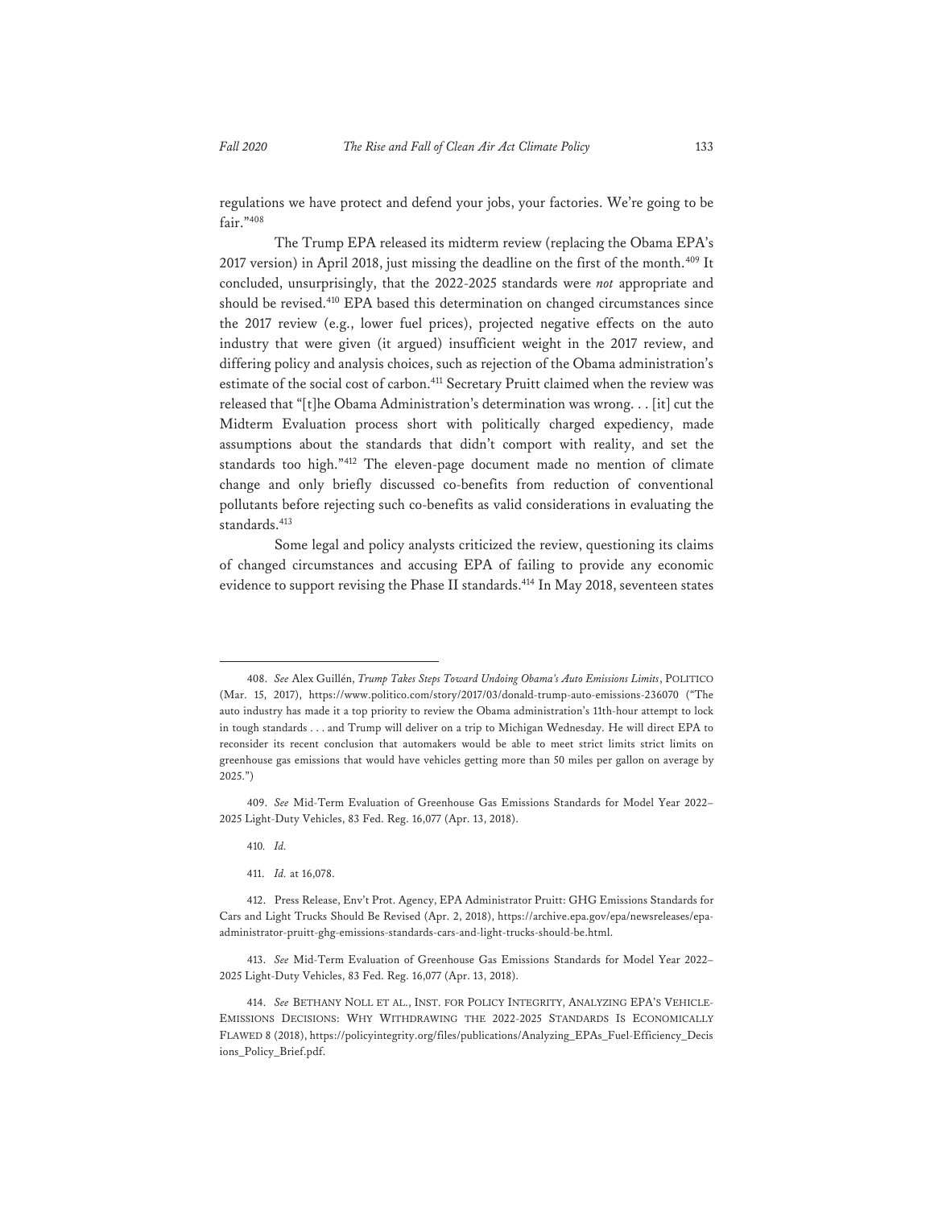regulations we have protect and defend your jobs, your factories. We're going to be fair."[408]

The Trump EPA released its midterm review (replacing the Obama EPA's 2017 version) in April 2018, just missing the deadline on the first of the month.[409] It concluded, unsurprisingly, that the 2022-2025 standards were *not* appropriate and should be revised.[410] EPA based this determination on changed circumstances since the 2017 review (e.g., lower fuel prices), projected negative effects on the auto industry that were given (it argued) insufficient weight in the 2017 review, and differing policy and analysis choices, such as rejection of the Obama administration's estimate of the social cost of carbon.[411] Secretary Pruitt claimed when the review was released that "[t]he Obama Administration's determination was wrong. . . [it] cut the Midterm Evaluation process short with politically charged expediency, made assumptions about the standards that didn't comport with reality, and set the standards too high."[412] The eleven-page document made no mention of climate change and only briefly discussed co-benefits from reduction of conventional pollutants before rejecting such co-benefits as valid considerations in evaluating the standards.[413]

Some legal and policy analysts criticized the review, questioning its claims of changed circumstances and accusing EPA of failing to provide any economic evidence to support revising the Phase II standards.[414] In May 2018, seventeen states

---

408. *See* Alex Guillén, *Trump Takes Steps Toward Undoing Obama's Auto Emissions Limits*, POLITICO (Mar. 15, 2017), https://www.politico.com/story/2017/03/donald-trump-auto-emissions-236070 ("The auto industry has made it a top priority to review the Obama administration's 11th-hour attempt to lock in tough standards . . . and Trump will deliver on a trip to Michigan Wednesday. He will direct EPA to reconsider its recent conclusion that automakers would be able to meet strict limits strict limits on greenhouse gas emissions that would have vehicles getting more than 50 miles per gallon on average by 2025.")

409. *See* Mid-Term Evaluation of Greenhouse Gas Emissions Standards for Model Year 2022–2025 Light-Duty Vehicles, 83 Fed. Reg. 16,077 (Apr. 13, 2018).

410. *Id.*

411. *Id.* at 16,078.

412. Press Release, Env't Prot. Agency, EPA Administrator Pruitt: GHG Emissions Standards for Cars and Light Trucks Should Be Revised (Apr. 2, 2018), https://archive.epa.gov/epa/newsreleases/epa-administrator-pruitt-ghg-emissions-standards-cars-and-light-trucks-should-be.html.

413. *See* Mid-Term Evaluation of Greenhouse Gas Emissions Standards for Model Year 2022–2025 Light-Duty Vehicles, 83 Fed. Reg. 16,077 (Apr. 13, 2018).

414. *See* BETHANY NOLL ET AL., INST. FOR POLICY INTEGRITY, ANALYZING EPA'S VEHICLE-EMISSIONS DECISIONS: WHY WITHDRAWING THE 2022-2025 STANDARDS IS ECONOMICALLY FLAWED 8 (2018), https://policyintegrity.org/files/publications/Analyzing_EPAs_Fuel-Efficiency_Decisions_Policy_Brief.pdf.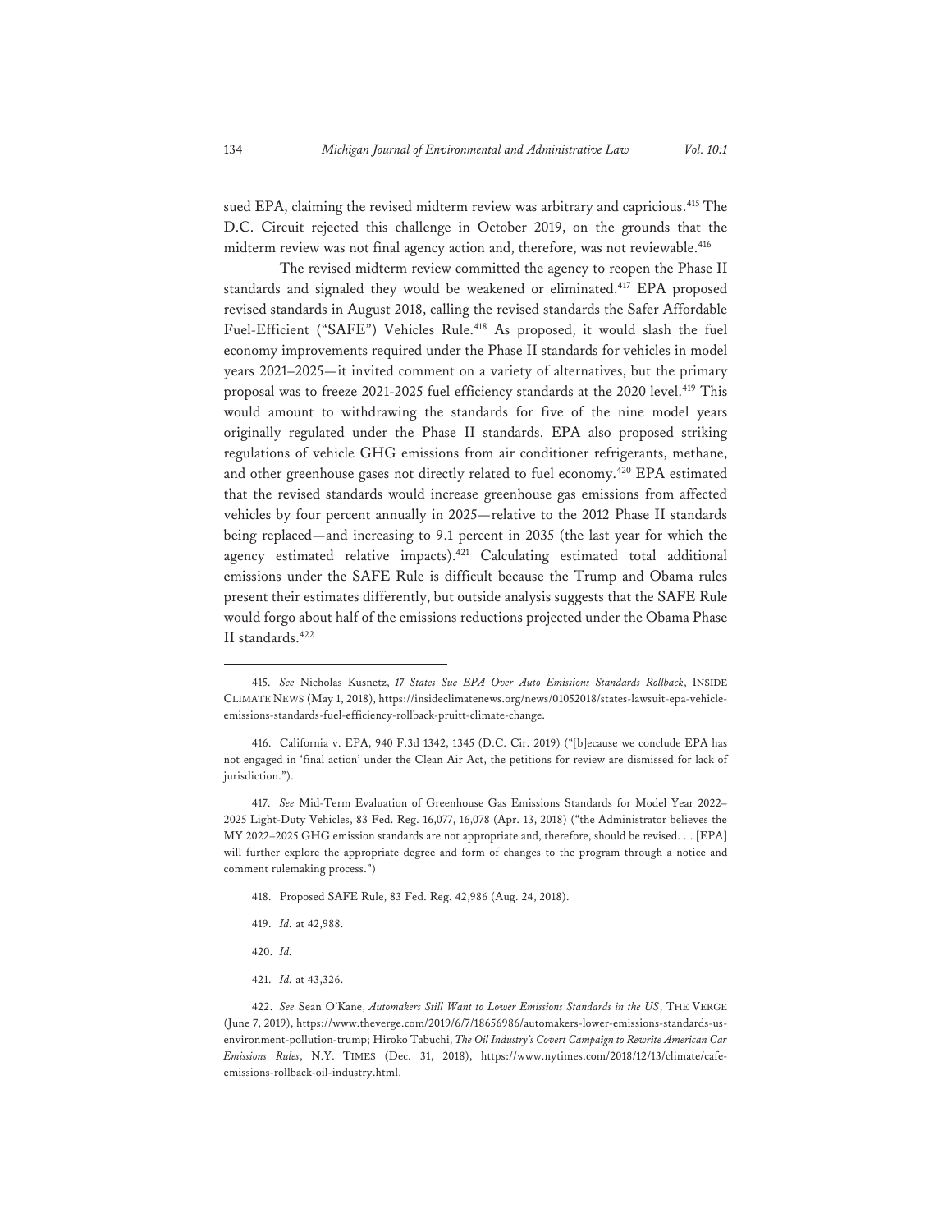sued EPA, claiming the revised midterm review was arbitrary and capricious.[415] The D.C. Circuit rejected this challenge in October 2019, on the grounds that the midterm review was not final agency action and, therefore, was not reviewable.[416]

The revised midterm review committed the agency to reopen the Phase II standards and signaled they would be weakened or eliminated.[417] EPA proposed revised standards in August 2018, calling the revised standards the Safer Affordable Fuel-Efficient ("SAFE") Vehicles Rule.[418] As proposed, it would slash the fuel economy improvements required under the Phase II standards for vehicles in model years 2021–2025—it invited comment on a variety of alternatives, but the primary proposal was to freeze 2021-2025 fuel efficiency standards at the 2020 level.[419] This would amount to withdrawing the standards for five of the nine model years originally regulated under the Phase II standards. EPA also proposed striking regulations of vehicle GHG emissions from air conditioner refrigerants, methane, and other greenhouse gases not directly related to fuel economy.[420] EPA estimated that the revised standards would increase greenhouse gas emissions from affected vehicles by four percent annually in 2025—relative to the 2012 Phase II standards being replaced—and increasing to 9.1 percent in 2035 (the last year for which the agency estimated relative impacts).[421] Calculating estimated total additional emissions under the SAFE Rule is difficult because the Trump and Obama rules present their estimates differently, but outside analysis suggests that the SAFE Rule would forgo about half of the emissions reductions projected under the Obama Phase II standards.[422]

---

415. *See* Nicholas Kusnetz, *17 States Sue EPA Over Auto Emissions Standards Rollback*, INSIDE CLIMATE NEWS (May 1, 2018), https://insideclimatenews.org/news/01052018/states-lawsuit-epa-vehicle-emissions-standards-fuel-efficiency-rollback-pruitt-climate-change.

416. California v. EPA, 940 F.3d 1342, 1345 (D.C. Cir. 2019) ("[b]ecause we conclude EPA has not engaged in 'final action' under the Clean Air Act, the petitions for review are dismissed for lack of jurisdiction.").

417. *See* Mid-Term Evaluation of Greenhouse Gas Emissions Standards for Model Year 2022–2025 Light-Duty Vehicles, 83 Fed. Reg. 16,077, 16,078 (Apr. 13, 2018) ("the Administrator believes the MY 2022–2025 GHG emission standards are not appropriate and, therefore, should be revised. . . [EPA] will further explore the appropriate degree and form of changes to the program through a notice and comment rulemaking process.")

418. Proposed SAFE Rule, 83 Fed. Reg. 42,986 (Aug. 24, 2018).

419. *Id.* at 42,988.

420. *Id.*

421. *Id.* at 43,326.

422. *See* Sean O'Kane, *Automakers Still Want to Lower Emissions Standards in the US*, THE VERGE (June 7, 2019), https://www.theverge.com/2019/6/7/18656986/automakers-lower-emissions-standards-us-environment-pollution-trump; Hiroko Tabuchi, *The Oil Industry's Covert Campaign to Rewrite American Car Emissions Rules*, N.Y. TIMES (Dec. 31, 2018), https://www.nytimes.com/2018/12/13/climate/cafe-emissions-rollback-oil-industry.html.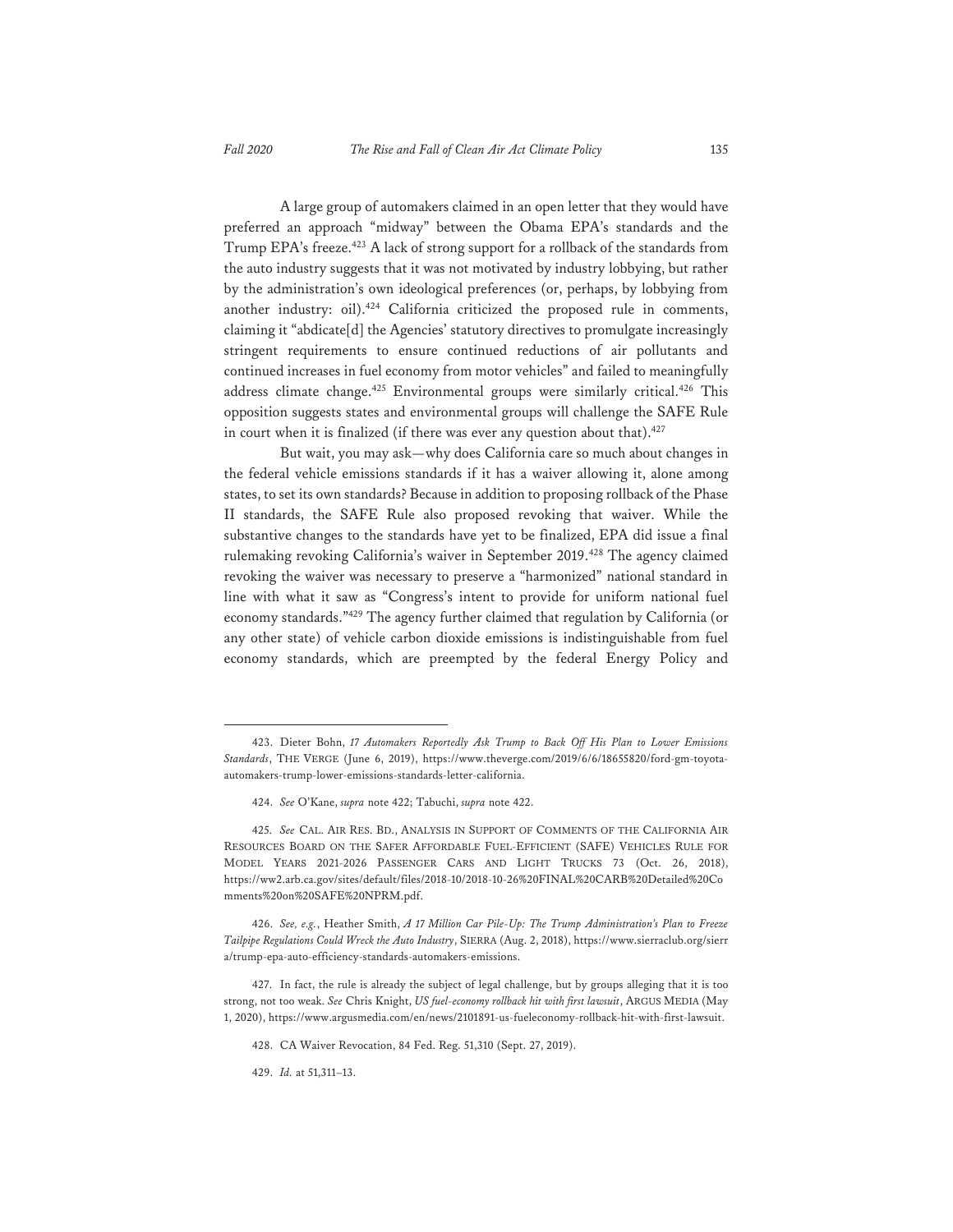A large group of automakers claimed in an open letter that they would have preferred an approach "midway" between the Obama EPA's standards and the Trump EPA's freeze.[423] A lack of strong support for a rollback of the standards from the auto industry suggests that it was not motivated by industry lobbying, but rather by the administration's own ideological preferences (or, perhaps, by lobbying from another industry: oil).[424] California criticized the proposed rule in comments, claiming it "abdicate[d] the Agencies' statutory directives to promulgate increasingly stringent requirements to ensure continued reductions of air pollutants and continued increases in fuel economy from motor vehicles" and failed to meaningfully address climate change.[425] Environmental groups were similarly critical.[426] This opposition suggests states and environmental groups will challenge the SAFE Rule in court when it is finalized (if there was ever any question about that).[427]

But wait, you may ask—why does California care so much about changes in the federal vehicle emissions standards if it has a waiver allowing it, alone among states, to set its own standards? Because in addition to proposing rollback of the Phase II standards, the SAFE Rule also proposed revoking that waiver. While the substantive changes to the standards have yet to be finalized, EPA did issue a final rulemaking revoking California's waiver in September 2019.[428] The agency claimed revoking the waiver was necessary to preserve a "harmonized" national standard in line with what it saw as "Congress's intent to provide for uniform national fuel economy standards."[429] The agency further claimed that regulation by California (or any other state) of vehicle carbon dioxide emissions is indistinguishable from fuel economy standards, which are preempted by the federal Energy Policy and

---

423. Dieter Bohn, *17 Automakers Reportedly Ask Trump to Back Off His Plan to Lower Emissions Standards*, THE VERGE (June 6, 2019), https://www.theverge.com/2019/6/6/18655820/ford-gm-toyota-automakers-trump-lower-emissions-standards-letter-california.

424. *See* O'Kane, *supra* note 422; Tabuchi, *supra* note 422.

425. *See* CAL. AIR RES. BD., ANALYSIS IN SUPPORT OF COMMENTS OF THE CALIFORNIA AIR RESOURCES BOARD ON THE SAFER AFFORDABLE FUEL-EFFICIENT (SAFE) VEHICLES RULE FOR MODEL YEARS 2021-2026 PASSENGER CARS AND LIGHT TRUCKS 73 (Oct. 26, 2018), https://ww2.arb.ca.gov/sites/default/files/2018-10/2018-10-26%20FINAL%20CARB%20Detailed%20Comments%20on%20SAFE%20NPRM.pdf.

426. *See, e.g.*, Heather Smith, *A 17 Million Car Pile-Up: The Trump Administration's Plan to Freeze Tailpipe Regulations Could Wreck the Auto Industry*, SIERRA (Aug. 2, 2018), https://www.sierraclub.org/sierra/trump-epa-auto-efficiency-standards-automakers-emissions.

427. In fact, the rule is already the subject of legal challenge, but by groups alleging that it is too strong, not too weak. *See* Chris Knight, *US fuel-economy rollback hit with first lawsuit*, ARGUS MEDIA (May 1, 2020), https://www.argusmedia.com/en/news/2101891-us-fueleconomy-rollback-hit-with-first-lawsuit.

428. CA Waiver Revocation, 84 Fed. Reg. 51,310 (Sept. 27, 2019).

429. *Id.* at 51,311–13.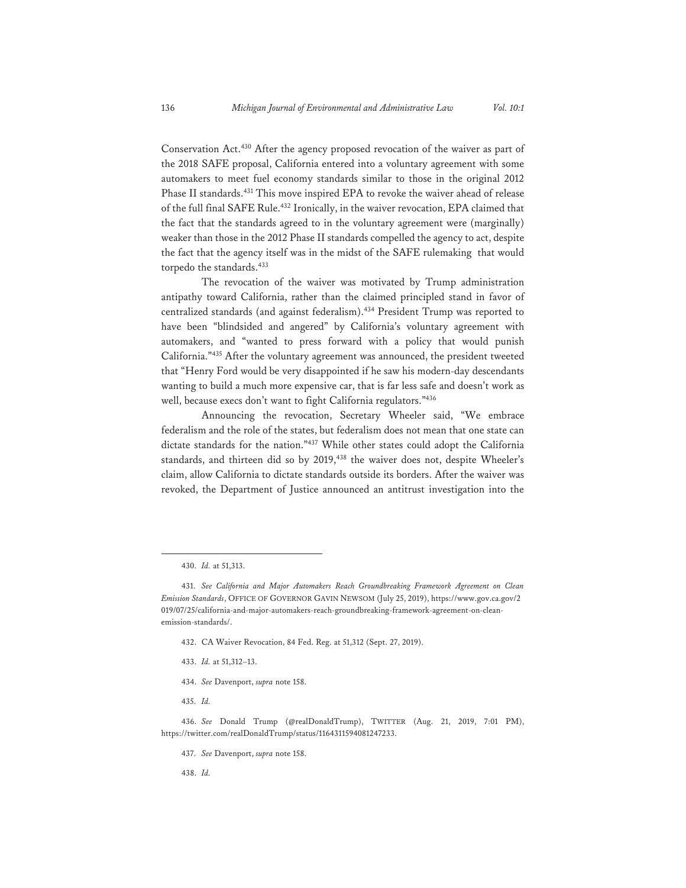Conservation Act.[430] After the agency proposed revocation of the waiver as part of the 2018 SAFE proposal, California entered into a voluntary agreement with some automakers to meet fuel economy standards similar to those in the original 2012 Phase II standards.[431] This move inspired EPA to revoke the waiver ahead of release of the full final SAFE Rule.[432] Ironically, in the waiver revocation, EPA claimed that the fact that the standards agreed to in the voluntary agreement were (marginally) weaker than those in the 2012 Phase II standards compelled the agency to act, despite the fact that the agency itself was in the midst of the SAFE rulemaking that would torpedo the standards.[433]

The revocation of the waiver was motivated by Trump administration antipathy toward California, rather than the claimed principled stand in favor of centralized standards (and against federalism).[434] President Trump was reported to have been "blindsided and angered" by California's voluntary agreement with automakers, and "wanted to press forward with a policy that would punish California."[435] After the voluntary agreement was announced, the president tweeted that "Henry Ford would be very disappointed if he saw his modern-day descendants wanting to build a much more expensive car, that is far less safe and doesn't work as well, because execs don't want to fight California regulators."[436]

Announcing the revocation, Secretary Wheeler said, "We embrace federalism and the role of the states, but federalism does not mean that one state can dictate standards for the nation."[437] While other states could adopt the California standards, and thirteen did so by 2019,[438] the waiver does not, despite Wheeler's claim, allow California to dictate standards outside its borders. After the waiver was revoked, the Department of Justice announced an antitrust investigation into the

---

430. *Id.* at 51,313.

431. *See California and Major Automakers Reach Groundbreaking Framework Agreement on Clean Emission Standards*, OFFICE OF GOVERNOR GAVIN NEWSOM (July 25, 2019), https://www.gov.ca.gov/2019/07/25/california-and-major-automakers-reach-groundbreaking-framework-agreement-on-clean-emission-standards/.

432. CA Waiver Revocation, 84 Fed. Reg. at 51,312 (Sept. 27, 2019).

433. *Id.* at 51,312–13.

434. *See* Davenport, *supra* note 158.

435. *Id.*

436. *See* Donald Trump (@realDonaldTrump), TWITTER (Aug. 21, 2019, 7:01 PM), https://twitter.com/realDonaldTrump/status/1164311594081247233.

437. *See* Davenport, *supra* note 158.

438. *Id.*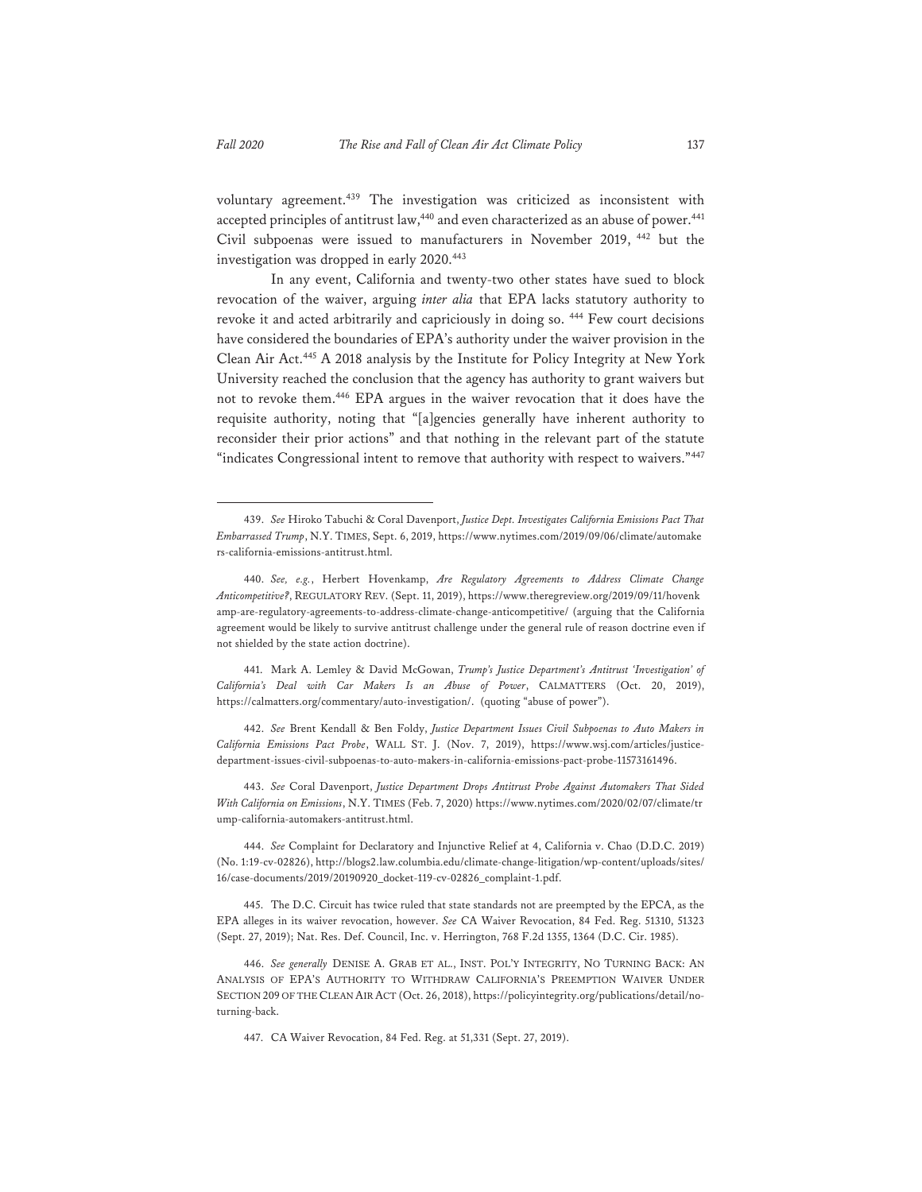voluntary agreement.[439] The investigation was criticized as inconsistent with accepted principles of antitrust law,[440] and even characterized as an abuse of power.[441] Civil subpoenas were issued to manufacturers in November 2019, [442] but the investigation was dropped in early 2020.[443]

In any event, California and twenty-two other states have sued to block revocation of the waiver, arguing *inter alia* that EPA lacks statutory authority to revoke it and acted arbitrarily and capriciously in doing so. [444] Few court decisions have considered the boundaries of EPA's authority under the waiver provision in the Clean Air Act.[445] A 2018 analysis by the Institute for Policy Integrity at New York University reached the conclusion that the agency has authority to grant waivers but not to revoke them.[446] EPA argues in the waiver revocation that it does have the requisite authority, noting that "[a]gencies generally have inherent authority to reconsider their prior actions" and that nothing in the relevant part of the statute "indicates Congressional intent to remove that authority with respect to waivers."[447]

---

439. *See* Hiroko Tabuchi & Coral Davenport, *Justice Dept. Investigates California Emissions Pact That Embarrassed Trump*, N.Y. TIMES, Sept. 6, 2019, https://www.nytimes.com/2019/09/06/climate/automakers-california-emissions-antitrust.html.

440. *See, e.g.*, Herbert Hovenkamp, *Are Regulatory Agreements to Address Climate Change Anticompetitive?*, REGULATORY REV. (Sept. 11, 2019), https://www.theregreview.org/2019/09/11/hovenkamp-are-regulatory-agreements-to-address-climate-change-anticompetitive/ (arguing that the California agreement would be likely to survive antitrust challenge under the general rule of reason doctrine even if not shielded by the state action doctrine).

441. Mark A. Lemley & David McGowan, *Trump's Justice Department's Antitrust 'Investigation' of California's Deal with Car Makers Is an Abuse of Power*, CALMATTERS (Oct. 20, 2019), https://calmatters.org/commentary/auto-investigation/. (quoting "abuse of power").

442. *See* Brent Kendall & Ben Foldy, *Justice Department Issues Civil Subpoenas to Auto Makers in California Emissions Pact Probe*, WALL ST. J. (Nov. 7, 2019), https://www.wsj.com/articles/justice-department-issues-civil-subpoenas-to-auto-makers-in-california-emissions-pact-probe-11573161496.

443. *See* Coral Davenport, *Justice Department Drops Antitrust Probe Against Automakers That Sided With California on Emissions*, N.Y. TIMES (Feb. 7, 2020) https://www.nytimes.com/2020/02/07/climate/trump-california-automakers-antitrust.html.

444. *See* Complaint for Declaratory and Injunctive Relief at 4, California v. Chao (D.D.C. 2019) (No. 1:19-cv-02826), http://blogs2.law.columbia.edu/climate-change-litigation/wp-content/uploads/sites/16/case-documents/2019/20190920_docket-119-cv-02826_complaint-1.pdf.

445. The D.C. Circuit has twice ruled that state standards not are preempted by the EPCA, as the EPA alleges in its waiver revocation, however. *See* CA Waiver Revocation, 84 Fed. Reg. 51310, 51323 (Sept. 27, 2019); Nat. Res. Def. Council, Inc. v. Herrington, 768 F.2d 1355, 1364 (D.C. Cir. 1985).

446. *See generally* DENISE A. GRAB ET AL., INST. POL'Y INTEGRITY, NO TURNING BACK: AN ANALYSIS OF EPA'S AUTHORITY TO WITHDRAW CALIFORNIA'S PREEMPTION WAIVER UNDER SECTION 209 OF THE CLEAN AIR ACT (Oct. 26, 2018), https://policyintegrity.org/publications/detail/no-turning-back.

447. CA Waiver Revocation, 84 Fed. Reg. at 51,331 (Sept. 27, 2019).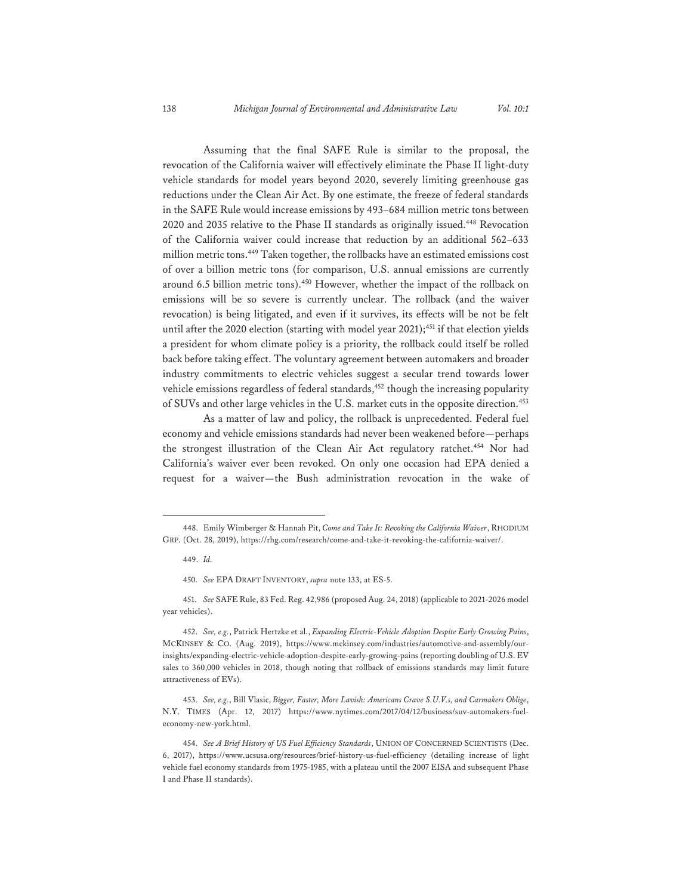Assuming that the final SAFE Rule is similar to the proposal, the revocation of the California waiver will effectively eliminate the Phase II light-duty vehicle standards for model years beyond 2020, severely limiting greenhouse gas reductions under the Clean Air Act. By one estimate, the freeze of federal standards in the SAFE Rule would increase emissions by 493–684 million metric tons between 2020 and 2035 relative to the Phase II standards as originally issued.[448] Revocation of the California waiver could increase that reduction by an additional 562–633 million metric tons.[449] Taken together, the rollbacks have an estimated emissions cost of over a billion metric tons (for comparison, U.S. annual emissions are currently around 6.5 billion metric tons).[450] However, whether the impact of the rollback on emissions will be so severe is currently unclear. The rollback (and the waiver revocation) is being litigated, and even if it survives, its effects will be not be felt until after the 2020 election (starting with model year 2021);[451] if that election yields a president for whom climate policy is a priority, the rollback could itself be rolled back before taking effect. The voluntary agreement between automakers and broader industry commitments to electric vehicles suggest a secular trend towards lower vehicle emissions regardless of federal standards,[452] though the increasing popularity of SUVs and other large vehicles in the U.S. market cuts in the opposite direction.[453]

As a matter of law and policy, the rollback is unprecedented. Federal fuel economy and vehicle emissions standards had never been weakened before—perhaps the strongest illustration of the Clean Air Act regulatory ratchet.[454] Nor had California's waiver ever been revoked. On only one occasion had EPA denied a request for a waiver—the Bush administration revocation in the wake of

---

448. Emily Wimberger & Hannah Pit, *Come and Take It: Revoking the California Waiver*, RHODIUM GRP. (Oct. 28, 2019), https://rhg.com/research/come-and-take-it-revoking-the-california-waiver/.

449. *Id.*

450. *See* EPA DRAFT INVENTORY, *supra* note 133, at ES-5.

451. *See* SAFE Rule, 83 Fed. Reg. 42,986 (proposed Aug. 24, 2018) (applicable to 2021-2026 model year vehicles).

452. *See, e.g.*, Patrick Hertzke et al., *Expanding Electric-Vehicle Adoption Despite Early Growing Pains*, MCKINSEY & CO. (Aug. 2019), https://www.mckinsey.com/industries/automotive-and-assembly/our-insights/expanding-electric-vehicle-adoption-despite-early-growing-pains (reporting doubling of U.S. EV sales to 360,000 vehicles in 2018, though noting that rollback of emissions standards may limit future attractiveness of EVs).

453. *See, e.g.*, Bill Vlasic, *Bigger, Faster, More Lavish: Americans Crave S.U.V.s, and Carmakers Oblige*, N.Y. TIMES (Apr. 12, 2017) https://www.nytimes.com/2017/04/12/business/suv-automakers-fuel-economy-new-york.html.

454. *See A Brief History of US Fuel Efficiency Standards*, UNION OF CONCERNED SCIENTISTS (Dec. 6, 2017), https://www.ucsusa.org/resources/brief-history-us-fuel-efficiency (detailing increase of light vehicle fuel economy standards from 1975-1985, with a plateau until the 2007 EISA and subsequent Phase I and Phase II standards).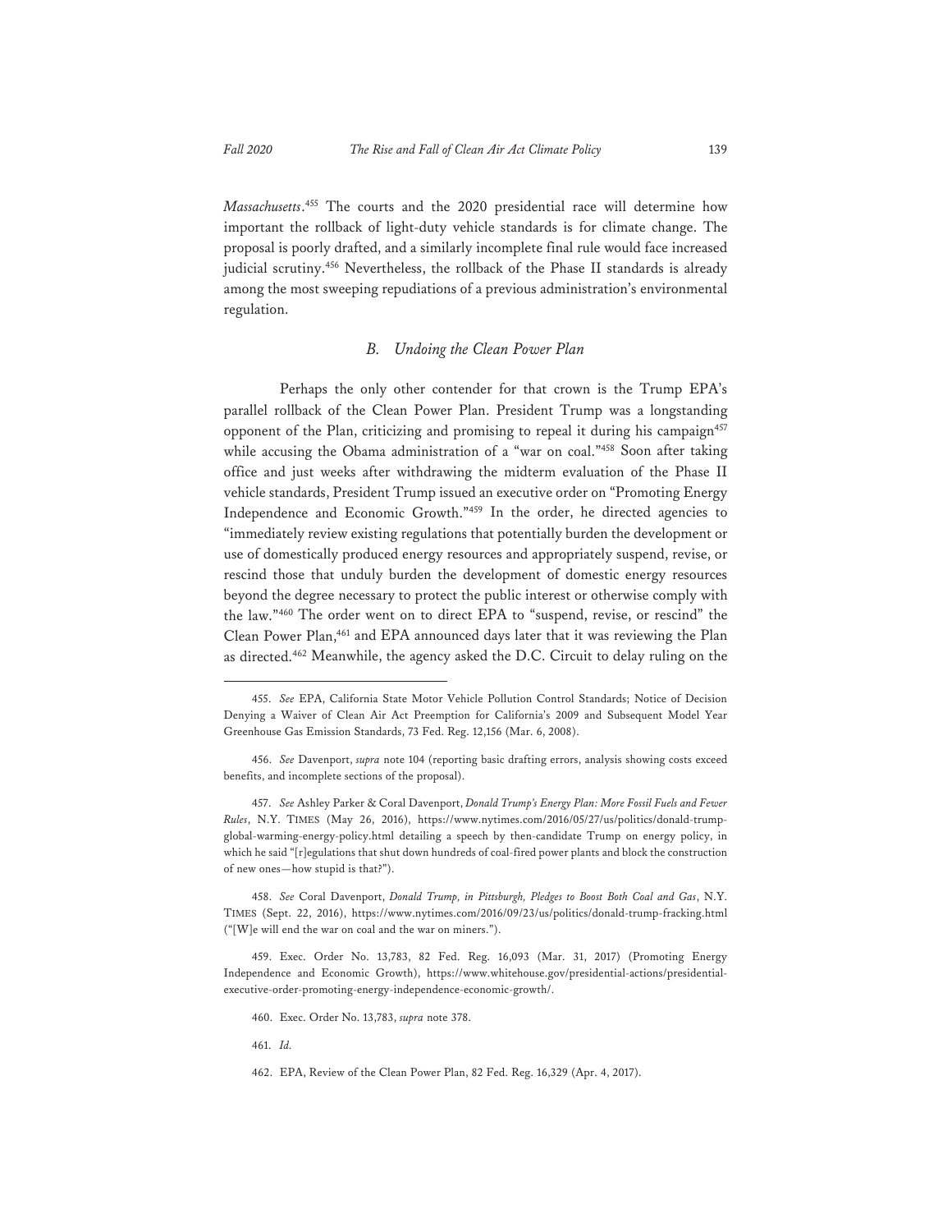*Massachusetts*.[455] The courts and the 2020 presidential race will determine how important the rollback of light-duty vehicle standards is for climate change. The proposal is poorly drafted, and a similarly incomplete final rule would face increased judicial scrutiny.[456] Nevertheless, the rollback of the Phase II standards is already among the most sweeping repudiations of a previous administration's environmental regulation.

### *B. Undoing the Clean Power Plan*

Perhaps the only other contender for that crown is the Trump EPA's parallel rollback of the Clean Power Plan. President Trump was a longstanding opponent of the Plan, criticizing and promising to repeal it during his campaign[457] while accusing the Obama administration of a "war on coal."[458] Soon after taking office and just weeks after withdrawing the midterm evaluation of the Phase II vehicle standards, President Trump issued an executive order on "Promoting Energy Independence and Economic Growth."[459] In the order, he directed agencies to "immediately review existing regulations that potentially burden the development or use of domestically produced energy resources and appropriately suspend, revise, or rescind those that unduly burden the development of domestic energy resources beyond the degree necessary to protect the public interest or otherwise comply with the law."[460] The order went on to direct EPA to "suspend, revise, or rescind" the Clean Power Plan,[461] and EPA announced days later that it was reviewing the Plan as directed.[462] Meanwhile, the agency asked the D.C. Circuit to delay ruling on the

---

455. *See* EPA, California State Motor Vehicle Pollution Control Standards; Notice of Decision Denying a Waiver of Clean Air Act Preemption for California's 2009 and Subsequent Model Year Greenhouse Gas Emission Standards, 73 Fed. Reg. 12,156 (Mar. 6, 2008).

456. *See* Davenport, *supra* note 104 (reporting basic drafting errors, analysis showing costs exceed benefits, and incomplete sections of the proposal).

457. *See* Ashley Parker & Coral Davenport, *Donald Trump's Energy Plan: More Fossil Fuels and Fewer Rules*, N.Y. TIMES (May 26, 2016), https://www.nytimes.com/2016/05/27/us/politics/donald-trump-global-warming-energy-policy.html detailing a speech by then-candidate Trump on energy policy, in which he said "[r]egulations that shut down hundreds of coal-fired power plants and block the construction of new ones—how stupid is that?").

458. *See* Coral Davenport, *Donald Trump, in Pittsburgh, Pledges to Boost Both Coal and Gas*, N.Y. TIMES (Sept. 22, 2016), https://www.nytimes.com/2016/09/23/us/politics/donald-trump-fracking.html ("[W]e will end the war on coal and the war on miners.").

459. Exec. Order No. 13,783, 82 Fed. Reg. 16,093 (Mar. 31, 2017) (Promoting Energy Independence and Economic Growth), https://www.whitehouse.gov/presidential-actions/presidential-executive-order-promoting-energy-independence-economic-growth/.

460. Exec. Order No. 13,783, *supra* note 378.

461. *Id.*

462. EPA, Review of the Clean Power Plan, 82 Fed. Reg. 16,329 (Apr. 4, 2017).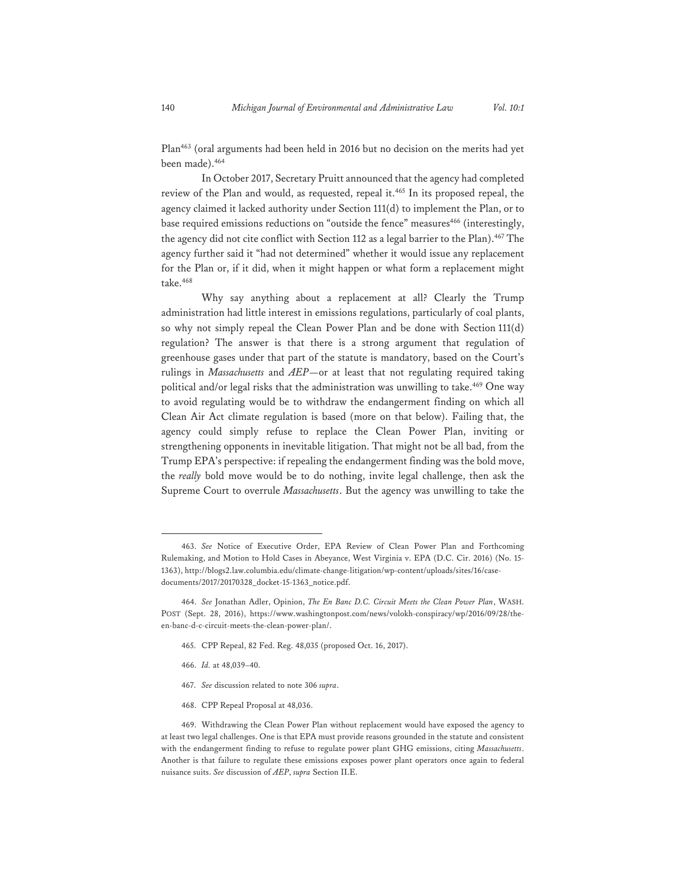Plan[463] (oral arguments had been held in 2016 but no decision on the merits had yet been made).[464]

In October 2017, Secretary Pruitt announced that the agency had completed review of the Plan and would, as requested, repeal it.[465] In its proposed repeal, the agency claimed it lacked authority under Section 111(d) to implement the Plan, or to base required emissions reductions on "outside the fence" measures[466] (interestingly, the agency did not cite conflict with Section 112 as a legal barrier to the Plan).[467] The agency further said it "had not determined" whether it would issue any replacement for the Plan or, if it did, when it might happen or what form a replacement might take.[468]

Why say anything about a replacement at all? Clearly the Trump administration had little interest in emissions regulations, particularly of coal plants, so why not simply repeal the Clean Power Plan and be done with Section 111(d) regulation? The answer is that there is a strong argument that regulation of greenhouse gases under that part of the statute is mandatory, based on the Court's rulings in *Massachusetts* and *AEP*—or at least that not regulating required taking political and/or legal risks that the administration was unwilling to take.[469] One way to avoid regulating would be to withdraw the endangerment finding on which all Clean Air Act climate regulation is based (more on that below). Failing that, the agency could simply refuse to replace the Clean Power Plan, inviting or strengthening opponents in inevitable litigation. That might not be all bad, from the Trump EPA's perspective: if repealing the endangerment finding was the bold move, the *really* bold move would be to do nothing, invite legal challenge, then ask the Supreme Court to overrule *Massachusetts*. But the agency was unwilling to take the

---

463. *See* Notice of Executive Order, EPA Review of Clean Power Plan and Forthcoming Rulemaking, and Motion to Hold Cases in Abeyance, West Virginia v. EPA (D.C. Cir. 2016) (No. 15-1363), http://blogs2.law.columbia.edu/climate-change-litigation/wp-content/uploads/sites/16/case-documents/2017/20170328_docket-15-1363_notice.pdf.

464. *See* Jonathan Adler, Opinion, *The En Banc D.C. Circuit Meets the Clean Power Plan*, WASH. POST (Sept. 28, 2016), https://www.washingtonpost.com/news/volokh-conspiracy/wp/2016/09/28/the-en-banc-d-c-circuit-meets-the-clean-power-plan/.

465. CPP Repeal, 82 Fed. Reg. 48,035 (proposed Oct. 16, 2017).

466. *Id.* at 48,039–40.

467. *See* discussion related to note 306 *supra*.

468. CPP Repeal Proposal at 48,036.

469. Withdrawing the Clean Power Plan without replacement would have exposed the agency to at least two legal challenges. One is that EPA must provide reasons grounded in the statute and consistent with the endangerment finding to refuse to regulate power plant GHG emissions, citing *Massachusetts*. Another is that failure to regulate these emissions exposes power plant operators once again to federal nuisance suits. *See* discussion of *AEP*, *supra* Section II.E.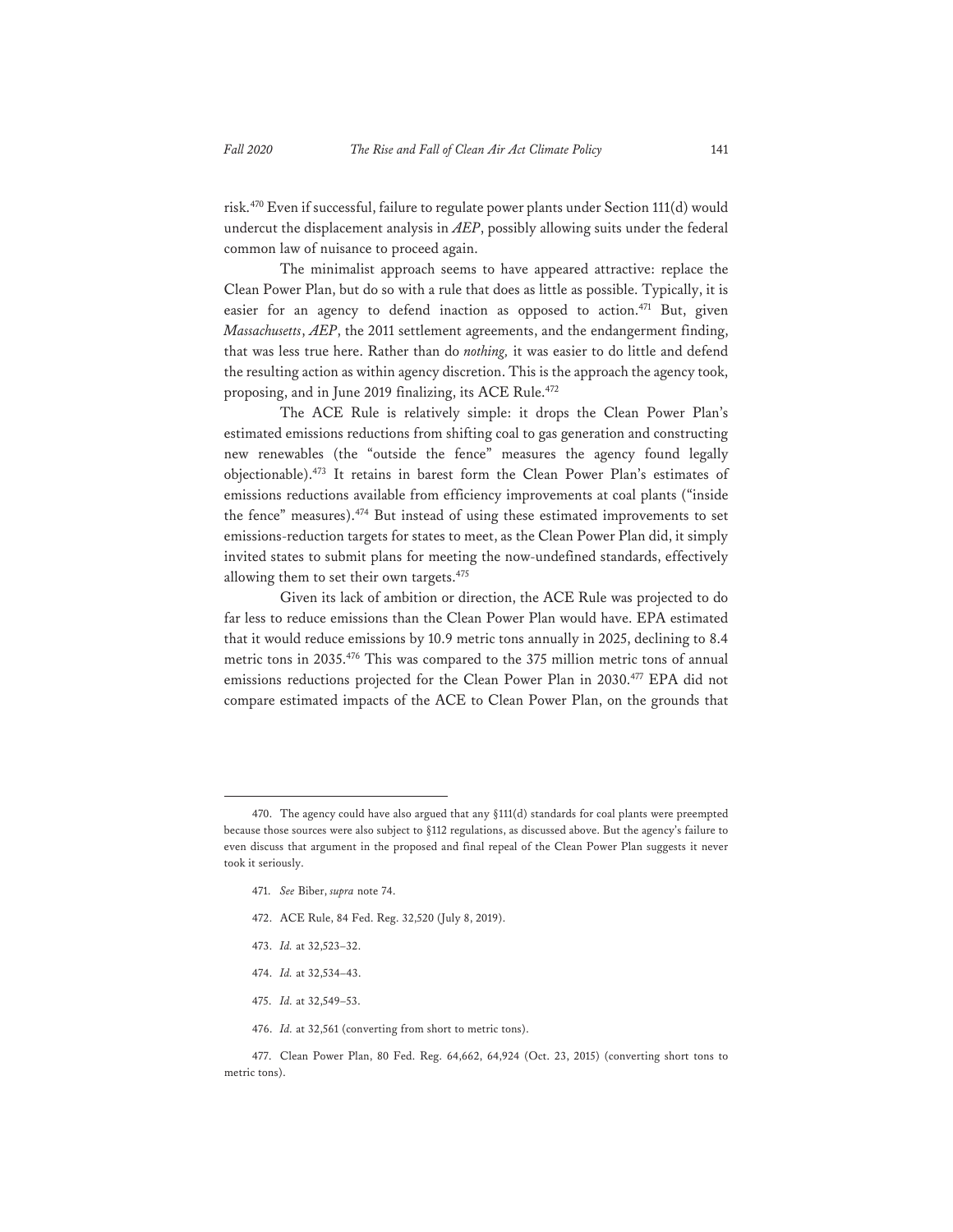risk.[470] Even if successful, failure to regulate power plants under Section 111(d) would undercut the displacement analysis in *AEP*, possibly allowing suits under the federal common law of nuisance to proceed again.

The minimalist approach seems to have appeared attractive: replace the Clean Power Plan, but do so with a rule that does as little as possible. Typically, it is easier for an agency to defend inaction as opposed to action.[471] But, given *Massachusetts*, *AEP*, the 2011 settlement agreements, and the endangerment finding, that was less true here. Rather than do *nothing,* it was easier to do little and defend the resulting action as within agency discretion. This is the approach the agency took, proposing, and in June 2019 finalizing, its ACE Rule.[472]

The ACE Rule is relatively simple: it drops the Clean Power Plan's estimated emissions reductions from shifting coal to gas generation and constructing new renewables (the "outside the fence" measures the agency found legally objectionable).[473] It retains in barest form the Clean Power Plan's estimates of emissions reductions available from efficiency improvements at coal plants ("inside the fence" measures).[474] But instead of using these estimated improvements to set emissions-reduction targets for states to meet, as the Clean Power Plan did, it simply invited states to submit plans for meeting the now-undefined standards, effectively allowing them to set their own targets.[475]

Given its lack of ambition or direction, the ACE Rule was projected to do far less to reduce emissions than the Clean Power Plan would have. EPA estimated that it would reduce emissions by 10.9 metric tons annually in 2025, declining to 8.4 metric tons in 2035.[476] This was compared to the 375 million metric tons of annual emissions reductions projected for the Clean Power Plan in 2030.[477] EPA did not compare estimated impacts of the ACE to Clean Power Plan, on the grounds that

---

470. The agency could have also argued that any §111(d) standards for coal plants were preempted because those sources were also subject to §112 regulations, as discussed above. But the agency's failure to even discuss that argument in the proposed and final repeal of the Clean Power Plan suggests it never took it seriously.

471. *See* Biber, *supra* note 74.

472. ACE Rule, 84 Fed. Reg. 32,520 (July 8, 2019).

473. *Id.* at 32,523–32.

474. *Id.* at 32,534–43.

475. *Id.* at 32,549–53.

476. *Id.* at 32,561 (converting from short to metric tons).

477. Clean Power Plan, 80 Fed. Reg. 64,662, 64,924 (Oct. 23, 2015) (converting short tons to metric tons).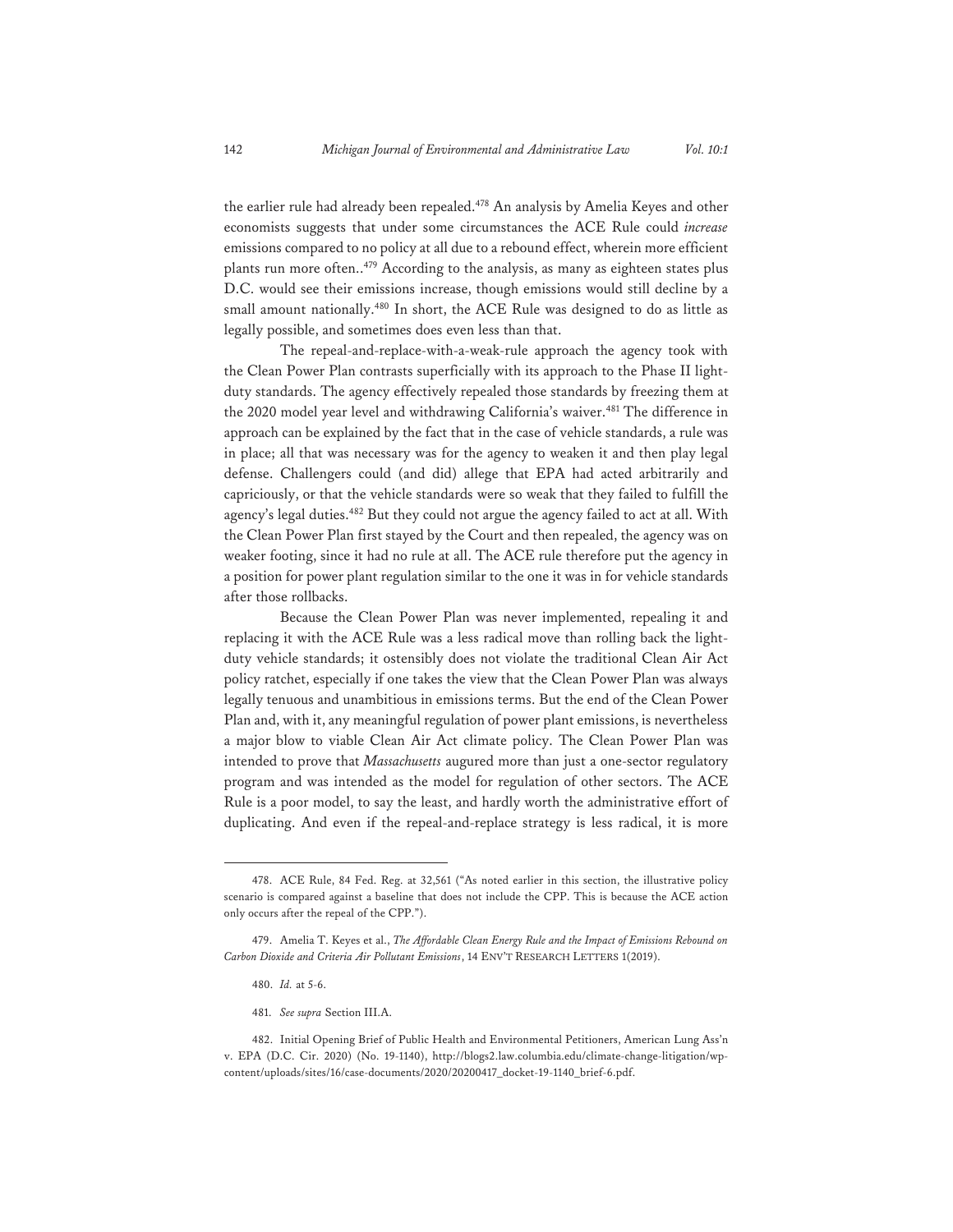the earlier rule had already been repealed.[478] An analysis by Amelia Keyes and other economists suggests that under some circumstances the ACE Rule could *increase* emissions compared to no policy at all due to a rebound effect, wherein more efficient plants run more often..[479] According to the analysis, as many as eighteen states plus D.C. would see their emissions increase, though emissions would still decline by a small amount nationally.[480] In short, the ACE Rule was designed to do as little as legally possible, and sometimes does even less than that.

The repeal-and-replace-with-a-weak-rule approach the agency took with the Clean Power Plan contrasts superficially with its approach to the Phase II light-duty standards. The agency effectively repealed those standards by freezing them at the 2020 model year level and withdrawing California's waiver.[481] The difference in approach can be explained by the fact that in the case of vehicle standards, a rule was in place; all that was necessary was for the agency to weaken it and then play legal defense. Challengers could (and did) allege that EPA had acted arbitrarily and capriciously, or that the vehicle standards were so weak that they failed to fulfill the agency's legal duties.[482] But they could not argue the agency failed to act at all. With the Clean Power Plan first stayed by the Court and then repealed, the agency was on weaker footing, since it had no rule at all. The ACE rule therefore put the agency in a position for power plant regulation similar to the one it was in for vehicle standards after those rollbacks.

Because the Clean Power Plan was never implemented, repealing it and replacing it with the ACE Rule was a less radical move than rolling back the light-duty vehicle standards; it ostensibly does not violate the traditional Clean Air Act policy ratchet, especially if one takes the view that the Clean Power Plan was always legally tenuous and unambitious in emissions terms. But the end of the Clean Power Plan and, with it, any meaningful regulation of power plant emissions, is nevertheless a major blow to viable Clean Air Act climate policy. The Clean Power Plan was intended to prove that *Massachusetts* augured more than just a one-sector regulatory program and was intended as the model for regulation of other sectors. The ACE Rule is a poor model, to say the least, and hardly worth the administrative effort of duplicating. And even if the repeal-and-replace strategy is less radical, it is more

---

478. ACE Rule, 84 Fed. Reg. at 32,561 ("As noted earlier in this section, the illustrative policy scenario is compared against a baseline that does not include the CPP. This is because the ACE action only occurs after the repeal of the CPP.").

479. Amelia T. Keyes et al., *The Affordable Clean Energy Rule and the Impact of Emissions Rebound on Carbon Dioxide and Criteria Air Pollutant Emissions*, 14 ENV'T RESEARCH LETTERS 1(2019).

480. *Id.* at 5-6.

481. *See supra* Section III.A.

482. Initial Opening Brief of Public Health and Environmental Petitioners, American Lung Ass'n v. EPA (D.C. Cir. 2020) (No. 19-1140), http://blogs2.law.columbia.edu/climate-change-litigation/wp-content/uploads/sites/16/case-documents/2020/20200417_docket-19-1140_brief-6.pdf.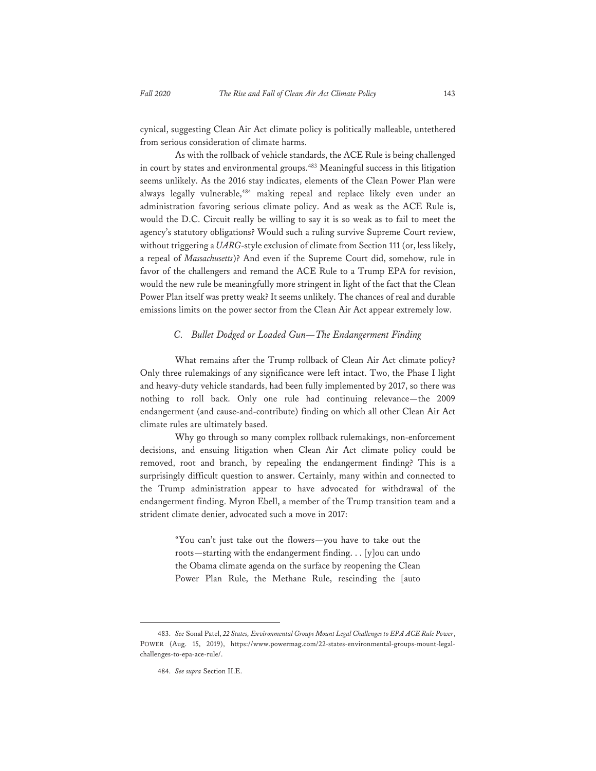cynical, suggesting Clean Air Act climate policy is politically malleable, untethered from serious consideration of climate harms.

As with the rollback of vehicle standards, the ACE Rule is being challenged in court by states and environmental groups.[483] Meaningful success in this litigation seems unlikely. As the 2016 stay indicates, elements of the Clean Power Plan were always legally vulnerable,[484] making repeal and replace likely even under an administration favoring serious climate policy. And as weak as the ACE Rule is, would the D.C. Circuit really be willing to say it is so weak as to fail to meet the agency's statutory obligations? Would such a ruling survive Supreme Court review, without triggering a *UARG*-style exclusion of climate from Section 111 (or, less likely, a repeal of *Massachusetts*)? And even if the Supreme Court did, somehow, rule in favor of the challengers and remand the ACE Rule to a Trump EPA for revision, would the new rule be meaningfully more stringent in light of the fact that the Clean Power Plan itself was pretty weak? It seems unlikely. The chances of real and durable emissions limits on the power sector from the Clean Air Act appear extremely low.

### *C. Bullet Dodged or Loaded Gun—The Endangerment Finding*

What remains after the Trump rollback of Clean Air Act climate policy? Only three rulemakings of any significance were left intact. Two, the Phase I light and heavy-duty vehicle standards, had been fully implemented by 2017, so there was nothing to roll back. Only one rule had continuing relevance—the 2009 endangerment (and cause-and-contribute) finding on which all other Clean Air Act climate rules are ultimately based.

Why go through so many complex rollback rulemakings, non-enforcement decisions, and ensuing litigation when Clean Air Act climate policy could be removed, root and branch, by repealing the endangerment finding? This is a surprisingly difficult question to answer. Certainly, many within and connected to the Trump administration appear to have advocated for withdrawal of the endangerment finding. Myron Ebell, a member of the Trump transition team and a strident climate denier, advocated such a move in 2017:

> "You can't just take out the flowers—you have to take out the roots—starting with the endangerment finding. . . [y]ou can undo the Obama climate agenda on the surface by reopening the Clean Power Plan Rule, the Methane Rule, rescinding the [auto

---

483. *See* Sonal Patel, *22 States, Environmental Groups Mount Legal Challenges to EPA ACE Rule Power*, POWER (Aug. 15, 2019), https://www.powermag.com/22-states-environmental-groups-mount-legal-challenges-to-epa-ace-rule/.

484. *See supra* Section II.E.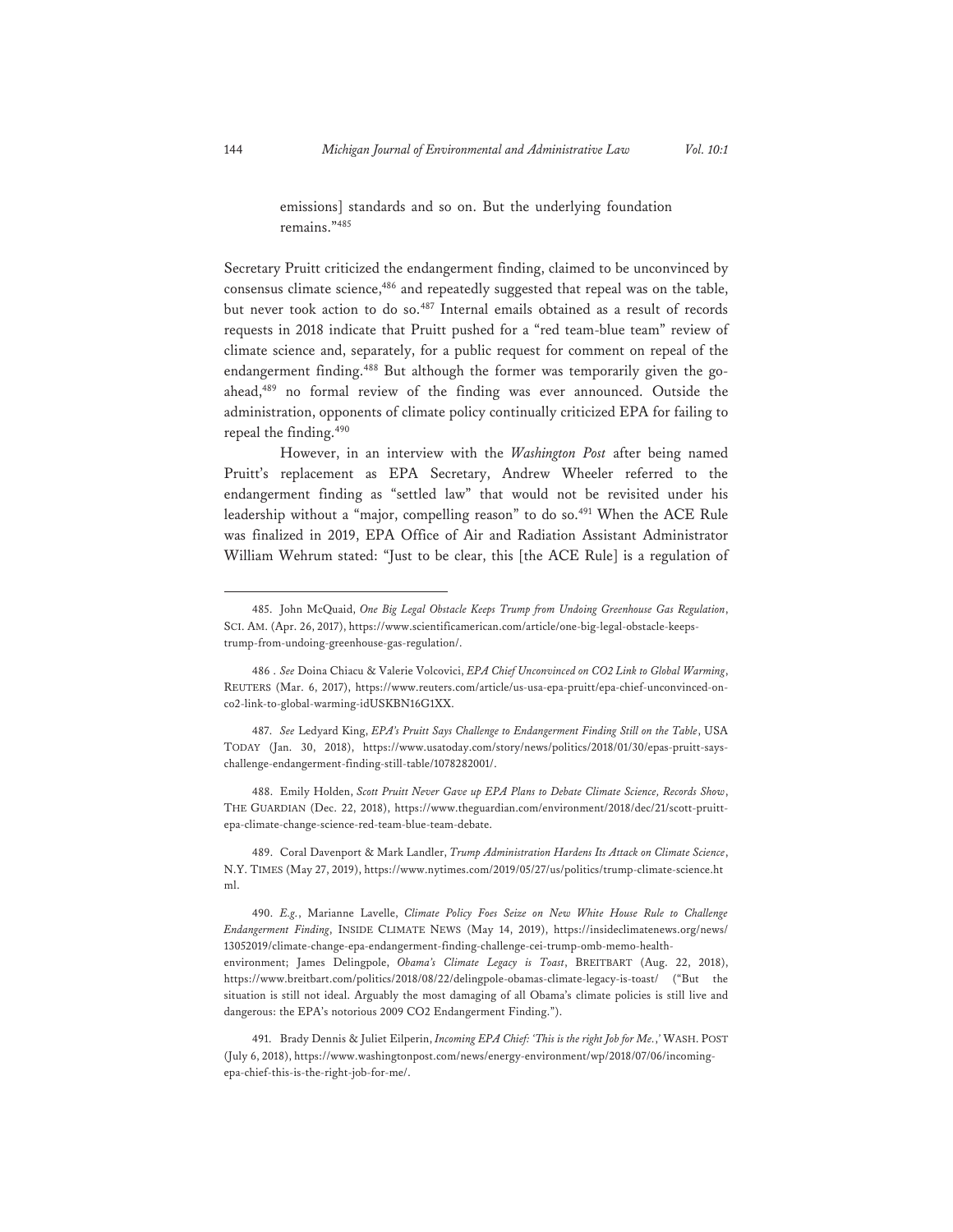> emissions] standards and so on. But the underlying foundation remains."[485]

Secretary Pruitt criticized the endangerment finding, claimed to be unconvinced by consensus climate science,[486] and repeatedly suggested that repeal was on the table, but never took action to do so.[487] Internal emails obtained as a result of records requests in 2018 indicate that Pruitt pushed for a "red team-blue team" review of climate science and, separately, for a public request for comment on repeal of the endangerment finding.[488] But although the former was temporarily given the go-ahead,[489] no formal review of the finding was ever announced. Outside the administration, opponents of climate policy continually criticized EPA for failing to repeal the finding.[490]

However, in an interview with the *Washington Post* after being named Pruitt's replacement as EPA Secretary, Andrew Wheeler referred to the endangerment finding as "settled law" that would not be revisited under his leadership without a "major, compelling reason" to do so.[491] When the ACE Rule was finalized in 2019, EPA Office of Air and Radiation Assistant Administrator William Wehrum stated: "Just to be clear, this [the ACE Rule] is a regulation of

---

485. John McQuaid, *One Big Legal Obstacle Keeps Trump from Undoing Greenhouse Gas Regulation*, SCI. AM. (Apr. 26, 2017), https://www.scientificamerican.com/article/one-big-legal-obstacle-keeps-trump-from-undoing-greenhouse-gas-regulation/.

486 . *See* Doina Chiacu & Valerie Volcovici, *EPA Chief Unconvinced on CO2 Link to Global Warming*, REUTERS (Mar. 6, 2017), https://www.reuters.com/article/us-usa-epa-pruitt/epa-chief-unconvinced-on-co2-link-to-global-warming-idUSKBN16G1XX.

487. *See* Ledyard King, *EPA's Pruitt Says Challenge to Endangerment Finding Still on the Table*, USA TODAY (Jan. 30, 2018), https://www.usatoday.com/story/news/politics/2018/01/30/epas-pruitt-says-challenge-endangerment-finding-still-table/1078282001/.

488. Emily Holden, *Scott Pruitt Never Gave up EPA Plans to Debate Climate Science, Records Show*, THE GUARDIAN (Dec. 22, 2018), https://www.theguardian.com/environment/2018/dec/21/scott-pruitt-epa-climate-change-science-red-team-blue-team-debate.

489. Coral Davenport & Mark Landler, *Trump Administration Hardens Its Attack on Climate Science*, N.Y. TIMES (May 27, 2019), https://www.nytimes.com/2019/05/27/us/politics/trump-climate-science.html.

490. *E.g.*, Marianne Lavelle, *Climate Policy Foes Seize on New White House Rule to Challenge Endangerment Finding*, INSIDE CLIMATE NEWS (May 14, 2019), https://insideclimatenews.org/news/13052019/climate-change-epa-endangerment-finding-challenge-cei-trump-omb-memo-health-environment; James Delingpole, *Obama's Climate Legacy is Toast*, BREITBART (Aug. 22, 2018), https://www.breitbart.com/politics/2018/08/22/delingpole-obamas-climate-legacy-is-toast/ ("But the situation is still not ideal. Arguably the most damaging of all Obama's climate policies is still live and dangerous: the EPA's notorious 2009 CO2 Endangerment Finding.").

491. Brady Dennis & Juliet Eilperin, *Incoming EPA Chief: 'This is the right Job for Me.*,' WASH. POST (July 6, 2018), https://www.washingtonpost.com/news/energy-environment/wp/2018/07/06/incoming-epa-chief-this-is-the-right-job-for-me/.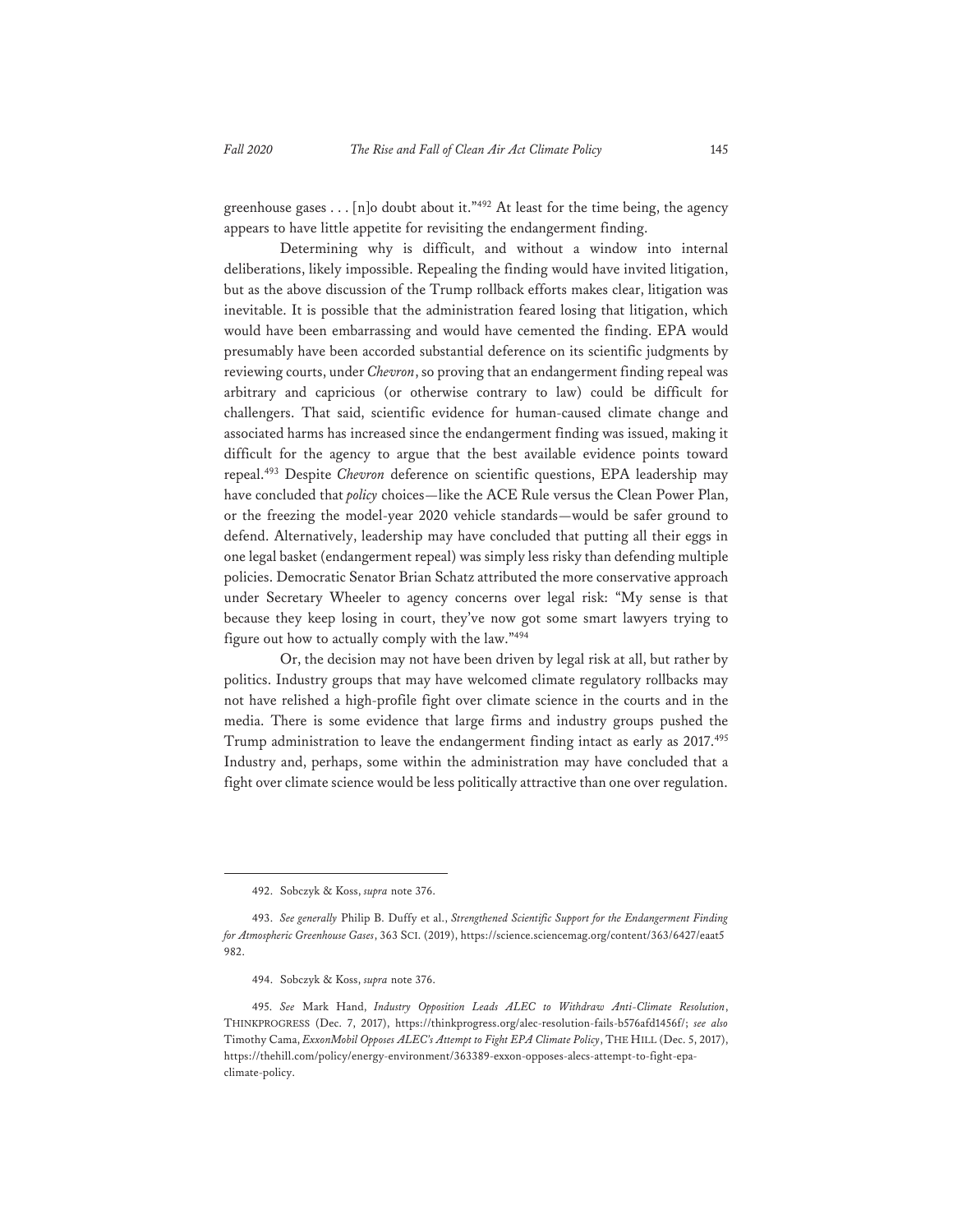greenhouse gases . . . [n]o doubt about it."[492] At least for the time being, the agency appears to have little appetite for revisiting the endangerment finding.

Determining why is difficult, and without a window into internal deliberations, likely impossible. Repealing the finding would have invited litigation, but as the above discussion of the Trump rollback efforts makes clear, litigation was inevitable. It is possible that the administration feared losing that litigation, which would have been embarrassing and would have cemented the finding. EPA would presumably have been accorded substantial deference on its scientific judgments by reviewing courts, under *Chevron*, so proving that an endangerment finding repeal was arbitrary and capricious (or otherwise contrary to law) could be difficult for challengers. That said, scientific evidence for human-caused climate change and associated harms has increased since the endangerment finding was issued, making it difficult for the agency to argue that the best available evidence points toward repeal.[493] Despite *Chevron* deference on scientific questions, EPA leadership may have concluded that *policy* choices—like the ACE Rule versus the Clean Power Plan, or the freezing the model-year 2020 vehicle standards—would be safer ground to defend. Alternatively, leadership may have concluded that putting all their eggs in one legal basket (endangerment repeal) was simply less risky than defending multiple policies. Democratic Senator Brian Schatz attributed the more conservative approach under Secretary Wheeler to agency concerns over legal risk: "My sense is that because they keep losing in court, they've now got some smart lawyers trying to figure out how to actually comply with the law."[494]

Or, the decision may not have been driven by legal risk at all, but rather by politics. Industry groups that may have welcomed climate regulatory rollbacks may not have relished a high-profile fight over climate science in the courts and in the media. There is some evidence that large firms and industry groups pushed the Trump administration to leave the endangerment finding intact as early as 2017.[495] Industry and, perhaps, some within the administration may have concluded that a fight over climate science would be less politically attractive than one over regulation.

---

492. Sobczyk & Koss, *supra* note 376.

493. *See generally* Philip B. Duffy et al., *Strengthened Scientific Support for the Endangerment Finding for Atmospheric Greenhouse Gases*, 363 SCI. (2019), https://science.sciencemag.org/content/363/6427/eaat5982.

494. Sobczyk & Koss, *supra* note 376.

495. *See* Mark Hand, *Industry Opposition Leads ALEC to Withdraw Anti-Climate Resolution*, THINKPROGRESS (Dec. 7, 2017), https://thinkprogress.org/alec-resolution-fails-b576afd1456f/; *see also* Timothy Cama, *ExxonMobil Opposes ALEC's Attempt to Fight EPA Climate Policy*, THE HILL (Dec. 5, 2017), https://thehill.com/policy/energy-environment/363389-exxon-opposes-alecs-attempt-to-fight-epa-climate-policy.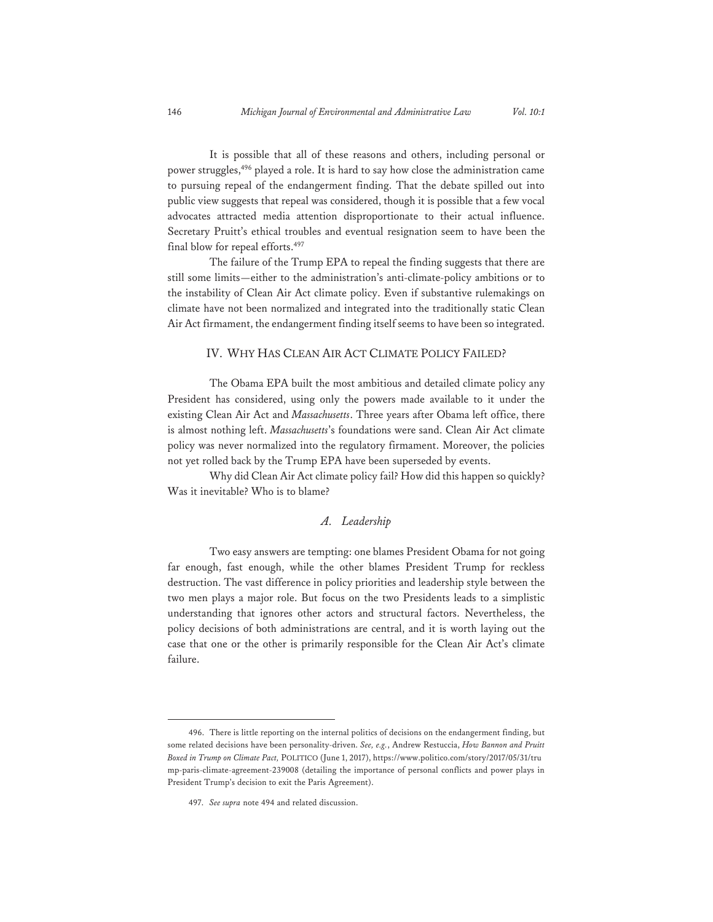It is possible that all of these reasons and others, including personal or power struggles,[496] played a role. It is hard to say how close the administration came to pursuing repeal of the endangerment finding. That the debate spilled out into public view suggests that repeal was considered, though it is possible that a few vocal advocates attracted media attention disproportionate to their actual influence. Secretary Pruitt's ethical troubles and eventual resignation seem to have been the final blow for repeal efforts.[497]

The failure of the Trump EPA to repeal the finding suggests that there are still some limits—either to the administration's anti-climate-policy ambitions or to the instability of Clean Air Act climate policy. Even if substantive rulemakings on climate have not been normalized and integrated into the traditionally static Clean Air Act firmament, the endangerment finding itself seems to have been so integrated.

## IV. WHY HAS CLEAN AIR ACT CLIMATE POLICY FAILED?

The Obama EPA built the most ambitious and detailed climate policy any President has considered, using only the powers made available to it under the existing Clean Air Act and *Massachusetts*. Three years after Obama left office, there is almost nothing left. *Massachusetts*'s foundations were sand. Clean Air Act climate policy was never normalized into the regulatory firmament. Moreover, the policies not yet rolled back by the Trump EPA have been superseded by events.

Why did Clean Air Act climate policy fail? How did this happen so quickly? Was it inevitable? Who is to blame?

### *A. Leadership*

Two easy answers are tempting: one blames President Obama for not going far enough, fast enough, while the other blames President Trump for reckless destruction. The vast difference in policy priorities and leadership style between the two men plays a major role. But focus on the two Presidents leads to a simplistic understanding that ignores other actors and structural factors. Nevertheless, the policy decisions of both administrations are central, and it is worth laying out the case that one or the other is primarily responsible for the Clean Air Act's climate failure.

---

496. There is little reporting on the internal politics of decisions on the endangerment finding, but some related decisions have been personality-driven. *See, e.g.*, Andrew Restuccia, *How Bannon and Pruitt Boxed in Trump on Climate Pact,* POLITICO (June 1, 2017), https://www.politico.com/story/2017/05/31/trump-paris-climate-agreement-239008 (detailing the importance of personal conflicts and power plays in President Trump's decision to exit the Paris Agreement).

497. *See supra* note 494 and related discussion.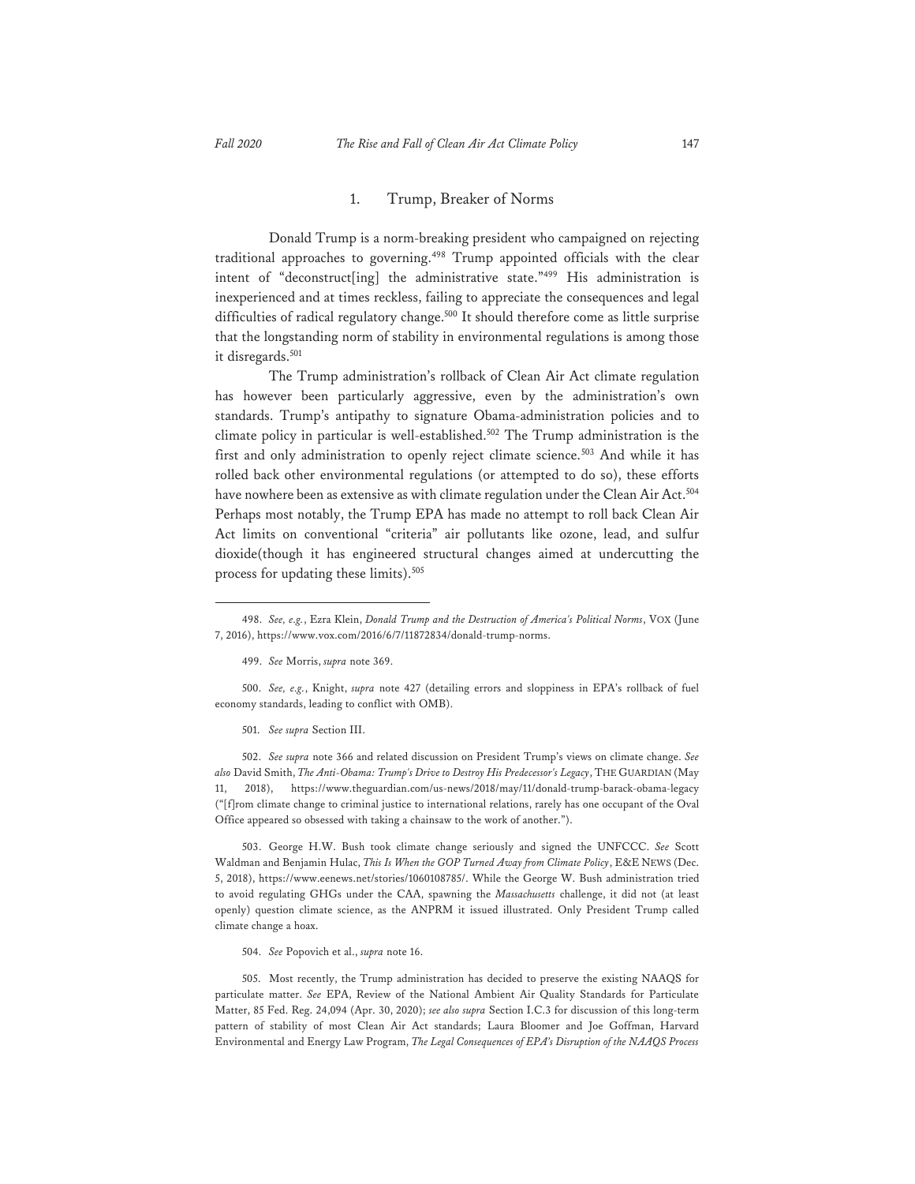### 1. Trump, Breaker of Norms

Donald Trump is a norm-breaking president who campaigned on rejecting traditional approaches to governing.[498] Trump appointed officials with the clear intent of "deconstruct[ing] the administrative state."[499] His administration is inexperienced and at times reckless, failing to appreciate the consequences and legal difficulties of radical regulatory change.[500] It should therefore come as little surprise that the longstanding norm of stability in environmental regulations is among those it disregards.[501]

The Trump administration's rollback of Clean Air Act climate regulation has however been particularly aggressive, even by the administration's own standards. Trump's antipathy to signature Obama-administration policies and to climate policy in particular is well-established.[502] The Trump administration is the first and only administration to openly reject climate science.[503] And while it has rolled back other environmental regulations (or attempted to do so), these efforts have nowhere been as extensive as with climate regulation under the Clean Air Act.[504] Perhaps most notably, the Trump EPA has made no attempt to roll back Clean Air Act limits on conventional "criteria" air pollutants like ozone, lead, and sulfur dioxide(though it has engineered structural changes aimed at undercutting the process for updating these limits).[505]

---

498. *See, e.g.*, Ezra Klein, *Donald Trump and the Destruction of America's Political Norms*, VOX (June 7, 2016), https://www.vox.com/2016/6/7/11872834/donald-trump-norms.

499. *See* Morris, *supra* note 369.

500. *See, e.g.*, Knight, *supra* note 427 (detailing errors and sloppiness in EPA's rollback of fuel economy standards, leading to conflict with OMB).

501. *See supra* Section III.

502. *See supra* note 366 and related discussion on President Trump's views on climate change. *See also* David Smith, *The Anti-Obama: Trump's Drive to Destroy His Predecessor's Legacy*, THE GUARDIAN (May 11, 2018), https://www.theguardian.com/us-news/2018/may/11/donald-trump-barack-obama-legacy ("[f]rom climate change to criminal justice to international relations, rarely has one occupant of the Oval Office appeared so obsessed with taking a chainsaw to the work of another.").

503. George H.W. Bush took climate change seriously and signed the UNFCCC. *See* Scott Waldman and Benjamin Hulac, *This Is When the GOP Turned Away from Climate Policy*, E&E NEWS (Dec. 5, 2018), https://www.eenews.net/stories/1060108785/. While the George W. Bush administration tried to avoid regulating GHGs under the CAA, spawning the *Massachusetts* challenge, it did not (at least openly) question climate science, as the ANPRM it issued illustrated. Only President Trump called climate change a hoax.

504. *See* Popovich et al., *supra* note 16.

505. Most recently, the Trump administration has decided to preserve the existing NAAQS for particulate matter. *See* EPA, Review of the National Ambient Air Quality Standards for Particulate Matter, 85 Fed. Reg. 24,094 (Apr. 30, 2020); *see also supra* Section I.C.3 for discussion of this long-term pattern of stability of most Clean Air Act standards; Laura Bloomer and Joe Goffman, Harvard Environmental and Energy Law Program, *The Legal Consequences of EPA's Disruption of the NAAQS Process*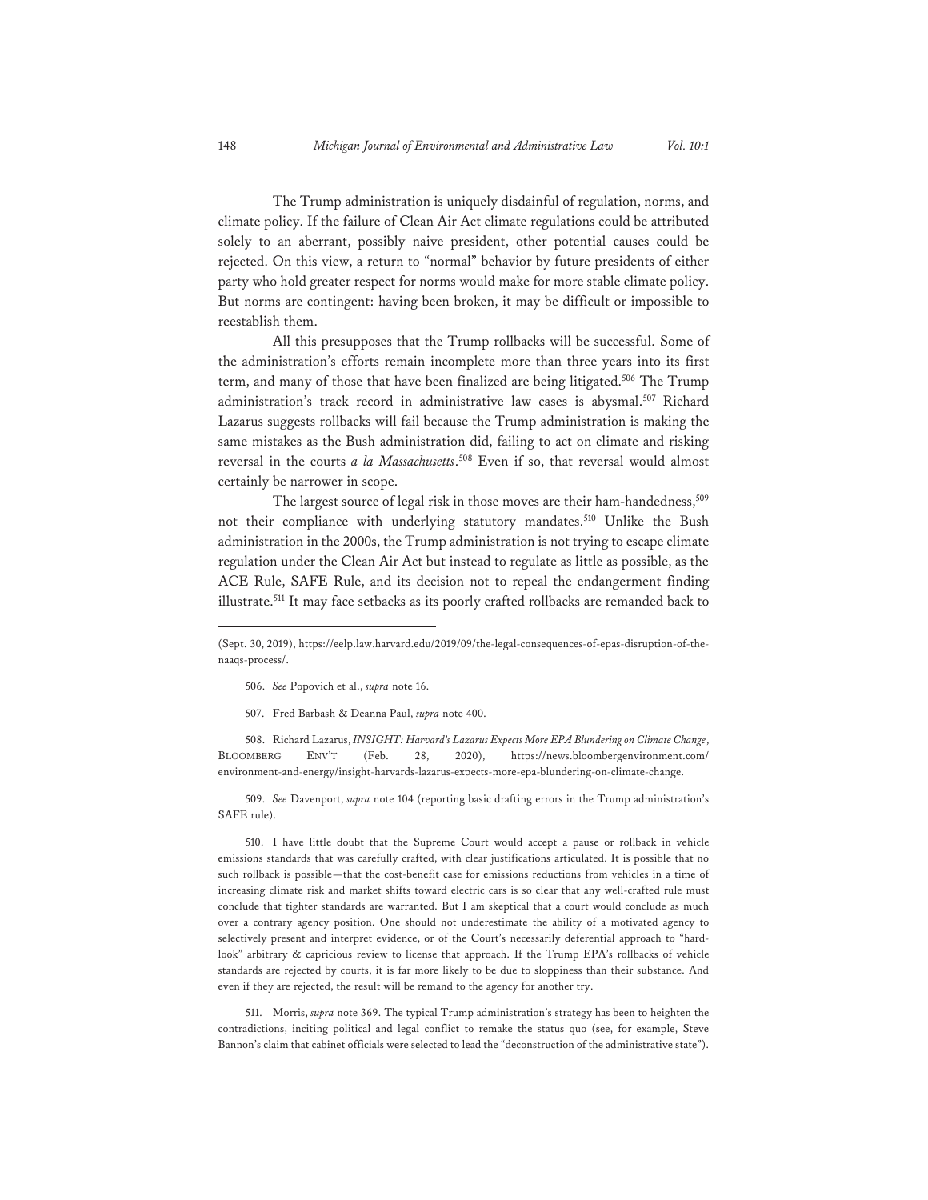The Trump administration is uniquely disdainful of regulation, norms, and climate policy. If the failure of Clean Air Act climate regulations could be attributed solely to an aberrant, possibly naive president, other potential causes could be rejected. On this view, a return to "normal" behavior by future presidents of either party who hold greater respect for norms would make for more stable climate policy. But norms are contingent: having been broken, it may be difficult or impossible to reestablish them.

All this presupposes that the Trump rollbacks will be successful. Some of the administration's efforts remain incomplete more than three years into its first term, and many of those that have been finalized are being litigated.[506] The Trump administration's track record in administrative law cases is abysmal.[507] Richard Lazarus suggests rollbacks will fail because the Trump administration is making the same mistakes as the Bush administration did, failing to act on climate and risking reversal in the courts *a la Massachusetts*.[508] Even if so, that reversal would almost certainly be narrower in scope.

The largest source of legal risk in those moves are their ham-handedness,[509] not their compliance with underlying statutory mandates.[510] Unlike the Bush administration in the 2000s, the Trump administration is not trying to escape climate regulation under the Clean Air Act but instead to regulate as little as possible, as the ACE Rule, SAFE Rule, and its decision not to repeal the endangerment finding illustrate.[511] It may face setbacks as its poorly crafted rollbacks are remanded back to

---

(Sept. 30, 2019), https://eelp.law.harvard.edu/2019/09/the-legal-consequences-of-epas-disruption-of-the-naaqs-process/.

506. *See* Popovich et al., *supra* note 16.

507. Fred Barbash & Deanna Paul, *supra* note 400.

508. Richard Lazarus, *INSIGHT: Harvard's Lazarus Expects More EPA Blundering on Climate Change*, BLOOMBERG ENV'T (Feb. 28, 2020), https://news.bloombergenvironment.com/environment-and-energy/insight-harvards-lazarus-expects-more-epa-blundering-on-climate-change.

509. *See* Davenport, *supra* note 104 (reporting basic drafting errors in the Trump administration's SAFE rule).

510. I have little doubt that the Supreme Court would accept a pause or rollback in vehicle emissions standards that was carefully crafted, with clear justifications articulated. It is possible that no such rollback is possible—that the cost-benefit case for emissions reductions from vehicles in a time of increasing climate risk and market shifts toward electric cars is so clear that any well-crafted rule must conclude that tighter standards are warranted. But I am skeptical that a court would conclude as much over a contrary agency position. One should not underestimate the ability of a motivated agency to selectively present and interpret evidence, or of the Court's necessarily deferential approach to "hard-look" arbitrary & capricious review to license that approach. If the Trump EPA's rollbacks of vehicle standards are rejected by courts, it is far more likely to be due to sloppiness than their substance. And even if they are rejected, the result will be remand to the agency for another try.

511. Morris, *supra* note 369. The typical Trump administration's strategy has been to heighten the contradictions, inciting political and legal conflict to remake the status quo (see, for example, Steve Bannon's claim that cabinet officials were selected to lead the "deconstruction of the administrative state").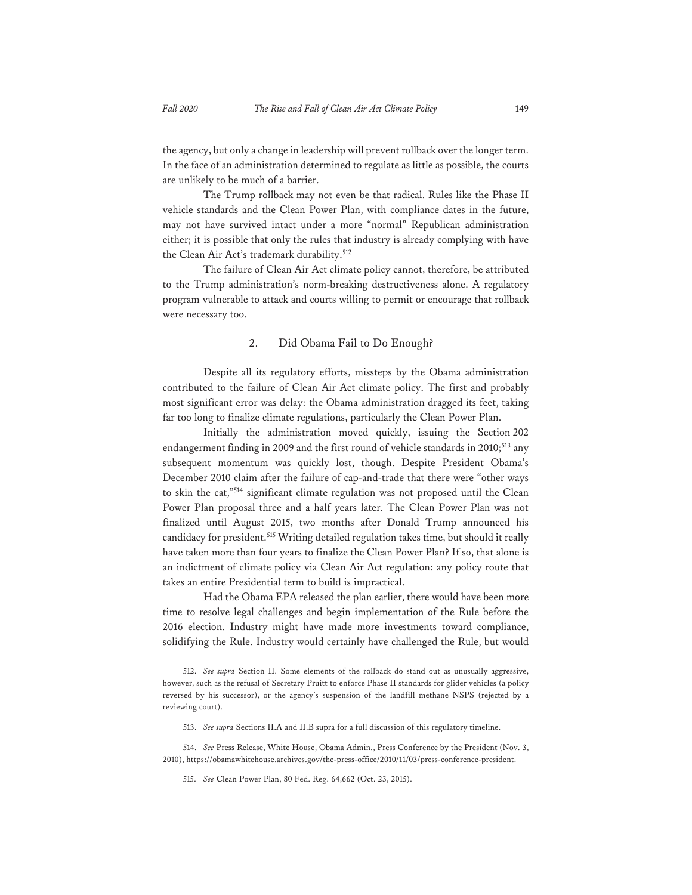the agency, but only a change in leadership will prevent rollback over the longer term. In the face of an administration determined to regulate as little as possible, the courts are unlikely to be much of a barrier.

The Trump rollback may not even be that radical. Rules like the Phase II vehicle standards and the Clean Power Plan, with compliance dates in the future, may not have survived intact under a more "normal" Republican administration either; it is possible that only the rules that industry is already complying with have the Clean Air Act's trademark durability.[512]

The failure of Clean Air Act climate policy cannot, therefore, be attributed to the Trump administration's norm-breaking destructiveness alone. A regulatory program vulnerable to attack and courts willing to permit or encourage that rollback were necessary too.

### 2. Did Obama Fail to Do Enough?

Despite all its regulatory efforts, missteps by the Obama administration contributed to the failure of Clean Air Act climate policy. The first and probably most significant error was delay: the Obama administration dragged its feet, taking far too long to finalize climate regulations, particularly the Clean Power Plan.

Initially the administration moved quickly, issuing the Section 202 endangerment finding in 2009 and the first round of vehicle standards in 2010;[513] any subsequent momentum was quickly lost, though. Despite President Obama's December 2010 claim after the failure of cap-and-trade that there were "other ways to skin the cat,"[514] significant climate regulation was not proposed until the Clean Power Plan proposal three and a half years later. The Clean Power Plan was not finalized until August 2015, two months after Donald Trump announced his candidacy for president.[515] Writing detailed regulation takes time, but should it really have taken more than four years to finalize the Clean Power Plan? If so, that alone is an indictment of climate policy via Clean Air Act regulation: any policy route that takes an entire Presidential term to build is impractical.

Had the Obama EPA released the plan earlier, there would have been more time to resolve legal challenges and begin implementation of the Rule before the 2016 election. Industry might have made more investments toward compliance, solidifying the Rule. Industry would certainly have challenged the Rule, but would

---

512. *See supra* Section II. Some elements of the rollback do stand out as unusually aggressive, however, such as the refusal of Secretary Pruitt to enforce Phase II standards for glider vehicles (a policy reversed by his successor), or the agency's suspension of the landfill methane NSPS (rejected by a reviewing court).

513. *See supra* Sections II.A and II.B supra for a full discussion of this regulatory timeline.

514. *See* Press Release, White House, Obama Admin., Press Conference by the President (Nov. 3, 2010), https://obamawhitehouse.archives.gov/the-press-office/2010/11/03/press-conference-president.

515. *See* Clean Power Plan, 80 Fed. Reg. 64,662 (Oct. 23, 2015).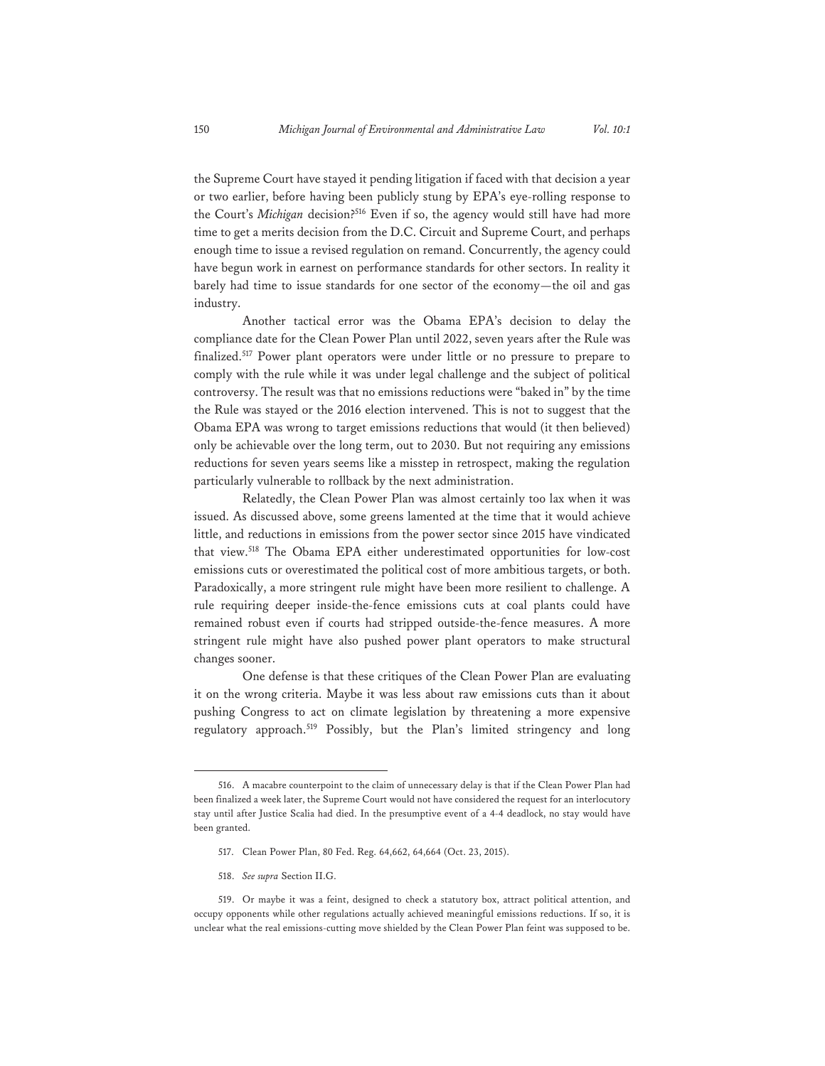the Supreme Court have stayed it pending litigation if faced with that decision a year or two earlier, before having been publicly stung by EPA's eye-rolling response to the Court's *Michigan* decision?[516] Even if so, the agency would still have had more time to get a merits decision from the D.C. Circuit and Supreme Court, and perhaps enough time to issue a revised regulation on remand. Concurrently, the agency could have begun work in earnest on performance standards for other sectors. In reality it barely had time to issue standards for one sector of the economy—the oil and gas industry.

Another tactical error was the Obama EPA's decision to delay the compliance date for the Clean Power Plan until 2022, seven years after the Rule was finalized.[517] Power plant operators were under little or no pressure to prepare to comply with the rule while it was under legal challenge and the subject of political controversy. The result was that no emissions reductions were "baked in" by the time the Rule was stayed or the 2016 election intervened. This is not to suggest that the Obama EPA was wrong to target emissions reductions that would (it then believed) only be achievable over the long term, out to 2030. But not requiring any emissions reductions for seven years seems like a misstep in retrospect, making the regulation particularly vulnerable to rollback by the next administration.

Relatedly, the Clean Power Plan was almost certainly too lax when it was issued. As discussed above, some greens lamented at the time that it would achieve little, and reductions in emissions from the power sector since 2015 have vindicated that view.[518] The Obama EPA either underestimated opportunities for low-cost emissions cuts or overestimated the political cost of more ambitious targets, or both. Paradoxically, a more stringent rule might have been more resilient to challenge. A rule requiring deeper inside-the-fence emissions cuts at coal plants could have remained robust even if courts had stripped outside-the-fence measures. A more stringent rule might have also pushed power plant operators to make structural changes sooner.

One defense is that these critiques of the Clean Power Plan are evaluating it on the wrong criteria. Maybe it was less about raw emissions cuts than it about pushing Congress to act on climate legislation by threatening a more expensive regulatory approach.[519] Possibly, but the Plan's limited stringency and long

---

516. A macabre counterpoint to the claim of unnecessary delay is that if the Clean Power Plan had been finalized a week later, the Supreme Court would not have considered the request for an interlocutory stay until after Justice Scalia had died. In the presumptive event of a 4-4 deadlock, no stay would have been granted.

517. Clean Power Plan, 80 Fed. Reg. 64,662, 64,664 (Oct. 23, 2015).

518. *See supra* Section II.G.

519. Or maybe it was a feint, designed to check a statutory box, attract political attention, and occupy opponents while other regulations actually achieved meaningful emissions reductions. If so, it is unclear what the real emissions-cutting move shielded by the Clean Power Plan feint was supposed to be.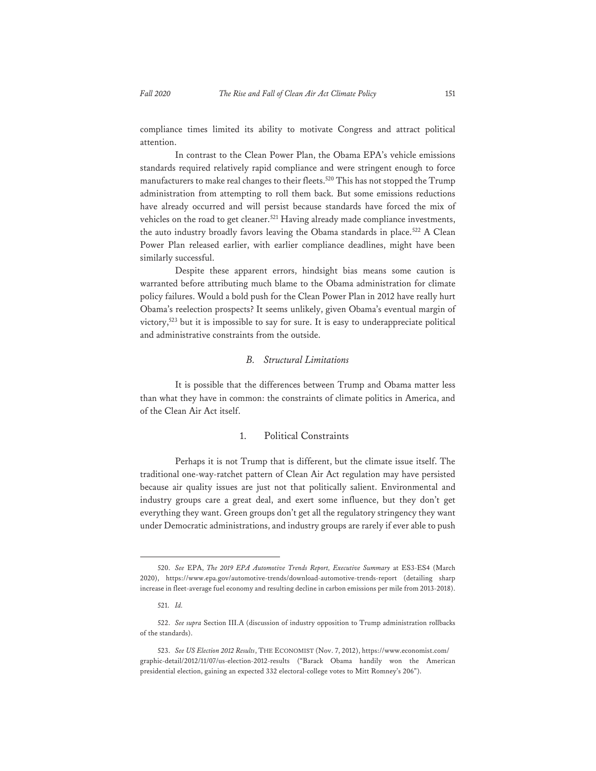compliance times limited its ability to motivate Congress and attract political attention.

In contrast to the Clean Power Plan, the Obama EPA's vehicle emissions standards required relatively rapid compliance and were stringent enough to force manufacturers to make real changes to their fleets.[520] This has not stopped the Trump administration from attempting to roll them back. But some emissions reductions have already occurred and will persist because standards have forced the mix of vehicles on the road to get cleaner.[521] Having already made compliance investments, the auto industry broadly favors leaving the Obama standards in place.[522] A Clean Power Plan released earlier, with earlier compliance deadlines, might have been similarly successful.

Despite these apparent errors, hindsight bias means some caution is warranted before attributing much blame to the Obama administration for climate policy failures. Would a bold push for the Clean Power Plan in 2012 have really hurt Obama's reelection prospects? It seems unlikely, given Obama's eventual margin of victory,[523] but it is impossible to say for sure. It is easy to underappreciate political and administrative constraints from the outside.

### *B. Structural Limitations*

It is possible that the differences between Trump and Obama matter less than what they have in common: the constraints of climate politics in America, and of the Clean Air Act itself.

#### 1. Political Constraints

Perhaps it is not Trump that is different, but the climate issue itself. The traditional one-way-ratchet pattern of Clean Air Act regulation may have persisted because air quality issues are just not that politically salient. Environmental and industry groups care a great deal, and exert some influence, but they don't get everything they want. Green groups don't get all the regulatory stringency they want under Democratic administrations, and industry groups are rarely if ever able to push

---

520. *See* EPA, *The 2019 EPA Automotive Trends Report, Executive Summary* at ES3-ES4 (March 2020), https://www.epa.gov/automotive-trends/download-automotive-trends-report (detailing sharp increase in fleet-average fuel economy and resulting decline in carbon emissions per mile from 2013-2018).

521. *Id.*

522. *See supra* Section III.A (discussion of industry opposition to Trump administration rollbacks of the standards).

523. *See US Election 2012 Results*, THE ECONOMIST (Nov. 7, 2012), https://www.economist.com/graphic-detail/2012/11/07/us-election-2012-results ("Barack Obama handily won the American presidential election, gaining an expected 332 electoral-college votes to Mitt Romney's 206").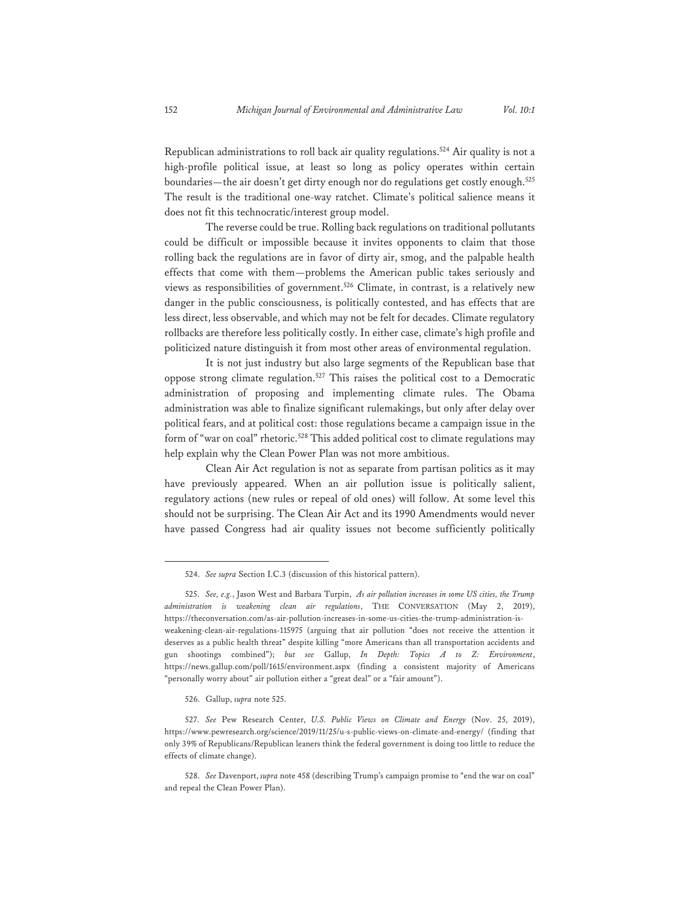Republican administrations to roll back air quality regulations.[524] Air quality is not a high-profile political issue, at least so long as policy operates within certain boundaries—the air doesn't get dirty enough nor do regulations get costly enough.[525] The result is the traditional one-way ratchet. Climate's political salience means it does not fit this technocratic/interest group model.

The reverse could be true. Rolling back regulations on traditional pollutants could be difficult or impossible because it invites opponents to claim that those rolling back the regulations are in favor of dirty air, smog, and the palpable health effects that come with them—problems the American public takes seriously and views as responsibilities of government.[526] Climate, in contrast, is a relatively new danger in the public consciousness, is politically contested, and has effects that are less direct, less observable, and which may not be felt for decades. Climate regulatory rollbacks are therefore less politically costly. In either case, climate's high profile and politicized nature distinguish it from most other areas of environmental regulation.

It is not just industry but also large segments of the Republican base that oppose strong climate regulation.[527] This raises the political cost to a Democratic administration of proposing and implementing climate rules. The Obama administration was able to finalize significant rulemakings, but only after delay over political fears, and at political cost: those regulations became a campaign issue in the form of "war on coal" rhetoric.[528] This added political cost to climate regulations may help explain why the Clean Power Plan was not more ambitious.

Clean Air Act regulation is not as separate from partisan politics as it may have previously appeared. When an air pollution issue is politically salient, regulatory actions (new rules or repeal of old ones) will follow. At some level this should not be surprising. The Clean Air Act and its 1990 Amendments would never have passed Congress had air quality issues not become sufficiently politically

---

524. *See supra* Section I.C.3 (discussion of this historical pattern).

525. *See, e.g.*, Jason West and Barbara Turpin, *As air pollution increases in some US cities, the Trump administration is weakening clean air regulations*, THE CONVERSATION (May 2, 2019), https://theconversation.com/as-air-pollution-increases-in-some-us-cities-the-trump-administration-is-weakening-clean-air-regulations-115975 (arguing that air pollution "does not receive the attention it deserves as a public health threat" despite killing "more Americans than all transportation accidents and gun shootings combined"); *but see* Gallup, *In Depth: Topics A to Z: Environment*, https://news.gallup.com/poll/1615/environment.aspx (finding a consistent majority of Americans "personally worry about" air pollution either a "great deal" or a "fair amount").

526. Gallup, *supra* note 525.

527. *See* Pew Research Center, *U.S. Public Views on Climate and Energy* (Nov. 25, 2019), https://www.pewresearch.org/science/2019/11/25/u-s-public-views-on-climate-and-energy/ (finding that only 39% of Republicans/Republican leaners think the federal government is doing too little to reduce the effects of climate change).

528. *See* Davenport, *supra* note 458 (describing Trump's campaign promise to "end the war on coal" and repeal the Clean Power Plan).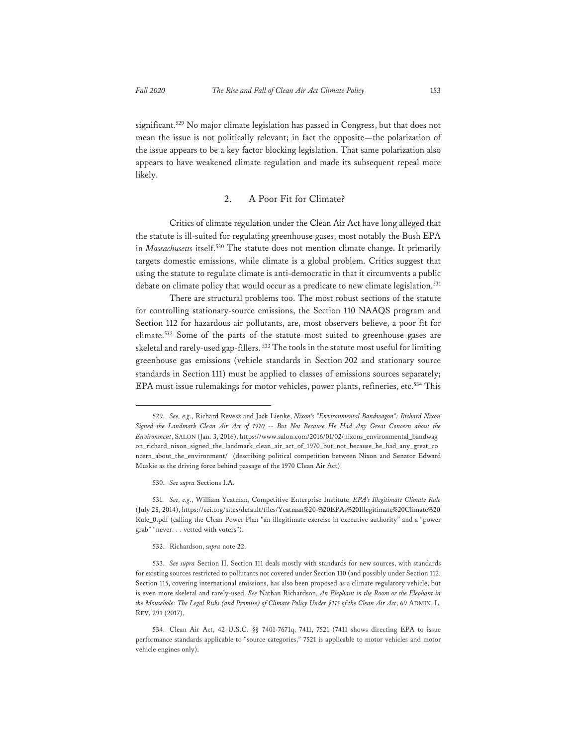significant.[529] No major climate legislation has passed in Congress, but that does not mean the issue is not politically relevant; in fact the opposite—the polarization of the issue appears to be a key factor blocking legislation. That same polarization also appears to have weakened climate regulation and made its subsequent repeal more likely.

### 2. A Poor Fit for Climate?

Critics of climate regulation under the Clean Air Act have long alleged that the statute is ill-suited for regulating greenhouse gases, most notably the Bush EPA in *Massachusetts* itself.[530] The statute does not mention climate change. It primarily targets domestic emissions, while climate is a global problem. Critics suggest that using the statute to regulate climate is anti-democratic in that it circumvents a public debate on climate policy that would occur as a predicate to new climate legislation.[531]

There are structural problems too. The most robust sections of the statute for controlling stationary-source emissions, the Section 110 NAAQS program and Section 112 for hazardous air pollutants, are, most observers believe, a poor fit for climate.[532] Some of the parts of the statute most suited to greenhouse gases are skeletal and rarely-used gap-fillers.[533] The tools in the statute most useful for limiting greenhouse gas emissions (vehicle standards in Section 202 and stationary source standards in Section 111) must be applied to classes of emissions sources separately; EPA must issue rulemakings for motor vehicles, power plants, refineries, etc.[534] This

---

529. *See, e.g.*, Richard Revesz and Jack Lienke, *Nixon's "Environmental Bandwagon": Richard Nixon Signed the Landmark Clean Air Act of 1970 -- But Not Because He Had Any Great Concern about the Environment*, SALON (Jan. 3, 2016), https://www.salon.com/2016/01/02/nixons_environmental_bandwagon_richard_nixon_signed_the_landmark_clean_air_act_of_1970_but_not_because_he_had_any_great_concern_about_the_environment/ (describing political competition between Nixon and Senator Edward Muskie as the driving force behind passage of the 1970 Clean Air Act).

530. *See supra* Sections I.A.

531. *See, e.g.*, William Yeatman, Competitive Enterprise Institute, *EPA's Illegitimate Climate Rule* (July 28, 2014), https://cei.org/sites/default/files/Yeatman%20-%20EPAs%20Illegitimate%20Climate%20Rule_0.pdf (calling the Clean Power Plan "an illegitimate exercise in executive authority" and a "power grab" "never. . . vetted with voters").

532. Richardson, *supra* note 22.

533. *See supra* Section II. Section 111 deals mostly with standards for new sources, with standards for existing sources restricted to pollutants not covered under Section 110 (and possibly under Section 112. Section 115, covering international emissions, has also been proposed as a climate regulatory vehicle, but is even more skeletal and rarely-used. *See* Nathan Richardson, *An Elephant in the Room or the Elephant in the Mousehole: The Legal Risks (and Promise) of Climate Policy Under §115 of the Clean Air Act*, 69 ADMIN. L. REV. 291 (2017).

534. Clean Air Act, 42 U.S.C. §§ 7401-7671q, 7411, 7521 (7411 shows directing EPA to issue performance standards applicable to "source categories," 7521 is applicable to motor vehicles and motor vehicle engines only).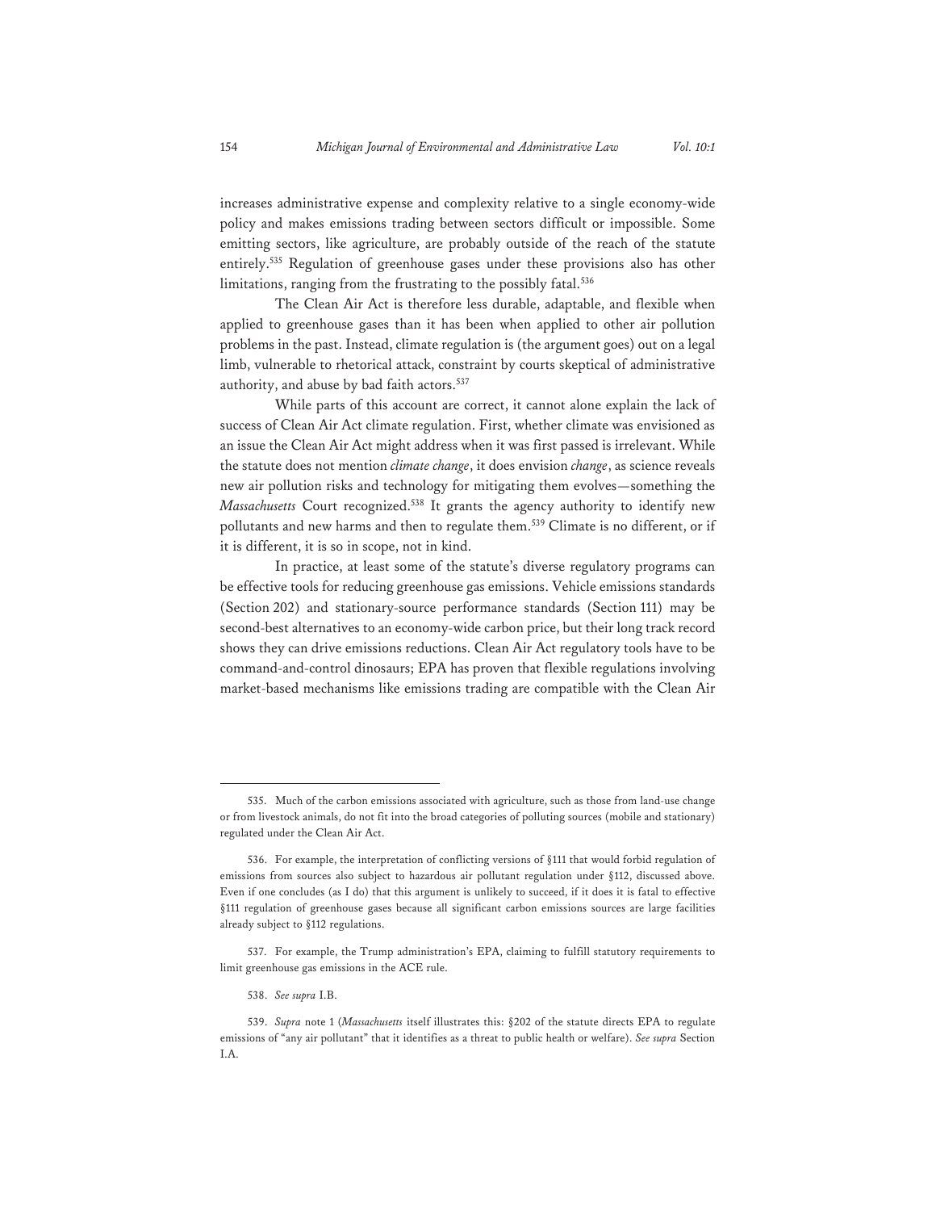increases administrative expense and complexity relative to a single economy-wide policy and makes emissions trading between sectors difficult or impossible. Some emitting sectors, like agriculture, are probably outside of the reach of the statute entirely.[535] Regulation of greenhouse gases under these provisions also has other limitations, ranging from the frustrating to the possibly fatal.[536]

The Clean Air Act is therefore less durable, adaptable, and flexible when applied to greenhouse gases than it has been when applied to other air pollution problems in the past. Instead, climate regulation is (the argument goes) out on a legal limb, vulnerable to rhetorical attack, constraint by courts skeptical of administrative authority, and abuse by bad faith actors.[537]

While parts of this account are correct, it cannot alone explain the lack of success of Clean Air Act climate regulation. First, whether climate was envisioned as an issue the Clean Air Act might address when it was first passed is irrelevant. While the statute does not mention *climate change*, it does envision *change*, as science reveals new air pollution risks and technology for mitigating them evolves—something the *Massachusetts* Court recognized.[538] It grants the agency authority to identify new pollutants and new harms and then to regulate them.[539] Climate is no different, or if it is different, it is so in scope, not in kind.

In practice, at least some of the statute's diverse regulatory programs can be effective tools for reducing greenhouse gas emissions. Vehicle emissions standards (Section 202) and stationary-source performance standards (Section 111) may be second-best alternatives to an economy-wide carbon price, but their long track record shows they can drive emissions reductions. Clean Air Act regulatory tools have to be command-and-control dinosaurs; EPA has proven that flexible regulations involving market-based mechanisms like emissions trading are compatible with the Clean Air

---

535. Much of the carbon emissions associated with agriculture, such as those from land-use change or from livestock animals, do not fit into the broad categories of polluting sources (mobile and stationary) regulated under the Clean Air Act.

536. For example, the interpretation of conflicting versions of §111 that would forbid regulation of emissions from sources also subject to hazardous air pollutant regulation under §112, discussed above. Even if one concludes (as I do) that this argument is unlikely to succeed, if it does it is fatal to effective §111 regulation of greenhouse gases because all significant carbon emissions sources are large facilities already subject to §112 regulations.

537. For example, the Trump administration's EPA, claiming to fulfill statutory requirements to limit greenhouse gas emissions in the ACE rule.

538. *See supra* I.B.

539. *Supra* note 1 (*Massachusetts* itself illustrates this: §202 of the statute directs EPA to regulate emissions of "any air pollutant" that it identifies as a threat to public health or welfare). *See supra* Section I.A.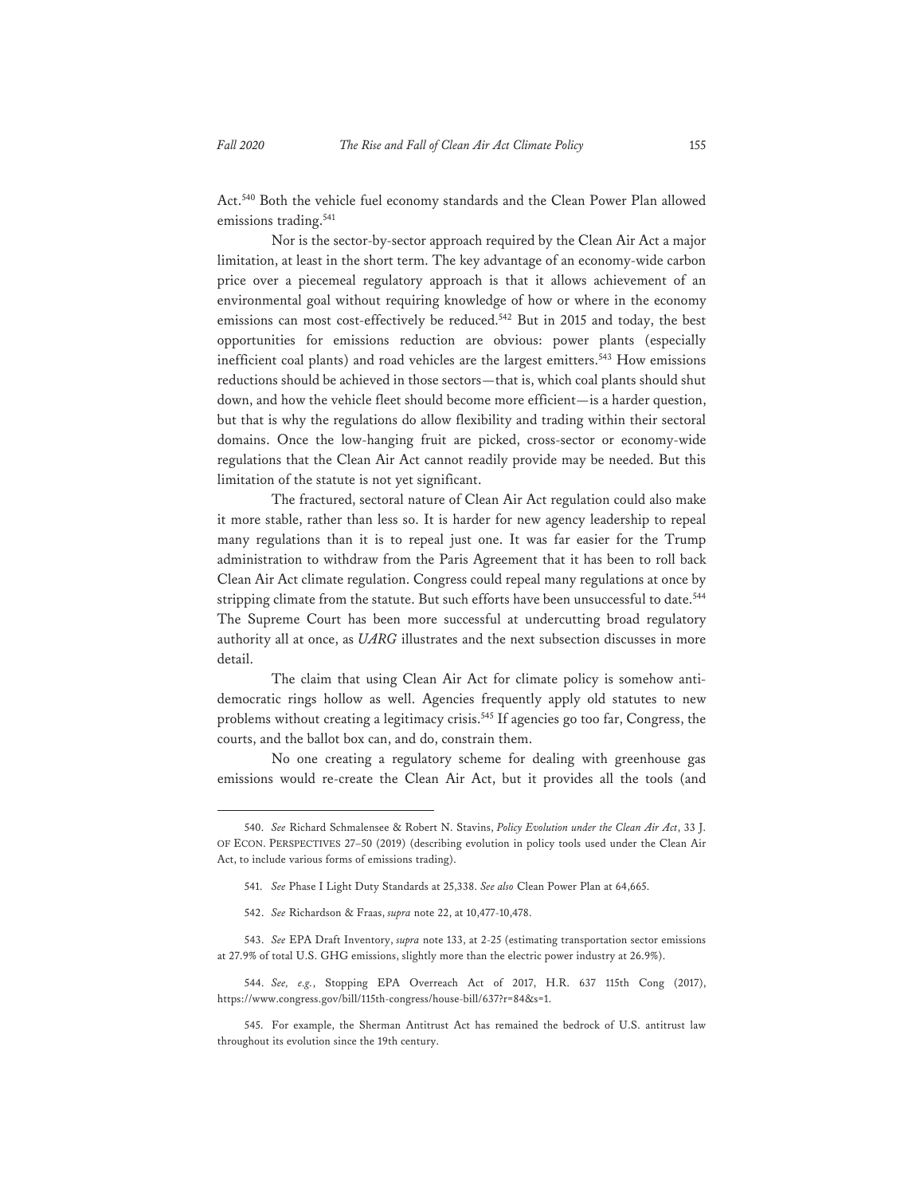Act.[540] Both the vehicle fuel economy standards and the Clean Power Plan allowed emissions trading.[541]

Nor is the sector-by-sector approach required by the Clean Air Act a major limitation, at least in the short term. The key advantage of an economy-wide carbon price over a piecemeal regulatory approach is that it allows achievement of an environmental goal without requiring knowledge of how or where in the economy emissions can most cost-effectively be reduced.[542] But in 2015 and today, the best opportunities for emissions reduction are obvious: power plants (especially inefficient coal plants) and road vehicles are the largest emitters.[543] How emissions reductions should be achieved in those sectors—that is, which coal plants should shut down, and how the vehicle fleet should become more efficient—is a harder question, but that is why the regulations do allow flexibility and trading within their sectoral domains. Once the low-hanging fruit are picked, cross-sector or economy-wide regulations that the Clean Air Act cannot readily provide may be needed. But this limitation of the statute is not yet significant.

The fractured, sectoral nature of Clean Air Act regulation could also make it more stable, rather than less so. It is harder for new agency leadership to repeal many regulations than it is to repeal just one. It was far easier for the Trump administration to withdraw from the Paris Agreement that it has been to roll back Clean Air Act climate regulation. Congress could repeal many regulations at once by stripping climate from the statute. But such efforts have been unsuccessful to date.[544] The Supreme Court has been more successful at undercutting broad regulatory authority all at once, as *UARG* illustrates and the next subsection discusses in more detail.

The claim that using Clean Air Act for climate policy is somehow anti-democratic rings hollow as well. Agencies frequently apply old statutes to new problems without creating a legitimacy crisis.[545] If agencies go too far, Congress, the courts, and the ballot box can, and do, constrain them.

No one creating a regulatory scheme for dealing with greenhouse gas emissions would re-create the Clean Air Act, but it provides all the tools (and

540. *See* Richard Schmalensee & Robert N. Stavins, *Policy Evolution under the Clean Air Act*, 33 J. OF ECON. PERSPECTIVES 27–50 (2019) (describing evolution in policy tools used under the Clean Air Act, to include various forms of emissions trading).

541. *See* Phase I Light Duty Standards at 25,338. *See also* Clean Power Plan at 64,665.

542. *See* Richardson & Fraas, *supra* note 22, at 10,477-10,478.

543. *See* EPA Draft Inventory, *supra* note 133, at 2-25 (estimating transportation sector emissions at 27.9% of total U.S. GHG emissions, slightly more than the electric power industry at 26.9%).

544. *See, e.g.*, Stopping EPA Overreach Act of 2017, H.R. 637 115th Cong (2017), https://www.congress.gov/bill/115th-congress/house-bill/637?r=84&s=1.

545. For example, the Sherman Antitrust Act has remained the bedrock of U.S. antitrust law throughout its evolution since the 19th century.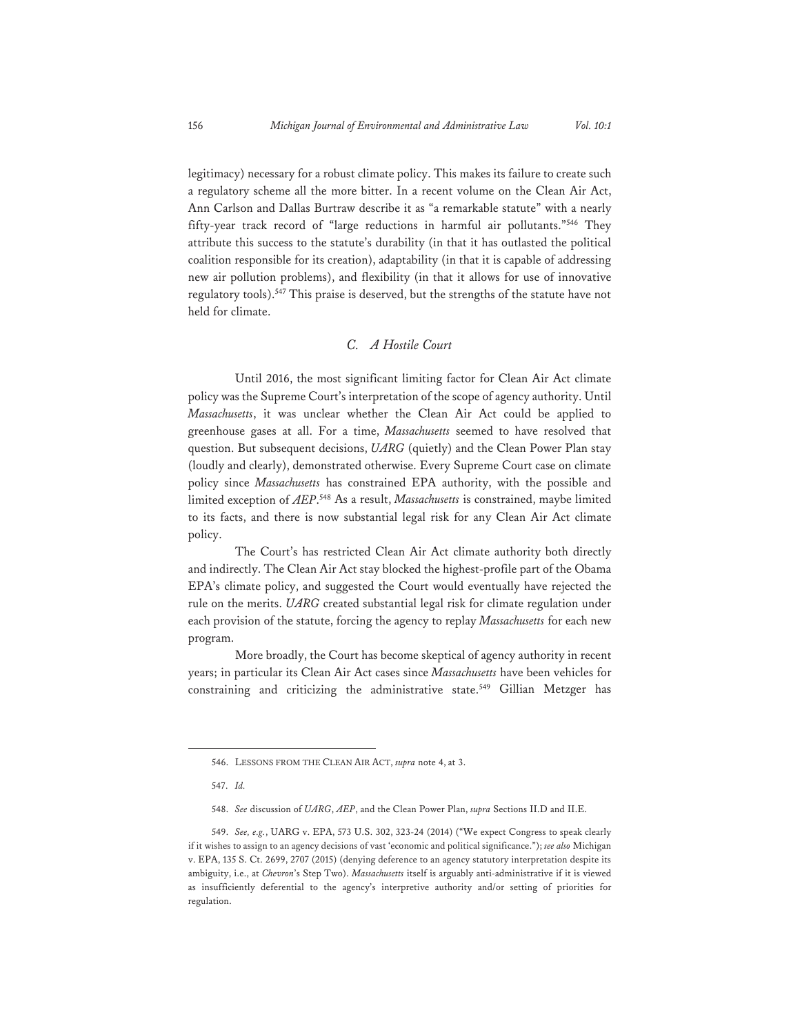legitimacy) necessary for a robust climate policy. This makes its failure to create such a regulatory scheme all the more bitter. In a recent volume on the Clean Air Act, Ann Carlson and Dallas Burtraw describe it as "a remarkable statute" with a nearly fifty-year track record of "large reductions in harmful air pollutants."[546] They attribute this success to the statute's durability (in that it has outlasted the political coalition responsible for its creation), adaptability (in that it is capable of addressing new air pollution problems), and flexibility (in that it allows for use of innovative regulatory tools).[547] This praise is deserved, but the strengths of the statute have not held for climate.

### *C. A Hostile Court*

Until 2016, the most significant limiting factor for Clean Air Act climate policy was the Supreme Court's interpretation of the scope of agency authority. Until *Massachusetts*, it was unclear whether the Clean Air Act could be applied to greenhouse gases at all. For a time, *Massachusetts* seemed to have resolved that question. But subsequent decisions, *UARG* (quietly) and the Clean Power Plan stay (loudly and clearly), demonstrated otherwise. Every Supreme Court case on climate policy since *Massachusetts* has constrained EPA authority, with the possible and limited exception of *AEP*.[548] As a result, *Massachusetts* is constrained, maybe limited to its facts, and there is now substantial legal risk for any Clean Air Act climate policy.

The Court's has restricted Clean Air Act climate authority both directly and indirectly. The Clean Air Act stay blocked the highest-profile part of the Obama EPA's climate policy, and suggested the Court would eventually have rejected the rule on the merits. *UARG* created substantial legal risk for climate regulation under each provision of the statute, forcing the agency to replay *Massachusetts* for each new program.

More broadly, the Court has become skeptical of agency authority in recent years; in particular its Clean Air Act cases since *Massachusetts* have been vehicles for constraining and criticizing the administrative state.[549] Gillian Metzger has

---

546. LESSONS FROM THE CLEAN AIR ACT, *supra* note 4, at 3.

547. *Id.*

548. *See* discussion of *UARG*, *AEP*, and the Clean Power Plan, *supra* Sections II.D and II.E.

549. *See, e.g.*, UARG v. EPA, 573 U.S. 302, 323-24 (2014) ("We expect Congress to speak clearly if it wishes to assign to an agency decisions of vast 'economic and political significance."); *see also* Michigan v. EPA, 135 S. Ct. 2699, 2707 (2015) (denying deference to an agency statutory interpretation despite its ambiguity, i.e., at *Chevron*'s Step Two). *Massachusetts* itself is arguably anti-administrative if it is viewed as insufficiently deferential to the agency's interpretive authority and/or setting of priorities for regulation.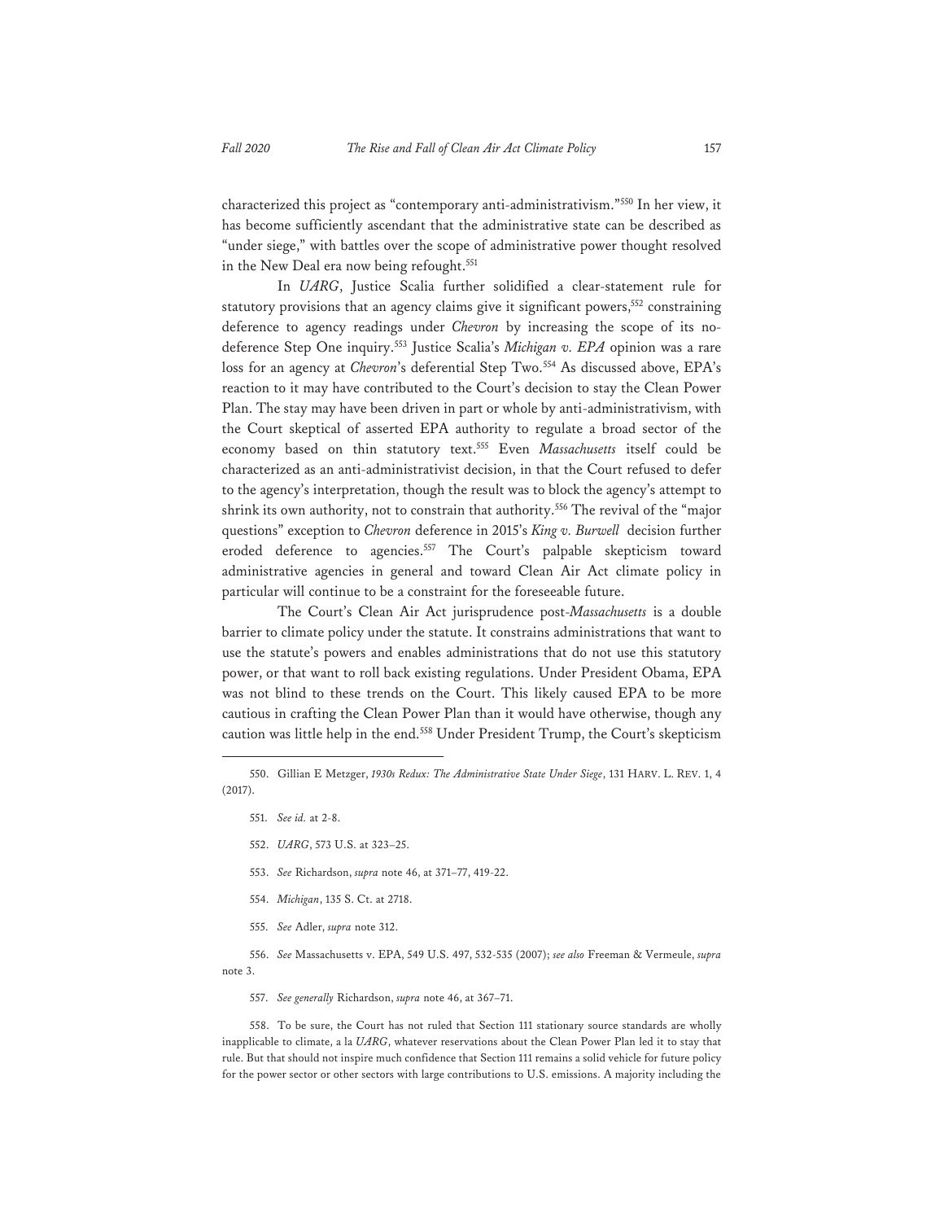characterized this project as "contemporary anti-administrativism."[550] In her view, it has become sufficiently ascendant that the administrative state can be described as "under siege," with battles over the scope of administrative power thought resolved in the New Deal era now being refought.[551]

In *UARG*, Justice Scalia further solidified a clear-statement rule for statutory provisions that an agency claims give it significant powers,[552] constraining deference to agency readings under *Chevron* by increasing the scope of its no-deference Step One inquiry.[553] Justice Scalia's *Michigan v. EPA* opinion was a rare loss for an agency at *Chevron*'s deferential Step Two.[554] As discussed above, EPA's reaction to it may have contributed to the Court's decision to stay the Clean Power Plan. The stay may have been driven in part or whole by anti-administrativism, with the Court skeptical of asserted EPA authority to regulate a broad sector of the economy based on thin statutory text.[555] Even *Massachusetts* itself could be characterized as an anti-administrativist decision, in that the Court refused to defer to the agency's interpretation, though the result was to block the agency's attempt to shrink its own authority, not to constrain that authority.[556] The revival of the "major questions" exception to *Chevron* deference in 2015's *King v. Burwell* decision further eroded deference to agencies.[557] The Court's palpable skepticism toward administrative agencies in general and toward Clean Air Act climate policy in particular will continue to be a constraint for the foreseeable future.

The Court's Clean Air Act jurisprudence post-*Massachusetts* is a double barrier to climate policy under the statute. It constrains administrations that want to use the statute's powers and enables administrations that do not use this statutory power, or that want to roll back existing regulations. Under President Obama, EPA was not blind to these trends on the Court. This likely caused EPA to be more cautious in crafting the Clean Power Plan than it would have otherwise, though any caution was little help in the end.[558] Under President Trump, the Court's skepticism

---

550. Gillian E Metzger, *1930s Redux: The Administrative State Under Siege*, 131 HARV. L. REV. 1, 4 (2017).

551. *See id.* at 2-8.

552. *UARG*, 573 U.S. at 323–25.

553. *See* Richardson, *supra* note 46, at 371–77, 419-22.

554. *Michigan*, 135 S. Ct. at 2718.

555. *See* Adler, *supra* note 312.

556. *See* Massachusetts v. EPA, 549 U.S. 497, 532-535 (2007); *see also* Freeman & Vermeule, *supra* note 3.

557. *See generally* Richardson, *supra* note 46, at 367–71.

558. To be sure, the Court has not ruled that Section 111 stationary source standards are wholly inapplicable to climate, a la *UARG*, whatever reservations about the Clean Power Plan led it to stay that rule. But that should not inspire much confidence that Section 111 remains a solid vehicle for future policy for the power sector or other sectors with large contributions to U.S. emissions. A majority including the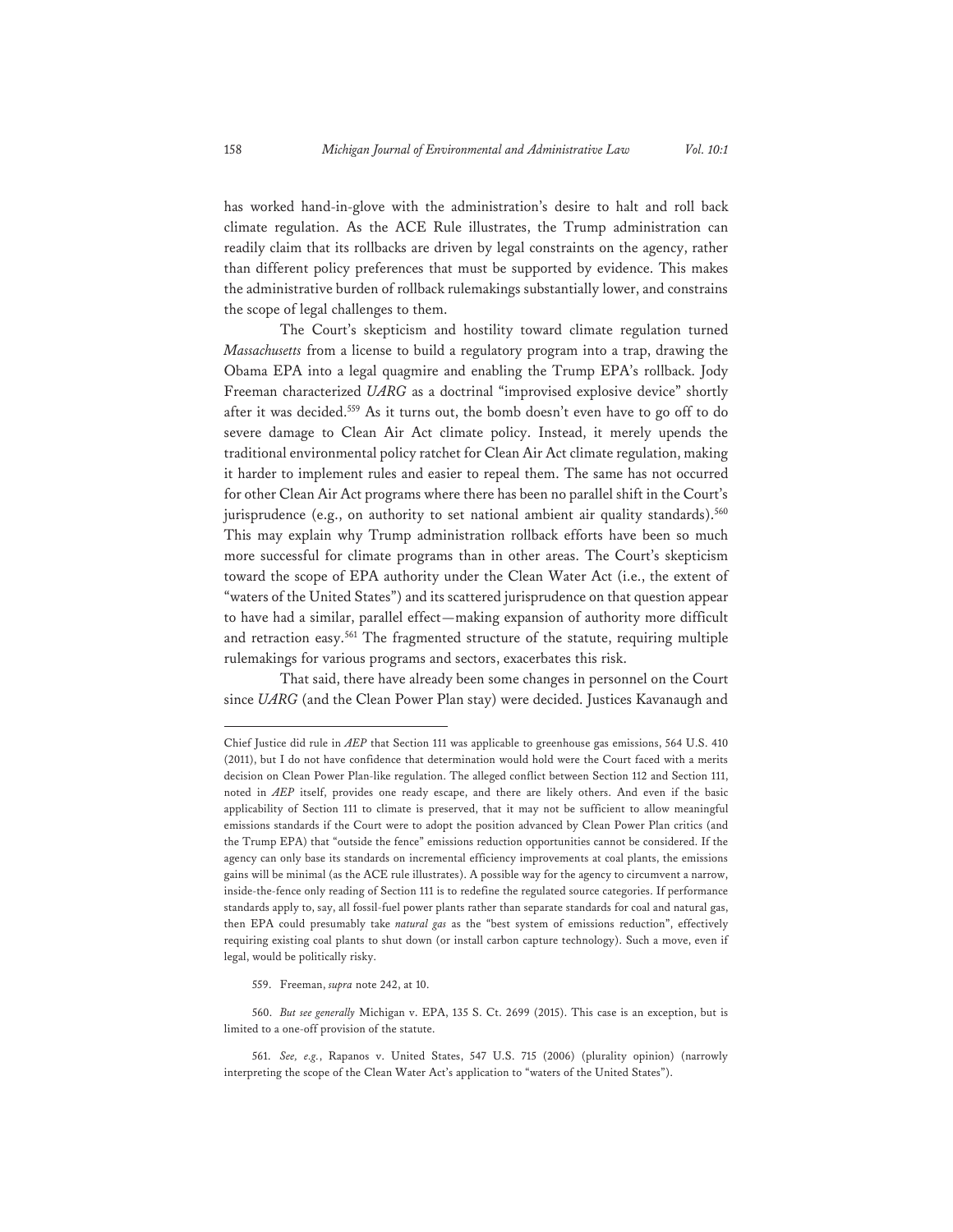has worked hand-in-glove with the administration's desire to halt and roll back climate regulation. As the ACE Rule illustrates, the Trump administration can readily claim that its rollbacks are driven by legal constraints on the agency, rather than different policy preferences that must be supported by evidence. This makes the administrative burden of rollback rulemakings substantially lower, and constrains the scope of legal challenges to them.

The Court's skepticism and hostility toward climate regulation turned *Massachusetts* from a license to build a regulatory program into a trap, drawing the Obama EPA into a legal quagmire and enabling the Trump EPA's rollback. Jody Freeman characterized *UARG* as a doctrinal "improvised explosive device" shortly after it was decided.[559] As it turns out, the bomb doesn't even have to go off to do severe damage to Clean Air Act climate policy. Instead, it merely upends the traditional environmental policy ratchet for Clean Air Act climate regulation, making it harder to implement rules and easier to repeal them. The same has not occurred for other Clean Air Act programs where there has been no parallel shift in the Court's jurisprudence (e.g., on authority to set national ambient air quality standards).[560] This may explain why Trump administration rollback efforts have been so much more successful for climate programs than in other areas. The Court's skepticism toward the scope of EPA authority under the Clean Water Act (i.e., the extent of "waters of the United States") and its scattered jurisprudence on that question appear to have had a similar, parallel effect—making expansion of authority more difficult and retraction easy.[561] The fragmented structure of the statute, requiring multiple rulemakings for various programs and sectors, exacerbates this risk.

That said, there have already been some changes in personnel on the Court since *UARG* (and the Clean Power Plan stay) were decided. Justices Kavanaugh and

---

Chief Justice did rule in *AEP* that Section 111 was applicable to greenhouse gas emissions, 564 U.S. 410 (2011), but I do not have confidence that determination would hold were the Court faced with a merits decision on Clean Power Plan-like regulation. The alleged conflict between Section 112 and Section 111, noted in *AEP* itself, provides one ready escape, and there are likely others. And even if the basic applicability of Section 111 to climate is preserved, that it may not be sufficient to allow meaningful emissions standards if the Court were to adopt the position advanced by Clean Power Plan critics (and the Trump EPA) that "outside the fence" emissions reduction opportunities cannot be considered. If the agency can only base its standards on incremental efficiency improvements at coal plants, the emissions gains will be minimal (as the ACE rule illustrates). A possible way for the agency to circumvent a narrow, inside-the-fence only reading of Section 111 is to redefine the regulated source categories. If performance standards apply to, say, all fossil-fuel power plants rather than separate standards for coal and natural gas, then EPA could presumably take *natural gas* as the "best system of emissions reduction", effectively requiring existing coal plants to shut down (or install carbon capture technology). Such a move, even if legal, would be politically risky.

559. Freeman, *supra* note 242, at 10.

560. *But see generally* Michigan v. EPA, 135 S. Ct. 2699 (2015). This case is an exception, but is limited to a one-off provision of the statute.

561. *See, e.g.*, Rapanos v. United States, 547 U.S. 715 (2006) (plurality opinion) (narrowly interpreting the scope of the Clean Water Act's application to "waters of the United States").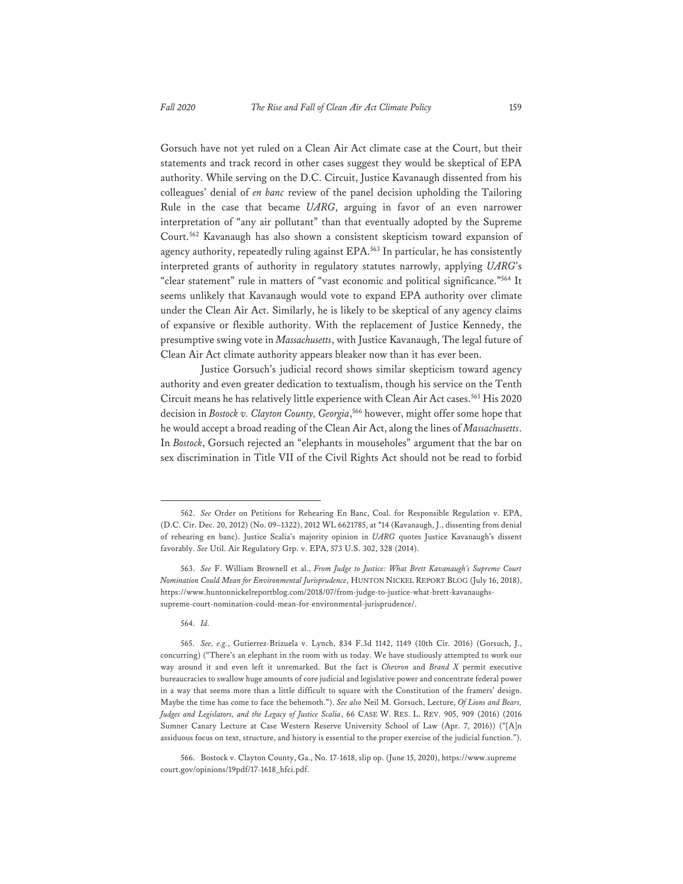Gorsuch have not yet ruled on a Clean Air Act climate case at the Court, but their statements and track record in other cases suggest they would be skeptical of EPA authority. While serving on the D.C. Circuit, Justice Kavanaugh dissented from his colleagues' denial of *en banc* review of the panel decision upholding the Tailoring Rule in the case that became *UARG*, arguing in favor of an even narrower interpretation of "any air pollutant" than that eventually adopted by the Supreme Court.[562] Kavanaugh has also shown a consistent skepticism toward expansion of agency authority, repeatedly ruling against EPA.[563] In particular, he has consistently interpreted grants of authority in regulatory statutes narrowly, applying *UARG*'s "clear statement" rule in matters of "vast economic and political significance."[564] It seems unlikely that Kavanaugh would vote to expand EPA authority over climate under the Clean Air Act. Similarly, he is likely to be skeptical of any agency claims of expansive or flexible authority. With the replacement of Justice Kennedy, the presumptive swing vote in *Massachusetts*, with Justice Kavanaugh, The legal future of Clean Air Act climate authority appears bleaker now than it has ever been.

Justice Gorsuch's judicial record shows similar skepticism toward agency authority and even greater dedication to textualism, though his service on the Tenth Circuit means he has relatively little experience with Clean Air Act cases.[565] His 2020 decision in *Bostock v. Clayton County, Georgia*,[566] however, might offer some hope that he would accept a broad reading of the Clean Air Act, along the lines of *Massachusetts*. In *Bostock*, Gorsuch rejected an "elephants in mouseholes" argument that the bar on sex discrimination in Title VII of the Civil Rights Act should not be read to forbid

---

562. *See* Order on Petitions for Rehearing En Banc, Coal. for Responsible Regulation v. EPA, (D.C. Cir. Dec. 20, 2012) (No. 09–1322), 2012 WL 6621785, at *14 (Kavanaugh, J., dissenting from denial of rehearing en banc). Justice Scalia's majority opinion in *UARG* quotes Justice Kavanaugh's dissent favorably. *See* Util. Air Regulatory Grp. v. EPA, 573 U.S. 302, 328 (2014).

563. *See* F. William Brownell et al., *From Judge to Justice: What Brett Kavanaugh's Supreme Court Nomination Could Mean for Environmental Jurisprudence*, HUNTON NICKEL REPORT BLOG (July 16, 2018), https://www.huntonnickelreportblog.com/2018/07/from-judge-to-justice-what-brett-kavanaughs-supreme-court-nomination-could-mean-for-environmental-jurisprudence/.

564. *Id.*

565. *See, e.g.*, Gutierrez-Brizuela v. Lynch, 834 F.3d 1142, 1149 (10th Cir. 2016) (Gorsuch, J., concurring) ("There's an elephant in the room with us today. We have studiously attempted to work our way around it and even left it unremarked. But the fact is *Chevron* and *Brand X* permit executive bureaucracies to swallow huge amounts of core judicial and legislative power and concentrate federal power in a way that seems more than a little difficult to square with the Constitution of the framers' design. Maybe the time has come to face the behemoth."). *See also* Neil M. Gorsuch, Lecture, *Of Lions and Bears, Judges and Legislators, and the Legacy of Justice Scalia*, 66 CASE W. RES. L. REV. 905, 909 (2016) (2016 Sumner Canary Lecture at Case Western Reserve University School of Law (Apr. 7, 2016)) ("[A]n assiduous focus on text, structure, and history is essential to the proper exercise of the judicial function.").

566. Bostock v. Clayton County, Ga., No. 17-1618, slip op. (June 15, 2020), https://www.supremecourt.gov/opinions/19pdf/17-1618_hfci.pdf.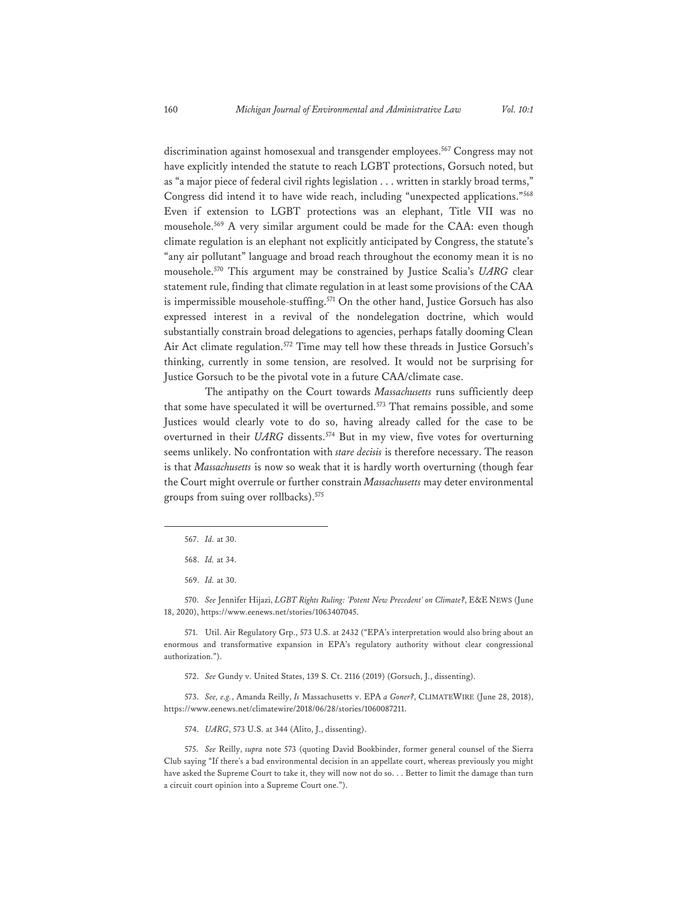discrimination against homosexual and transgender employees.[567] Congress may not have explicitly intended the statute to reach LGBT protections, Gorsuch noted, but as "a major piece of federal civil rights legislation . . . written in starkly broad terms," Congress did intend it to have wide reach, including "unexpected applications."[568] Even if extension to LGBT protections was an elephant, Title VII was no mousehole.[569] A very similar argument could be made for the CAA: even though climate regulation is an elephant not explicitly anticipated by Congress, the statute's "any air pollutant" language and broad reach throughout the economy mean it is no mousehole.[570] This argument may be constrained by Justice Scalia's *UARG* clear statement rule, finding that climate regulation in at least some provisions of the CAA is impermissible mousehole-stuffing.[571] On the other hand, Justice Gorsuch has also expressed interest in a revival of the nondelegation doctrine, which would substantially constrain broad delegations to agencies, perhaps fatally dooming Clean Air Act climate regulation.[572] Time may tell how these threads in Justice Gorsuch's thinking, currently in some tension, are resolved. It would not be surprising for Justice Gorsuch to be the pivotal vote in a future CAA/climate case.

The antipathy on the Court towards *Massachusetts* runs sufficiently deep that some have speculated it will be overturned.[573] That remains possible, and some Justices would clearly vote to do so, having already called for the case to be overturned in their *UARG* dissents.[574] But in my view, five votes for overturning seems unlikely. No confrontation with *stare decisis* is therefore necessary. The reason is that *Massachusetts* is now so weak that it is hardly worth overturning (though fear the Court might overrule or further constrain *Massachusetts* may deter environmental groups from suing over rollbacks).[575]

---

567. *Id.* at 30.

568. *Id.* at 34.

569. *Id.* at 30.

570. *See* Jennifer Hijazi, *LGBT Rights Ruling: 'Potent New Precedent' on Climate?*, E&E NEWS (June 18, 2020), https://www.eenews.net/stories/1063407045.

571. Util. Air Regulatory Grp., 573 U.S. at 2432 ("EPA's interpretation would also bring about an enormous and transformative expansion in EPA's regulatory authority without clear congressional authorization.").

572. *See* Gundy v. United States, 139 S. Ct. 2116 (2019) (Gorsuch, J., dissenting).

573. *See, e.g.*, Amanda Reilly, *Is* Massachusetts v. EPA *a Goner?*, CLIMATEWIRE (June 28, 2018), https://www.eenews.net/climatewire/2018/06/28/stories/1060087211.

574. *UARG*, 573 U.S. at 344 (Alito, J., dissenting).

575. *See* Reilly, *supra* note 573 (quoting David Bookbinder, former general counsel of the Sierra Club saying "If there's a bad environmental decision in an appellate court, whereas previously you might have asked the Supreme Court to take it, they will now not do so. . . Better to limit the damage than turn a circuit court opinion into a Supreme Court one.").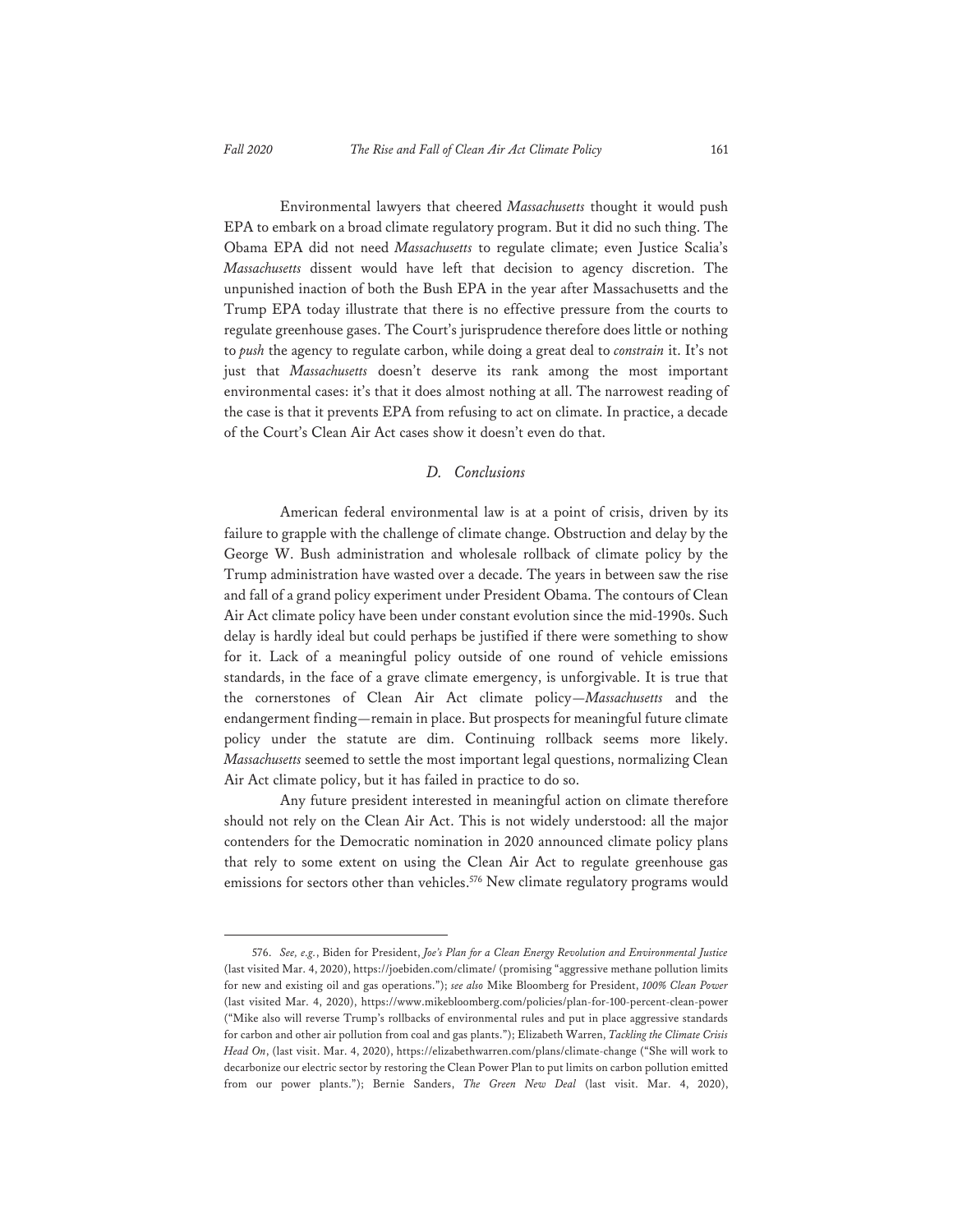Environmental lawyers that cheered *Massachusetts* thought it would push EPA to embark on a broad climate regulatory program. But it did no such thing. The Obama EPA did not need *Massachusetts* to regulate climate; even Justice Scalia's *Massachusetts* dissent would have left that decision to agency discretion. The unpunished inaction of both the Bush EPA in the year after Massachusetts and the Trump EPA today illustrate that there is no effective pressure from the courts to regulate greenhouse gases. The Court's jurisprudence therefore does little or nothing to *push* the agency to regulate carbon, while doing a great deal to *constrain* it. It's not just that *Massachusetts* doesn't deserve its rank among the most important environmental cases: it's that it does almost nothing at all. The narrowest reading of the case is that it prevents EPA from refusing to act on climate. In practice, a decade of the Court's Clean Air Act cases show it doesn't even do that.

### *D. Conclusions*

American federal environmental law is at a point of crisis, driven by its failure to grapple with the challenge of climate change. Obstruction and delay by the George W. Bush administration and wholesale rollback of climate policy by the Trump administration have wasted over a decade. The years in between saw the rise and fall of a grand policy experiment under President Obama. The contours of Clean Air Act climate policy have been under constant evolution since the mid-1990s. Such delay is hardly ideal but could perhaps be justified if there were something to show for it. Lack of a meaningful policy outside of one round of vehicle emissions standards, in the face of a grave climate emergency, is unforgivable. It is true that the cornerstones of Clean Air Act climate policy—*Massachusetts* and the endangerment finding—remain in place. But prospects for meaningful future climate policy under the statute are dim. Continuing rollback seems more likely. *Massachusetts* seemed to settle the most important legal questions, normalizing Clean Air Act climate policy, but it has failed in practice to do so.

Any future president interested in meaningful action on climate therefore should not rely on the Clean Air Act. This is not widely understood: all the major contenders for the Democratic nomination in 2020 announced climate policy plans that rely to some extent on using the Clean Air Act to regulate greenhouse gas emissions for sectors other than vehicles.[576] New climate regulatory programs would

---

576. *See, e.g.*, Biden for President, *Joe's Plan for a Clean Energy Revolution and Environmental Justice* (last visited Mar. 4, 2020), https://joebiden.com/climate/ (promising "aggressive methane pollution limits for new and existing oil and gas operations."); *see also* Mike Bloomberg for President, *100% Clean Power* (last visited Mar. 4, 2020), https://www.mikebloomberg.com/policies/plan-for-100-percent-clean-power ("Mike also will reverse Trump's rollbacks of environmental rules and put in place aggressive standards for carbon and other air pollution from coal and gas plants."); Elizabeth Warren, *Tackling the Climate Crisis Head On*, (last visit. Mar. 4, 2020), https://elizabethwarren.com/plans/climate-change ("She will work to decarbonize our electric sector by restoring the Clean Power Plan to put limits on carbon pollution emitted from our power plants."); Bernie Sanders, *The Green New Deal* (last visit. Mar. 4, 2020),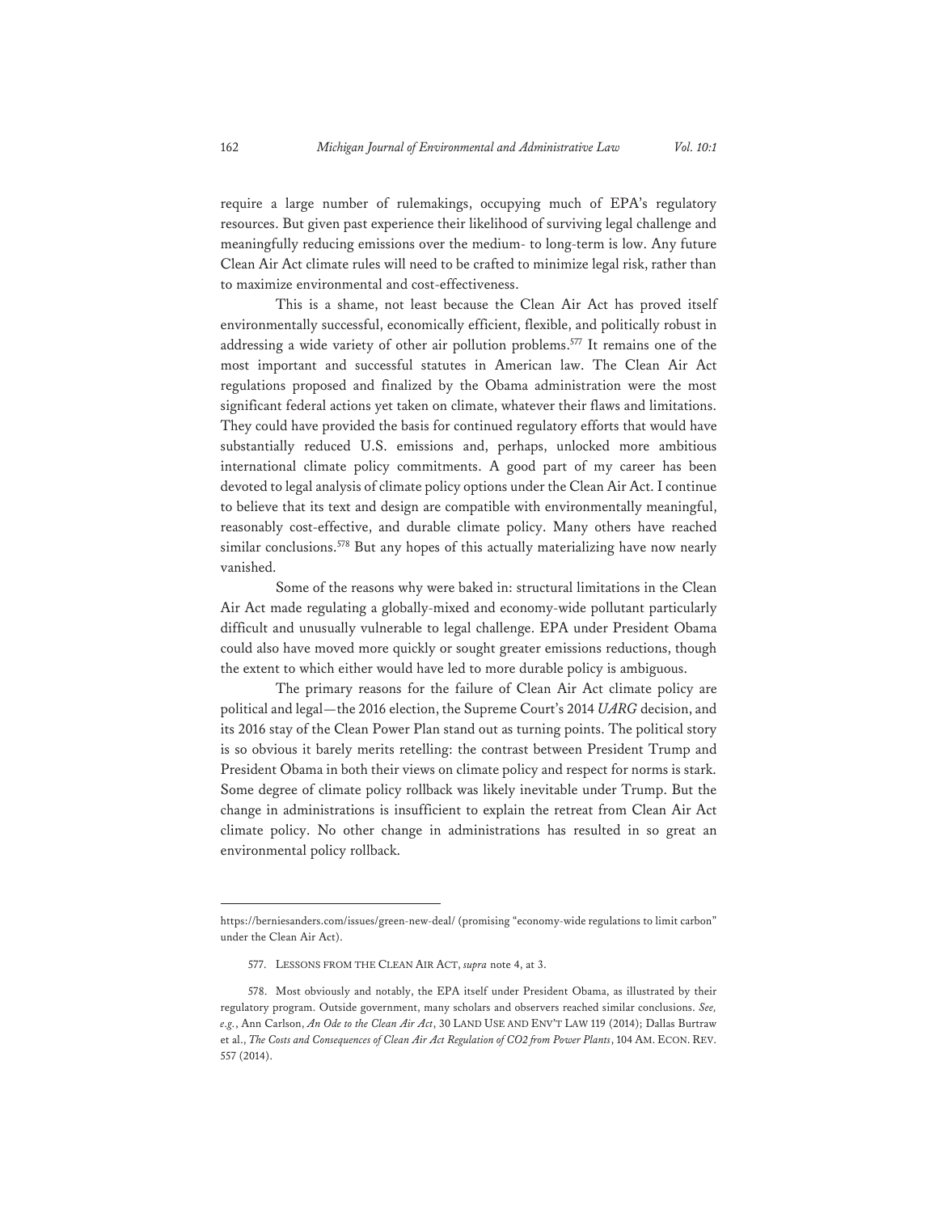require a large number of rulemakings, occupying much of EPA's regulatory resources. But given past experience their likelihood of surviving legal challenge and meaningfully reducing emissions over the medium- to long-term is low. Any future Clean Air Act climate rules will need to be crafted to minimize legal risk, rather than to maximize environmental and cost-effectiveness.

This is a shame, not least because the Clean Air Act has proved itself environmentally successful, economically efficient, flexible, and politically robust in addressing a wide variety of other air pollution problems.[577] It remains one of the most important and successful statutes in American law. The Clean Air Act regulations proposed and finalized by the Obama administration were the most significant federal actions yet taken on climate, whatever their flaws and limitations. They could have provided the basis for continued regulatory efforts that would have substantially reduced U.S. emissions and, perhaps, unlocked more ambitious international climate policy commitments. A good part of my career has been devoted to legal analysis of climate policy options under the Clean Air Act. I continue to believe that its text and design are compatible with environmentally meaningful, reasonably cost-effective, and durable climate policy. Many others have reached similar conclusions.[578] But any hopes of this actually materializing have now nearly vanished.

Some of the reasons why were baked in: structural limitations in the Clean Air Act made regulating a globally-mixed and economy-wide pollutant particularly difficult and unusually vulnerable to legal challenge. EPA under President Obama could also have moved more quickly or sought greater emissions reductions, though the extent to which either would have led to more durable policy is ambiguous.

The primary reasons for the failure of Clean Air Act climate policy are political and legal—the 2016 election, the Supreme Court's 2014 *UARG* decision, and its 2016 stay of the Clean Power Plan stand out as turning points. The political story is so obvious it barely merits retelling: the contrast between President Trump and President Obama in both their views on climate policy and respect for norms is stark. Some degree of climate policy rollback was likely inevitable under Trump. But the change in administrations is insufficient to explain the retreat from Clean Air Act climate policy. No other change in administrations has resulted in so great an environmental policy rollback.

---

https://berniesanders.com/issues/green-new-deal/ (promising "economy-wide regulations to limit carbon" under the Clean Air Act).

577. LESSONS FROM THE CLEAN AIR ACT, *supra* note 4, at 3.

578. Most obviously and notably, the EPA itself under President Obama, as illustrated by their regulatory program. Outside government, many scholars and observers reached similar conclusions. *See, e.g.*, Ann Carlson, *An Ode to the Clean Air Act*, 30 LAND USE AND ENV'T LAW 119 (2014); Dallas Burtraw et al., *The Costs and Consequences of Clean Air Act Regulation of CO2 from Power Plants*, 104 AM. ECON. REV. 557 (2014).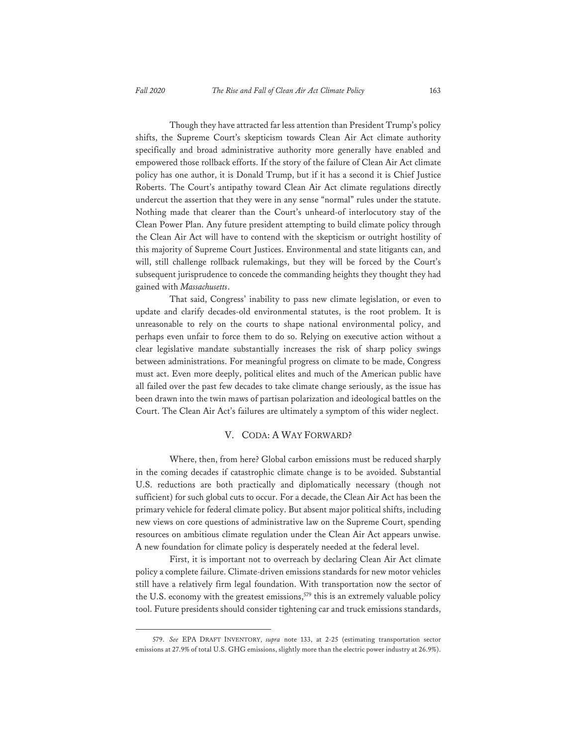Though they have attracted far less attention than President Trump's policy shifts, the Supreme Court's skepticism towards Clean Air Act climate authority specifically and broad administrative authority more generally have enabled and empowered those rollback efforts. If the story of the failure of Clean Air Act climate policy has one author, it is Donald Trump, but if it has a second it is Chief Justice Roberts. The Court's antipathy toward Clean Air Act climate regulations directly undercut the assertion that they were in any sense "normal" rules under the statute. Nothing made that clearer than the Court's unheard-of interlocutory stay of the Clean Power Plan. Any future president attempting to build climate policy through the Clean Air Act will have to contend with the skepticism or outright hostility of this majority of Supreme Court Justices. Environmental and state litigants can, and will, still challenge rollback rulemakings, but they will be forced by the Court's subsequent jurisprudence to concede the commanding heights they thought they had gained with *Massachusetts*.

That said, Congress' inability to pass new climate legislation, or even to update and clarify decades-old environmental statutes, is the root problem. It is unreasonable to rely on the courts to shape national environmental policy, and perhaps even unfair to force them to do so. Relying on executive action without a clear legislative mandate substantially increases the risk of sharp policy swings between administrations. For meaningful progress on climate to be made, Congress must act. Even more deeply, political elites and much of the American public have all failed over the past few decades to take climate change seriously, as the issue has been drawn into the twin maws of partisan polarization and ideological battles on the Court. The Clean Air Act's failures are ultimately a symptom of this wider neglect.

## V. CODA: A WAY FORWARD?

Where, then, from here? Global carbon emissions must be reduced sharply in the coming decades if catastrophic climate change is to be avoided. Substantial U.S. reductions are both practically and diplomatically necessary (though not sufficient) for such global cuts to occur. For a decade, the Clean Air Act has been the primary vehicle for federal climate policy. But absent major political shifts, including new views on core questions of administrative law on the Supreme Court, spending resources on ambitious climate regulation under the Clean Air Act appears unwise. A new foundation for climate policy is desperately needed at the federal level.

First, it is important not to overreach by declaring Clean Air Act climate policy a complete failure. Climate-driven emissions standards for new motor vehicles still have a relatively firm legal foundation. With transportation now the sector of the U.S. economy with the greatest emissions,[579] this is an extremely valuable policy tool. Future presidents should consider tightening car and truck emissions standards,

579. *See* EPA DRAFT INVENTORY, *supra* note 133, at 2-25 (estimating transportation sector emissions at 27.9% of total U.S. GHG emissions, slightly more than the electric power industry at 26.9%).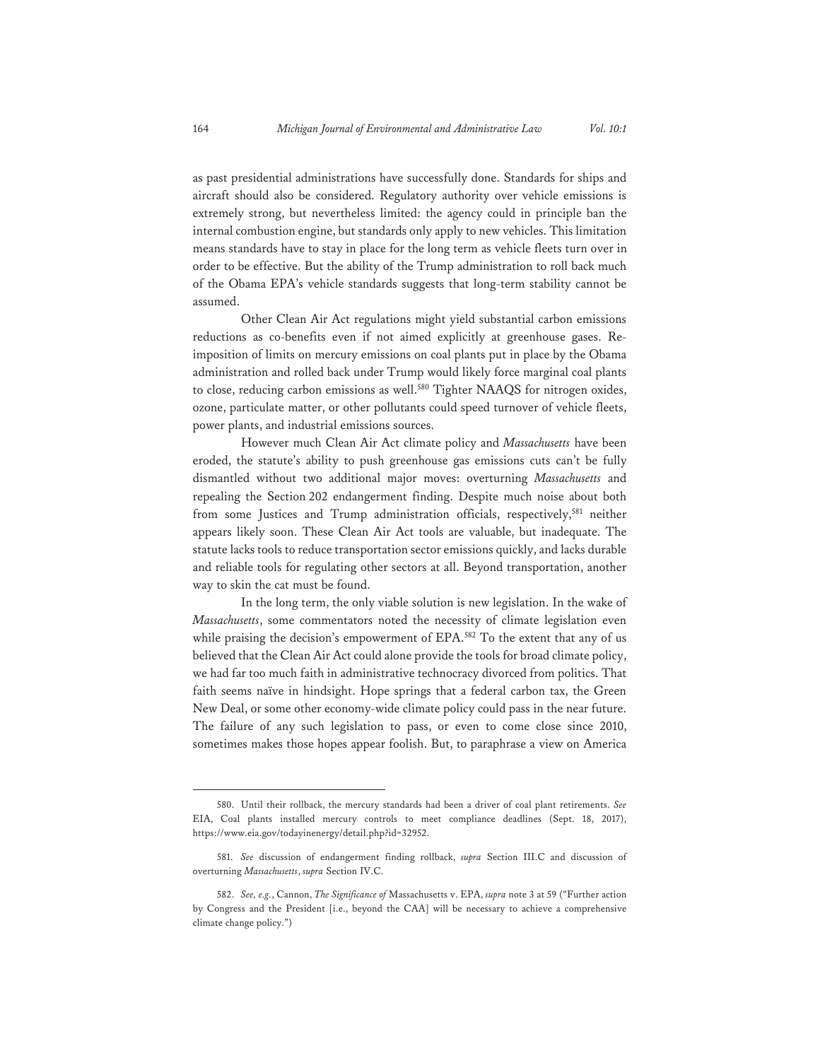as past presidential administrations have successfully done. Standards for ships and aircraft should also be considered. Regulatory authority over vehicle emissions is extremely strong, but nevertheless limited: the agency could in principle ban the internal combustion engine, but standards only apply to new vehicles. This limitation means standards have to stay in place for the long term as vehicle fleets turn over in order to be effective. But the ability of the Trump administration to roll back much of the Obama EPA's vehicle standards suggests that long-term stability cannot be assumed.

Other Clean Air Act regulations might yield substantial carbon emissions reductions as co-benefits even if not aimed explicitly at greenhouse gases. Re-imposition of limits on mercury emissions on coal plants put in place by the Obama administration and rolled back under Trump would likely force marginal coal plants to close, reducing carbon emissions as well.[580] Tighter NAAQS for nitrogen oxides, ozone, particulate matter, or other pollutants could speed turnover of vehicle fleets, power plants, and industrial emissions sources.

However much Clean Air Act climate policy and *Massachusetts* have been eroded, the statute's ability to push greenhouse gas emissions cuts can't be fully dismantled without two additional major moves: overturning *Massachusetts* and repealing the Section 202 endangerment finding. Despite much noise about both from some Justices and Trump administration officials, respectively,[581] neither appears likely soon. These Clean Air Act tools are valuable, but inadequate. The statute lacks tools to reduce transportation sector emissions quickly, and lacks durable and reliable tools for regulating other sectors at all. Beyond transportation, another way to skin the cat must be found.

In the long term, the only viable solution is new legislation. In the wake of *Massachusetts*, some commentators noted the necessity of climate legislation even while praising the decision's empowerment of EPA.[582] To the extent that any of us believed that the Clean Air Act could alone provide the tools for broad climate policy, we had far too much faith in administrative technocracy divorced from politics. That faith seems naïve in hindsight. Hope springs that a federal carbon tax, the Green New Deal, or some other economy-wide climate policy could pass in the near future. The failure of any such legislation to pass, or even to come close since 2010, sometimes makes those hopes appear foolish. But, to paraphrase a view on America

---

580. Until their rollback, the mercury standards had been a driver of coal plant retirements. *See* EIA, Coal plants installed mercury controls to meet compliance deadlines (Sept. 18, 2017), https://www.eia.gov/todayinenergy/detail.php?id=32952.

581. *See* discussion of endangerment finding rollback, *supra* Section III.C and discussion of overturning *Massachusetts*, *supra* Section IV.C.

582. *See, e.g.*, Cannon, *The Significance of* Massachusetts v. EPA, *supra* note 3 at 59 ("Further action by Congress and the President [i.e., beyond the CAA] will be necessary to achieve a comprehensive climate change policy.")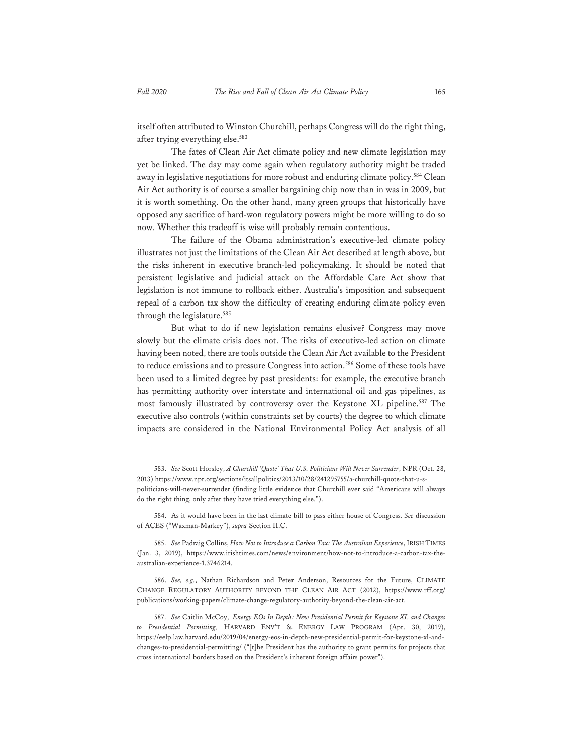itself often attributed to Winston Churchill, perhaps Congress will do the right thing, after trying everything else.[583]

The fates of Clean Air Act climate policy and new climate legislation may yet be linked. The day may come again when regulatory authority might be traded away in legislative negotiations for more robust and enduring climate policy.[584] Clean Air Act authority is of course a smaller bargaining chip now than in was in 2009, but it is worth something. On the other hand, many green groups that historically have opposed any sacrifice of hard-won regulatory powers might be more willing to do so now. Whether this tradeoff is wise will probably remain contentious.

The failure of the Obama administration's executive-led climate policy illustrates not just the limitations of the Clean Air Act described at length above, but the risks inherent in executive branch-led policymaking. It should be noted that persistent legislative and judicial attack on the Affordable Care Act show that legislation is not immune to rollback either. Australia's imposition and subsequent repeal of a carbon tax show the difficulty of creating enduring climate policy even through the legislature.[585]

But what to do if new legislation remains elusive? Congress may move slowly but the climate crisis does not. The risks of executive-led action on climate having been noted, there are tools outside the Clean Air Act available to the President to reduce emissions and to pressure Congress into action.[586] Some of these tools have been used to a limited degree by past presidents: for example, the executive branch has permitting authority over interstate and international oil and gas pipelines, as most famously illustrated by controversy over the Keystone XL pipeline.[587] The executive also controls (within constraints set by courts) the degree to which climate impacts are considered in the National Environmental Policy Act analysis of all

---

583. *See* Scott Horsley, *A Churchill 'Quote' That U.S. Politicians Will Never Surrender*, NPR (Oct. 28, 2013) https://www.npr.org/sections/itsallpolitics/2013/10/28/241295755/a-churchill-quote-that-u-s-politicians-will-never-surrender (finding little evidence that Churchill ever said "Americans will always do the right thing, only after they have tried everything else.").

584. As it would have been in the last climate bill to pass either house of Congress. *See* discussion of ACES ("Waxman-Markey"), *supra* Section II.C.

585. *See* Padraig Collins, *How Not to Introduce a Carbon Tax: The Australian Experience*, IRISH TIMES (Jan. 3, 2019), https://www.irishtimes.com/news/environment/how-not-to-introduce-a-carbon-tax-the-australian-experience-1.3746214.

586. *See, e.g.*, Nathan Richardson and Peter Anderson, Resources for the Future, CLIMATE CHANGE REGULATORY AUTHORITY BEYOND THE CLEAN AIR ACT (2012), https://www.rff.org/publications/working-papers/climate-change-regulatory-authority-beyond-the-clean-air-act.

587. *See* Caitlin McCoy, *Energy EOs In Depth: New Presidential Permit for Keystone XL and Changes to Presidential Permitting,* HARVARD ENV'T & ENERGY LAW PROGRAM (Apr. 30, 2019), https://eelp.law.harvard.edu/2019/04/energy-eos-in-depth-new-presidential-permit-for-keystone-xl-and-changes-to-presidential-permitting/ ("[t]he President has the authority to grant permits for projects that cross international borders based on the President's inherent foreign affairs power").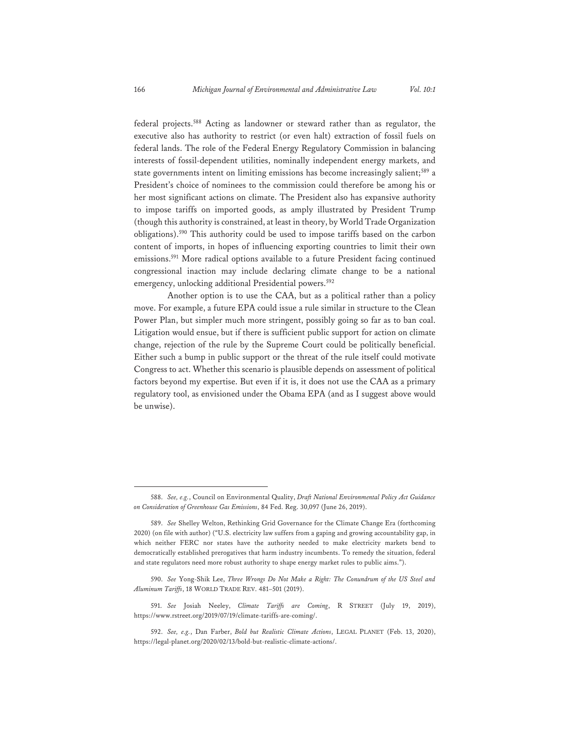federal projects.[588] Acting as landowner or steward rather than as regulator, the executive also has authority to restrict (or even halt) extraction of fossil fuels on federal lands. The role of the Federal Energy Regulatory Commission in balancing interests of fossil-dependent utilities, nominally independent energy markets, and state governments intent on limiting emissions has become increasingly salient;[589] a President's choice of nominees to the commission could therefore be among his or her most significant actions on climate. The President also has expansive authority to impose tariffs on imported goods, as amply illustrated by President Trump (though this authority is constrained, at least in theory, by World Trade Organization obligations).[590] This authority could be used to impose tariffs based on the carbon content of imports, in hopes of influencing exporting countries to limit their own emissions.[591] More radical options available to a future President facing continued congressional inaction may include declaring climate change to be a national emergency, unlocking additional Presidential powers.[592]

Another option is to use the CAA, but as a political rather than a policy move. For example, a future EPA could issue a rule similar in structure to the Clean Power Plan, but simpler much more stringent, possibly going so far as to ban coal. Litigation would ensue, but if there is sufficient public support for action on climate change, rejection of the rule by the Supreme Court could be politically beneficial. Either such a bump in public support or the threat of the rule itself could motivate Congress to act. Whether this scenario is plausible depends on assessment of political factors beyond my expertise. But even if it is, it does not use the CAA as a primary regulatory tool, as envisioned under the Obama EPA (and as I suggest above would be unwise).

---

588. *See, e.g.*, Council on Environmental Quality, *Draft National Environmental Policy Act Guidance on Consideration of Greenhouse Gas Emissions*, 84 Fed. Reg. 30,097 (June 26, 2019).

589. *See* Shelley Welton, Rethinking Grid Governance for the Climate Change Era (forthcoming 2020) (on file with author) ("U.S. electricity law suffers from a gaping and growing accountability gap, in which neither FERC nor states have the authority needed to make electricity markets bend to democratically established prerogatives that harm industry incumbents. To remedy the situation, federal and state regulators need more robust authority to shape energy market rules to public aims.").

590. *See* Yong-Shik Lee, *Three Wrongs Do Not Make a Right: The Conundrum of the US Steel and Aluminum Tariffs*, 18 WORLD TRADE REV. 481–501 (2019).

591. *See* Josiah Neeley, *Climate Tariffs are Coming*, R STREET (July 19, 2019), https://www.rstreet.org/2019/07/19/climate-tariffs-are-coming/.

592. *See, e.g.*, Dan Farber, *Bold but Realistic Climate Actions*, LEGAL PLANET (Feb. 13, 2020), https://legal-planet.org/2020/02/13/bold-but-realistic-climate-actions/.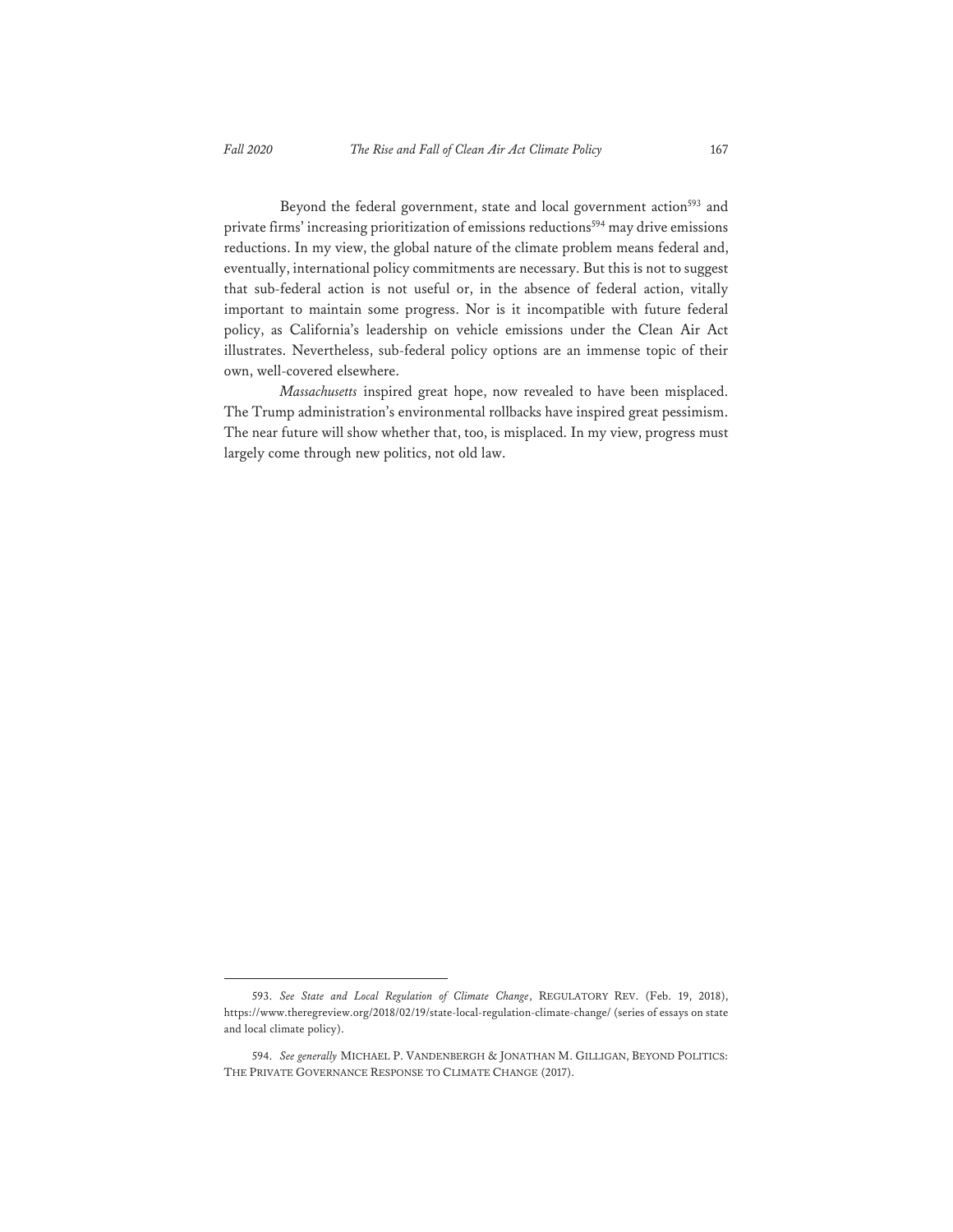Beyond the federal government, state and local government action[593] and private firms' increasing prioritization of emissions reductions[594] may drive emissions reductions. In my view, the global nature of the climate problem means federal and, eventually, international policy commitments are necessary. But this is not to suggest that sub-federal action is not useful or, in the absence of federal action, vitally important to maintain some progress. Nor is it incompatible with future federal policy, as California's leadership on vehicle emissions under the Clean Air Act illustrates. Nevertheless, sub-federal policy options are an immense topic of their own, well-covered elsewhere.

*Massachusetts* inspired great hope, now revealed to have been misplaced. The Trump administration's environmental rollbacks have inspired great pessimism. The near future will show whether that, too, is misplaced. In my view, progress must largely come through new politics, not old law.

---

593. *See State and Local Regulation of Climate Change*, REGULATORY REV. (Feb. 19, 2018), https://www.theregreview.org/2018/02/19/state-local-regulation-climate-change/ (series of essays on state and local climate policy).

594. *See generally* MICHAEL P. VANDENBERGH & JONATHAN M. GILLIGAN, BEYOND POLITICS: THE PRIVATE GOVERNANCE RESPONSE TO CLIMATE CHANGE (2017).